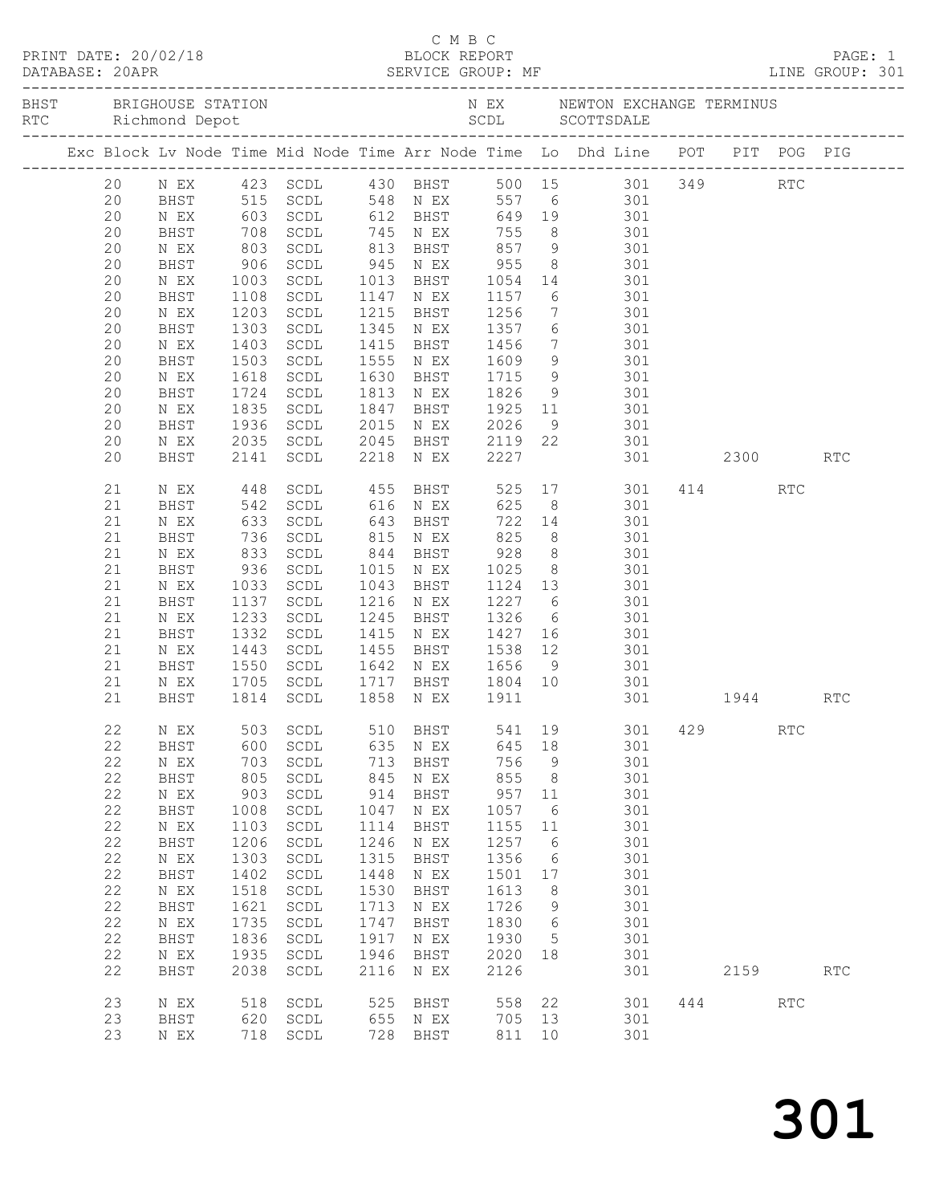C M B C

PRINT DATE: 20/02/18 BLOCK REPORT PAGE: 1
DATABASE: 20APR SERVICE GROUP: MF LINE GROUP: 301

| BHST | BRIGHOUSE STATION | N EX | NEWTON EXCHANGE TERMINUS |
|---|---|---|---|
| RTC | Richmond Depot | SCDL | SCOTTSDALE |

| Exc | Block | Lv Node | Time | Mid Node | Time | Arr Node | Time | Lo | Dhd Line | POT | PIT | POG | PIG |
|---|---|---|---|---|---|---|---|---|---|---|---|---|---|
| | 20 | N EX | 423 | SCDL | 430 | BHST | 500 | 15 | 301 | 349 | | RTC | |
| | 20 | BHST | 515 | SCDL | 548 | N EX | 557 | 6 | 301 | | | | |
| | 20 | N EX | 603 | SCDL | 612 | BHST | 649 | 19 | 301 | | | | |
| | 20 | BHST | 708 | SCDL | 745 | N EX | 755 | 8 | 301 | | | | |
| | 20 | N EX | 803 | SCDL | 813 | BHST | 857 | 9 | 301 | | | | |
| | 20 | BHST | 906 | SCDL | 945 | N EX | 955 | 8 | 301 | | | | |
| | 20 | N EX | 1003 | SCDL | 1013 | BHST | 1054 | 14 | 301 | | | | |
| | 20 | BHST | 1108 | SCDL | 1147 | N EX | 1157 | 6 | 301 | | | | |
| | 20 | N EX | 1203 | SCDL | 1215 | BHST | 1256 | 7 | 301 | | | | |
| | 20 | BHST | 1303 | SCDL | 1345 | N EX | 1357 | 6 | 301 | | | | |
| | 20 | N EX | 1403 | SCDL | 1415 | BHST | 1456 | 7 | 301 | | | | |
| | 20 | BHST | 1503 | SCDL | 1555 | N EX | 1609 | 9 | 301 | | | | |
| | 20 | N EX | 1618 | SCDL | 1630 | BHST | 1715 | 9 | 301 | | | | |
| | 20 | BHST | 1724 | SCDL | 1813 | N EX | 1826 | 9 | 301 | | | | |
| | 20 | N EX | 1835 | SCDL | 1847 | BHST | 1925 | 11 | 301 | | | | |
| | 20 | BHST | 1936 | SCDL | 2015 | N EX | 2026 | 9 | 301 | | | | |
| | 20 | N EX | 2035 | SCDL | 2045 | BHST | 2119 | 22 | 301 | | | | |
| | 20 | BHST | 2141 | SCDL | 2218 | N EX | 2227 | | 301 | | 2300 | | RTC |
| | 21 | N EX | 448 | SCDL | 455 | BHST | 525 | 17 | 301 | 414 | | RTC | |
| | 21 | BHST | 542 | SCDL | 616 | N EX | 625 | 8 | 301 | | | | |
| | 21 | N EX | 633 | SCDL | 643 | BHST | 722 | 14 | 301 | | | | |
| | 21 | BHST | 736 | SCDL | 815 | N EX | 825 | 8 | 301 | | | | |
| | 21 | N EX | 833 | SCDL | 844 | BHST | 928 | 8 | 301 | | | | |
| | 21 | BHST | 936 | SCDL | 1015 | N EX | 1025 | 8 | 301 | | | | |
| | 21 | N EX | 1033 | SCDL | 1043 | BHST | 1124 | 13 | 301 | | | | |
| | 21 | BHST | 1137 | SCDL | 1216 | N EX | 1227 | 6 | 301 | | | | |
| | 21 | N EX | 1233 | SCDL | 1245 | BHST | 1326 | 6 | 301 | | | | |
| | 21 | BHST | 1332 | SCDL | 1415 | N EX | 1427 | 16 | 301 | | | | |
| | 21 | N EX | 1443 | SCDL | 1455 | BHST | 1538 | 12 | 301 | | | | |
| | 21 | BHST | 1550 | SCDL | 1642 | N EX | 1656 | 9 | 301 | | | | |
| | 21 | N EX | 1705 | SCDL | 1717 | BHST | 1804 | 10 | 301 | | | | |
| | 21 | BHST | 1814 | SCDL | 1858 | N EX | 1911 | | 301 | | 1944 | | RTC |
| | 22 | N EX | 503 | SCDL | 510 | BHST | 541 | 19 | 301 | 429 | | RTC | |
| | 22 | BHST | 600 | SCDL | 635 | N EX | 645 | 18 | 301 | | | | |
| | 22 | N EX | 703 | SCDL | 713 | BHST | 756 | 9 | 301 | | | | |
| | 22 | BHST | 805 | SCDL | 845 | N EX | 855 | 8 | 301 | | | | |
| | 22 | N EX | 903 | SCDL | 914 | BHST | 957 | 11 | 301 | | | | |
| | 22 | BHST | 1008 | SCDL | 1047 | N EX | 1057 | 6 | 301 | | | | |
| | 22 | N EX | 1103 | SCDL | 1114 | BHST | 1155 | 11 | 301 | | | | |
| | 22 | BHST | 1206 | SCDL | 1246 | N EX | 1257 | 6 | 301 | | | | |
| | 22 | N EX | 1303 | SCDL | 1315 | BHST | 1356 | 6 | 301 | | | | |
| | 22 | BHST | 1402 | SCDL | 1448 | N EX | 1501 | 17 | 301 | | | | |
| | 22 | N EX | 1518 | SCDL | 1530 | BHST | 1613 | 8 | 301 | | | | |
| | 22 | BHST | 1621 | SCDL | 1713 | N EX | 1726 | 9 | 301 | | | | |
| | 22 | N EX | 1735 | SCDL | 1747 | BHST | 1830 | 6 | 301 | | | | |
| | 22 | BHST | 1836 | SCDL | 1917 | N EX | 1930 | 5 | 301 | | | | |
| | 22 | N EX | 1935 | SCDL | 1946 | BHST | 2020 | 18 | 301 | | | | |
| | 22 | BHST | 2038 | SCDL | 2116 | N EX | 2126 | | 301 | | 2159 | | RTC |
| | 23 | N EX | 518 | SCDL | 525 | BHST | 558 | 22 | 301 | 444 | | RTC | |
| | 23 | BHST | 620 | SCDL | 655 | N EX | 705 | 13 | 301 | | | | |
| | 23 | N EX | 718 | SCDL | 728 | BHST | 811 | 10 | 301 | | | | |

301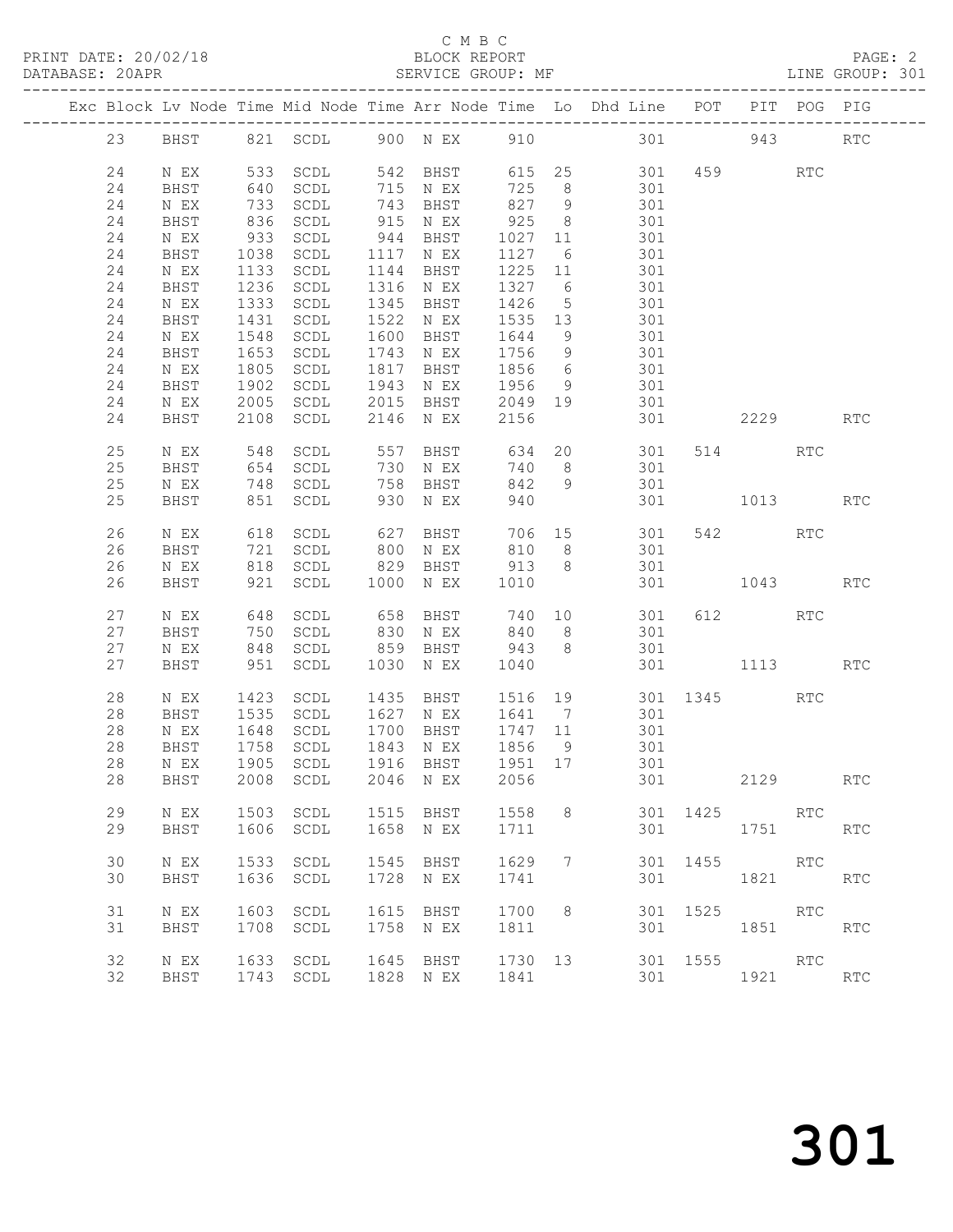C M B C

PRINT DATE: 20/02/18 BLOCK REPORT PAGE: 2
DATABASE: 20APR SERVICE GROUP: MF LINE GROUP: 301

| Exc | Block | Lv | Node | Time | Mid Node | Time | Arr Node | Time | Lo | Dhd Line | POT | PIT | POG | PIG |
|---|---|---|---|---|---|---|---|---|---|---|---|---|---|---|
| | 23 | | BHST | 821 | SCDL | 900 | N EX | 910 | | 301 | | 943 | | RTC |
| | 24 | | N EX | 533 | SCDL | 542 | BHST | 615 | 25 | 301 | 459 | | RTC | |
| | 24 | | BHST | 640 | SCDL | 715 | N EX | 725 | 8 | 301 | | | | |
| | 24 | | N EX | 733 | SCDL | 743 | BHST | 827 | 9 | 301 | | | | |
| | 24 | | BHST | 836 | SCDL | 915 | N EX | 925 | 8 | 301 | | | | |
| | 24 | | N EX | 933 | SCDL | 944 | BHST | 1027 | 11 | 301 | | | | |
| | 24 | | BHST | 1038 | SCDL | 1117 | N EX | 1127 | 6 | 301 | | | | |
| | 24 | | N EX | 1133 | SCDL | 1144 | BHST | 1225 | 11 | 301 | | | | |
| | 24 | | BHST | 1236 | SCDL | 1316 | N EX | 1327 | 6 | 301 | | | | |
| | 24 | | N EX | 1333 | SCDL | 1345 | BHST | 1426 | 5 | 301 | | | | |
| | 24 | | BHST | 1431 | SCDL | 1522 | N EX | 1535 | 13 | 301 | | | | |
| | 24 | | N EX | 1548 | SCDL | 1600 | BHST | 1644 | 9 | 301 | | | | |
| | 24 | | BHST | 1653 | SCDL | 1743 | N EX | 1756 | 9 | 301 | | | | |
| | 24 | | N EX | 1805 | SCDL | 1817 | BHST | 1856 | 6 | 301 | | | | |
| | 24 | | BHST | 1902 | SCDL | 1943 | N EX | 1956 | 9 | 301 | | | | |
| | 24 | | N EX | 2005 | SCDL | 2015 | BHST | 2049 | 19 | 301 | | | | |
| | 24 | | BHST | 2108 | SCDL | 2146 | N EX | 2156 | | 301 | | 2229 | | RTC |
| | 25 | | N EX | 548 | SCDL | 557 | BHST | 634 | 20 | 301 | 514 | | RTC | |
| | 25 | | BHST | 654 | SCDL | 730 | N EX | 740 | 8 | 301 | | | | |
| | 25 | | N EX | 748 | SCDL | 758 | BHST | 842 | 9 | 301 | | | | |
| | 25 | | BHST | 851 | SCDL | 930 | N EX | 940 | | 301 | | 1013 | | RTC |
| | 26 | | N EX | 618 | SCDL | 627 | BHST | 706 | 15 | 301 | 542 | | RTC | |
| | 26 | | BHST | 721 | SCDL | 800 | N EX | 810 | 8 | 301 | | | | |
| | 26 | | N EX | 818 | SCDL | 829 | BHST | 913 | 8 | 301 | | | | |
| | 26 | | BHST | 921 | SCDL | 1000 | N EX | 1010 | | 301 | | 1043 | | RTC |
| | 27 | | N EX | 648 | SCDL | 658 | BHST | 740 | 10 | 301 | 612 | | RTC | |
| | 27 | | BHST | 750 | SCDL | 830 | N EX | 840 | 8 | 301 | | | | |
| | 27 | | N EX | 848 | SCDL | 859 | BHST | 943 | 8 | 301 | | | | |
| | 27 | | BHST | 951 | SCDL | 1030 | N EX | 1040 | | 301 | | 1113 | | RTC |
| | 28 | | N EX | 1423 | SCDL | 1435 | BHST | 1516 | 19 | 301 | 1345 | | RTC | |
| | 28 | | BHST | 1535 | SCDL | 1627 | N EX | 1641 | 7 | 301 | | | | |
| | 28 | | N EX | 1648 | SCDL | 1700 | BHST | 1747 | 11 | 301 | | | | |
| | 28 | | BHST | 1758 | SCDL | 1843 | N EX | 1856 | 9 | 301 | | | | |
| | 28 | | N EX | 1905 | SCDL | 1916 | BHST | 1951 | 17 | 301 | | | | |
| | 28 | | BHST | 2008 | SCDL | 2046 | N EX | 2056 | | 301 | | 2129 | | RTC |
| | 29 | | N EX | 1503 | SCDL | 1515 | BHST | 1558 | 8 | 301 | 1425 | | RTC | |
| | 29 | | BHST | 1606 | SCDL | 1658 | N EX | 1711 | | 301 | | 1751 | | RTC |
| | 30 | | N EX | 1533 | SCDL | 1545 | BHST | 1629 | 7 | 301 | 1455 | | RTC | |
| | 30 | | BHST | 1636 | SCDL | 1728 | N EX | 1741 | | 301 | | 1821 | | RTC |
| | 31 | | N EX | 1603 | SCDL | 1615 | BHST | 1700 | 8 | 301 | 1525 | | RTC | |
| | 31 | | BHST | 1708 | SCDL | 1758 | N EX | 1811 | | 301 | | 1851 | | RTC |
| | 32 | | N EX | 1633 | SCDL | 1645 | BHST | 1730 | 13 | 301 | 1555 | | RTC | |
| | 32 | | BHST | 1743 | SCDL | 1828 | N EX | 1841 | | 301 | | 1921 | | RTC |

301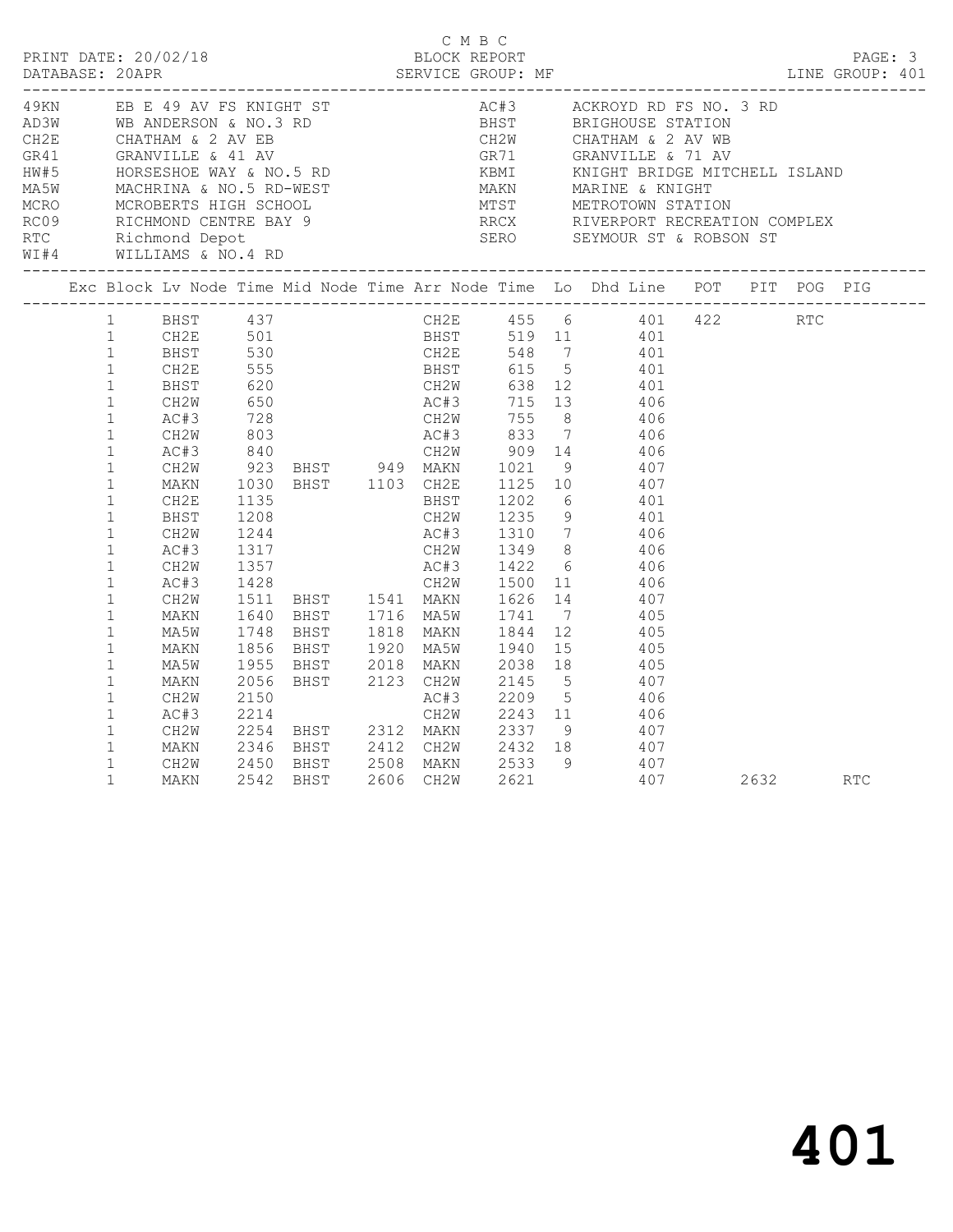C M B C
PRINT DATE: 20/02/18 BLOCK REPORT
DATABASE: 20APR SERVICE GROUP: MF LINE GROUP: 401

| Code | Description | Code | Description |
|---|---|---|---|
| 49KN | EB E 49 AV FS KNIGHT ST | AC#3 | ACKROYD RD FS NO. 3 RD |
| AD3W | WB ANDERSON & NO.3 RD | BHST | BRIGHOUSE STATION |
| CH2E | CHATHAM & 2 AV EB | CH2W | CHATHAM & 2 AV WB |
| GR41 | GRANVILLE & 41 AV | GR71 | GRANVILLE & 71 AV |
| HW#5 | HORSESHOE WAY & NO.5 RD | KBMI | KNIGHT BRIDGE MITCHELL ISLAND |
| MA5W | MACHRINA & NO.5 RD-WEST | MAKN | MARINE & KNIGHT |
| MCRO | MCROBERTS HIGH SCHOOL | MTST | METROTOWN STATION |
| RC09 | RICHMOND CENTRE BAY 9 | RRCX | RIVERPORT RECREATION COMPLEX |
| RTC | Richmond Depot | SERO | SEYMOUR ST & ROBSON ST |
| WI#4 | WILLIAMS & NO.4 RD | | |

| Exc | Block | Lv Node | Time | Mid Node | Time | Arr Node | Time | Lo | Dhd Line | POT | PIT | POG | PIG |
|---|---|---|---|---|---|---|---|---|---|---|---|---|---|
| | 1 | BHST | 437 | | | CH2E | 455 | 6 | 401 | 422 | | RTC | |
| | 1 | CH2E | 501 | | | BHST | 519 | 11 | 401 | | | | |
| | 1 | BHST | 530 | | | CH2E | 548 | 7 | 401 | | | | |
| | 1 | CH2E | 555 | | | BHST | 615 | 5 | 401 | | | | |
| | 1 | BHST | 620 | | | CH2W | 638 | 12 | 401 | | | | |
| | 1 | CH2W | 650 | | | AC#3 | 715 | 13 | 406 | | | | |
| | 1 | AC#3 | 728 | | | CH2W | 755 | 8 | 406 | | | | |
| | 1 | CH2W | 803 | | | AC#3 | 833 | 7 | 406 | | | | |
| | 1 | AC#3 | 840 | | | CH2W | 909 | 14 | 406 | | | | |
| | 1 | CH2W | 923 | BHST | 949 | MAKN | 1021 | 9 | 407 | | | | |
| | 1 | MAKN | 1030 | BHST | 1103 | CH2E | 1125 | 10 | 407 | | | | |
| | 1 | CH2E | 1135 | | | BHST | 1202 | 6 | 401 | | | | |
| | 1 | BHST | 1208 | | | CH2W | 1235 | 9 | 401 | | | | |
| | 1 | CH2W | 1244 | | | AC#3 | 1310 | 7 | 406 | | | | |
| | 1 | AC#3 | 1317 | | | CH2W | 1349 | 8 | 406 | | | | |
| | 1 | CH2W | 1357 | | | AC#3 | 1422 | 6 | 406 | | | | |
| | 1 | AC#3 | 1428 | | | CH2W | 1500 | 11 | 406 | | | | |
| | 1 | CH2W | 1511 | BHST | 1541 | MAKN | 1626 | 14 | 407 | | | | |
| | 1 | MAKN | 1640 | BHST | 1716 | MA5W | 1741 | 7 | 405 | | | | |
| | 1 | MA5W | 1748 | BHST | 1818 | MAKN | 1844 | 12 | 405 | | | | |
| | 1 | MAKN | 1856 | BHST | 1920 | MA5W | 1940 | 15 | 405 | | | | |
| | 1 | MA5W | 1955 | BHST | 2018 | MAKN | 2038 | 18 | 405 | | | | |
| | 1 | MAKN | 2056 | BHST | 2123 | CH2W | 2145 | 5 | 407 | | | | |
| | 1 | CH2W | 2150 | | | AC#3 | 2209 | 5 | 406 | | | | |
| | 1 | AC#3 | 2214 | | | CH2W | 2243 | 11 | 406 | | | | |
| | 1 | CH2W | 2254 | BHST | 2312 | MAKN | 2337 | 9 | 407 | | | | |
| | 1 | MAKN | 2346 | BHST | 2412 | CH2W | 2432 | 18 | 407 | | | | |
| | 1 | CH2W | 2450 | BHST | 2508 | MAKN | 2533 | 9 | 407 | | | | |
| | 1 | MAKN | 2542 | BHST | 2606 | CH2W | 2621 | | 407 | | 2632 | | RTC |

401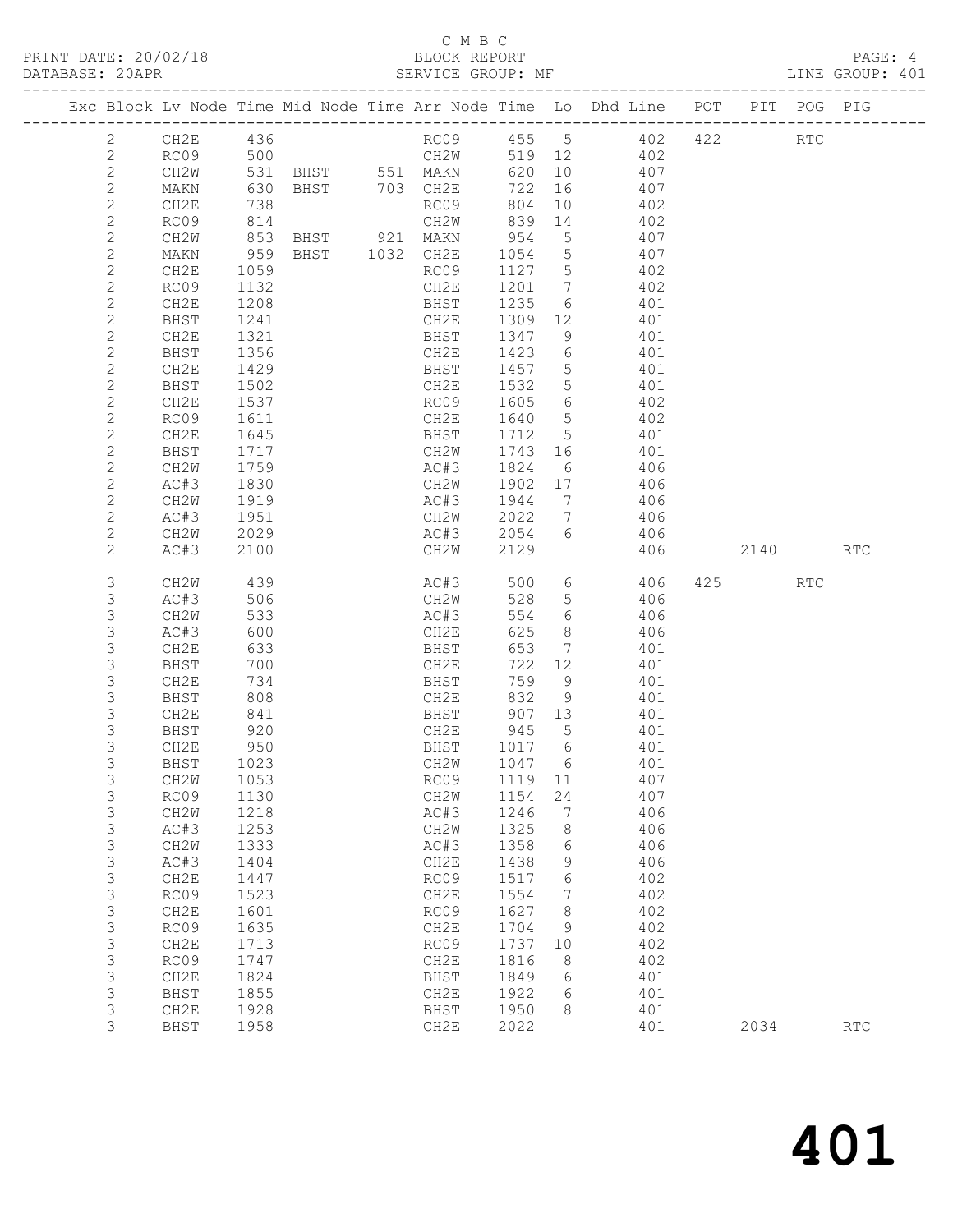C M B C
PRINT DATE: 20/02/18 BLOCK REPORT
DATABASE: 20APR SERVICE GROUP: MF LINE GROUP: 401

| Exc | Block | Lv | Node | Time | Mid Node | Time | Arr Node | Time | Lo | Dhd Line | POT | PIT | POG | PIG |
|---|---|---|---|---|---|---|---|---|---|---|---|---|---|---|
| | 2 | | CH2E | 436 | | | RC09 | 455 | 5 | 402 | 422 | | RTC | |
| | 2 | | RC09 | 500 | | | CH2W | 519 | 12 | 402 | | | | |
| | 2 | | CH2W | 531 | BHST | 551 | MAKN | 620 | 10 | 407 | | | | |
| | 2 | | MAKN | 630 | BHST | 703 | CH2E | 722 | 16 | 407 | | | | |
| | 2 | | CH2E | 738 | | | RC09 | 804 | 10 | 402 | | | | |
| | 2 | | RC09 | 814 | | | CH2W | 839 | 14 | 402 | | | | |
| | 2 | | CH2W | 853 | BHST | 921 | MAKN | 954 | 5 | 407 | | | | |
| | 2 | | MAKN | 959 | BHST | 1032 | CH2E | 1054 | 5 | 407 | | | | |
| | 2 | | CH2E | 1059 | | | RC09 | 1127 | 5 | 402 | | | | |
| | 2 | | RC09 | 1132 | | | CH2E | 1201 | 7 | 402 | | | | |
| | 2 | | CH2E | 1208 | | | BHST | 1235 | 6 | 401 | | | | |
| | 2 | | BHST | 1241 | | | CH2E | 1309 | 12 | 401 | | | | |
| | 2 | | CH2E | 1321 | | | BHST | 1347 | 9 | 401 | | | | |
| | 2 | | BHST | 1356 | | | CH2E | 1423 | 6 | 401 | | | | |
| | 2 | | CH2E | 1429 | | | BHST | 1457 | 5 | 401 | | | | |
| | 2 | | BHST | 1502 | | | CH2E | 1532 | 5 | 401 | | | | |
| | 2 | | CH2E | 1537 | | | RC09 | 1605 | 6 | 402 | | | | |
| | 2 | | RC09 | 1611 | | | CH2E | 1640 | 5 | 402 | | | | |
| | 2 | | CH2E | 1645 | | | BHST | 1712 | 5 | 401 | | | | |
| | 2 | | BHST | 1717 | | | CH2W | 1743 | 16 | 401 | | | | |
| | 2 | | CH2W | 1759 | | | AC#3 | 1824 | 6 | 406 | | | | |
| | 2 | | AC#3 | 1830 | | | CH2W | 1902 | 17 | 406 | | | | |
| | 2 | | CH2W | 1919 | | | AC#3 | 1944 | 7 | 406 | | | | |
| | 2 | | AC#3 | 1951 | | | CH2W | 2022 | 7 | 406 | | | | |
| | 2 | | CH2W | 2029 | | | AC#3 | 2054 | 6 | 406 | | | | |
| | 2 | | AC#3 | 2100 | | | CH2W | 2129 | | 406 | | 2140 | | RTC |
| | 3 | | CH2W | 439 | | | AC#3 | 500 | 6 | 406 | 425 | | RTC | |
| | 3 | | AC#3 | 506 | | | CH2W | 528 | 5 | 406 | | | | |
| | 3 | | CH2W | 533 | | | AC#3 | 554 | 6 | 406 | | | | |
| | 3 | | AC#3 | 600 | | | CH2E | 625 | 8 | 406 | | | | |
| | 3 | | CH2E | 633 | | | BHST | 653 | 7 | 401 | | | | |
| | 3 | | BHST | 700 | | | CH2E | 722 | 12 | 401 | | | | |
| | 3 | | CH2E | 734 | | | BHST | 759 | 9 | 401 | | | | |
| | 3 | | BHST | 808 | | | CH2E | 832 | 9 | 401 | | | | |
| | 3 | | CH2E | 841 | | | BHST | 907 | 13 | 401 | | | | |
| | 3 | | BHST | 920 | | | CH2E | 945 | 5 | 401 | | | | |
| | 3 | | CH2E | 950 | | | BHST | 1017 | 6 | 401 | | | | |
| | 3 | | BHST | 1023 | | | CH2W | 1047 | 6 | 401 | | | | |
| | 3 | | CH2W | 1053 | | | RC09 | 1119 | 11 | 407 | | | | |
| | 3 | | RC09 | 1130 | | | CH2W | 1154 | 24 | 407 | | | | |
| | 3 | | CH2W | 1218 | | | AC#3 | 1246 | 7 | 406 | | | | |
| | 3 | | AC#3 | 1253 | | | CH2W | 1325 | 8 | 406 | | | | |
| | 3 | | CH2W | 1333 | | | AC#3 | 1358 | 6 | 406 | | | | |
| | 3 | | AC#3 | 1404 | | | CH2E | 1438 | 9 | 406 | | | | |
| | 3 | | CH2E | 1447 | | | RC09 | 1517 | 6 | 402 | | | | |
| | 3 | | RC09 | 1523 | | | CH2E | 1554 | 7 | 402 | | | | |
| | 3 | | CH2E | 1601 | | | RC09 | 1627 | 8 | 402 | | | | |
| | 3 | | RC09 | 1635 | | | CH2E | 1704 | 9 | 402 | | | | |
| | 3 | | CH2E | 1713 | | | RC09 | 1737 | 10 | 402 | | | | |
| | 3 | | RC09 | 1747 | | | CH2E | 1816 | 8 | 402 | | | | |
| | 3 | | CH2E | 1824 | | | BHST | 1849 | 6 | 401 | | | | |
| | 3 | | BHST | 1855 | | | CH2E | 1922 | 6 | 401 | | | | |
| | 3 | | CH2E | 1928 | | | BHST | 1950 | 8 | 401 | | | | |
| | 3 | | BHST | 1958 | | | CH2E | 2022 | | 401 | | 2034 | | RTC |

# 401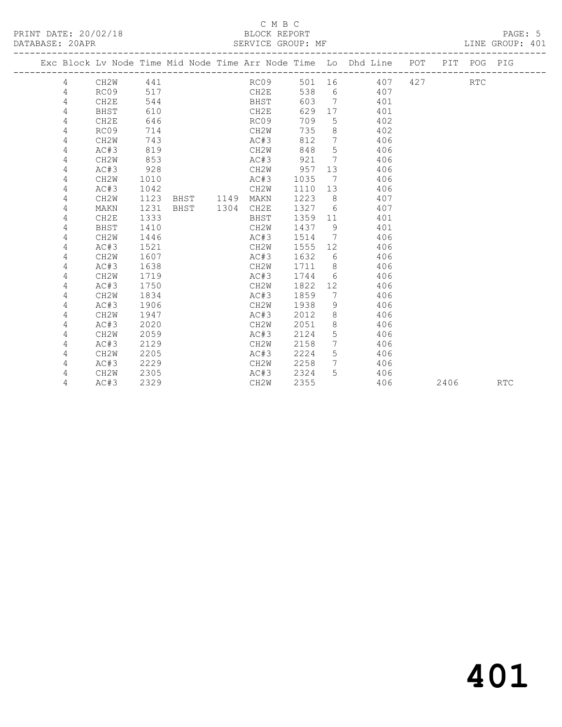C M B C
BLOCK REPORT
SERVICE GROUP: MF

PRINT DATE: 20/02/18
DATABASE: 20APR
LINE GROUP: 401

| Exc | Block | Lv Node | Time | Mid Node | Time | Arr Node | Time | Lo | Dhd Line | POT | PIT | POG | PIG |
|---|---|---|---|---|---|---|---|---|---|---|---|---|---|
| | 4 | CH2W | 441 | | | RC09 | 501 | 16 | 407 | 427 | | RTC | |
| | 4 | RC09 | 517 | | | CH2E | 538 | 6 | 407 | | | | |
| | 4 | CH2E | 544 | | | BHST | 603 | 7 | 401 | | | | |
| | 4 | BHST | 610 | | | CH2E | 629 | 17 | 401 | | | | |
| | 4 | CH2E | 646 | | | RC09 | 709 | 5 | 402 | | | | |
| | 4 | RC09 | 714 | | | CH2W | 735 | 8 | 402 | | | | |
| | 4 | CH2W | 743 | | | AC#3 | 812 | 7 | 406 | | | | |
| | 4 | AC#3 | 819 | | | CH2W | 848 | 5 | 406 | | | | |
| | 4 | CH2W | 853 | | | AC#3 | 921 | 7 | 406 | | | | |
| | 4 | AC#3 | 928 | | | CH2W | 957 | 13 | 406 | | | | |
| | 4 | CH2W | 1010 | | | AC#3 | 1035 | 7 | 406 | | | | |
| | 4 | AC#3 | 1042 | | | CH2W | 1110 | 13 | 406 | | | | |
| | 4 | CH2W | 1123 | BHST | 1149 | MAKN | 1223 | 8 | 407 | | | | |
| | 4 | MAKN | 1231 | BHST | 1304 | CH2E | 1327 | 6 | 407 | | | | |
| | 4 | CH2E | 1333 | | | BHST | 1359 | 11 | 401 | | | | |
| | 4 | BHST | 1410 | | | CH2W | 1437 | 9 | 401 | | | | |
| | 4 | CH2W | 1446 | | | AC#3 | 1514 | 7 | 406 | | | | |
| | 4 | AC#3 | 1521 | | | CH2W | 1555 | 12 | 406 | | | | |
| | 4 | CH2W | 1607 | | | AC#3 | 1632 | 6 | 406 | | | | |
| | 4 | AC#3 | 1638 | | | CH2W | 1711 | 8 | 406 | | | | |
| | 4 | CH2W | 1719 | | | AC#3 | 1744 | 6 | 406 | | | | |
| | 4 | AC#3 | 1750 | | | CH2W | 1822 | 12 | 406 | | | | |
| | 4 | CH2W | 1834 | | | AC#3 | 1859 | 7 | 406 | | | | |
| | 4 | AC#3 | 1906 | | | CH2W | 1938 | 9 | 406 | | | | |
| | 4 | CH2W | 1947 | | | AC#3 | 2012 | 8 | 406 | | | | |
| | 4 | AC#3 | 2020 | | | CH2W | 2051 | 8 | 406 | | | | |
| | 4 | CH2W | 2059 | | | AC#3 | 2124 | 5 | 406 | | | | |
| | 4 | AC#3 | 2129 | | | CH2W | 2158 | 7 | 406 | | | | |
| | 4 | CH2W | 2205 | | | AC#3 | 2224 | 5 | 406 | | | | |
| | 4 | AC#3 | 2229 | | | CH2W | 2258 | 7 | 406 | | | | |
| | 4 | CH2W | 2305 | | | AC#3 | 2324 | 5 | 406 | | | | |
| | 4 | AC#3 | 2329 | | | CH2W | 2355 | | 406 | | 2406 | | RTC |

# 401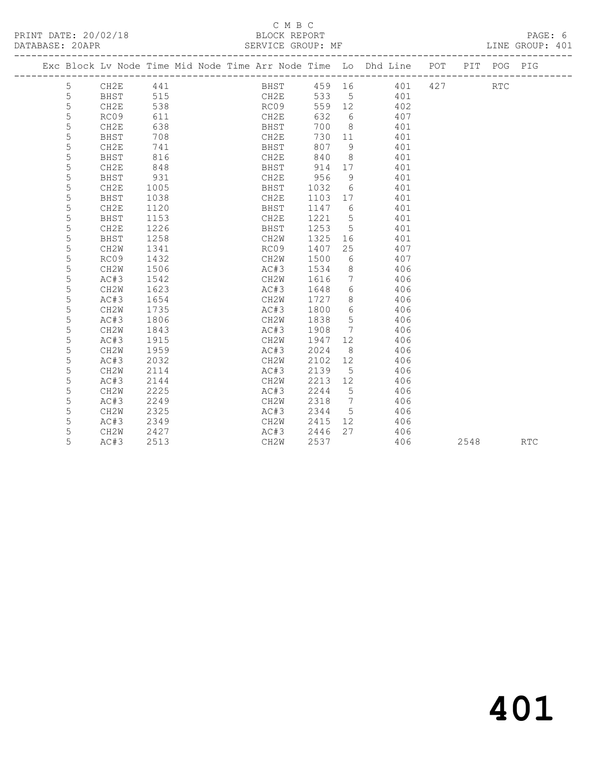C M B C

PRINT DATE: 20/02/18 BLOCK REPORT

DATABASE: 20APR SERVICE GROUP: MF LINE GROUP: 401

| Exc | Block | Lv | Node | Time | Mid Node | Time | Arr Node | Time | Lo | Dhd | Line | POT | PIT | POG | PIG |
|---|---|---|---|---|---|---|---|---|---|---|---|---|---|---|---|
| | 5 | | CH2E | 441 | | | BHST | 459 | 16 | | 401 | 427 | | RTC | |
| | 5 | | BHST | 515 | | | CH2E | 533 | 5 | | 401 | | | | |
| | 5 | | CH2E | 538 | | | RC09 | 559 | 12 | | 402 | | | | |
| | 5 | | RC09 | 611 | | | CH2E | 632 | 6 | | 407 | | | | |
| | 5 | | CH2E | 638 | | | BHST | 700 | 8 | | 401 | | | | |
| | 5 | | BHST | 708 | | | CH2E | 730 | 11 | | 401 | | | | |
| | 5 | | CH2E | 741 | | | BHST | 807 | 9 | | 401 | | | | |
| | 5 | | BHST | 816 | | | CH2E | 840 | 8 | | 401 | | | | |
| | 5 | | CH2E | 848 | | | BHST | 914 | 17 | | 401 | | | | |
| | 5 | | BHST | 931 | | | CH2E | 956 | 9 | | 401 | | | | |
| | 5 | | CH2E | 1005 | | | BHST | 1032 | 6 | | 401 | | | | |
| | 5 | | BHST | 1038 | | | CH2E | 1103 | 17 | | 401 | | | | |
| | 5 | | CH2E | 1120 | | | BHST | 1147 | 6 | | 401 | | | | |
| | 5 | | BHST | 1153 | | | CH2E | 1221 | 5 | | 401 | | | | |
| | 5 | | CH2E | 1226 | | | BHST | 1253 | 5 | | 401 | | | | |
| | 5 | | BHST | 1258 | | | CH2W | 1325 | 16 | | 401 | | | | |
| | 5 | | CH2W | 1341 | | | RC09 | 1407 | 25 | | 407 | | | | |
| | 5 | | RC09 | 1432 | | | CH2W | 1500 | 6 | | 407 | | | | |
| | 5 | | CH2W | 1506 | | | AC#3 | 1534 | 8 | | 406 | | | | |
| | 5 | | AC#3 | 1542 | | | CH2W | 1616 | 7 | | 406 | | | | |
| | 5 | | CH2W | 1623 | | | AC#3 | 1648 | 6 | | 406 | | | | |
| | 5 | | AC#3 | 1654 | | | CH2W | 1727 | 8 | | 406 | | | | |
| | 5 | | CH2W | 1735 | | | AC#3 | 1800 | 6 | | 406 | | | | |
| | 5 | | AC#3 | 1806 | | | CH2W | 1838 | 5 | | 406 | | | | |
| | 5 | | CH2W | 1843 | | | AC#3 | 1908 | 7 | | 406 | | | | |
| | 5 | | AC#3 | 1915 | | | CH2W | 1947 | 12 | | 406 | | | | |
| | 5 | | CH2W | 1959 | | | AC#3 | 2024 | 8 | | 406 | | | | |
| | 5 | | AC#3 | 2032 | | | CH2W | 2102 | 12 | | 406 | | | | |
| | 5 | | CH2W | 2114 | | | AC#3 | 2139 | 5 | | 406 | | | | |
| | 5 | | AC#3 | 2144 | | | CH2W | 2213 | 12 | | 406 | | | | |
| | 5 | | CH2W | 2225 | | | AC#3 | 2244 | 5 | | 406 | | | | |
| | 5 | | AC#3 | 2249 | | | CH2W | 2318 | 7 | | 406 | | | | |
| | 5 | | CH2W | 2325 | | | AC#3 | 2344 | 5 | | 406 | | | | |
| | 5 | | AC#3 | 2349 | | | CH2W | 2415 | 12 | | 406 | | | | |
| | 5 | | CH2W | 2427 | | | AC#3 | 2446 | 27 | | 406 | | | | |
| | 5 | | AC#3 | 2513 | | | CH2W | 2537 | | | 406 | | 2548 | | RTC |

# 401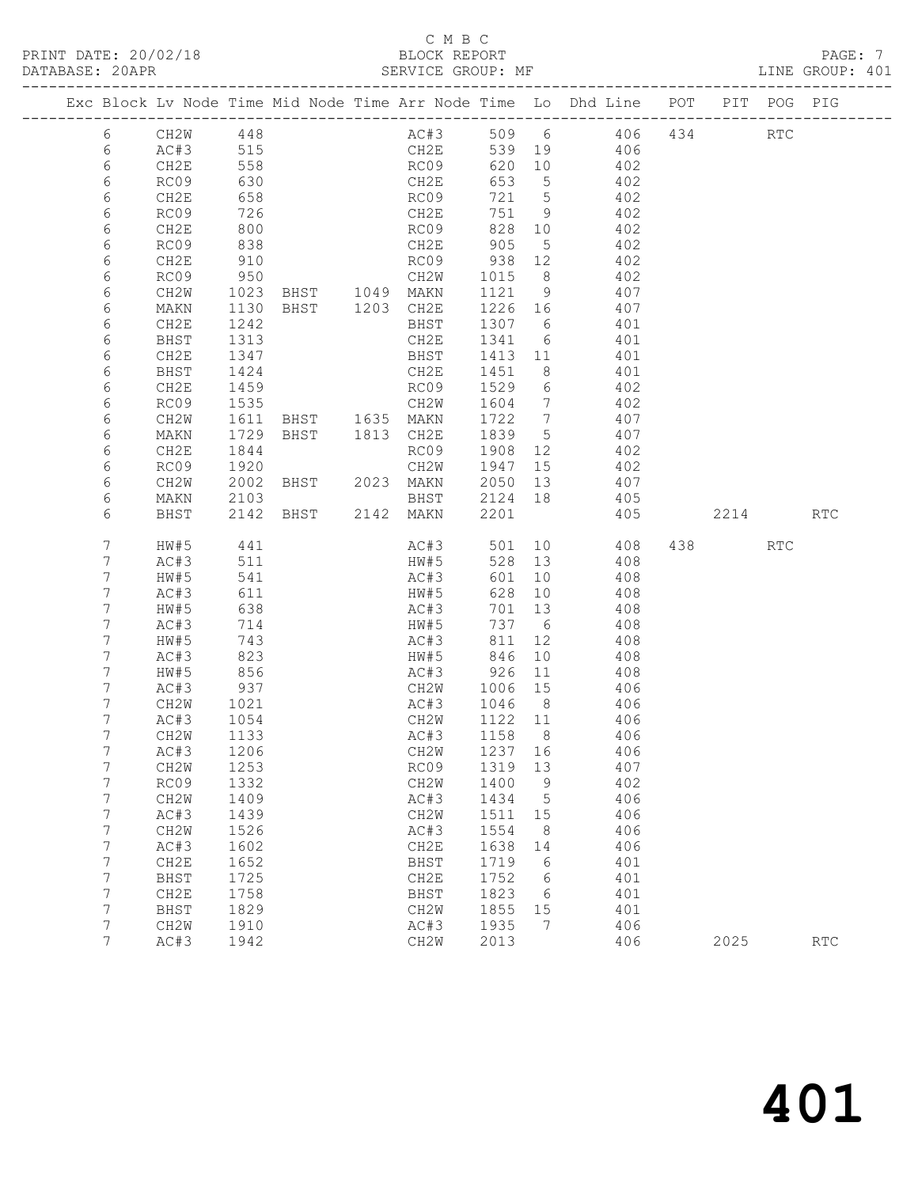C M B C
PRINT DATE: 20/02/18 BLOCK REPORT
DATABASE: 20APR SERVICE GROUP: MF LINE GROUP: 401

| Exc | Block | Lv | Node | Time | Mid Node | Time | Arr Node | Time | Lo | Dhd Line | POT | PIT | POG | PIG |
|---|---|---|---|---|---|---|---|---|---|---|---|---|---|---|
| | 6 | | CH2W | 448 | | | AC#3 | 509 | 6 | 406 | 434 | | RTC | |
| | 6 | | AC#3 | 515 | | | CH2E | 539 | 19 | 406 | | | | |
| | 6 | | CH2E | 558 | | | RC09 | 620 | 10 | 402 | | | | |
| | 6 | | RC09 | 630 | | | CH2E | 653 | 5 | 402 | | | | |
| | 6 | | CH2E | 658 | | | RC09 | 721 | 5 | 402 | | | | |
| | 6 | | RC09 | 726 | | | CH2E | 751 | 9 | 402 | | | | |
| | 6 | | CH2E | 800 | | | RC09 | 828 | 10 | 402 | | | | |
| | 6 | | RC09 | 838 | | | CH2E | 905 | 5 | 402 | | | | |
| | 6 | | CH2E | 910 | | | RC09 | 938 | 12 | 402 | | | | |
| | 6 | | RC09 | 950 | | | CH2W | 1015 | 8 | 402 | | | | |
| | 6 | | CH2W | 1023 | BHST | 1049 | MAKN | 1121 | 9 | 407 | | | | |
| | 6 | | MAKN | 1130 | BHST | 1203 | CH2E | 1226 | 16 | 407 | | | | |
| | 6 | | CH2E | 1242 | | | BHST | 1307 | 6 | 401 | | | | |
| | 6 | | BHST | 1313 | | | CH2E | 1341 | 6 | 401 | | | | |
| | 6 | | CH2E | 1347 | | | BHST | 1413 | 11 | 401 | | | | |
| | 6 | | BHST | 1424 | | | CH2E | 1451 | 8 | 401 | | | | |
| | 6 | | CH2E | 1459 | | | RC09 | 1529 | 6 | 402 | | | | |
| | 6 | | RC09 | 1535 | | | CH2W | 1604 | 7 | 402 | | | | |
| | 6 | | CH2W | 1611 | BHST | 1635 | MAKN | 1722 | 7 | 407 | | | | |
| | 6 | | MAKN | 1729 | BHST | 1813 | CH2E | 1839 | 5 | 407 | | | | |
| | 6 | | CH2E | 1844 | | | RC09 | 1908 | 12 | 402 | | | | |
| | 6 | | RC09 | 1920 | | | CH2W | 1947 | 15 | 402 | | | | |
| | 6 | | CH2W | 2002 | BHST | 2023 | MAKN | 2050 | 13 | 407 | | | | |
| | 6 | | MAKN | 2103 | | | BHST | 2124 | 18 | 405 | | | | |
| | 6 | | BHST | 2142 | BHST | 2142 | MAKN | 2201 | | 405 | | 2214 | | RTC |
| | 7 | | HW#5 | 441 | | | AC#3 | 501 | 10 | 408 | 438 | | RTC | |
| | 7 | | AC#3 | 511 | | | HW#5 | 528 | 13 | 408 | | | | |
| | 7 | | HW#5 | 541 | | | AC#3 | 601 | 10 | 408 | | | | |
| | 7 | | AC#3 | 611 | | | HW#5 | 628 | 10 | 408 | | | | |
| | 7 | | HW#5 | 638 | | | AC#3 | 701 | 13 | 408 | | | | |
| | 7 | | AC#3 | 714 | | | HW#5 | 737 | 6 | 408 | | | | |
| | 7 | | HW#5 | 743 | | | AC#3 | 811 | 12 | 408 | | | | |
| | 7 | | AC#3 | 823 | | | HW#5 | 846 | 10 | 408 | | | | |
| | 7 | | HW#5 | 856 | | | AC#3 | 926 | 11 | 408 | | | | |
| | 7 | | AC#3 | 937 | | | CH2W | 1006 | 15 | 406 | | | | |
| | 7 | | CH2W | 1021 | | | AC#3 | 1046 | 8 | 406 | | | | |
| | 7 | | AC#3 | 1054 | | | CH2W | 1122 | 11 | 406 | | | | |
| | 7 | | CH2W | 1133 | | | AC#3 | 1158 | 8 | 406 | | | | |
| | 7 | | AC#3 | 1206 | | | CH2W | 1237 | 16 | 406 | | | | |
| | 7 | | CH2W | 1253 | | | RC09 | 1319 | 13 | 407 | | | | |
| | 7 | | RC09 | 1332 | | | CH2W | 1400 | 9 | 402 | | | | |
| | 7 | | CH2W | 1409 | | | AC#3 | 1434 | 5 | 406 | | | | |
| | 7 | | AC#3 | 1439 | | | CH2W | 1511 | 15 | 406 | | | | |
| | 7 | | CH2W | 1526 | | | AC#3 | 1554 | 8 | 406 | | | | |
| | 7 | | AC#3 | 1602 | | | CH2E | 1638 | 14 | 406 | | | | |
| | 7 | | CH2E | 1652 | | | BHST | 1719 | 6 | 401 | | | | |
| | 7 | | BHST | 1725 | | | CH2E | 1752 | 6 | 401 | | | | |
| | 7 | | CH2E | 1758 | | | BHST | 1823 | 6 | 401 | | | | |
| | 7 | | BHST | 1829 | | | CH2W | 1855 | 15 | 401 | | | | |
| | 7 | | CH2W | 1910 | | | AC#3 | 1935 | 7 | 406 | | | | |
| | 7 | | AC#3 | 1942 | | | CH2W | 2013 | | 406 | | 2025 | | RTC |

401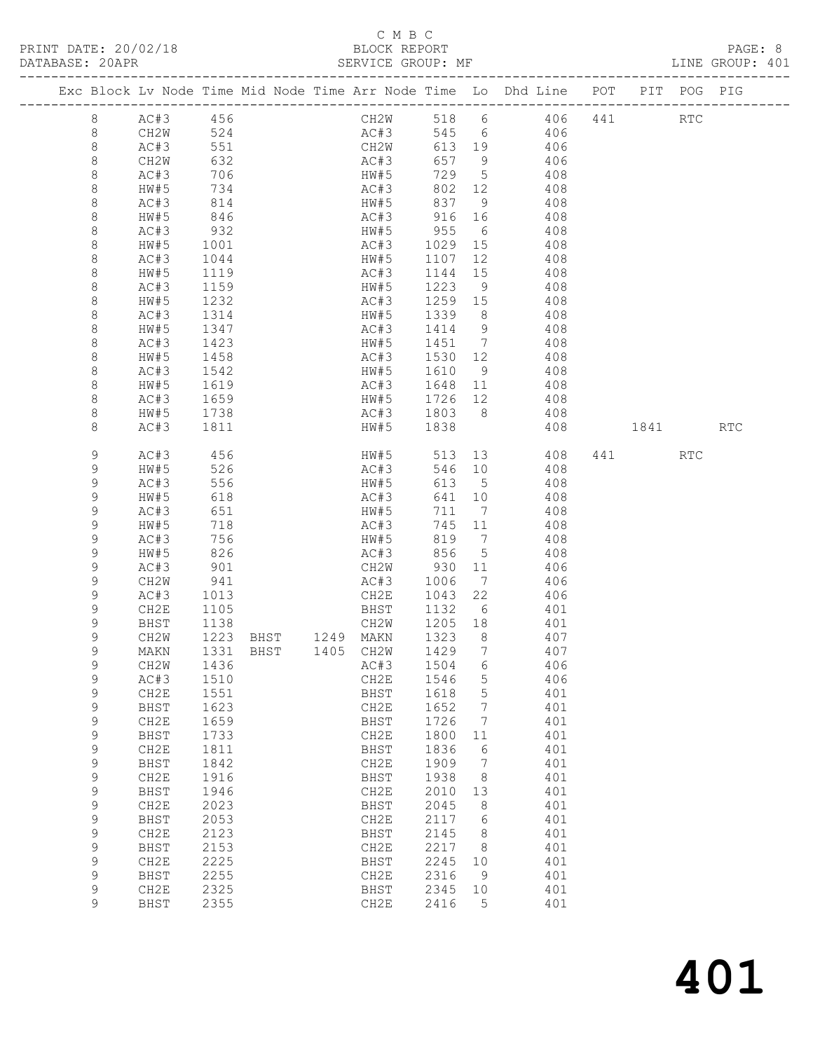C M B C
PRINT DATE: 20/02/18 BLOCK REPORT
DATABASE: 20APR SERVICE GROUP: MF LINE GROUP: 401

| Exc | Block | Lv | Node | Time | Mid Node | Time | Arr Node | Time | Lo | Dhd Line | POT | PIT | POG | PIG |
|---|---|---|---|---|---|---|---|---|---|---|---|---|---|---|
| | 8 | | AC#3 | 456 | | | CH2W | 518 | 6 | 406 | 441 | | RTC | |
| | 8 | | CH2W | 524 | | | AC#3 | 545 | 6 | 406 | | | | |
| | 8 | | AC#3 | 551 | | | CH2W | 613 | 19 | 406 | | | | |
| | 8 | | CH2W | 632 | | | AC#3 | 657 | 9 | 406 | | | | |
| | 8 | | AC#3 | 706 | | | HW#5 | 729 | 5 | 408 | | | | |
| | 8 | | HW#5 | 734 | | | AC#3 | 802 | 12 | 408 | | | | |
| | 8 | | AC#3 | 814 | | | HW#5 | 837 | 9 | 408 | | | | |
| | 8 | | HW#5 | 846 | | | AC#3 | 916 | 16 | 408 | | | | |
| | 8 | | AC#3 | 932 | | | HW#5 | 955 | 6 | 408 | | | | |
| | 8 | | HW#5 | 1001 | | | AC#3 | 1029 | 15 | 408 | | | | |
| | 8 | | AC#3 | 1044 | | | HW#5 | 1107 | 12 | 408 | | | | |
| | 8 | | HW#5 | 1119 | | | AC#3 | 1144 | 15 | 408 | | | | |
| | 8 | | AC#3 | 1159 | | | HW#5 | 1223 | 9 | 408 | | | | |
| | 8 | | HW#5 | 1232 | | | AC#3 | 1259 | 15 | 408 | | | | |
| | 8 | | AC#3 | 1314 | | | HW#5 | 1339 | 8 | 408 | | | | |
| | 8 | | HW#5 | 1347 | | | AC#3 | 1414 | 9 | 408 | | | | |
| | 8 | | AC#3 | 1423 | | | HW#5 | 1451 | 7 | 408 | | | | |
| | 8 | | HW#5 | 1458 | | | AC#3 | 1530 | 12 | 408 | | | | |
| | 8 | | AC#3 | 1542 | | | HW#5 | 1610 | 9 | 408 | | | | |
| | 8 | | HW#5 | 1619 | | | AC#3 | 1648 | 11 | 408 | | | | |
| | 8 | | AC#3 | 1659 | | | HW#5 | 1726 | 12 | 408 | | | | |
| | 8 | | HW#5 | 1738 | | | AC#3 | 1803 | 8 | 408 | | | | |
| | 8 | | AC#3 | 1811 | | | HW#5 | 1838 | | 408 | | 1841 | | RTC |
| | 9 | | AC#3 | 456 | | | HW#5 | 513 | 13 | 408 | 441 | | RTC | |
| | 9 | | HW#5 | 526 | | | AC#3 | 546 | 10 | 408 | | | | |
| | 9 | | AC#3 | 556 | | | HW#5 | 613 | 5 | 408 | | | | |
| | 9 | | HW#5 | 618 | | | AC#3 | 641 | 10 | 408 | | | | |
| | 9 | | AC#3 | 651 | | | HW#5 | 711 | 7 | 408 | | | | |
| | 9 | | HW#5 | 718 | | | AC#3 | 745 | 11 | 408 | | | | |
| | 9 | | AC#3 | 756 | | | HW#5 | 819 | 7 | 408 | | | | |
| | 9 | | HW#5 | 826 | | | AC#3 | 856 | 5 | 408 | | | | |
| | 9 | | AC#3 | 901 | | | CH2W | 930 | 11 | 406 | | | | |
| | 9 | | CH2W | 941 | | | AC#3 | 1006 | 7 | 406 | | | | |
| | 9 | | AC#3 | 1013 | | | CH2E | 1043 | 22 | 406 | | | | |
| | 9 | | CH2E | 1105 | | | BHST | 1132 | 6 | 401 | | | | |
| | 9 | | BHST | 1138 | | | CH2W | 1205 | 18 | 401 | | | | |
| | 9 | | CH2W | 1223 | BHST | 1249 | MAKN | 1323 | 8 | 407 | | | | |
| | 9 | | MAKN | 1331 | BHST | 1405 | CH2W | 1429 | 7 | 407 | | | | |
| | 9 | | CH2W | 1436 | | | AC#3 | 1504 | 6 | 406 | | | | |
| | 9 | | AC#3 | 1510 | | | CH2E | 1546 | 5 | 406 | | | | |
| | 9 | | CH2E | 1551 | | | BHST | 1618 | 5 | 401 | | | | |
| | 9 | | BHST | 1623 | | | CH2E | 1652 | 7 | 401 | | | | |
| | 9 | | CH2E | 1659 | | | BHST | 1726 | 7 | 401 | | | | |
| | 9 | | BHST | 1733 | | | CH2E | 1800 | 11 | 401 | | | | |
| | 9 | | CH2E | 1811 | | | BHST | 1836 | 6 | 401 | | | | |
| | 9 | | BHST | 1842 | | | CH2E | 1909 | 7 | 401 | | | | |
| | 9 | | CH2E | 1916 | | | BHST | 1938 | 8 | 401 | | | | |
| | 9 | | BHST | 1946 | | | CH2E | 2010 | 13 | 401 | | | | |
| | 9 | | CH2E | 2023 | | | BHST | 2045 | 8 | 401 | | | | |
| | 9 | | BHST | 2053 | | | CH2E | 2117 | 6 | 401 | | | | |
| | 9 | | CH2E | 2123 | | | BHST | 2145 | 8 | 401 | | | | |
| | 9 | | BHST | 2153 | | | CH2E | 2217 | 8 | 401 | | | | |
| | 9 | | CH2E | 2225 | | | BHST | 2245 | 10 | 401 | | | | |
| | 9 | | BHST | 2255 | | | CH2E | 2316 | 9 | 401 | | | | |
| | 9 | | CH2E | 2325 | | | BHST | 2345 | 10 | 401 | | | | |
| | 9 | | BHST | 2355 | | | CH2E | 2416 | 5 | 401 | | | | |

# 401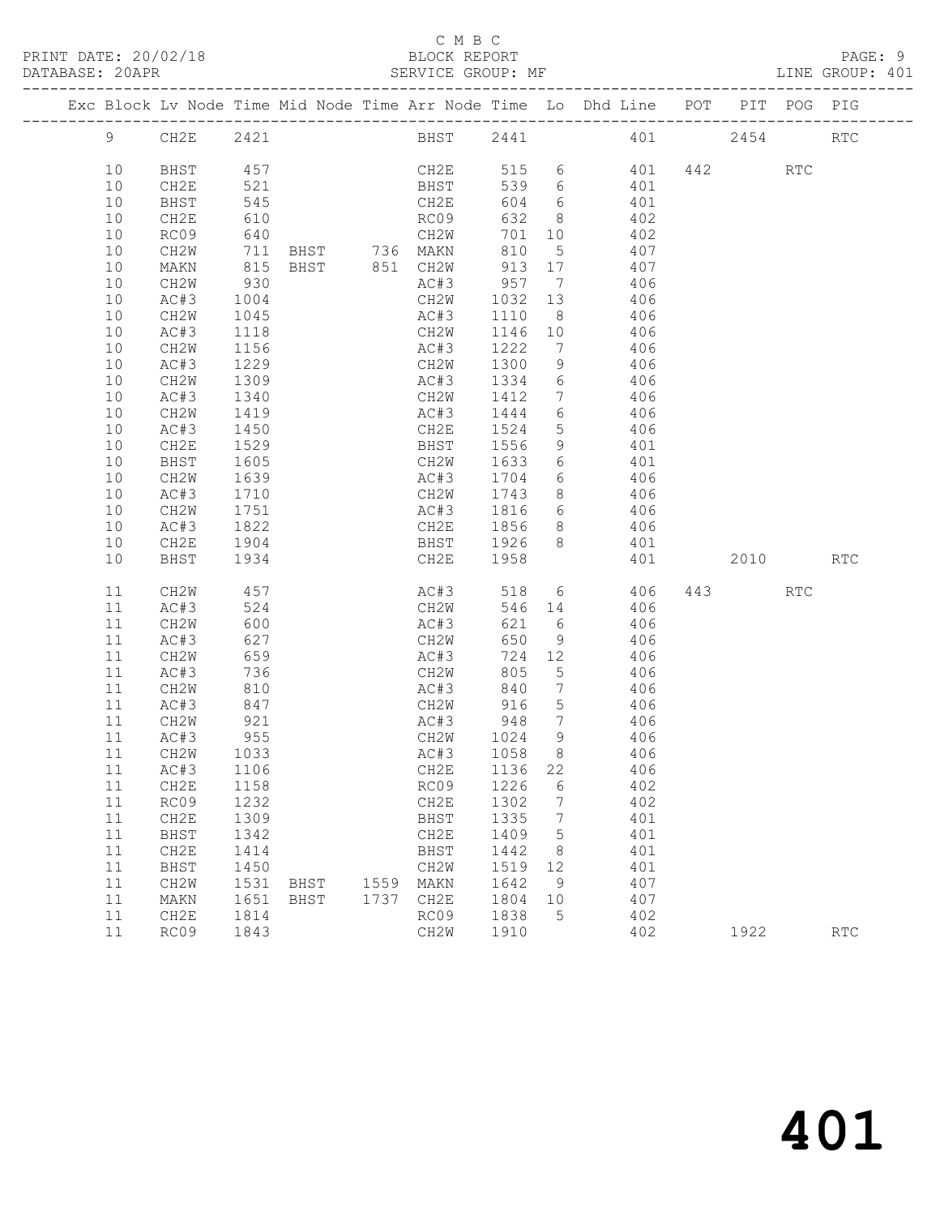C M B C

BLOCK REPORT

SERVICE GROUP: MF

PRINT DATE: 20/02/18
DATABASE: 20APR
LINE GROUP: 401

| Exc | Block | Lv | Node | Time | Mid Node | Time | Arr Node | Time | Lo | Dhd Line | POT | PIT | POG | PIG |
|---|---|---|---|---|---|---|---|---|---|---|---|---|---|---|
| | 9 | | CH2E | 2421 | | | BHST | 2441 | | 401 | | 2454 | | RTC |
| | 10 | | BHST | 457 | | | CH2E | 515 | 6 | 401 | 442 | | RTC | |
| | 10 | | CH2E | 521 | | | BHST | 539 | 6 | 401 | | | | |
| | 10 | | BHST | 545 | | | CH2E | 604 | 6 | 401 | | | | |
| | 10 | | CH2E | 610 | | | RC09 | 632 | 8 | 402 | | | | |
| | 10 | | RC09 | 640 | | | CH2W | 701 | 10 | 402 | | | | |
| | 10 | | CH2W | 711 | BHST | 736 | MAKN | 810 | 5 | 407 | | | | |
| | 10 | | MAKN | 815 | BHST | 851 | CH2W | 913 | 17 | 407 | | | | |
| | 10 | | CH2W | 930 | | | AC#3 | 957 | 7 | 406 | | | | |
| | 10 | | AC#3 | 1004 | | | CH2W | 1032 | 13 | 406 | | | | |
| | 10 | | CH2W | 1045 | | | AC#3 | 1110 | 8 | 406 | | | | |
| | 10 | | AC#3 | 1118 | | | CH2W | 1146 | 10 | 406 | | | | |
| | 10 | | CH2W | 1156 | | | AC#3 | 1222 | 7 | 406 | | | | |
| | 10 | | AC#3 | 1229 | | | CH2W | 1300 | 9 | 406 | | | | |
| | 10 | | CH2W | 1309 | | | AC#3 | 1334 | 6 | 406 | | | | |
| | 10 | | AC#3 | 1340 | | | CH2W | 1412 | 7 | 406 | | | | |
| | 10 | | CH2W | 1419 | | | AC#3 | 1444 | 6 | 406 | | | | |
| | 10 | | AC#3 | 1450 | | | CH2E | 1524 | 5 | 406 | | | | |
| | 10 | | CH2E | 1529 | | | BHST | 1556 | 9 | 401 | | | | |
| | 10 | | BHST | 1605 | | | CH2W | 1633 | 6 | 401 | | | | |
| | 10 | | CH2W | 1639 | | | AC#3 | 1704 | 6 | 406 | | | | |
| | 10 | | AC#3 | 1710 | | | CH2W | 1743 | 8 | 406 | | | | |
| | 10 | | CH2W | 1751 | | | AC#3 | 1816 | 6 | 406 | | | | |
| | 10 | | AC#3 | 1822 | | | CH2E | 1856 | 8 | 406 | | | | |
| | 10 | | CH2E | 1904 | | | BHST | 1926 | 8 | 401 | | | | |
| | 10 | | BHST | 1934 | | | CH2E | 1958 | | 401 | | 2010 | | RTC |
| | 11 | | CH2W | 457 | | | AC#3 | 518 | 6 | 406 | 443 | | RTC | |
| | 11 | | AC#3 | 524 | | | CH2W | 546 | 14 | 406 | | | | |
| | 11 | | CH2W | 600 | | | AC#3 | 621 | 6 | 406 | | | | |
| | 11 | | AC#3 | 627 | | | CH2W | 650 | 9 | 406 | | | | |
| | 11 | | CH2W | 659 | | | AC#3 | 724 | 12 | 406 | | | | |
| | 11 | | AC#3 | 736 | | | CH2W | 805 | 5 | 406 | | | | |
| | 11 | | CH2W | 810 | | | AC#3 | 840 | 7 | 406 | | | | |
| | 11 | | AC#3 | 847 | | | CH2W | 916 | 5 | 406 | | | | |
| | 11 | | CH2W | 921 | | | AC#3 | 948 | 7 | 406 | | | | |
| | 11 | | AC#3 | 955 | | | CH2W | 1024 | 9 | 406 | | | | |
| | 11 | | CH2W | 1033 | | | AC#3 | 1058 | 8 | 406 | | | | |
| | 11 | | AC#3 | 1106 | | | CH2E | 1136 | 22 | 406 | | | | |
| | 11 | | CH2E | 1158 | | | RC09 | 1226 | 6 | 402 | | | | |
| | 11 | | RC09 | 1232 | | | CH2E | 1302 | 7 | 402 | | | | |
| | 11 | | CH2E | 1309 | | | BHST | 1335 | 7 | 401 | | | | |
| | 11 | | BHST | 1342 | | | CH2E | 1409 | 5 | 401 | | | | |
| | 11 | | CH2E | 1414 | | | BHST | 1442 | 8 | 401 | | | | |
| | 11 | | BHST | 1450 | | | CH2W | 1519 | 12 | 401 | | | | |
| | 11 | | CH2W | 1531 | BHST | 1559 | MAKN | 1642 | 9 | 407 | | | | |
| | 11 | | MAKN | 1651 | BHST | 1737 | CH2E | 1804 | 10 | 407 | | | | |
| | 11 | | CH2E | 1814 | | | RC09 | 1838 | 5 | 402 | | | | |
| | 11 | | RC09 | 1843 | | | CH2W | 1910 | | 402 | | 1922 | | RTC |

# 401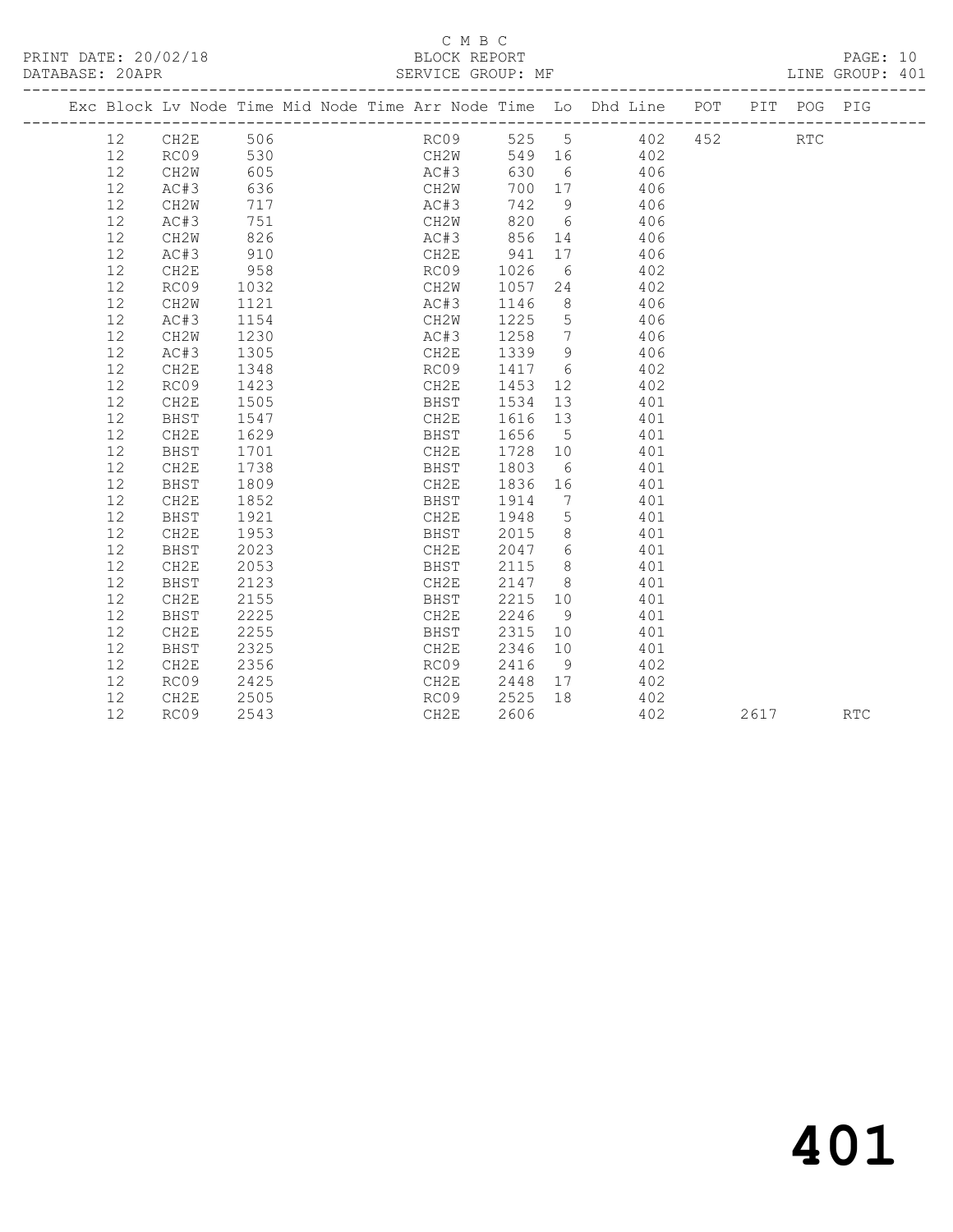C M B C

PRINT DATE: 20/02/18 BLOCK REPORT

DATABASE: 20APR SERVICE GROUP: MF LINE GROUP: 401

| Exc | Block | Lv | Node | Time | Mid Node | Time | Arr Node | Time | Lo | Dhd Line | POT | PIT | POG | PIG |
|---|---|---|---|---|---|---|---|---|---|---|---|---|---|---|
| | 12 | | CH2E | 506 | | | RC09 | 525 | 5 | 402 | 452 | | RTC | |
| | 12 | | RC09 | 530 | | | CH2W | 549 | 16 | 402 | | | | |
| | 12 | | CH2W | 605 | | | AC#3 | 630 | 6 | 406 | | | | |
| | 12 | | AC#3 | 636 | | | CH2W | 700 | 17 | 406 | | | | |
| | 12 | | CH2W | 717 | | | AC#3 | 742 | 9 | 406 | | | | |
| | 12 | | AC#3 | 751 | | | CH2W | 820 | 6 | 406 | | | | |
| | 12 | | CH2W | 826 | | | AC#3 | 856 | 14 | 406 | | | | |
| | 12 | | AC#3 | 910 | | | CH2E | 941 | 17 | 406 | | | | |
| | 12 | | CH2E | 958 | | | RC09 | 1026 | 6 | 402 | | | | |
| | 12 | | RC09 | 1032 | | | CH2W | 1057 | 24 | 402 | | | | |
| | 12 | | CH2W | 1121 | | | AC#3 | 1146 | 8 | 406 | | | | |
| | 12 | | AC#3 | 1154 | | | CH2W | 1225 | 5 | 406 | | | | |
| | 12 | | CH2W | 1230 | | | AC#3 | 1258 | 7 | 406 | | | | |
| | 12 | | AC#3 | 1305 | | | CH2E | 1339 | 9 | 406 | | | | |
| | 12 | | CH2E | 1348 | | | RC09 | 1417 | 6 | 402 | | | | |
| | 12 | | RC09 | 1423 | | | CH2E | 1453 | 12 | 402 | | | | |
| | 12 | | CH2E | 1505 | | | BHST | 1534 | 13 | 401 | | | | |
| | 12 | | BHST | 1547 | | | CH2E | 1616 | 13 | 401 | | | | |
| | 12 | | CH2E | 1629 | | | BHST | 1656 | 5 | 401 | | | | |
| | 12 | | BHST | 1701 | | | CH2E | 1728 | 10 | 401 | | | | |
| | 12 | | CH2E | 1738 | | | BHST | 1803 | 6 | 401 | | | | |
| | 12 | | BHST | 1809 | | | CH2E | 1836 | 16 | 401 | | | | |
| | 12 | | CH2E | 1852 | | | BHST | 1914 | 7 | 401 | | | | |
| | 12 | | BHST | 1921 | | | CH2E | 1948 | 5 | 401 | | | | |
| | 12 | | CH2E | 1953 | | | BHST | 2015 | 8 | 401 | | | | |
| | 12 | | BHST | 2023 | | | CH2E | 2047 | 6 | 401 | | | | |
| | 12 | | CH2E | 2053 | | | BHST | 2115 | 8 | 401 | | | | |
| | 12 | | BHST | 2123 | | | CH2E | 2147 | 8 | 401 | | | | |
| | 12 | | CH2E | 2155 | | | BHST | 2215 | 10 | 401 | | | | |
| | 12 | | BHST | 2225 | | | CH2E | 2246 | 9 | 401 | | | | |
| | 12 | | CH2E | 2255 | | | BHST | 2315 | 10 | 401 | | | | |
| | 12 | | BHST | 2325 | | | CH2E | 2346 | 10 | 401 | | | | |
| | 12 | | CH2E | 2356 | | | RC09 | 2416 | 9 | 402 | | | | |
| | 12 | | RC09 | 2425 | | | CH2E | 2448 | 17 | 402 | | | | |
| | 12 | | CH2E | 2505 | | | RC09 | 2525 | 18 | 402 | | | | |
| | 12 | | RC09 | 2543 | | | CH2E | 2606 | | 402 | | 2617 | | RTC |

# 401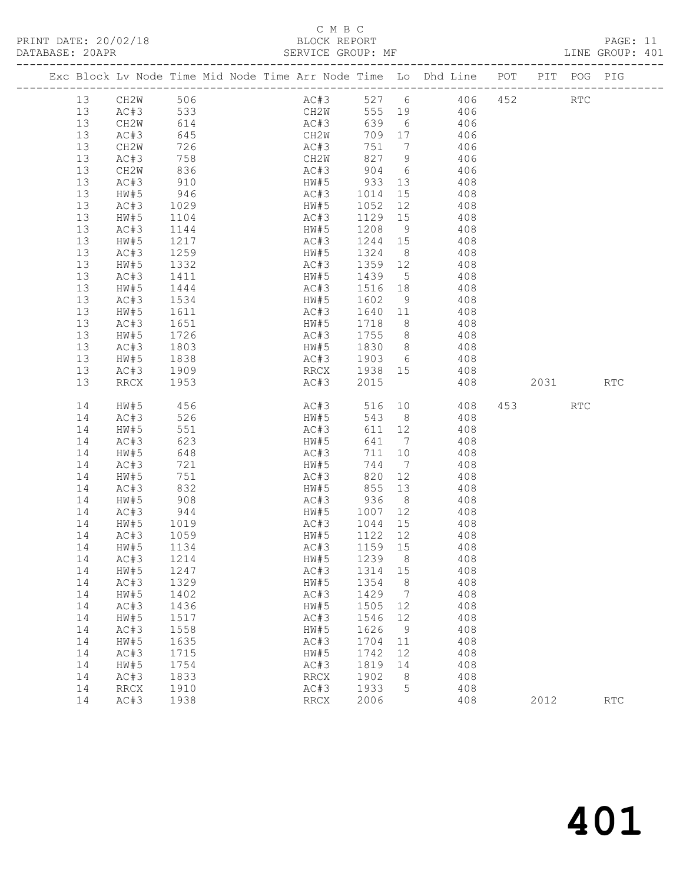C M B C

PRINT DATE: 20/02/18 BLOCK REPORT PAGE: 11

DATABASE: 20APR SERVICE GROUP: MF LINE GROUP: 401

| Exc | Block | Lv | Node | Time | Mid Node | Time | Arr Node | Time | Lo | Dhd Line | POT | PIT | POG | PIG |
|---|---|---|---|---|---|---|---|---|---|---|---|---|---|---|
| | 13 | | CH2W | 506 | | | AC#3 | 527 | 6 | 406 | 452 | | RTC | |
| | 13 | | AC#3 | 533 | | | CH2W | 555 | 19 | 406 | | | | |
| | 13 | | CH2W | 614 | | | AC#3 | 639 | 6 | 406 | | | | |
| | 13 | | AC#3 | 645 | | | CH2W | 709 | 17 | 406 | | | | |
| | 13 | | CH2W | 726 | | | AC#3 | 751 | 7 | 406 | | | | |
| | 13 | | AC#3 | 758 | | | CH2W | 827 | 9 | 406 | | | | |
| | 13 | | CH2W | 836 | | | AC#3 | 904 | 6 | 406 | | | | |
| | 13 | | AC#3 | 910 | | | HW#5 | 933 | 13 | 408 | | | | |
| | 13 | | HW#5 | 946 | | | AC#3 | 1014 | 15 | 408 | | | | |
| | 13 | | AC#3 | 1029 | | | HW#5 | 1052 | 12 | 408 | | | | |
| | 13 | | HW#5 | 1104 | | | AC#3 | 1129 | 15 | 408 | | | | |
| | 13 | | AC#3 | 1144 | | | HW#5 | 1208 | 9 | 408 | | | | |
| | 13 | | HW#5 | 1217 | | | AC#3 | 1244 | 15 | 408 | | | | |
| | 13 | | AC#3 | 1259 | | | HW#5 | 1324 | 8 | 408 | | | | |
| | 13 | | HW#5 | 1332 | | | AC#3 | 1359 | 12 | 408 | | | | |
| | 13 | | AC#3 | 1411 | | | HW#5 | 1439 | 5 | 408 | | | | |
| | 13 | | HW#5 | 1444 | | | AC#3 | 1516 | 18 | 408 | | | | |
| | 13 | | AC#3 | 1534 | | | HW#5 | 1602 | 9 | 408 | | | | |
| | 13 | | HW#5 | 1611 | | | AC#3 | 1640 | 11 | 408 | | | | |
| | 13 | | AC#3 | 1651 | | | HW#5 | 1718 | 8 | 408 | | | | |
| | 13 | | HW#5 | 1726 | | | AC#3 | 1755 | 8 | 408 | | | | |
| | 13 | | AC#3 | 1803 | | | HW#5 | 1830 | 8 | 408 | | | | |
| | 13 | | HW#5 | 1838 | | | AC#3 | 1903 | 6 | 408 | | | | |
| | 13 | | AC#3 | 1909 | | | RRCX | 1938 | 15 | 408 | | | | |
| | 13 | | RRCX | 1953 | | | AC#3 | 2015 | | 408 | | 2031 | | RTC |
| | 14 | | HW#5 | 456 | | | AC#3 | 516 | 10 | 408 | 453 | | RTC | |
| | 14 | | AC#3 | 526 | | | HW#5 | 543 | 8 | 408 | | | | |
| | 14 | | HW#5 | 551 | | | AC#3 | 611 | 12 | 408 | | | | |
| | 14 | | AC#3 | 623 | | | HW#5 | 641 | 7 | 408 | | | | |
| | 14 | | HW#5 | 648 | | | AC#3 | 711 | 10 | 408 | | | | |
| | 14 | | AC#3 | 721 | | | HW#5 | 744 | 7 | 408 | | | | |
| | 14 | | HW#5 | 751 | | | AC#3 | 820 | 12 | 408 | | | | |
| | 14 | | AC#3 | 832 | | | HW#5 | 855 | 13 | 408 | | | | |
| | 14 | | HW#5 | 908 | | | AC#3 | 936 | 8 | 408 | | | | |
| | 14 | | AC#3 | 944 | | | HW#5 | 1007 | 12 | 408 | | | | |
| | 14 | | HW#5 | 1019 | | | AC#3 | 1044 | 15 | 408 | | | | |
| | 14 | | AC#3 | 1059 | | | HW#5 | 1122 | 12 | 408 | | | | |
| | 14 | | HW#5 | 1134 | | | AC#3 | 1159 | 15 | 408 | | | | |
| | 14 | | AC#3 | 1214 | | | HW#5 | 1239 | 8 | 408 | | | | |
| | 14 | | HW#5 | 1247 | | | AC#3 | 1314 | 15 | 408 | | | | |
| | 14 | | AC#3 | 1329 | | | HW#5 | 1354 | 8 | 408 | | | | |
| | 14 | | HW#5 | 1402 | | | AC#3 | 1429 | 7 | 408 | | | | |
| | 14 | | AC#3 | 1436 | | | HW#5 | 1505 | 12 | 408 | | | | |
| | 14 | | HW#5 | 1517 | | | AC#3 | 1546 | 12 | 408 | | | | |
| | 14 | | AC#3 | 1558 | | | HW#5 | 1626 | 9 | 408 | | | | |
| | 14 | | HW#5 | 1635 | | | AC#3 | 1704 | 11 | 408 | | | | |
| | 14 | | AC#3 | 1715 | | | HW#5 | 1742 | 12 | 408 | | | | |
| | 14 | | HW#5 | 1754 | | | AC#3 | 1819 | 14 | 408 | | | | |
| | 14 | | AC#3 | 1833 | | | RRCX | 1902 | 8 | 408 | | | | |
| | 14 | | RRCX | 1910 | | | AC#3 | 1933 | 5 | 408 | | | | |
| | 14 | | AC#3 | 1938 | | | RRCX | 2006 | | 408 | | 2012 | | RTC |

# 401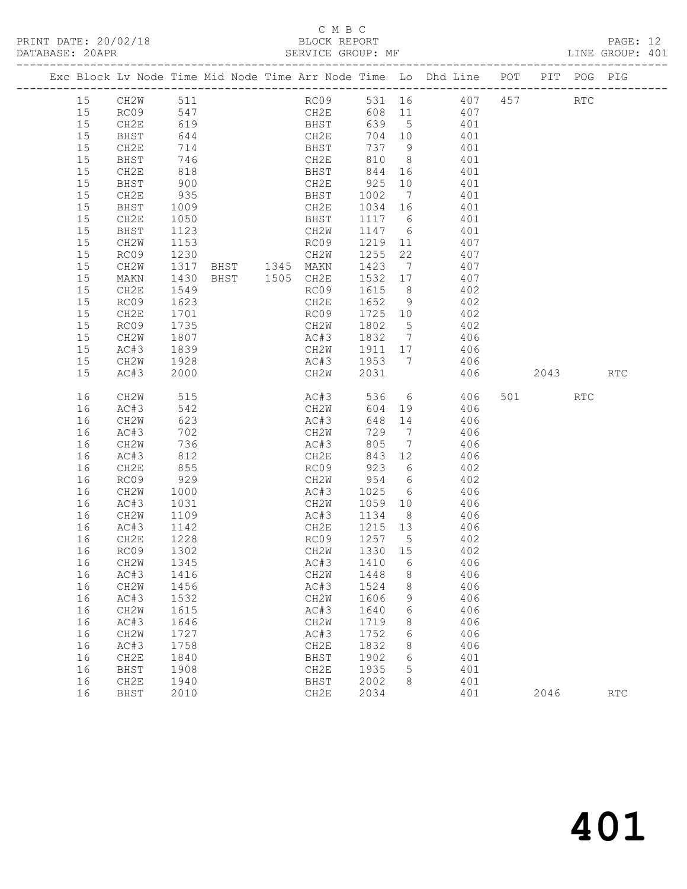C M B C
BLOCK REPORT
SERVICE GROUP: MF

PRINT DATE: 20/02/18
DATABASE: 20APR
LINE GROUP: 401

| Exc | Block | Lv | Node | Time | Mid Node | Time | Arr Node | Time | Lo | Dhd Line | POT | PIT | POG | PIG |
|---|---|---|---|---|---|---|---|---|---|---|---|---|---|---|
| | 15 | | CH2W | 511 | | | RC09 | 531 | 16 | 407 | 457 | | RTC | |
| | 15 | | RC09 | 547 | | | CH2E | 608 | 11 | 407 | | | | |
| | 15 | | CH2E | 619 | | | BHST | 639 | 5 | 401 | | | | |
| | 15 | | BHST | 644 | | | CH2E | 704 | 10 | 401 | | | | |
| | 15 | | CH2E | 714 | | | BHST | 737 | 9 | 401 | | | | |
| | 15 | | BHST | 746 | | | CH2E | 810 | 8 | 401 | | | | |
| | 15 | | CH2E | 818 | | | BHST | 844 | 16 | 401 | | | | |
| | 15 | | BHST | 900 | | | CH2E | 925 | 10 | 401 | | | | |
| | 15 | | CH2E | 935 | | | BHST | 1002 | 7 | 401 | | | | |
| | 15 | | BHST | 1009 | | | CH2E | 1034 | 16 | 401 | | | | |
| | 15 | | CH2E | 1050 | | | BHST | 1117 | 6 | 401 | | | | |
| | 15 | | BHST | 1123 | | | CH2W | 1147 | 6 | 401 | | | | |
| | 15 | | CH2W | 1153 | | | RC09 | 1219 | 11 | 407 | | | | |
| | 15 | | RC09 | 1230 | | | CH2W | 1255 | 22 | 407 | | | | |
| | 15 | | CH2W | 1317 | BHST | 1345 | MAKN | 1423 | 7 | 407 | | | | |
| | 15 | | MAKN | 1430 | BHST | 1505 | CH2E | 1532 | 17 | 407 | | | | |
| | 15 | | CH2E | 1549 | | | RC09 | 1615 | 8 | 402 | | | | |
| | 15 | | RC09 | 1623 | | | CH2E | 1652 | 9 | 402 | | | | |
| | 15 | | CH2E | 1701 | | | RC09 | 1725 | 10 | 402 | | | | |
| | 15 | | RC09 | 1735 | | | CH2W | 1802 | 5 | 402 | | | | |
| | 15 | | CH2W | 1807 | | | AC#3 | 1832 | 7 | 406 | | | | |
| | 15 | | AC#3 | 1839 | | | CH2W | 1911 | 17 | 406 | | | | |
| | 15 | | CH2W | 1928 | | | AC#3 | 1953 | 7 | 406 | | | | |
| | 15 | | AC#3 | 2000 | | | CH2W | 2031 | | 406 | | 2043 | | RTC |
| | 16 | | CH2W | 515 | | | AC#3 | 536 | 6 | 406 | 501 | | RTC | |
| | 16 | | AC#3 | 542 | | | CH2W | 604 | 19 | 406 | | | | |
| | 16 | | CH2W | 623 | | | AC#3 | 648 | 14 | 406 | | | | |
| | 16 | | AC#3 | 702 | | | CH2W | 729 | 7 | 406 | | | | |
| | 16 | | CH2W | 736 | | | AC#3 | 805 | 7 | 406 | | | | |
| | 16 | | AC#3 | 812 | | | CH2E | 843 | 12 | 406 | | | | |
| | 16 | | CH2E | 855 | | | RC09 | 923 | 6 | 402 | | | | |
| | 16 | | RC09 | 929 | | | CH2W | 954 | 6 | 402 | | | | |
| | 16 | | CH2W | 1000 | | | AC#3 | 1025 | 6 | 406 | | | | |
| | 16 | | AC#3 | 1031 | | | CH2W | 1059 | 10 | 406 | | | | |
| | 16 | | CH2W | 1109 | | | AC#3 | 1134 | 8 | 406 | | | | |
| | 16 | | AC#3 | 1142 | | | CH2E | 1215 | 13 | 406 | | | | |
| | 16 | | CH2E | 1228 | | | RC09 | 1257 | 5 | 402 | | | | |
| | 16 | | RC09 | 1302 | | | CH2W | 1330 | 15 | 402 | | | | |
| | 16 | | CH2W | 1345 | | | AC#3 | 1410 | 6 | 406 | | | | |
| | 16 | | AC#3 | 1416 | | | CH2W | 1448 | 8 | 406 | | | | |
| | 16 | | CH2W | 1456 | | | AC#3 | 1524 | 8 | 406 | | | | |
| | 16 | | AC#3 | 1532 | | | CH2W | 1606 | 9 | 406 | | | | |
| | 16 | | CH2W | 1615 | | | AC#3 | 1640 | 6 | 406 | | | | |
| | 16 | | AC#3 | 1646 | | | CH2W | 1719 | 8 | 406 | | | | |
| | 16 | | CH2W | 1727 | | | AC#3 | 1752 | 6 | 406 | | | | |
| | 16 | | AC#3 | 1758 | | | CH2E | 1832 | 8 | 406 | | | | |
| | 16 | | CH2E | 1840 | | | BHST | 1902 | 6 | 401 | | | | |
| | 16 | | BHST | 1908 | | | CH2E | 1935 | 5 | 401 | | | | |
| | 16 | | CH2E | 1940 | | | BHST | 2002 | 8 | 401 | | | | |
| | 16 | | BHST | 2010 | | | CH2E | 2034 | | 401 | | 2046 | | RTC |

# 401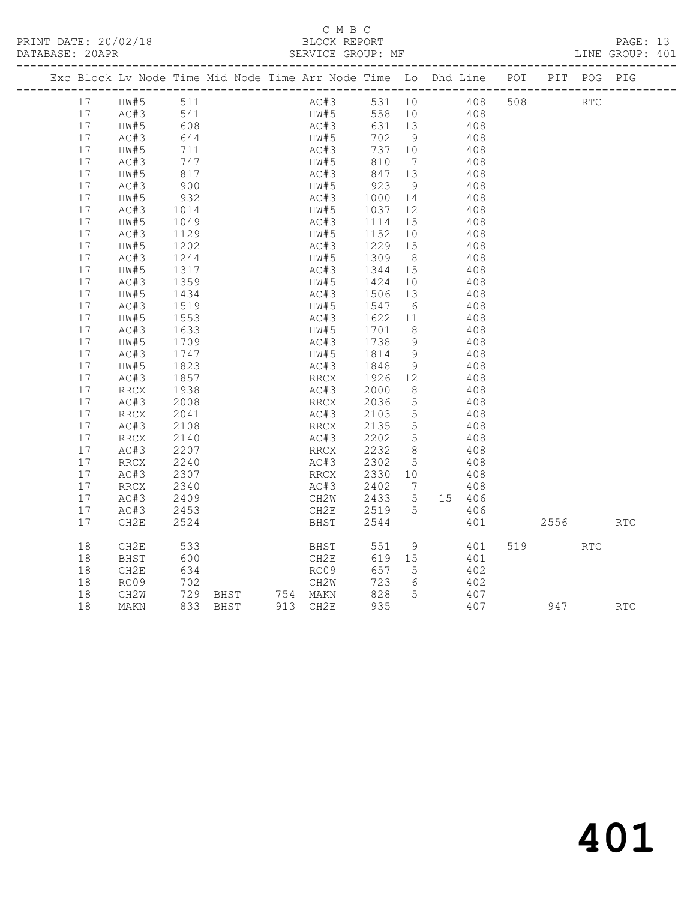C M B C
PRINT DATE: 20/02/18 BLOCK REPORT
DATABASE: 20APR SERVICE GROUP: MF LINE GROUP: 401

| Exc | Block | Lv | Node | Time | Mid Node | Time | Arr Node | Time | Lo | Dhd | Line | POT | PIT | POG | PIG |
|---|---|---|---|---|---|---|---|---|---|---|---|---|---|---|---|
| | 17 | | HW#5 | 511 | | | AC#3 | 531 | 10 | | 408 | 508 | | RTC | |
| | 17 | | AC#3 | 541 | | | HW#5 | 558 | 10 | | 408 | | | | |
| | 17 | | HW#5 | 608 | | | AC#3 | 631 | 13 | | 408 | | | | |
| | 17 | | AC#3 | 644 | | | HW#5 | 702 | 9 | | 408 | | | | |
| | 17 | | HW#5 | 711 | | | AC#3 | 737 | 10 | | 408 | | | | |
| | 17 | | AC#3 | 747 | | | HW#5 | 810 | 7 | | 408 | | | | |
| | 17 | | HW#5 | 817 | | | AC#3 | 847 | 13 | | 408 | | | | |
| | 17 | | AC#3 | 900 | | | HW#5 | 923 | 9 | | 408 | | | | |
| | 17 | | HW#5 | 932 | | | AC#3 | 1000 | 14 | | 408 | | | | |
| | 17 | | AC#3 | 1014 | | | HW#5 | 1037 | 12 | | 408 | | | | |
| | 17 | | HW#5 | 1049 | | | AC#3 | 1114 | 15 | | 408 | | | | |
| | 17 | | AC#3 | 1129 | | | HW#5 | 1152 | 10 | | 408 | | | | |
| | 17 | | HW#5 | 1202 | | | AC#3 | 1229 | 15 | | 408 | | | | |
| | 17 | | AC#3 | 1244 | | | HW#5 | 1309 | 8 | | 408 | | | | |
| | 17 | | HW#5 | 1317 | | | AC#3 | 1344 | 15 | | 408 | | | | |
| | 17 | | AC#3 | 1359 | | | HW#5 | 1424 | 10 | | 408 | | | | |
| | 17 | | HW#5 | 1434 | | | AC#3 | 1506 | 13 | | 408 | | | | |
| | 17 | | AC#3 | 1519 | | | HW#5 | 1547 | 6 | | 408 | | | | |
| | 17 | | HW#5 | 1553 | | | AC#3 | 1622 | 11 | | 408 | | | | |
| | 17 | | AC#3 | 1633 | | | HW#5 | 1701 | 8 | | 408 | | | | |
| | 17 | | HW#5 | 1709 | | | AC#3 | 1738 | 9 | | 408 | | | | |
| | 17 | | AC#3 | 1747 | | | HW#5 | 1814 | 9 | | 408 | | | | |
| | 17 | | HW#5 | 1823 | | | AC#3 | 1848 | 9 | | 408 | | | | |
| | 17 | | AC#3 | 1857 | | | RRCX | 1926 | 12 | | 408 | | | | |
| | 17 | | RRCX | 1938 | | | AC#3 | 2000 | 8 | | 408 | | | | |
| | 17 | | AC#3 | 2008 | | | RRCX | 2036 | 5 | | 408 | | | | |
| | 17 | | RRCX | 2041 | | | AC#3 | 2103 | 5 | | 408 | | | | |
| | 17 | | AC#3 | 2108 | | | RRCX | 2135 | 5 | | 408 | | | | |
| | 17 | | RRCX | 2140 | | | AC#3 | 2202 | 5 | | 408 | | | | |
| | 17 | | AC#3 | 2207 | | | RRCX | 2232 | 8 | | 408 | | | | |
| | 17 | | RRCX | 2240 | | | AC#3 | 2302 | 5 | | 408 | | | | |
| | 17 | | AC#3 | 2307 | | | RRCX | 2330 | 10 | | 408 | | | | |
| | 17 | | RRCX | 2340 | | | AC#3 | 2402 | 7 | | 408 | | | | |
| | 17 | | AC#3 | 2409 | | | CH2W | 2433 | 5 | 15 | 406 | | | | |
| | 17 | | AC#3 | 2453 | | | CH2E | 2519 | 5 | | 406 | | | | |
| | 17 | | CH2E | 2524 | | | BHST | 2544 | | | 401 | | 2556 | | RTC |
| | 18 | | CH2E | 533 | | | BHST | 551 | 9 | | 401 | 519 | | RTC | |
| | 18 | | BHST | 600 | | | CH2E | 619 | 15 | | 401 | | | | |
| | 18 | | CH2E | 634 | | | RC09 | 657 | 5 | | 402 | | | | |
| | 18 | | RC09 | 702 | | | CH2W | 723 | 6 | | 402 | | | | |
| | 18 | | CH2W | 729 | BHST | 754 | MAKN | 828 | 5 | | 407 | | | | |
| | 18 | | MAKN | 833 | BHST | 913 | CH2E | 935 | | | 407 | | 947 | | RTC |

401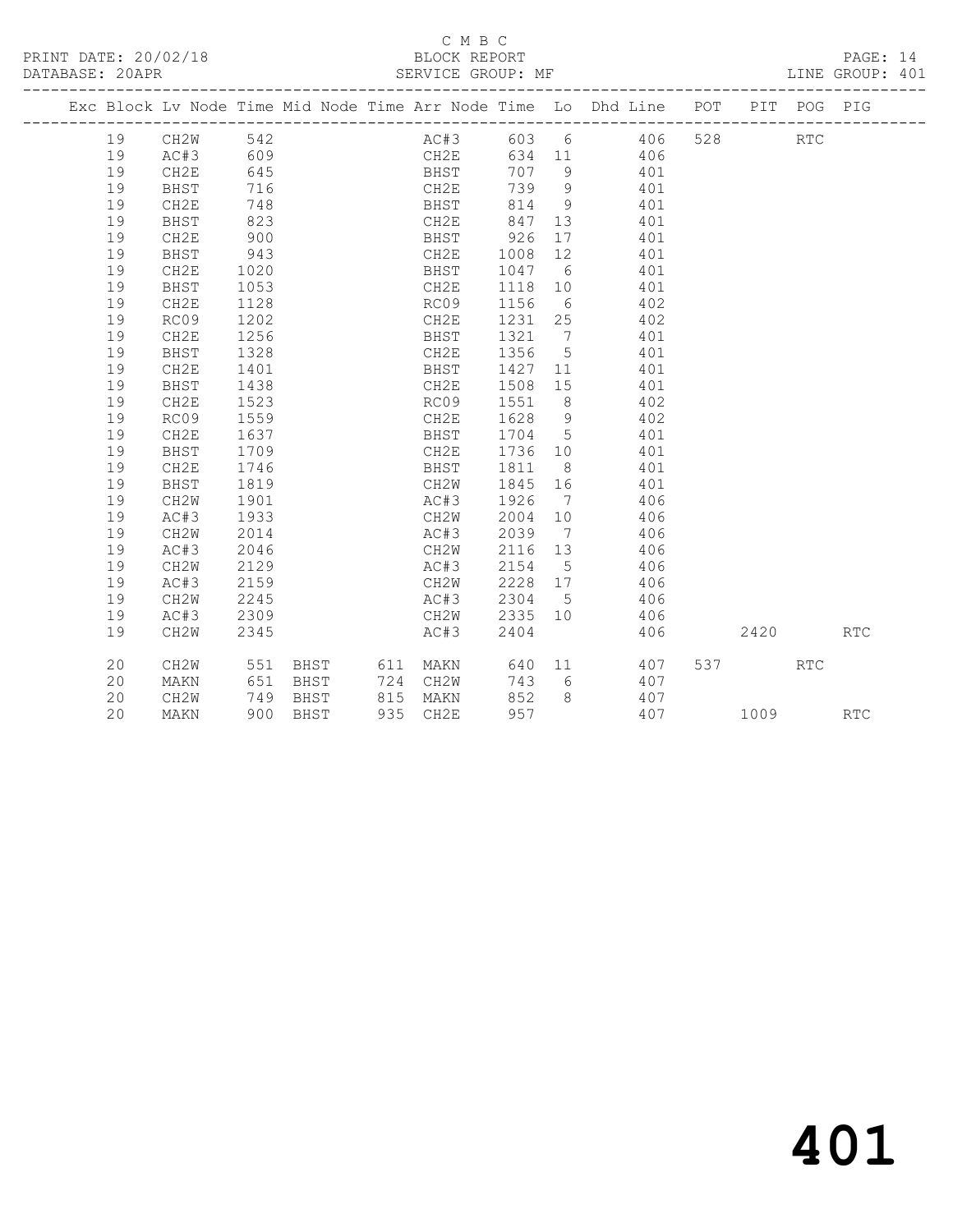C M B C

PRINT DATE: 20/02/18 BLOCK REPORT

DATABASE: 20APR SERVICE GROUP: MF LINE GROUP: 401

| Exc | Block | Lv | Node | Time | Mid Node | Time | Arr Node | Time | Lo | Dhd Line | POT | PIT | POG | PIG |
|---|---|---|---|---|---|---|---|---|---|---|---|---|---|---|
| | 19 | | CH2W | 542 | | | AC#3 | 603 | 6 | 406 | 528 | | RTC | |
| | 19 | | AC#3 | 609 | | | CH2E | 634 | 11 | 406 | | | | |
| | 19 | | CH2E | 645 | | | BHST | 707 | 9 | 401 | | | | |
| | 19 | | BHST | 716 | | | CH2E | 739 | 9 | 401 | | | | |
| | 19 | | CH2E | 748 | | | BHST | 814 | 9 | 401 | | | | |
| | 19 | | BHST | 823 | | | CH2E | 847 | 13 | 401 | | | | |
| | 19 | | CH2E | 900 | | | BHST | 926 | 17 | 401 | | | | |
| | 19 | | BHST | 943 | | | CH2E | 1008 | 12 | 401 | | | | |
| | 19 | | CH2E | 1020 | | | BHST | 1047 | 6 | 401 | | | | |
| | 19 | | BHST | 1053 | | | CH2E | 1118 | 10 | 401 | | | | |
| | 19 | | CH2E | 1128 | | | RC09 | 1156 | 6 | 402 | | | | |
| | 19 | | RC09 | 1202 | | | CH2E | 1231 | 25 | 402 | | | | |
| | 19 | | CH2E | 1256 | | | BHST | 1321 | 7 | 401 | | | | |
| | 19 | | BHST | 1328 | | | CH2E | 1356 | 5 | 401 | | | | |
| | 19 | | CH2E | 1401 | | | BHST | 1427 | 11 | 401 | | | | |
| | 19 | | BHST | 1438 | | | CH2E | 1508 | 15 | 401 | | | | |
| | 19 | | CH2E | 1523 | | | RC09 | 1551 | 8 | 402 | | | | |
| | 19 | | RC09 | 1559 | | | CH2E | 1628 | 9 | 402 | | | | |
| | 19 | | CH2E | 1637 | | | BHST | 1704 | 5 | 401 | | | | |
| | 19 | | BHST | 1709 | | | CH2E | 1736 | 10 | 401 | | | | |
| | 19 | | CH2E | 1746 | | | BHST | 1811 | 8 | 401 | | | | |
| | 19 | | BHST | 1819 | | | CH2W | 1845 | 16 | 401 | | | | |
| | 19 | | CH2W | 1901 | | | AC#3 | 1926 | 7 | 406 | | | | |
| | 19 | | AC#3 | 1933 | | | CH2W | 2004 | 10 | 406 | | | | |
| | 19 | | CH2W | 2014 | | | AC#3 | 2039 | 7 | 406 | | | | |
| | 19 | | AC#3 | 2046 | | | CH2W | 2116 | 13 | 406 | | | | |
| | 19 | | CH2W | 2129 | | | AC#3 | 2154 | 5 | 406 | | | | |
| | 19 | | AC#3 | 2159 | | | CH2W | 2228 | 17 | 406 | | | | |
| | 19 | | CH2W | 2245 | | | AC#3 | 2304 | 5 | 406 | | | | |
| | 19 | | AC#3 | 2309 | | | CH2W | 2335 | 10 | 406 | | | | |
| | 19 | | CH2W | 2345 | | | AC#3 | 2404 | | 406 | | 2420 | | RTC |
| | 20 | | CH2W | 551 | BHST | 611 | MAKN | 640 | 11 | 407 | 537 | | RTC | |
| | 20 | | MAKN | 651 | BHST | 724 | CH2W | 743 | 6 | 407 | | | | |
| | 20 | | CH2W | 749 | BHST | 815 | MAKN | 852 | 8 | 407 | | | | |
| | 20 | | MAKN | 900 | BHST | 935 | CH2E | 957 | | 407 | | 1009 | | RTC |

401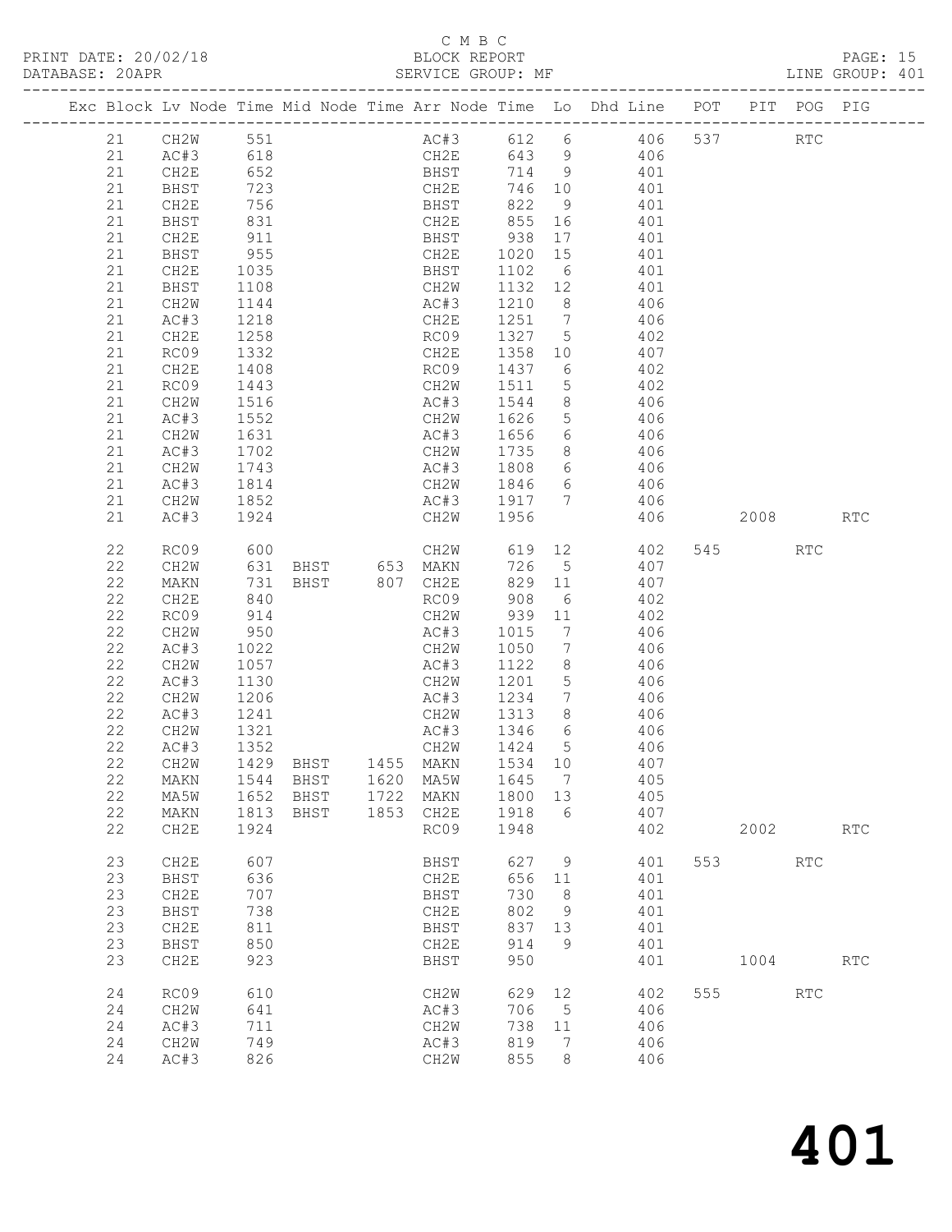C M B C

PRINT DATE: 20/02/18 BLOCK REPORT PAGE: 15
DATABASE: 20APR SERVICE GROUP: MF LINE GROUP: 401

| Exc | Block | Lv | Node | Time | Mid Node | Time | Arr Node | Time | Lo | Dhd Line | POT | PIT | POG | PIG |
|---|---|---|---|---|---|---|---|---|---|---|---|---|---|---|
| | 21 | | CH2W | 551 | | | AC#3 | 612 | 6 | 406 | 537 | | RTC | |
| | 21 | | AC#3 | 618 | | | CH2E | 643 | 9 | 406 | | | | |
| | 21 | | CH2E | 652 | | | BHST | 714 | 9 | 401 | | | | |
| | 21 | | BHST | 723 | | | CH2E | 746 | 10 | 401 | | | | |
| | 21 | | CH2E | 756 | | | BHST | 822 | 9 | 401 | | | | |
| | 21 | | BHST | 831 | | | CH2E | 855 | 16 | 401 | | | | |
| | 21 | | CH2E | 911 | | | BHST | 938 | 17 | 401 | | | | |
| | 21 | | BHST | 955 | | | CH2E | 1020 | 15 | 401 | | | | |
| | 21 | | CH2E | 1035 | | | BHST | 1102 | 6 | 401 | | | | |
| | 21 | | BHST | 1108 | | | CH2W | 1132 | 12 | 401 | | | | |
| | 21 | | CH2W | 1144 | | | AC#3 | 1210 | 8 | 406 | | | | |
| | 21 | | AC#3 | 1218 | | | CH2E | 1251 | 7 | 406 | | | | |
| | 21 | | CH2E | 1258 | | | RC09 | 1327 | 5 | 402 | | | | |
| | 21 | | RC09 | 1332 | | | CH2E | 1358 | 10 | 407 | | | | |
| | 21 | | CH2E | 1408 | | | RC09 | 1437 | 6 | 402 | | | | |
| | 21 | | RC09 | 1443 | | | CH2W | 1511 | 5 | 402 | | | | |
| | 21 | | CH2W | 1516 | | | AC#3 | 1544 | 8 | 406 | | | | |
| | 21 | | AC#3 | 1552 | | | CH2W | 1626 | 5 | 406 | | | | |
| | 21 | | CH2W | 1631 | | | AC#3 | 1656 | 6 | 406 | | | | |
| | 21 | | AC#3 | 1702 | | | CH2W | 1735 | 8 | 406 | | | | |
| | 21 | | CH2W | 1743 | | | AC#3 | 1808 | 6 | 406 | | | | |
| | 21 | | AC#3 | 1814 | | | CH2W | 1846 | 6 | 406 | | | | |
| | 21 | | CH2W | 1852 | | | AC#3 | 1917 | 7 | 406 | | | | |
| | 21 | | AC#3 | 1924 | | | CH2W | 1956 | | 406 | | 2008 | | RTC |
| | 22 | | RC09 | 600 | | | CH2W | 619 | 12 | 402 | 545 | | RTC | |
| | 22 | | CH2W | 631 | BHST | 653 | MAKN | 726 | 5 | 407 | | | | |
| | 22 | | MAKN | 731 | BHST | 807 | CH2E | 829 | 11 | 407 | | | | |
| | 22 | | CH2E | 840 | | | RC09 | 908 | 6 | 402 | | | | |
| | 22 | | RC09 | 914 | | | CH2W | 939 | 11 | 402 | | | | |
| | 22 | | CH2W | 950 | | | AC#3 | 1015 | 7 | 406 | | | | |
| | 22 | | AC#3 | 1022 | | | CH2W | 1050 | 7 | 406 | | | | |
| | 22 | | CH2W | 1057 | | | AC#3 | 1122 | 8 | 406 | | | | |
| | 22 | | AC#3 | 1130 | | | CH2W | 1201 | 5 | 406 | | | | |
| | 22 | | CH2W | 1206 | | | AC#3 | 1234 | 7 | 406 | | | | |
| | 22 | | AC#3 | 1241 | | | CH2W | 1313 | 8 | 406 | | | | |
| | 22 | | CH2W | 1321 | | | AC#3 | 1346 | 6 | 406 | | | | |
| | 22 | | AC#3 | 1352 | | | CH2W | 1424 | 5 | 406 | | | | |
| | 22 | | CH2W | 1429 | BHST | 1455 | MAKN | 1534 | 10 | 407 | | | | |
| | 22 | | MAKN | 1544 | BHST | 1620 | MA5W | 1645 | 7 | 405 | | | | |
| | 22 | | MA5W | 1652 | BHST | 1722 | MAKN | 1800 | 13 | 405 | | | | |
| | 22 | | MAKN | 1813 | BHST | 1853 | CH2E | 1918 | 6 | 407 | | | | |
| | 22 | | CH2E | 1924 | | | RC09 | 1948 | | 402 | | 2002 | | RTC |
| | 23 | | CH2E | 607 | | | BHST | 627 | 9 | 401 | 553 | | RTC | |
| | 23 | | BHST | 636 | | | CH2E | 656 | 11 | 401 | | | | |
| | 23 | | CH2E | 707 | | | BHST | 730 | 8 | 401 | | | | |
| | 23 | | BHST | 738 | | | CH2E | 802 | 9 | 401 | | | | |
| | 23 | | CH2E | 811 | | | BHST | 837 | 13 | 401 | | | | |
| | 23 | | BHST | 850 | | | CH2E | 914 | 9 | 401 | | | | |
| | 23 | | CH2E | 923 | | | BHST | 950 | | 401 | | 1004 | | RTC |
| | 24 | | RC09 | 610 | | | CH2W | 629 | 12 | 402 | 555 | | RTC | |
| | 24 | | CH2W | 641 | | | AC#3 | 706 | 5 | 406 | | | | |
| | 24 | | AC#3 | 711 | | | CH2W | 738 | 11 | 406 | | | | |
| | 24 | | CH2W | 749 | | | AC#3 | 819 | 7 | 406 | | | | |
| | 24 | | AC#3 | 826 | | | CH2W | 855 | 8 | 406 | | | | |

401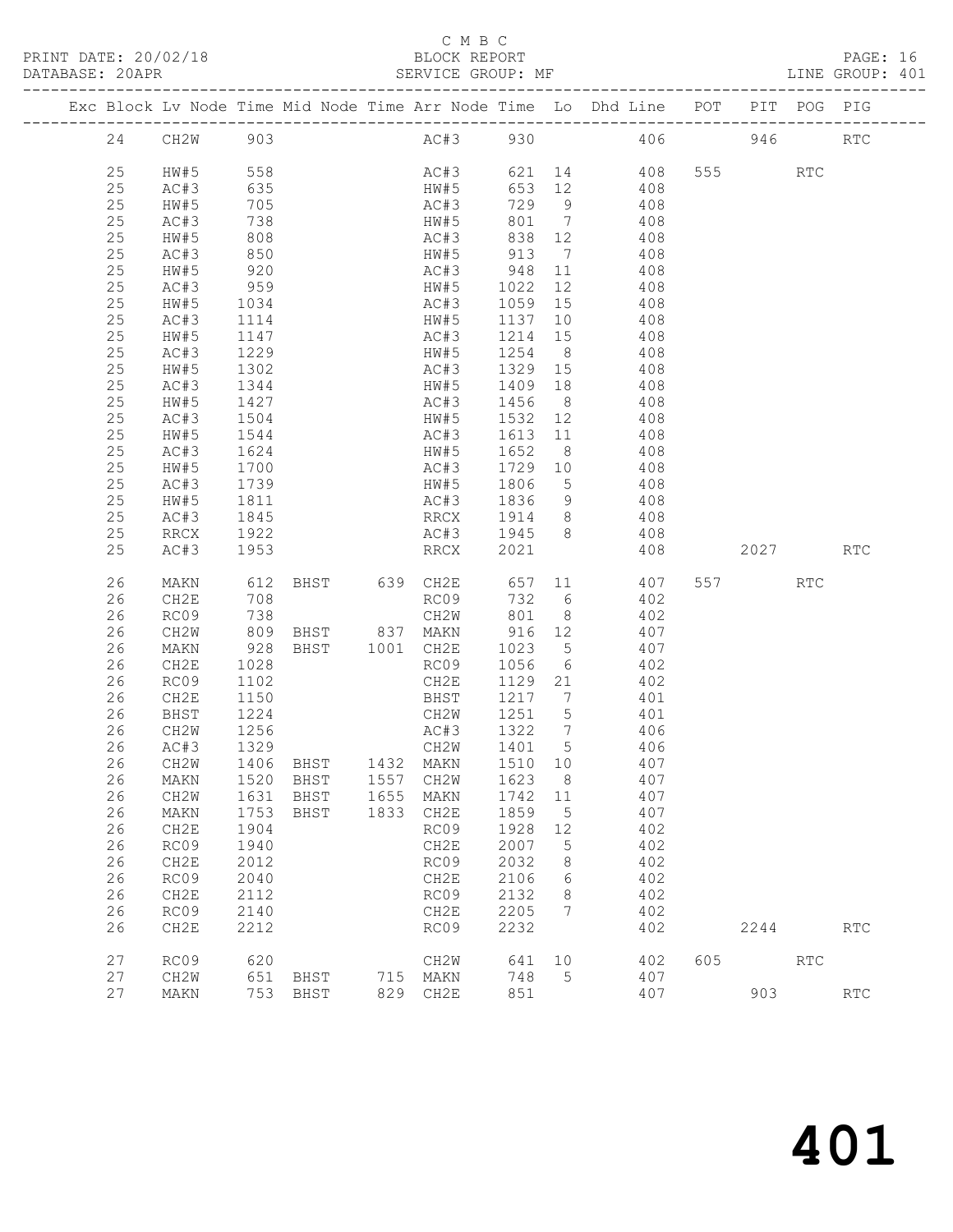C M B C

PRINT DATE: 20/02/18 BLOCK REPORT PAGE: 16
DATABASE: 20APR SERVICE GROUP: MF LINE GROUP: 401

| Exc | Block | Lv | Node | Time | Mid Node | Time | Arr Node | Time | Lo | Dhd Line | POT | PIT | POG | PIG |
|---|---|---|---|---|---|---|---|---|---|---|---|---|---|---|
| | 24 | | CH2W | 903 | | | AC#3 | 930 | | 406 | | 946 | | RTC |
| | 25 | | HW#5 | 558 | | | AC#3 | 621 | 14 | 408 | 555 | | RTC | |
| | 25 | | AC#3 | 635 | | | HW#5 | 653 | 12 | 408 | | | | |
| | 25 | | HW#5 | 705 | | | AC#3 | 729 | 9 | 408 | | | | |
| | 25 | | AC#3 | 738 | | | HW#5 | 801 | 7 | 408 | | | | |
| | 25 | | HW#5 | 808 | | | AC#3 | 838 | 12 | 408 | | | | |
| | 25 | | AC#3 | 850 | | | HW#5 | 913 | 7 | 408 | | | | |
| | 25 | | HW#5 | 920 | | | AC#3 | 948 | 11 | 408 | | | | |
| | 25 | | AC#3 | 959 | | | HW#5 | 1022 | 12 | 408 | | | | |
| | 25 | | HW#5 | 1034 | | | AC#3 | 1059 | 15 | 408 | | | | |
| | 25 | | AC#3 | 1114 | | | HW#5 | 1137 | 10 | 408 | | | | |
| | 25 | | HW#5 | 1147 | | | AC#3 | 1214 | 15 | 408 | | | | |
| | 25 | | AC#3 | 1229 | | | HW#5 | 1254 | 8 | 408 | | | | |
| | 25 | | HW#5 | 1302 | | | AC#3 | 1329 | 15 | 408 | | | | |
| | 25 | | AC#3 | 1344 | | | HW#5 | 1409 | 18 | 408 | | | | |
| | 25 | | HW#5 | 1427 | | | AC#3 | 1456 | 8 | 408 | | | | |
| | 25 | | AC#3 | 1504 | | | HW#5 | 1532 | 12 | 408 | | | | |
| | 25 | | HW#5 | 1544 | | | AC#3 | 1613 | 11 | 408 | | | | |
| | 25 | | AC#3 | 1624 | | | HW#5 | 1652 | 8 | 408 | | | | |
| | 25 | | HW#5 | 1700 | | | AC#3 | 1729 | 10 | 408 | | | | |
| | 25 | | AC#3 | 1739 | | | HW#5 | 1806 | 5 | 408 | | | | |
| | 25 | | HW#5 | 1811 | | | AC#3 | 1836 | 9 | 408 | | | | |
| | 25 | | AC#3 | 1845 | | | RRCX | 1914 | 8 | 408 | | | | |
| | 25 | | RRCX | 1922 | | | AC#3 | 1945 | 8 | 408 | | | | |
| | 25 | | AC#3 | 1953 | | | RRCX | 2021 | | 408 | | 2027 | | RTC |
| | 26 | | MAKN | 612 | BHST | 639 | CH2E | 657 | 11 | 407 | 557 | | RTC | |
| | 26 | | CH2E | 708 | | | RC09 | 732 | 6 | 402 | | | | |
| | 26 | | RC09 | 738 | | | CH2W | 801 | 8 | 402 | | | | |
| | 26 | | CH2W | 809 | BHST | 837 | MAKN | 916 | 12 | 407 | | | | |
| | 26 | | MAKN | 928 | BHST | 1001 | CH2E | 1023 | 5 | 407 | | | | |
| | 26 | | CH2E | 1028 | | | RC09 | 1056 | 6 | 402 | | | | |
| | 26 | | RC09 | 1102 | | | CH2E | 1129 | 21 | 402 | | | | |
| | 26 | | CH2E | 1150 | | | BHST | 1217 | 7 | 401 | | | | |
| | 26 | | BHST | 1224 | | | CH2W | 1251 | 5 | 401 | | | | |
| | 26 | | CH2W | 1256 | | | AC#3 | 1322 | 7 | 406 | | | | |
| | 26 | | AC#3 | 1329 | | | CH2W | 1401 | 5 | 406 | | | | |
| | 26 | | CH2W | 1406 | BHST | 1432 | MAKN | 1510 | 10 | 407 | | | | |
| | 26 | | MAKN | 1520 | BHST | 1557 | CH2W | 1623 | 8 | 407 | | | | |
| | 26 | | CH2W | 1631 | BHST | 1655 | MAKN | 1742 | 11 | 407 | | | | |
| | 26 | | MAKN | 1753 | BHST | 1833 | CH2E | 1859 | 5 | 407 | | | | |
| | 26 | | CH2E | 1904 | | | RC09 | 1928 | 12 | 402 | | | | |
| | 26 | | RC09 | 1940 | | | CH2E | 2007 | 5 | 402 | | | | |
| | 26 | | CH2E | 2012 | | | RC09 | 2032 | 8 | 402 | | | | |
| | 26 | | RC09 | 2040 | | | CH2E | 2106 | 6 | 402 | | | | |
| | 26 | | CH2E | 2112 | | | RC09 | 2132 | 8 | 402 | | | | |
| | 26 | | RC09 | 2140 | | | CH2E | 2205 | 7 | 402 | | | | |
| | 26 | | CH2E | 2212 | | | RC09 | 2232 | | 402 | | 2244 | | RTC |
| | 27 | | RC09 | 620 | | | CH2W | 641 | 10 | 402 | 605 | | RTC | |
| | 27 | | CH2W | 651 | BHST | 715 | MAKN | 748 | 5 | 407 | | | | |
| | 27 | | MAKN | 753 | BHST | 829 | CH2E | 851 | | 407 | | 903 | | RTC |

# 401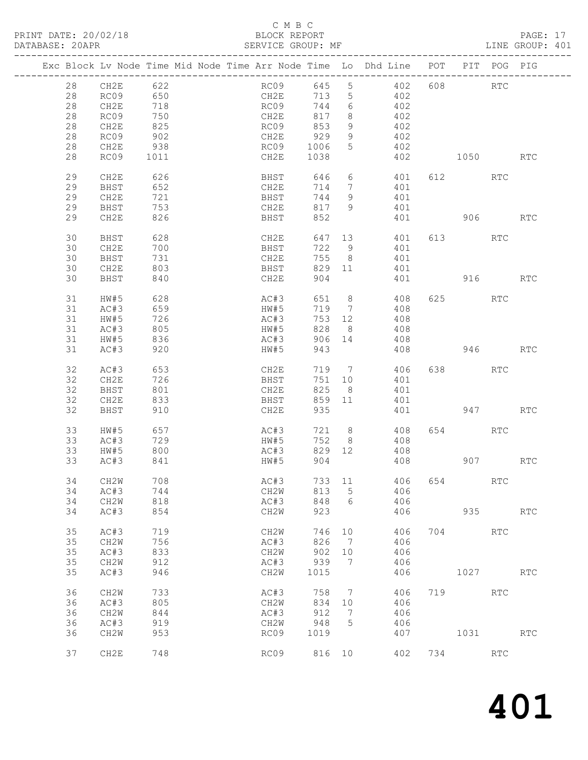C M B C

PRINT DATE: 20/02/18 BLOCK REPORT PAGE: 17
DATABASE: 20APR SERVICE GROUP: MF LINE GROUP: 401

| Exc | Block | Lv | Node | Time | Mid Node | Time | Arr Node | Time | Lo | Dhd Line | POT | PIT | POG | PIG |
|---|---|---|---|---|---|---|---|---|---|---|---|---|---|---|
| | 28 | | CH2E | 622 | | | RC09 | 645 | 5 | 402 | 608 | | RTC | |
| | 28 | | RC09 | 650 | | | CH2E | 713 | 5 | 402 | | | | |
| | 28 | | CH2E | 718 | | | RC09 | 744 | 6 | 402 | | | | |
| | 28 | | RC09 | 750 | | | CH2E | 817 | 8 | 402 | | | | |
| | 28 | | CH2E | 825 | | | RC09 | 853 | 9 | 402 | | | | |
| | 28 | | RC09 | 902 | | | CH2E | 929 | 9 | 402 | | | | |
| | 28 | | CH2E | 938 | | | RC09 | 1006 | 5 | 402 | | | | |
| | 28 | | RC09 | 1011 | | | CH2E | 1038 | | 402 | | 1050 | | RTC |
| | 29 | | CH2E | 626 | | | BHST | 646 | 6 | 401 | 612 | | RTC | |
| | 29 | | BHST | 652 | | | CH2E | 714 | 7 | 401 | | | | |
| | 29 | | CH2E | 721 | | | BHST | 744 | 9 | 401 | | | | |
| | 29 | | BHST | 753 | | | CH2E | 817 | 9 | 401 | | | | |
| | 29 | | CH2E | 826 | | | BHST | 852 | | 401 | | 906 | | RTC |
| | 30 | | BHST | 628 | | | CH2E | 647 | 13 | 401 | 613 | | RTC | |
| | 30 | | CH2E | 700 | | | BHST | 722 | 9 | 401 | | | | |
| | 30 | | BHST | 731 | | | CH2E | 755 | 8 | 401 | | | | |
| | 30 | | CH2E | 803 | | | BHST | 829 | 11 | 401 | | | | |
| | 30 | | BHST | 840 | | | CH2E | 904 | | 401 | | 916 | | RTC |
| | 31 | | HW#5 | 628 | | | AC#3 | 651 | 8 | 408 | 625 | | RTC | |
| | 31 | | AC#3 | 659 | | | HW#5 | 719 | 7 | 408 | | | | |
| | 31 | | HW#5 | 726 | | | AC#3 | 753 | 12 | 408 | | | | |
| | 31 | | AC#3 | 805 | | | HW#5 | 828 | 8 | 408 | | | | |
| | 31 | | HW#5 | 836 | | | AC#3 | 906 | 14 | 408 | | | | |
| | 31 | | AC#3 | 920 | | | HW#5 | 943 | | 408 | | 946 | | RTC |
| | 32 | | AC#3 | 653 | | | CH2E | 719 | 7 | 406 | 638 | | RTC | |
| | 32 | | CH2E | 726 | | | BHST | 751 | 10 | 401 | | | | |
| | 32 | | BHST | 801 | | | CH2E | 825 | 8 | 401 | | | | |
| | 32 | | CH2E | 833 | | | BHST | 859 | 11 | 401 | | | | |
| | 32 | | BHST | 910 | | | CH2E | 935 | | 401 | | 947 | | RTC |
| | 33 | | HW#5 | 657 | | | AC#3 | 721 | 8 | 408 | 654 | | RTC | |
| | 33 | | AC#3 | 729 | | | HW#5 | 752 | 8 | 408 | | | | |
| | 33 | | HW#5 | 800 | | | AC#3 | 829 | 12 | 408 | | | | |
| | 33 | | AC#3 | 841 | | | HW#5 | 904 | | 408 | | 907 | | RTC |
| | 34 | | CH2W | 708 | | | AC#3 | 733 | 11 | 406 | 654 | | RTC | |
| | 34 | | AC#3 | 744 | | | CH2W | 813 | 5 | 406 | | | | |
| | 34 | | CH2W | 818 | | | AC#3 | 848 | 6 | 406 | | | | |
| | 34 | | AC#3 | 854 | | | CH2W | 923 | | 406 | | 935 | | RTC |
| | 35 | | AC#3 | 719 | | | CH2W | 746 | 10 | 406 | 704 | | RTC | |
| | 35 | | CH2W | 756 | | | AC#3 | 826 | 7 | 406 | | | | |
| | 35 | | AC#3 | 833 | | | CH2W | 902 | 10 | 406 | | | | |
| | 35 | | CH2W | 912 | | | AC#3 | 939 | 7 | 406 | | | | |
| | 35 | | AC#3 | 946 | | | CH2W | 1015 | | 406 | | 1027 | | RTC |
| | 36 | | CH2W | 733 | | | AC#3 | 758 | 7 | 406 | 719 | | RTC | |
| | 36 | | AC#3 | 805 | | | CH2W | 834 | 10 | 406 | | | | |
| | 36 | | CH2W | 844 | | | AC#3 | 912 | 7 | 406 | | | | |
| | 36 | | AC#3 | 919 | | | CH2W | 948 | 5 | 406 | | | | |
| | 36 | | CH2W | 953 | | | RC09 | 1019 | | 407 | | 1031 | | RTC |
| | 37 | | CH2E | 748 | | | RC09 | 816 | 10 | 402 | 734 | | RTC | |

401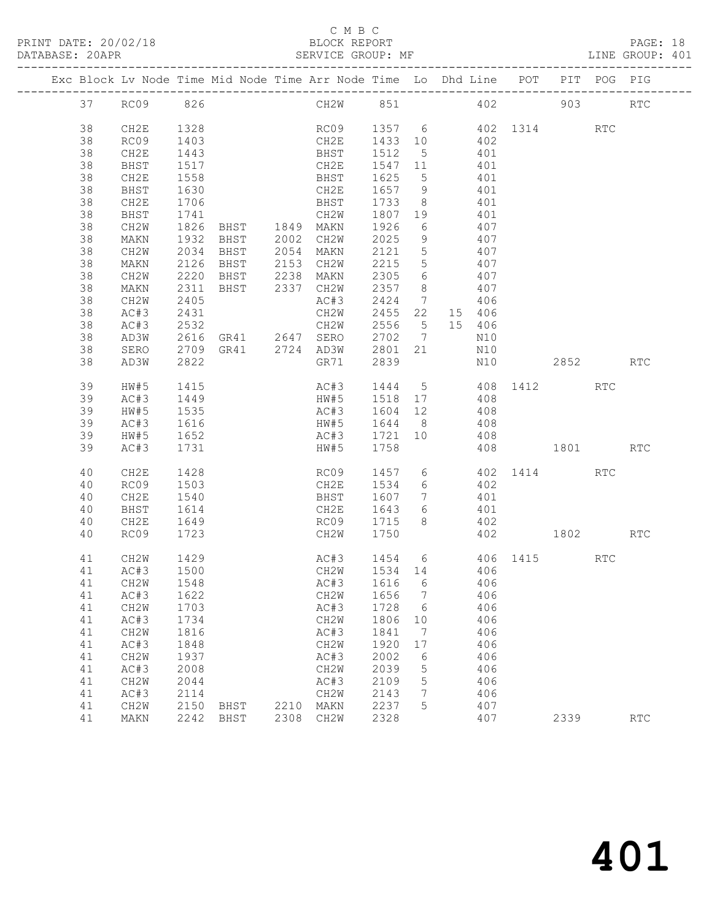C M B C
PRINT DATE: 20/02/18 BLOCK REPORT
DATABASE: 20APR SERVICE GROUP: MF LINE GROUP: 401

| Exc | Block | Lv | Node | Time | Mid Node | Time | Arr Node | Time | Lo | Dhd | Line | POT | PIT | POG | PIG |
|---|---|---|---|---|---|---|---|---|---|---|---|---|---|---|---|
| | 37 | | RC09 | 826 | | | CH2W | 851 | | | 402 | | 903 | | RTC |
| | 38 | | CH2E | 1328 | | | RC09 | 1357 | 6 | | 402 | 1314 | | RTC | |
| | 38 | | RC09 | 1403 | | | CH2E | 1433 | 10 | | 402 | | | | |
| | 38 | | CH2E | 1443 | | | BHST | 1512 | 5 | | 401 | | | | |
| | 38 | | BHST | 1517 | | | CH2E | 1547 | 11 | | 401 | | | | |
| | 38 | | CH2E | 1558 | | | BHST | 1625 | 5 | | 401 | | | | |
| | 38 | | BHST | 1630 | | | CH2E | 1657 | 9 | | 401 | | | | |
| | 38 | | CH2E | 1706 | | | BHST | 1733 | 8 | | 401 | | | | |
| | 38 | | BHST | 1741 | | | CH2W | 1807 | 19 | | 401 | | | | |
| | 38 | | CH2W | 1826 | BHST | 1849 | MAKN | 1926 | 6 | | 407 | | | | |
| | 38 | | MAKN | 1932 | BHST | 2002 | CH2W | 2025 | 9 | | 407 | | | | |
| | 38 | | CH2W | 2034 | BHST | 2054 | MAKN | 2121 | 5 | | 407 | | | | |
| | 38 | | MAKN | 2126 | BHST | 2153 | CH2W | 2215 | 5 | | 407 | | | | |
| | 38 | | CH2W | 2220 | BHST | 2238 | MAKN | 2305 | 6 | | 407 | | | | |
| | 38 | | MAKN | 2311 | BHST | 2337 | CH2W | 2357 | 8 | | 407 | | | | |
| | 38 | | CH2W | 2405 | | | AC#3 | 2424 | 7 | | 406 | | | | |
| | 38 | | AC#3 | 2431 | | | CH2W | 2455 | 22 | 15 | 406 | | | | |
| | 38 | | AC#3 | 2532 | | | CH2W | 2556 | 5 | 15 | 406 | | | | |
| | 38 | | AD3W | 2616 | GR41 | 2647 | SERO | 2702 | 7 | | N10 | | | | |
| | 38 | | SERO | 2709 | GR41 | 2724 | AD3W | 2801 | 21 | | N10 | | | | |
| | 38 | | AD3W | 2822 | | | GR71 | 2839 | | | N10 | | 2852 | | RTC |
| | 39 | | HW#5 | 1415 | | | AC#3 | 1444 | 5 | | 408 | 1412 | | RTC | |
| | 39 | | AC#3 | 1449 | | | HW#5 | 1518 | 17 | | 408 | | | | |
| | 39 | | HW#5 | 1535 | | | AC#3 | 1604 | 12 | | 408 | | | | |
| | 39 | | AC#3 | 1616 | | | HW#5 | 1644 | 8 | | 408 | | | | |
| | 39 | | HW#5 | 1652 | | | AC#3 | 1721 | 10 | | 408 | | | | |
| | 39 | | AC#3 | 1731 | | | HW#5 | 1758 | | | 408 | | 1801 | | RTC |
| | 40 | | CH2E | 1428 | | | RC09 | 1457 | 6 | | 402 | 1414 | | RTC | |
| | 40 | | RC09 | 1503 | | | CH2E | 1534 | 6 | | 402 | | | | |
| | 40 | | CH2E | 1540 | | | BHST | 1607 | 7 | | 401 | | | | |
| | 40 | | BHST | 1614 | | | CH2E | 1643 | 6 | | 401 | | | | |
| | 40 | | CH2E | 1649 | | | RC09 | 1715 | 8 | | 402 | | | | |
| | 40 | | RC09 | 1723 | | | CH2W | 1750 | | | 402 | | 1802 | | RTC |
| | 41 | | CH2W | 1429 | | | AC#3 | 1454 | 6 | | 406 | 1415 | | RTC | |
| | 41 | | AC#3 | 1500 | | | CH2W | 1534 | 14 | | 406 | | | | |
| | 41 | | CH2W | 1548 | | | AC#3 | 1616 | 6 | | 406 | | | | |
| | 41 | | AC#3 | 1622 | | | CH2W | 1656 | 7 | | 406 | | | | |
| | 41 | | CH2W | 1703 | | | AC#3 | 1728 | 6 | | 406 | | | | |
| | 41 | | AC#3 | 1734 | | | CH2W | 1806 | 10 | | 406 | | | | |
| | 41 | | CH2W | 1816 | | | AC#3 | 1841 | 7 | | 406 | | | | |
| | 41 | | AC#3 | 1848 | | | CH2W | 1920 | 17 | | 406 | | | | |
| | 41 | | CH2W | 1937 | | | AC#3 | 2002 | 6 | | 406 | | | | |
| | 41 | | AC#3 | 2008 | | | CH2W | 2039 | 5 | | 406 | | | | |
| | 41 | | CH2W | 2044 | | | AC#3 | 2109 | 5 | | 406 | | | | |
| | 41 | | AC#3 | 2114 | | | CH2W | 2143 | 7 | | 406 | | | | |
| | 41 | | CH2W | 2150 | BHST | 2210 | MAKN | 2237 | 5 | | 407 | | | | |
| | 41 | | MAKN | 2242 | BHST | 2308 | CH2W | 2328 | | | 407 | | 2339 | | RTC |

401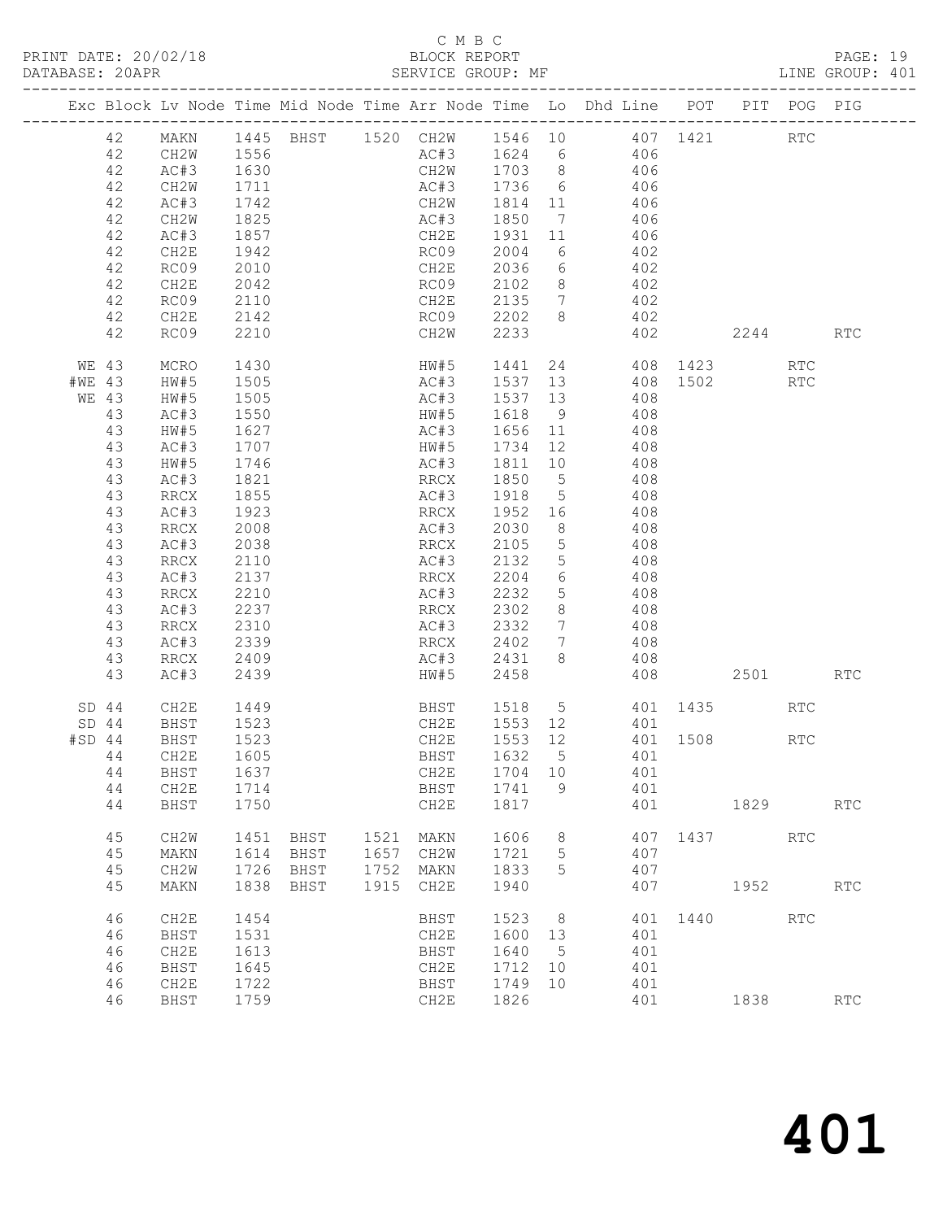C M B C

PRINT DATE: 20/02/18 BLOCK REPORT

DATABASE: 20APR SERVICE GROUP: MF LINE GROUP: 401

| Exc | Block | Lv Node | Time | Mid Node | Time | Arr Node | Time | Lo | Dhd Line | POT | PIT | POG | PIG |
|---|---|---|---|---|---|---|---|---|---|---|---|---|---|
| | 42 | MAKN | 1445 | BHST | 1520 | CH2W | 1546 | 10 | 407 | 1421 | | RTC | |
| | 42 | CH2W | 1556 | | | AC#3 | 1624 | 6 | 406 | | | | |
| | 42 | AC#3 | 1630 | | | CH2W | 1703 | 8 | 406 | | | | |
| | 42 | CH2W | 1711 | | | AC#3 | 1736 | 6 | 406 | | | | |
| | 42 | AC#3 | 1742 | | | CH2W | 1814 | 11 | 406 | | | | |
| | 42 | CH2W | 1825 | | | AC#3 | 1850 | 7 | 406 | | | | |
| | 42 | AC#3 | 1857 | | | CH2E | 1931 | 11 | 406 | | | | |
| | 42 | CH2E | 1942 | | | RC09 | 2004 | 6 | 402 | | | | |
| | 42 | RC09 | 2010 | | | CH2E | 2036 | 6 | 402 | | | | |
| | 42 | CH2E | 2042 | | | RC09 | 2102 | 8 | 402 | | | | |
| | 42 | RC09 | 2110 | | | CH2E | 2135 | 7 | 402 | | | | |
| | 42 | CH2E | 2142 | | | RC09 | 2202 | 8 | 402 | | | | |
| | 42 | RC09 | 2210 | | | CH2W | 2233 | | 402 | | 2244 | | RTC |
| WE | 43 | MCRO | 1430 | | | HW#5 | 1441 | 24 | 408 | 1423 | | RTC | |
| #WE | 43 | HW#5 | 1505 | | | AC#3 | 1537 | 13 | 408 | 1502 | | RTC | |
| WE | 43 | HW#5 | 1505 | | | AC#3 | 1537 | 13 | 408 | | | | |
| | 43 | AC#3 | 1550 | | | HW#5 | 1618 | 9 | 408 | | | | |
| | 43 | HW#5 | 1627 | | | AC#3 | 1656 | 11 | 408 | | | | |
| | 43 | AC#3 | 1707 | | | HW#5 | 1734 | 12 | 408 | | | | |
| | 43 | HW#5 | 1746 | | | AC#3 | 1811 | 10 | 408 | | | | |
| | 43 | AC#3 | 1821 | | | RRCX | 1850 | 5 | 408 | | | | |
| | 43 | RRCX | 1855 | | | AC#3 | 1918 | 5 | 408 | | | | |
| | 43 | AC#3 | 1923 | | | RRCX | 1952 | 16 | 408 | | | | |
| | 43 | RRCX | 2008 | | | AC#3 | 2030 | 8 | 408 | | | | |
| | 43 | AC#3 | 2038 | | | RRCX | 2105 | 5 | 408 | | | | |
| | 43 | RRCX | 2110 | | | AC#3 | 2132 | 5 | 408 | | | | |
| | 43 | AC#3 | 2137 | | | RRCX | 2204 | 6 | 408 | | | | |
| | 43 | RRCX | 2210 | | | AC#3 | 2232 | 5 | 408 | | | | |
| | 43 | AC#3 | 2237 | | | RRCX | 2302 | 8 | 408 | | | | |
| | 43 | RRCX | 2310 | | | AC#3 | 2332 | 7 | 408 | | | | |
| | 43 | AC#3 | 2339 | | | RRCX | 2402 | 7 | 408 | | | | |
| | 43 | RRCX | 2409 | | | AC#3 | 2431 | 8 | 408 | | | | |
| | 43 | AC#3 | 2439 | | | HW#5 | 2458 | | 408 | | 2501 | | RTC |
| SD | 44 | CH2E | 1449 | | | BHST | 1518 | 5 | 401 | 1435 | | RTC | |
| SD | 44 | BHST | 1523 | | | CH2E | 1553 | 12 | 401 | | | | |
| #SD | 44 | BHST | 1523 | | | CH2E | 1553 | 12 | 401 | 1508 | | RTC | |
| | 44 | CH2E | 1605 | | | BHST | 1632 | 5 | 401 | | | | |
| | 44 | BHST | 1637 | | | CH2E | 1704 | 10 | 401 | | | | |
| | 44 | CH2E | 1714 | | | BHST | 1741 | 9 | 401 | | | | |
| | 44 | BHST | 1750 | | | CH2E | 1817 | | 401 | | 1829 | | RTC |
| | 45 | CH2W | 1451 | BHST | 1521 | MAKN | 1606 | 8 | 407 | 1437 | | RTC | |
| | 45 | MAKN | 1614 | BHST | 1657 | CH2W | 1721 | 5 | 407 | | | | |
| | 45 | CH2W | 1726 | BHST | 1752 | MAKN | 1833 | 5 | 407 | | | | |
| | 45 | MAKN | 1838 | BHST | 1915 | CH2E | 1940 | | 407 | | 1952 | | RTC |
| | 46 | CH2E | 1454 | | | BHST | 1523 | 8 | 401 | 1440 | | RTC | |
| | 46 | BHST | 1531 | | | CH2E | 1600 | 13 | 401 | | | | |
| | 46 | CH2E | 1613 | | | BHST | 1640 | 5 | 401 | | | | |
| | 46 | BHST | 1645 | | | CH2E | 1712 | 10 | 401 | | | | |
| | 46 | CH2E | 1722 | | | BHST | 1749 | 10 | 401 | | | | |
| | 46 | BHST | 1759 | | | CH2E | 1826 | | 401 | | 1838 | | RTC |

401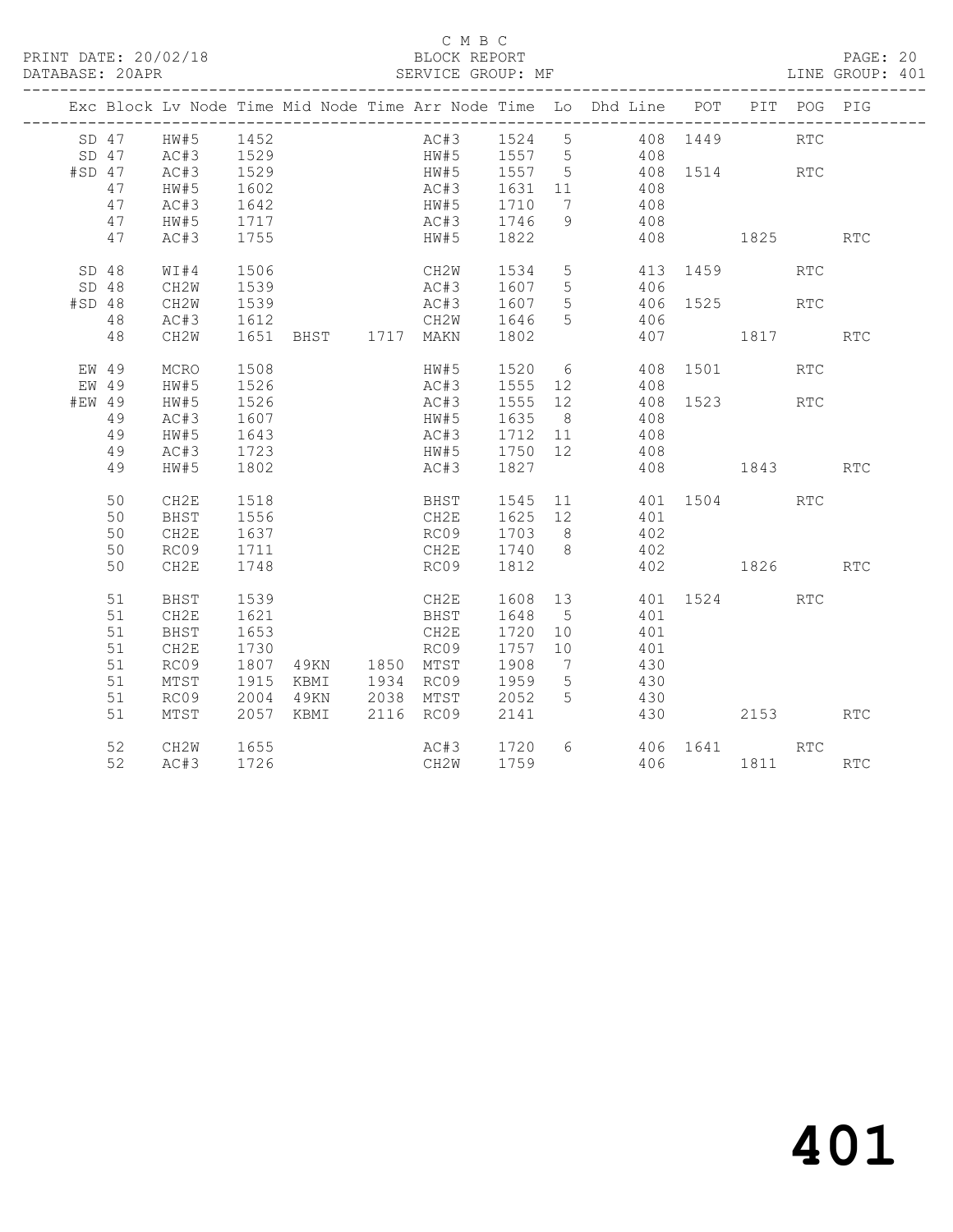C M B C

PRINT DATE: 20/02/18 BLOCK REPORT

DATABASE: 20APR SERVICE GROUP: MF LINE GROUP: 401

| Exc | Block | Lv | Node | Time | Mid Node | Time | Arr Node | Time | Lo | Dhd Line | POT | PIT | POG | PIG |
|---|---|---|---|---|---|---|---|---|---|---|---|---|---|---|
| SD | 47 | | HW#5 | 1452 | | | AC#3 | 1524 | 5 | 408 | 1449 | | RTC | |
| SD | 47 | | AC#3 | 1529 | | | HW#5 | 1557 | 5 | 408 | | | | |
| #SD | 47 | | AC#3 | 1529 | | | HW#5 | 1557 | 5 | 408 | 1514 | | RTC | |
| | 47 | | HW#5 | 1602 | | | AC#3 | 1631 | 11 | 408 | | | | |
| | 47 | | AC#3 | 1642 | | | HW#5 | 1710 | 7 | 408 | | | | |
| | 47 | | HW#5 | 1717 | | | AC#3 | 1746 | 9 | 408 | | | | |
| | 47 | | AC#3 | 1755 | | | HW#5 | 1822 | | 408 | | 1825 | | RTC |
| SD | 48 | | WI#4 | 1506 | | | CH2W | 1534 | 5 | 413 | 1459 | | RTC | |
| SD | 48 | | CH2W | 1539 | | | AC#3 | 1607 | 5 | 406 | | | | |
| #SD | 48 | | CH2W | 1539 | | | AC#3 | 1607 | 5 | 406 | 1525 | | RTC | |
| | 48 | | AC#3 | 1612 | | | CH2W | 1646 | 5 | 406 | | | | |
| | 48 | | CH2W | 1651 | BHST | 1717 | MAKN | 1802 | | 407 | | 1817 | | RTC |
| EW | 49 | | MCRO | 1508 | | | HW#5 | 1520 | 6 | 408 | 1501 | | RTC | |
| EW | 49 | | HW#5 | 1526 | | | AC#3 | 1555 | 12 | 408 | | | | |
| #EW | 49 | | HW#5 | 1526 | | | AC#3 | 1555 | 12 | 408 | 1523 | | RTC | |
| | 49 | | AC#3 | 1607 | | | HW#5 | 1635 | 8 | 408 | | | | |
| | 49 | | HW#5 | 1643 | | | AC#3 | 1712 | 11 | 408 | | | | |
| | 49 | | AC#3 | 1723 | | | HW#5 | 1750 | 12 | 408 | | | | |
| | 49 | | HW#5 | 1802 | | | AC#3 | 1827 | | 408 | | 1843 | | RTC |
| | 50 | | CH2E | 1518 | | | BHST | 1545 | 11 | 401 | 1504 | | RTC | |
| | 50 | | BHST | 1556 | | | CH2E | 1625 | 12 | 401 | | | | |
| | 50 | | CH2E | 1637 | | | RC09 | 1703 | 8 | 402 | | | | |
| | 50 | | RC09 | 1711 | | | CH2E | 1740 | 8 | 402 | | | | |
| | 50 | | CH2E | 1748 | | | RC09 | 1812 | | 402 | | 1826 | | RTC |
| | 51 | | BHST | 1539 | | | CH2E | 1608 | 13 | 401 | 1524 | | RTC | |
| | 51 | | CH2E | 1621 | | | BHST | 1648 | 5 | 401 | | | | |
| | 51 | | BHST | 1653 | | | CH2E | 1720 | 10 | 401 | | | | |
| | 51 | | CH2E | 1730 | | | RC09 | 1757 | 10 | 401 | | | | |
| | 51 | | RC09 | 1807 | 49KN | 1850 | MTST | 1908 | 7 | 430 | | | | |
| | 51 | | MTST | 1915 | KBMI | 1934 | RC09 | 1959 | 5 | 430 | | | | |
| | 51 | | RC09 | 2004 | 49KN | 2038 | MTST | 2052 | 5 | 430 | | | | |
| | 51 | | MTST | 2057 | KBMI | 2116 | RC09 | 2141 | | 430 | | 2153 | | RTC |
| | 52 | | CH2W | 1655 | | | AC#3 | 1720 | 6 | 406 | 1641 | | RTC | |
| | 52 | | AC#3 | 1726 | | | CH2W | 1759 | | 406 | | 1811 | | RTC |

401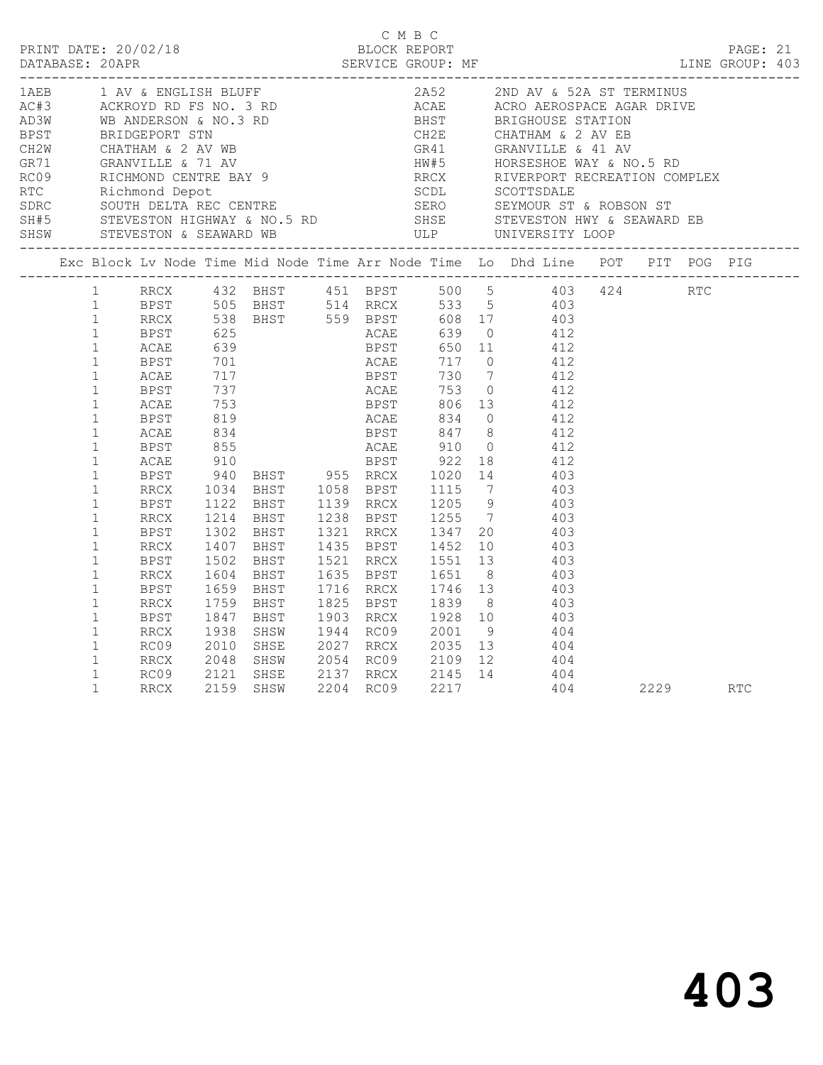C M B C

PRINT DATE: 20/02/18 BLOCK REPORT

DATABASE: 20APR SERVICE GROUP: MF LINE GROUP: 403

| Code | Description | Code | Description |
|---|---|---|---|
| 1AEB | 1 AV & ENGLISH BLUFF | 2A52 | 2ND AV & 52A ST TERMINUS |
| AC#3 | ACKROYD RD FS NO. 3 RD | ACAE | ACRO AEROSPACE AGAR DRIVE |
| AD3W | WB ANDERSON & NO.3 RD | BHST | BRIGHOUSE STATION |
| BPST | BRIDGEPORT STN | CH2E | CHATHAM & 2 AV EB |
| CH2W | CHATHAM & 2 AV WB | GR41 | GRANVILLE & 41 AV |
| GR71 | GRANVILLE & 71 AV | HW#5 | HORSESHOE WAY & NO.5 RD |
| RC09 | RICHMOND CENTRE BAY 9 | RRCX | RIVERPORT RECREATION COMPLEX |
| RTC | Richmond Depot | SCDL | SCOTTSDALE |
| SDRC | SOUTH DELTA REC CENTRE | SERO | SEYMOUR ST & ROBSON ST |
| SH#5 | STEVESTON HIGHWAY & NO.5 RD | SHSE | STEVESTON HWY & SEAWARD EB |
| SHSW | STEVESTON & SEAWARD WB | ULP | UNIVERSITY LOOP |

| Exc | Block | Lv Node | Time | Mid Node | Time | Arr Node | Time | Lo | Dhd Line | POT | PIT | POG | PIG |
|---|---|---|---|---|---|---|---|---|---|---|---|---|---|
| | 1 | RRCX | 432 | BHST | 451 | BPST | 500 | 5 | 403 | 424 | | RTC | |
| | 1 | BPST | 505 | BHST | 514 | RRCX | 533 | 5 | 403 | | | | |
| | 1 | RRCX | 538 | BHST | 559 | BPST | 608 | 17 | 403 | | | | |
| | 1 | BPST | 625 | | | ACAE | 639 | 0 | 412 | | | | |
| | 1 | ACAE | 639 | | | BPST | 650 | 11 | 412 | | | | |
| | 1 | BPST | 701 | | | ACAE | 717 | 0 | 412 | | | | |
| | 1 | ACAE | 717 | | | BPST | 730 | 7 | 412 | | | | |
| | 1 | BPST | 737 | | | ACAE | 753 | 0 | 412 | | | | |
| | 1 | ACAE | 753 | | | BPST | 806 | 13 | 412 | | | | |
| | 1 | BPST | 819 | | | ACAE | 834 | 0 | 412 | | | | |
| | 1 | ACAE | 834 | | | BPST | 847 | 8 | 412 | | | | |
| | 1 | BPST | 855 | | | ACAE | 910 | 0 | 412 | | | | |
| | 1 | ACAE | 910 | | | BPST | 922 | 18 | 412 | | | | |
| | 1 | BPST | 940 | BHST | 955 | RRCX | 1020 | 14 | 403 | | | | |
| | 1 | RRCX | 1034 | BHST | 1058 | BPST | 1115 | 7 | 403 | | | | |
| | 1 | BPST | 1122 | BHST | 1139 | RRCX | 1205 | 9 | 403 | | | | |
| | 1 | RRCX | 1214 | BHST | 1238 | BPST | 1255 | 7 | 403 | | | | |
| | 1 | BPST | 1302 | BHST | 1321 | RRCX | 1347 | 20 | 403 | | | | |
| | 1 | RRCX | 1407 | BHST | 1435 | BPST | 1452 | 10 | 403 | | | | |
| | 1 | BPST | 1502 | BHST | 1521 | RRCX | 1551 | 13 | 403 | | | | |
| | 1 | RRCX | 1604 | BHST | 1635 | BPST | 1651 | 8 | 403 | | | | |
| | 1 | BPST | 1659 | BHST | 1716 | RRCX | 1746 | 13 | 403 | | | | |
| | 1 | RRCX | 1759 | BHST | 1825 | BPST | 1839 | 8 | 403 | | | | |
| | 1 | BPST | 1847 | BHST | 1903 | RRCX | 1928 | 10 | 403 | | | | |
| | 1 | RRCX | 1938 | SHSW | 1944 | RC09 | 2001 | 9 | 404 | | | | |
| | 1 | RC09 | 2010 | SHSE | 2027 | RRCX | 2035 | 13 | 404 | | | | |
| | 1 | RRCX | 2048 | SHSW | 2054 | RC09 | 2109 | 12 | 404 | | | | |
| | 1 | RC09 | 2121 | SHSE | 2137 | RRCX | 2145 | 14 | 404 | | | | |
| | 1 | RRCX | 2159 | SHSW | 2204 | RC09 | 2217 | | 404 | | 2229 | | RTC |

403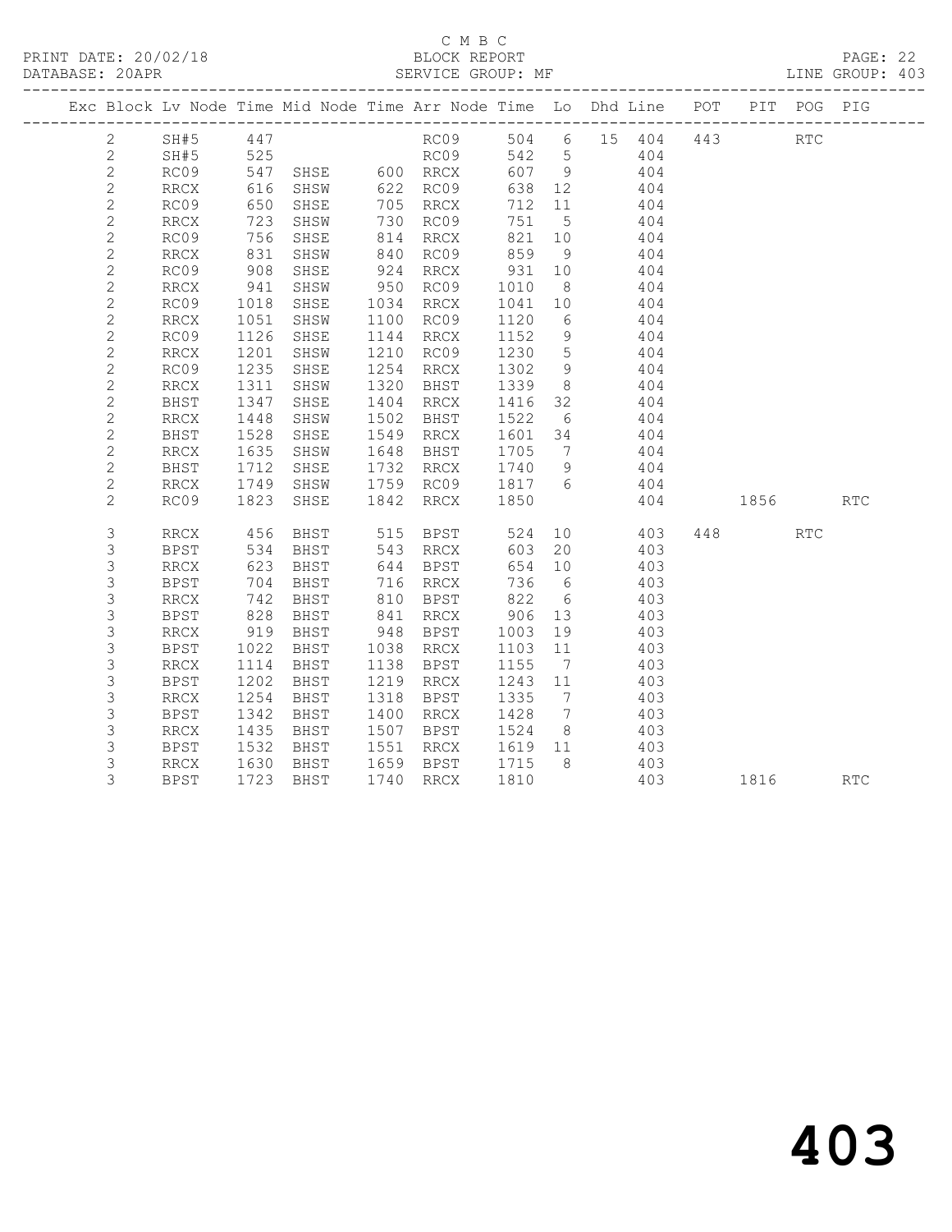C M B C

BLOCK REPORT

SERVICE GROUP: MF

LINE GROUP: 403

| Exc | Block | Lv | Node | Time | Mid Node | Time | Arr Node | Time | Lo | Dhd | Line | POT | PIT | POG | PIG |
|---|---|---|---|---|---|---|---|---|---|---|---|---|---|---|---|
| | 2 | | SH#5 | 447 | | | RC09 | 504 | 6 | 15 | 404 | 443 | | RTC | |
| | 2 | | SH#5 | 525 | | | RC09 | 542 | 5 | | 404 | | | | |
| | 2 | | RC09 | 547 | SHSE | 600 | RRCX | 607 | 9 | | 404 | | | | |
| | 2 | | RRCX | 616 | SHSW | 622 | RC09 | 638 | 12 | | 404 | | | | |
| | 2 | | RC09 | 650 | SHSE | 705 | RRCX | 712 | 11 | | 404 | | | | |
| | 2 | | RRCX | 723 | SHSW | 730 | RC09 | 751 | 5 | | 404 | | | | |
| | 2 | | RC09 | 756 | SHSE | 814 | RRCX | 821 | 10 | | 404 | | | | |
| | 2 | | RRCX | 831 | SHSW | 840 | RC09 | 859 | 9 | | 404 | | | | |
| | 2 | | RC09 | 908 | SHSE | 924 | RRCX | 931 | 10 | | 404 | | | | |
| | 2 | | RRCX | 941 | SHSW | 950 | RC09 | 1010 | 8 | | 404 | | | | |
| | 2 | | RC09 | 1018 | SHSE | 1034 | RRCX | 1041 | 10 | | 404 | | | | |
| | 2 | | RRCX | 1051 | SHSW | 1100 | RC09 | 1120 | 6 | | 404 | | | | |
| | 2 | | RC09 | 1126 | SHSE | 1144 | RRCX | 1152 | 9 | | 404 | | | | |
| | 2 | | RRCX | 1201 | SHSW | 1210 | RC09 | 1230 | 5 | | 404 | | | | |
| | 2 | | RC09 | 1235 | SHSE | 1254 | RRCX | 1302 | 9 | | 404 | | | | |
| | 2 | | RRCX | 1311 | SHSW | 1320 | BHST | 1339 | 8 | | 404 | | | | |
| | 2 | | BHST | 1347 | SHSE | 1404 | RRCX | 1416 | 32 | | 404 | | | | |
| | 2 | | RRCX | 1448 | SHSW | 1502 | BHST | 1522 | 6 | | 404 | | | | |
| | 2 | | BHST | 1528 | SHSE | 1549 | RRCX | 1601 | 34 | | 404 | | | | |
| | 2 | | RRCX | 1635 | SHSW | 1648 | BHST | 1705 | 7 | | 404 | | | | |
| | 2 | | BHST | 1712 | SHSE | 1732 | RRCX | 1740 | 9 | | 404 | | | | |
| | 2 | | RRCX | 1749 | SHSW | 1759 | RC09 | 1817 | 6 | | 404 | | | | |
| | 2 | | RC09 | 1823 | SHSE | 1842 | RRCX | 1850 | | | 404 | | 1856 | | RTC |
| | 3 | | RRCX | 456 | BHST | 515 | BPST | 524 | 10 | | 403 | 448 | | RTC | |
| | 3 | | BPST | 534 | BHST | 543 | RRCX | 603 | 20 | | 403 | | | | |
| | 3 | | RRCX | 623 | BHST | 644 | BPST | 654 | 10 | | 403 | | | | |
| | 3 | | BPST | 704 | BHST | 716 | RRCX | 736 | 6 | | 403 | | | | |
| | 3 | | RRCX | 742 | BHST | 810 | BPST | 822 | 6 | | 403 | | | | |
| | 3 | | BPST | 828 | BHST | 841 | RRCX | 906 | 13 | | 403 | | | | |
| | 3 | | RRCX | 919 | BHST | 948 | BPST | 1003 | 19 | | 403 | | | | |
| | 3 | | BPST | 1022 | BHST | 1038 | RRCX | 1103 | 11 | | 403 | | | | |
| | 3 | | RRCX | 1114 | BHST | 1138 | BPST | 1155 | 7 | | 403 | | | | |
| | 3 | | BPST | 1202 | BHST | 1219 | RRCX | 1243 | 11 | | 403 | | | | |
| | 3 | | RRCX | 1254 | BHST | 1318 | BPST | 1335 | 7 | | 403 | | | | |
| | 3 | | BPST | 1342 | BHST | 1400 | RRCX | 1428 | 7 | | 403 | | | | |
| | 3 | | RRCX | 1435 | BHST | 1507 | BPST | 1524 | 8 | | 403 | | | | |
| | 3 | | BPST | 1532 | BHST | 1551 | RRCX | 1619 | 11 | | 403 | | | | |
| | 3 | | RRCX | 1630 | BHST | 1659 | BPST | 1715 | 8 | | 403 | | | | |
| | 3 | | BPST | 1723 | BHST | 1740 | RRCX | 1810 | | | 403 | | 1816 | | RTC |

403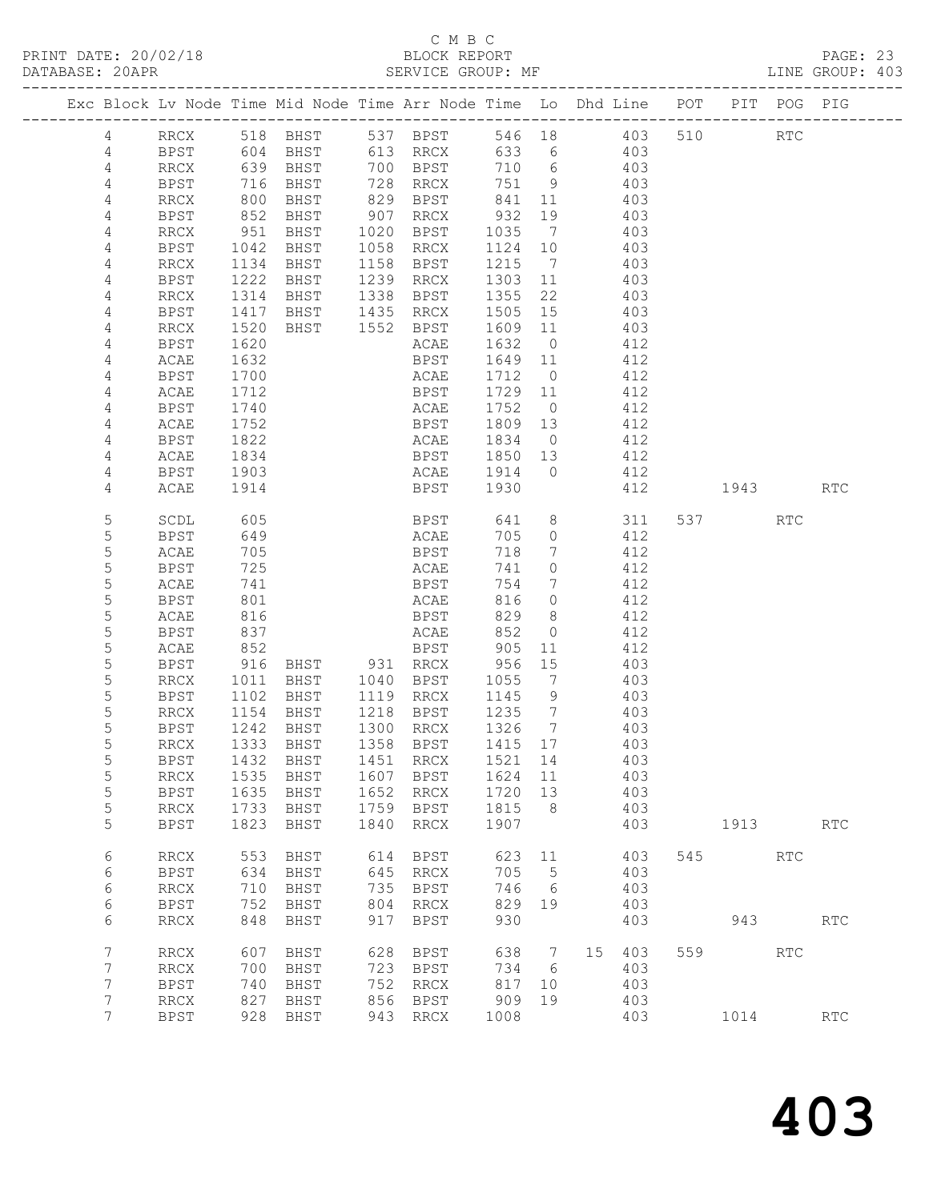C M B C
PRINT DATE: 20/02/18 BLOCK REPORT
DATABASE: 20APR SERVICE GROUP: MF LINE GROUP: 403

| Exc | Block | Lv | Node | Time | Mid Node | Time | Arr Node | Time | Lo | Dhd Line | POT | PIT | POG | PIG |
|---|---|---|---|---|---|---|---|---|---|---|---|---|---|---|
| | 4 | | RRCX | 518 | BHST | 537 | BPST | 546 | 18 | 403 | 510 | | RTC | |
| | 4 | | BPST | 604 | BHST | 613 | RRCX | 633 | 6 | 403 | | | | |
| | 4 | | RRCX | 639 | BHST | 700 | BPST | 710 | 6 | 403 | | | | |
| | 4 | | BPST | 716 | BHST | 728 | RRCX | 751 | 9 | 403 | | | | |
| | 4 | | RRCX | 800 | BHST | 829 | BPST | 841 | 11 | 403 | | | | |
| | 4 | | BPST | 852 | BHST | 907 | RRCX | 932 | 19 | 403 | | | | |
| | 4 | | RRCX | 951 | BHST | 1020 | BPST | 1035 | 7 | 403 | | | | |
| | 4 | | BPST | 1042 | BHST | 1058 | RRCX | 1124 | 10 | 403 | | | | |
| | 4 | | RRCX | 1134 | BHST | 1158 | BPST | 1215 | 7 | 403 | | | | |
| | 4 | | BPST | 1222 | BHST | 1239 | RRCX | 1303 | 11 | 403 | | | | |
| | 4 | | RRCX | 1314 | BHST | 1338 | BPST | 1355 | 22 | 403 | | | | |
| | 4 | | BPST | 1417 | BHST | 1435 | RRCX | 1505 | 15 | 403 | | | | |
| | 4 | | RRCX | 1520 | BHST | 1552 | BPST | 1609 | 11 | 403 | | | | |
| | 4 | | BPST | 1620 | | | ACAE | 1632 | 0 | 412 | | | | |
| | 4 | | ACAE | 1632 | | | BPST | 1649 | 11 | 412 | | | | |
| | 4 | | BPST | 1700 | | | ACAE | 1712 | 0 | 412 | | | | |
| | 4 | | ACAE | 1712 | | | BPST | 1729 | 11 | 412 | | | | |
| | 4 | | BPST | 1740 | | | ACAE | 1752 | 0 | 412 | | | | |
| | 4 | | ACAE | 1752 | | | BPST | 1809 | 13 | 412 | | | | |
| | 4 | | BPST | 1822 | | | ACAE | 1834 | 0 | 412 | | | | |
| | 4 | | ACAE | 1834 | | | BPST | 1850 | 13 | 412 | | | | |
| | 4 | | BPST | 1903 | | | ACAE | 1914 | 0 | 412 | | | | |
| | 4 | | ACAE | 1914 | | | BPST | 1930 | | 412 | | 1943 | | RTC |
| | 5 | | SCDL | 605 | | | BPST | 641 | 8 | 311 | 537 | | RTC | |
| | 5 | | BPST | 649 | | | ACAE | 705 | 0 | 412 | | | | |
| | 5 | | ACAE | 705 | | | BPST | 718 | 7 | 412 | | | | |
| | 5 | | BPST | 725 | | | ACAE | 741 | 0 | 412 | | | | |
| | 5 | | ACAE | 741 | | | BPST | 754 | 7 | 412 | | | | |
| | 5 | | BPST | 801 | | | ACAE | 816 | 0 | 412 | | | | |
| | 5 | | ACAE | 816 | | | BPST | 829 | 8 | 412 | | | | |
| | 5 | | BPST | 837 | | | ACAE | 852 | 0 | 412 | | | | |
| | 5 | | ACAE | 852 | | | BPST | 905 | 11 | 412 | | | | |
| | 5 | | BPST | 916 | BHST | 931 | RRCX | 956 | 15 | 403 | | | | |
| | 5 | | RRCX | 1011 | BHST | 1040 | BPST | 1055 | 7 | 403 | | | | |
| | 5 | | BPST | 1102 | BHST | 1119 | RRCX | 1145 | 9 | 403 | | | | |
| | 5 | | RRCX | 1154 | BHST | 1218 | BPST | 1235 | 7 | 403 | | | | |
| | 5 | | BPST | 1242 | BHST | 1300 | RRCX | 1326 | 7 | 403 | | | | |
| | 5 | | RRCX | 1333 | BHST | 1358 | BPST | 1415 | 17 | 403 | | | | |
| | 5 | | BPST | 1432 | BHST | 1451 | RRCX | 1521 | 14 | 403 | | | | |
| | 5 | | RRCX | 1535 | BHST | 1607 | BPST | 1624 | 11 | 403 | | | | |
| | 5 | | BPST | 1635 | BHST | 1652 | RRCX | 1720 | 13 | 403 | | | | |
| | 5 | | RRCX | 1733 | BHST | 1759 | BPST | 1815 | 8 | 403 | | | | |
| | 5 | | BPST | 1823 | BHST | 1840 | RRCX | 1907 | | 403 | | 1913 | | RTC |
| | 6 | | RRCX | 553 | BHST | 614 | BPST | 623 | 11 | 403 | 545 | | RTC | |
| | 6 | | BPST | 634 | BHST | 645 | RRCX | 705 | 5 | 403 | | | | |
| | 6 | | RRCX | 710 | BHST | 735 | BPST | 746 | 6 | 403 | | | | |
| | 6 | | BPST | 752 | BHST | 804 | RRCX | 829 | 19 | 403 | | | | |
| | 6 | | RRCX | 848 | BHST | 917 | BPST | 930 | | 403 | | 943 | | RTC |
| | 7 | | RRCX | 607 | BHST | 628 | BPST | 638 | 7 | 15 403 | 559 | | RTC | |
| | 7 | | RRCX | 700 | BHST | 723 | BPST | 734 | 6 | 403 | | | | |
| | 7 | | BPST | 740 | BHST | 752 | RRCX | 817 | 10 | 403 | | | | |
| | 7 | | RRCX | 827 | BHST | 856 | BPST | 909 | 19 | 403 | | | | |
| | 7 | | BPST | 928 | BHST | 943 | RRCX | 1008 | | 403 | | 1014 | | RTC |

# 403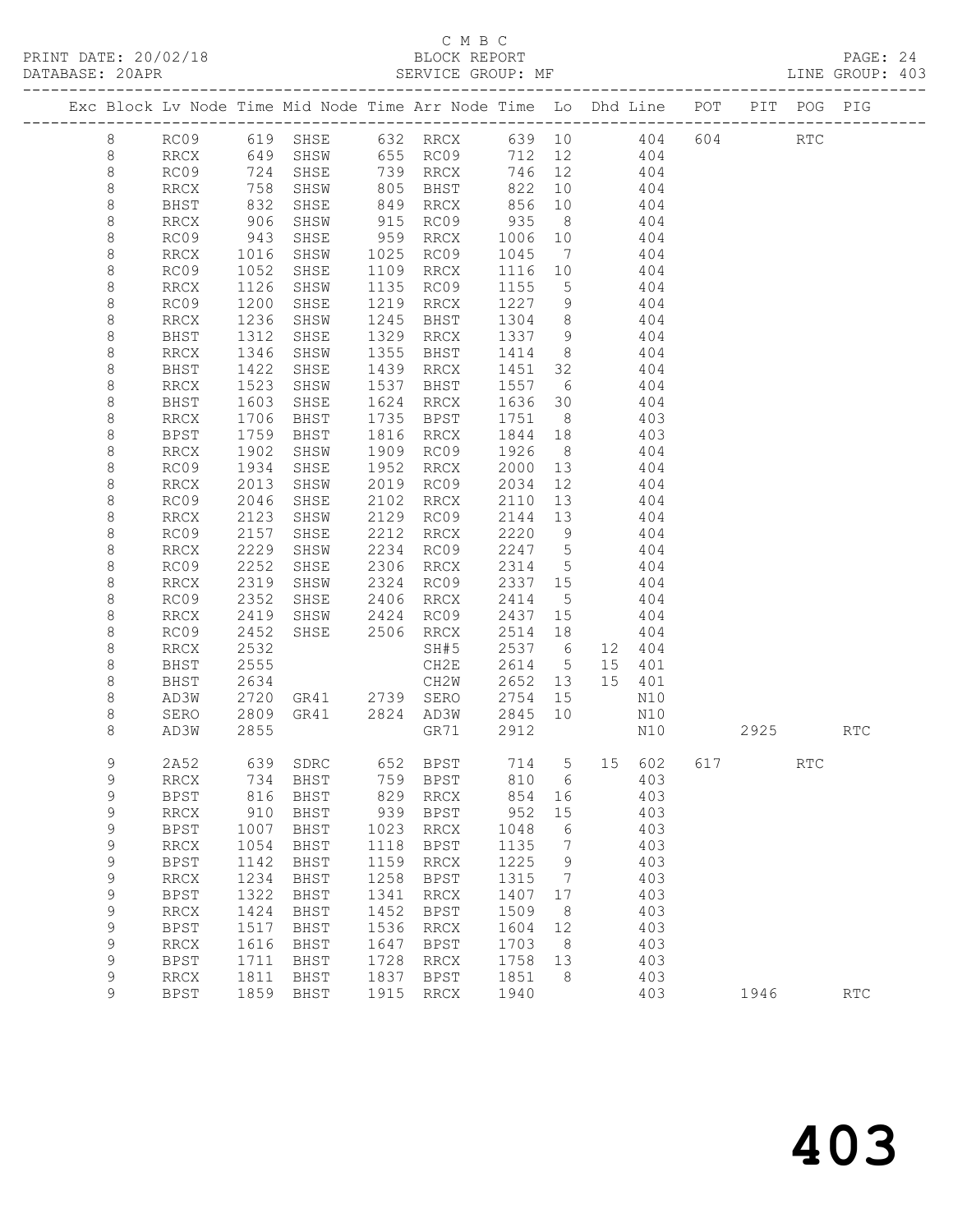C M B C
PRINT DATE: 20/02/18 BLOCK REPORT
DATABASE: 20APR SERVICE GROUP: MF LINE GROUP: 403

| Exc | Block | Lv | Node | Time | Mid Node | Time | Arr Node | Time | Lo | Dhd | Line | POT | PIT | POG | PIG |
|---|---|---|---|---|---|---|---|---|---|---|---|---|---|---|---|
| | 8 | | RC09 | 619 | SHSE | 632 | RRCX | 639 | 10 | | 404 | 604 | | RTC | |
| | 8 | | RRCX | 649 | SHSW | 655 | RC09 | 712 | 12 | | 404 | | | | |
| | 8 | | RC09 | 724 | SHSE | 739 | RRCX | 746 | 12 | | 404 | | | | |
| | 8 | | RRCX | 758 | SHSW | 805 | BHST | 822 | 10 | | 404 | | | | |
| | 8 | | BHST | 832 | SHSE | 849 | RRCX | 856 | 10 | | 404 | | | | |
| | 8 | | RRCX | 906 | SHSW | 915 | RC09 | 935 | 8 | | 404 | | | | |
| | 8 | | RC09 | 943 | SHSE | 959 | RRCX | 1006 | 10 | | 404 | | | | |
| | 8 | | RRCX | 1016 | SHSW | 1025 | RC09 | 1045 | 7 | | 404 | | | | |
| | 8 | | RC09 | 1052 | SHSE | 1109 | RRCX | 1116 | 10 | | 404 | | | | |
| | 8 | | RRCX | 1126 | SHSW | 1135 | RC09 | 1155 | 5 | | 404 | | | | |
| | 8 | | RC09 | 1200 | SHSE | 1219 | RRCX | 1227 | 9 | | 404 | | | | |
| | 8 | | RRCX | 1236 | SHSW | 1245 | BHST | 1304 | 8 | | 404 | | | | |
| | 8 | | BHST | 1312 | SHSE | 1329 | RRCX | 1337 | 9 | | 404 | | | | |
| | 8 | | RRCX | 1346 | SHSW | 1355 | BHST | 1414 | 8 | | 404 | | | | |
| | 8 | | BHST | 1422 | SHSE | 1439 | RRCX | 1451 | 32 | | 404 | | | | |
| | 8 | | RRCX | 1523 | SHSW | 1537 | BHST | 1557 | 6 | | 404 | | | | |
| | 8 | | BHST | 1603 | SHSE | 1624 | RRCX | 1636 | 30 | | 404 | | | | |
| | 8 | | RRCX | 1706 | BHST | 1735 | BPST | 1751 | 8 | | 403 | | | | |
| | 8 | | BPST | 1759 | BHST | 1816 | RRCX | 1844 | 18 | | 403 | | | | |
| | 8 | | RRCX | 1902 | SHSW | 1909 | RC09 | 1926 | 8 | | 404 | | | | |
| | 8 | | RC09 | 1934 | SHSE | 1952 | RRCX | 2000 | 13 | | 404 | | | | |
| | 8 | | RRCX | 2013 | SHSW | 2019 | RC09 | 2034 | 12 | | 404 | | | | |
| | 8 | | RC09 | 2046 | SHSE | 2102 | RRCX | 2110 | 13 | | 404 | | | | |
| | 8 | | RRCX | 2123 | SHSW | 2129 | RC09 | 2144 | 13 | | 404 | | | | |
| | 8 | | RC09 | 2157 | SHSE | 2212 | RRCX | 2220 | 9 | | 404 | | | | |
| | 8 | | RRCX | 2229 | SHSW | 2234 | RC09 | 2247 | 5 | | 404 | | | | |
| | 8 | | RC09 | 2252 | SHSE | 2306 | RRCX | 2314 | 5 | | 404 | | | | |
| | 8 | | RRCX | 2319 | SHSW | 2324 | RC09 | 2337 | 15 | | 404 | | | | |
| | 8 | | RC09 | 2352 | SHSE | 2406 | RRCX | 2414 | 5 | | 404 | | | | |
| | 8 | | RRCX | 2419 | SHSW | 2424 | RC09 | 2437 | 15 | | 404 | | | | |
| | 8 | | RC09 | 2452 | SHSE | 2506 | RRCX | 2514 | 18 | | 404 | | | | |
| | 8 | | RRCX | 2532 | | | SH#5 | 2537 | 6 | 12 | 404 | | | | |
| | 8 | | BHST | 2555 | | | CH2E | 2614 | 5 | 15 | 401 | | | | |
| | 8 | | BHST | 2634 | | | CH2W | 2652 | 13 | 15 | 401 | | | | |
| | 8 | | AD3W | 2720 | GR41 | 2739 | SERO | 2754 | 15 | | N10 | | | | |
| | 8 | | SERO | 2809 | GR41 | 2824 | AD3W | 2845 | 10 | | N10 | | | | |
| | 8 | | AD3W | 2855 | | | GR71 | 2912 | | | N10 | | 2925 | | RTC |
| | 9 | | 2A52 | 639 | SDRC | 652 | BPST | 714 | 5 | 15 | 602 | 617 | | RTC | |
| | 9 | | RRCX | 734 | BHST | 759 | BPST | 810 | 6 | | 403 | | | | |
| | 9 | | BPST | 816 | BHST | 829 | RRCX | 854 | 16 | | 403 | | | | |
| | 9 | | RRCX | 910 | BHST | 939 | BPST | 952 | 15 | | 403 | | | | |
| | 9 | | BPST | 1007 | BHST | 1023 | RRCX | 1048 | 6 | | 403 | | | | |
| | 9 | | RRCX | 1054 | BHST | 1118 | BPST | 1135 | 7 | | 403 | | | | |
| | 9 | | BPST | 1142 | BHST | 1159 | RRCX | 1225 | 9 | | 403 | | | | |
| | 9 | | RRCX | 1234 | BHST | 1258 | BPST | 1315 | 7 | | 403 | | | | |
| | 9 | | BPST | 1322 | BHST | 1341 | RRCX | 1407 | 17 | | 403 | | | | |
| | 9 | | RRCX | 1424 | BHST | 1452 | BPST | 1509 | 8 | | 403 | | | | |
| | 9 | | BPST | 1517 | BHST | 1536 | RRCX | 1604 | 12 | | 403 | | | | |
| | 9 | | RRCX | 1616 | BHST | 1647 | BPST | 1703 | 8 | | 403 | | | | |
| | 9 | | BPST | 1711 | BHST | 1728 | RRCX | 1758 | 13 | | 403 | | | | |
| | 9 | | RRCX | 1811 | BHST | 1837 | BPST | 1851 | 8 | | 403 | | | | |
| | 9 | | BPST | 1859 | BHST | 1915 | RRCX | 1940 | | | 403 | | 1946 | | RTC |

403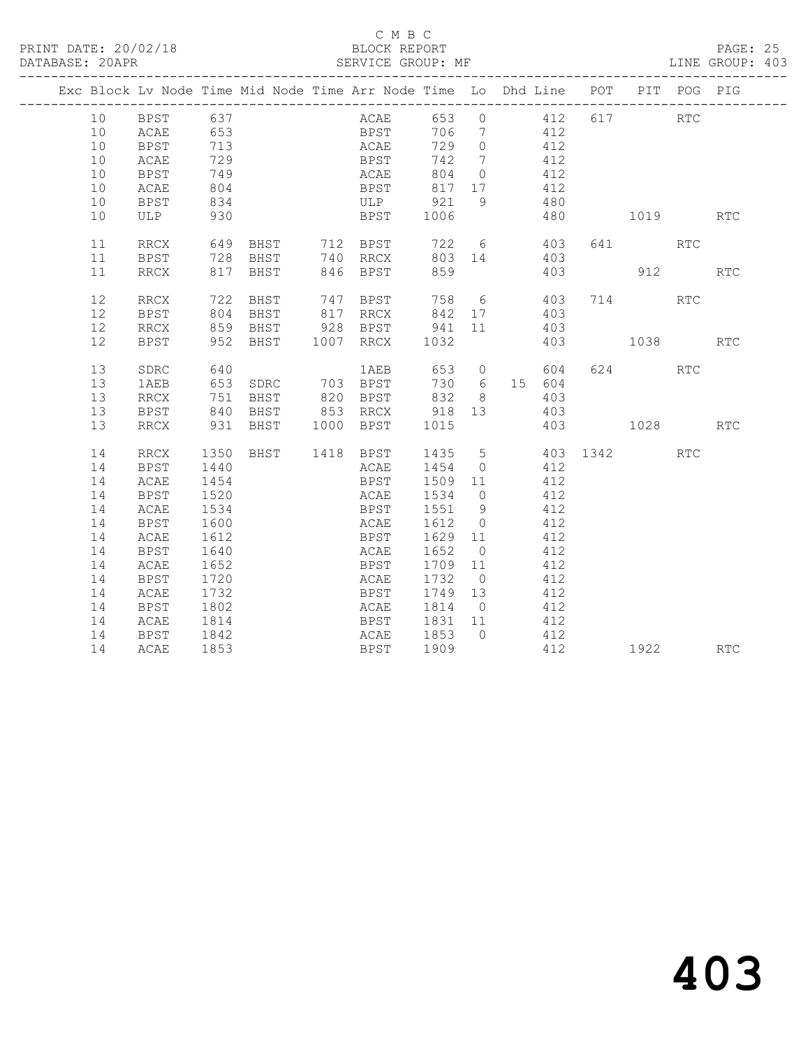C M B C

PRINT DATE: 20/02/18 BLOCK REPORT

DATABASE: 20APR SERVICE GROUP: MF LINE GROUP: 403

| Exc | Block | Lv | Node | Time | Mid Node | Time | Arr Node | Time | Lo | Dhd Line | POT | PIT | POG | PIG |
|---|---|---|---|---|---|---|---|---|---|---|---|---|---|---|
| | 10 | | BPST | 637 | | | ACAE | 653 | 0 | 412 | 617 | | RTC | |
| | 10 | | ACAE | 653 | | | BPST | 706 | 7 | 412 | | | | |
| | 10 | | BPST | 713 | | | ACAE | 729 | 0 | 412 | | | | |
| | 10 | | ACAE | 729 | | | BPST | 742 | 7 | 412 | | | | |
| | 10 | | BPST | 749 | | | ACAE | 804 | 0 | 412 | | | | |
| | 10 | | ACAE | 804 | | | BPST | 817 | 17 | 412 | | | | |
| | 10 | | BPST | 834 | | | ULP | 921 | 9 | 480 | | | | |
| | 10 | | ULP | 930 | | | BPST | 1006 | | 480 | | 1019 | | RTC |
| | 11 | | RRCX | 649 | BHST | 712 | BPST | 722 | 6 | 403 | 641 | | RTC | |
| | 11 | | BPST | 728 | BHST | 740 | RRCX | 803 | 14 | 403 | | | | |
| | 11 | | RRCX | 817 | BHST | 846 | BPST | 859 | | 403 | | 912 | | RTC |
| | 12 | | RRCX | 722 | BHST | 747 | BPST | 758 | 6 | 403 | 714 | | RTC | |
| | 12 | | BPST | 804 | BHST | 817 | RRCX | 842 | 17 | 403 | | | | |
| | 12 | | RRCX | 859 | BHST | 928 | BPST | 941 | 11 | 403 | | | | |
| | 12 | | BPST | 952 | BHST | 1007 | RRCX | 1032 | | 403 | | 1038 | | RTC |
| | 13 | | SDRC | 640 | | | 1AEB | 653 | 0 | 604 | 624 | | RTC | |
| | 13 | | 1AEB | 653 | SDRC | 703 | BPST | 730 | 6 | 15 604 | | | | |
| | 13 | | RRCX | 751 | BHST | 820 | BPST | 832 | 8 | 403 | | | | |
| | 13 | | BPST | 840 | BHST | 853 | RRCX | 918 | 13 | 403 | | | | |
| | 13 | | RRCX | 931 | BHST | 1000 | BPST | 1015 | | 403 | | 1028 | | RTC |
| | 14 | | RRCX | 1350 | BHST | 1418 | BPST | 1435 | 5 | 403 | 1342 | | RTC | |
| | 14 | | BPST | 1440 | | | ACAE | 1454 | 0 | 412 | | | | |
| | 14 | | ACAE | 1454 | | | BPST | 1509 | 11 | 412 | | | | |
| | 14 | | BPST | 1520 | | | ACAE | 1534 | 0 | 412 | | | | |
| | 14 | | ACAE | 1534 | | | BPST | 1551 | 9 | 412 | | | | |
| | 14 | | BPST | 1600 | | | ACAE | 1612 | 0 | 412 | | | | |
| | 14 | | ACAE | 1612 | | | BPST | 1629 | 11 | 412 | | | | |
| | 14 | | BPST | 1640 | | | ACAE | 1652 | 0 | 412 | | | | |
| | 14 | | ACAE | 1652 | | | BPST | 1709 | 11 | 412 | | | | |
| | 14 | | BPST | 1720 | | | ACAE | 1732 | 0 | 412 | | | | |
| | 14 | | ACAE | 1732 | | | BPST | 1749 | 13 | 412 | | | | |
| | 14 | | BPST | 1802 | | | ACAE | 1814 | 0 | 412 | | | | |
| | 14 | | ACAE | 1814 | | | BPST | 1831 | 11 | 412 | | | | |
| | 14 | | BPST | 1842 | | | ACAE | 1853 | 0 | 412 | | | | |
| | 14 | | ACAE | 1853 | | | BPST | 1909 | | 412 | | 1922 | | RTC |

# 403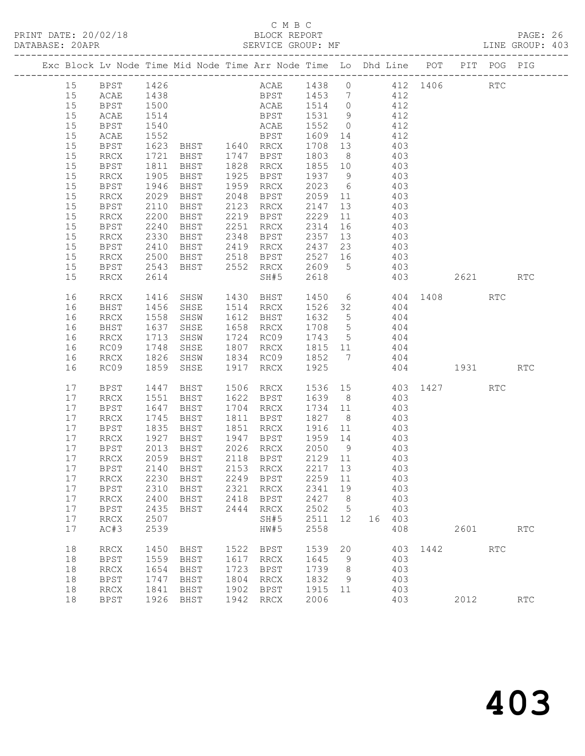C M B C
PRINT DATE: 20/02/18 BLOCK REPORT
DATABASE: 20APR SERVICE GROUP: MF LINE GROUP: 403

| Exc | Block | Lv | Node | Time | Mid Node | Time | Arr Node | Time | Lo | Dhd | Line | POT | PIT | POG | PIG |
|---|---|---|---|---|---|---|---|---|---|---|---|---|---|---|---|
| | 15 | | BPST | 1426 | | | ACAE | 1438 | 0 | | 412 | 1406 | | RTC | |
| | 15 | | ACAE | 1438 | | | BPST | 1453 | 7 | | 412 | | | | |
| | 15 | | BPST | 1500 | | | ACAE | 1514 | 0 | | 412 | | | | |
| | 15 | | ACAE | 1514 | | | BPST | 1531 | 9 | | 412 | | | | |
| | 15 | | BPST | 1540 | | | ACAE | 1552 | 0 | | 412 | | | | |
| | 15 | | ACAE | 1552 | | | BPST | 1609 | 14 | | 412 | | | | |
| | 15 | | BPST | 1623 | BHST | 1640 | RRCX | 1708 | 13 | | 403 | | | | |
| | 15 | | RRCX | 1721 | BHST | 1747 | BPST | 1803 | 8 | | 403 | | | | |
| | 15 | | BPST | 1811 | BHST | 1828 | RRCX | 1855 | 10 | | 403 | | | | |
| | 15 | | RRCX | 1905 | BHST | 1925 | BPST | 1937 | 9 | | 403 | | | | |
| | 15 | | BPST | 1946 | BHST | 1959 | RRCX | 2023 | 6 | | 403 | | | | |
| | 15 | | RRCX | 2029 | BHST | 2048 | BPST | 2059 | 11 | | 403 | | | | |
| | 15 | | BPST | 2110 | BHST | 2123 | RRCX | 2147 | 13 | | 403 | | | | |
| | 15 | | RRCX | 2200 | BHST | 2219 | BPST | 2229 | 11 | | 403 | | | | |
| | 15 | | BPST | 2240 | BHST | 2251 | RRCX | 2314 | 16 | | 403 | | | | |
| | 15 | | RRCX | 2330 | BHST | 2348 | BPST | 2357 | 13 | | 403 | | | | |
| | 15 | | BPST | 2410 | BHST | 2419 | RRCX | 2437 | 23 | | 403 | | | | |
| | 15 | | RRCX | 2500 | BHST | 2518 | BPST | 2527 | 16 | | 403 | | | | |
| | 15 | | BPST | 2543 | BHST | 2552 | RRCX | 2609 | 5 | | 403 | | | | |
| | 15 | | RRCX | 2614 | | | SH#5 | 2618 | | | 403 | | 2621 | | RTC |
| | 16 | | RRCX | 1416 | SHSW | 1430 | BHST | 1450 | 6 | | 404 | 1408 | | RTC | |
| | 16 | | BHST | 1456 | SHSE | 1514 | RRCX | 1526 | 32 | | 404 | | | | |
| | 16 | | RRCX | 1558 | SHSW | 1612 | BHST | 1632 | 5 | | 404 | | | | |
| | 16 | | BHST | 1637 | SHSE | 1658 | RRCX | 1708 | 5 | | 404 | | | | |
| | 16 | | RRCX | 1713 | SHSW | 1724 | RC09 | 1743 | 5 | | 404 | | | | |
| | 16 | | RC09 | 1748 | SHSE | 1807 | RRCX | 1815 | 11 | | 404 | | | | |
| | 16 | | RRCX | 1826 | SHSW | 1834 | RC09 | 1852 | 7 | | 404 | | | | |
| | 16 | | RC09 | 1859 | SHSE | 1917 | RRCX | 1925 | | | 404 | | 1931 | | RTC |
| | 17 | | BPST | 1447 | BHST | 1506 | RRCX | 1536 | 15 | | 403 | 1427 | | RTC | |
| | 17 | | RRCX | 1551 | BHST | 1622 | BPST | 1639 | 8 | | 403 | | | | |
| | 17 | | BPST | 1647 | BHST | 1704 | RRCX | 1734 | 11 | | 403 | | | | |
| | 17 | | RRCX | 1745 | BHST | 1811 | BPST | 1827 | 8 | | 403 | | | | |
| | 17 | | BPST | 1835 | BHST | 1851 | RRCX | 1916 | 11 | | 403 | | | | |
| | 17 | | RRCX | 1927 | BHST | 1947 | BPST | 1959 | 14 | | 403 | | | | |
| | 17 | | BPST | 2013 | BHST | 2026 | RRCX | 2050 | 9 | | 403 | | | | |
| | 17 | | RRCX | 2059 | BHST | 2118 | BPST | 2129 | 11 | | 403 | | | | |
| | 17 | | BPST | 2140 | BHST | 2153 | RRCX | 2217 | 13 | | 403 | | | | |
| | 17 | | RRCX | 2230 | BHST | 2249 | BPST | 2259 | 11 | | 403 | | | | |
| | 17 | | BPST | 2310 | BHST | 2321 | RRCX | 2341 | 19 | | 403 | | | | |
| | 17 | | RRCX | 2400 | BHST | 2418 | BPST | 2427 | 8 | | 403 | | | | |
| | 17 | | BPST | 2435 | BHST | 2444 | RRCX | 2502 | 5 | | 403 | | | | |
| | 17 | | RRCX | 2507 | | | SH#5 | 2511 | 12 | 16 | 403 | | | | |
| | 17 | | AC#3 | 2539 | | | HW#5 | 2558 | | | 408 | | 2601 | | RTC |
| | 18 | | RRCX | 1450 | BHST | 1522 | BPST | 1539 | 20 | | 403 | 1442 | | RTC | |
| | 18 | | BPST | 1559 | BHST | 1617 | RRCX | 1645 | 9 | | 403 | | | | |
| | 18 | | RRCX | 1654 | BHST | 1723 | BPST | 1739 | 8 | | 403 | | | | |
| | 18 | | BPST | 1747 | BHST | 1804 | RRCX | 1832 | 9 | | 403 | | | | |
| | 18 | | RRCX | 1841 | BHST | 1902 | BPST | 1915 | 11 | | 403 | | | | |
| | 18 | | BPST | 1926 | BHST | 1942 | RRCX | 2006 | | | 403 | | 2012 | | RTC |

403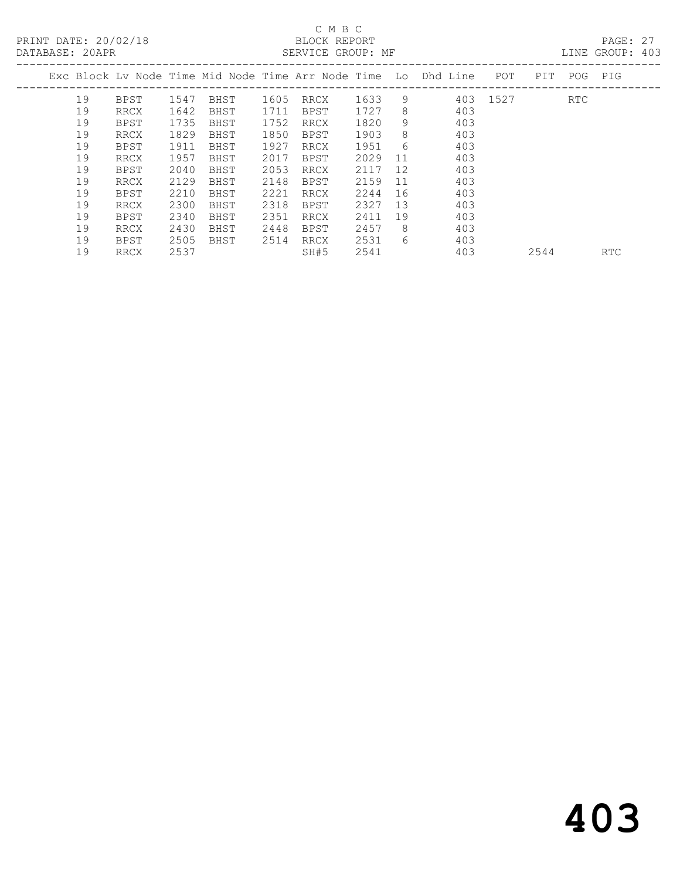C M B C

PRINT DATE: 20/02/18 BLOCK REPORT

DATABASE: 20APR SERVICE GROUP: MF LINE GROUP: 403

| Exc | Block | Lv | Node | Time | Mid Node | Time | Arr Node | Time | Lo | Dhd Line | POT | PIT | POG | PIG |
|---|---|---|---|---|---|---|---|---|---|---|---|---|---|---|
| | 19 | | BPST | 1547 | BHST | 1605 | RRCX | 1633 | 9 | 403 | 1527 | | RTC | |
| | 19 | | RRCX | 1642 | BHST | 1711 | BPST | 1727 | 8 | 403 | | | | |
| | 19 | | BPST | 1735 | BHST | 1752 | RRCX | 1820 | 9 | 403 | | | | |
| | 19 | | RRCX | 1829 | BHST | 1850 | BPST | 1903 | 8 | 403 | | | | |
| | 19 | | BPST | 1911 | BHST | 1927 | RRCX | 1951 | 6 | 403 | | | | |
| | 19 | | RRCX | 1957 | BHST | 2017 | BPST | 2029 | 11 | 403 | | | | |
| | 19 | | BPST | 2040 | BHST | 2053 | RRCX | 2117 | 12 | 403 | | | | |
| | 19 | | RRCX | 2129 | BHST | 2148 | BPST | 2159 | 11 | 403 | | | | |
| | 19 | | BPST | 2210 | BHST | 2221 | RRCX | 2244 | 16 | 403 | | | | |
| | 19 | | RRCX | 2300 | BHST | 2318 | BPST | 2327 | 13 | 403 | | | | |
| | 19 | | BPST | 2340 | BHST | 2351 | RRCX | 2411 | 19 | 403 | | | | |
| | 19 | | RRCX | 2430 | BHST | 2448 | BPST | 2457 | 8 | 403 | | | | |
| | 19 | | BPST | 2505 | BHST | 2514 | RRCX | 2531 | 6 | 403 | | | | |
| | 19 | | RRCX | 2537 | | | SH#5 | 2541 | | 403 | | 2544 | | RTC |

403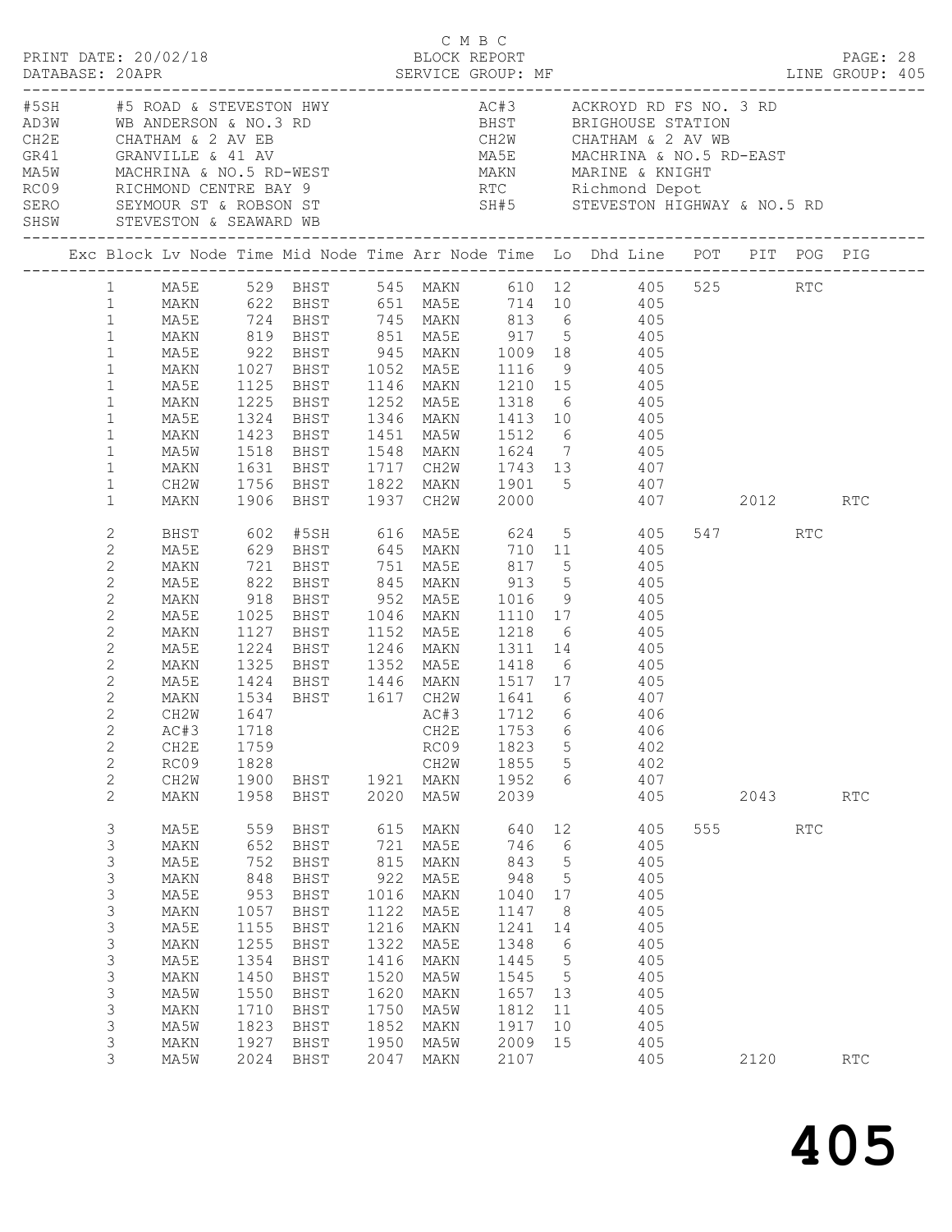C M B C

PRINT DATE: 20/02/18 BLOCK REPORT PAGE: 28
DATABASE: 20APR SERVICE GROUP: MF LINE GROUP: 405

| Code | Description | Code | Description |
|---|---|---|---|
| #5SH | #5 ROAD & STEVESTON HWY | AC#3 | ACKROYD RD FS NO. 3 RD |
| AD3W | WB ANDERSON & NO.3 RD | BHST | BRIGHOUSE STATION |
| CH2E | CHATHAM & 2 AV EB | CH2W | CHATHAM & 2 AV WB |
| GR41 | GRANVILLE & 41 AV | MA5E | MACHRINA & NO.5 RD-EAST |
| MA5W | MACHRINA & NO.5 RD-WEST | MAKN | MARINE & KNIGHT |
| RC09 | RICHMOND CENTRE BAY 9 | RTC | Richmond Depot |
| SERO | SEYMOUR ST & ROBSON ST | SH#5 | STEVESTON HIGHWAY & NO.5 RD |
| SHSW | STEVESTON & SEAWARD WB | | |

| Exc | Block | Lv Node | Time | Mid Node | Time | Arr Node | Time | Lo | Dhd Line | POT | PIT | POG | PIG |
|---|---|---|---|---|---|---|---|---|---|---|---|---|---|
| | 1 | MA5E | 529 | BHST | 545 | MAKN | 610 | 12 | 405 | 525 | | RTC | |
| | 1 | MAKN | 622 | BHST | 651 | MA5E | 714 | 10 | 405 | | | | |
| | 1 | MA5E | 724 | BHST | 745 | MAKN | 813 | 6 | 405 | | | | |
| | 1 | MAKN | 819 | BHST | 851 | MA5E | 917 | 5 | 405 | | | | |
| | 1 | MA5E | 922 | BHST | 945 | MAKN | 1009 | 18 | 405 | | | | |
| | 1 | MAKN | 1027 | BHST | 1052 | MA5E | 1116 | 9 | 405 | | | | |
| | 1 | MA5E | 1125 | BHST | 1146 | MAKN | 1210 | 15 | 405 | | | | |
| | 1 | MAKN | 1225 | BHST | 1252 | MA5E | 1318 | 6 | 405 | | | | |
| | 1 | MA5E | 1324 | BHST | 1346 | MAKN | 1413 | 10 | 405 | | | | |
| | 1 | MAKN | 1423 | BHST | 1451 | MA5W | 1512 | 6 | 405 | | | | |
| | 1 | MA5W | 1518 | BHST | 1548 | MAKN | 1624 | 7 | 405 | | | | |
| | 1 | MAKN | 1631 | BHST | 1717 | CH2W | 1743 | 13 | 407 | | | | |
| | 1 | CH2W | 1756 | BHST | 1822 | MAKN | 1901 | 5 | 407 | | | | |
| | 1 | MAKN | 1906 | BHST | 1937 | CH2W | 2000 | | 407 | | 2012 | | RTC |
| | 2 | BHST | 602 | #5SH | 616 | MA5E | 624 | 5 | 405 | 547 | | RTC | |
| | 2 | MA5E | 629 | BHST | 645 | MAKN | 710 | 11 | 405 | | | | |
| | 2 | MAKN | 721 | BHST | 751 | MA5E | 817 | 5 | 405 | | | | |
| | 2 | MA5E | 822 | BHST | 845 | MAKN | 913 | 5 | 405 | | | | |
| | 2 | MAKN | 918 | BHST | 952 | MA5E | 1016 | 9 | 405 | | | | |
| | 2 | MA5E | 1025 | BHST | 1046 | MAKN | 1110 | 17 | 405 | | | | |
| | 2 | MAKN | 1127 | BHST | 1152 | MA5E | 1218 | 6 | 405 | | | | |
| | 2 | MA5E | 1224 | BHST | 1246 | MAKN | 1311 | 14 | 405 | | | | |
| | 2 | MAKN | 1325 | BHST | 1352 | MA5E | 1418 | 6 | 405 | | | | |
| | 2 | MA5E | 1424 | BHST | 1446 | MAKN | 1517 | 17 | 405 | | | | |
| | 2 | MAKN | 1534 | BHST | 1617 | CH2W | 1641 | 6 | 407 | | | | |
| | 2 | CH2W | 1647 | | | AC#3 | 1712 | 6 | 406 | | | | |
| | 2 | AC#3 | 1718 | | | CH2E | 1753 | 6 | 406 | | | | |
| | 2 | CH2E | 1759 | | | RC09 | 1823 | 5 | 402 | | | | |
| | 2 | RC09 | 1828 | | | CH2W | 1855 | 5 | 402 | | | | |
| | 2 | CH2W | 1900 | BHST | 1921 | MAKN | 1952 | 6 | 407 | | | | |
| | 2 | MAKN | 1958 | BHST | 2020 | MA5W | 2039 | | 405 | | 2043 | | RTC |
| | 3 | MA5E | 559 | BHST | 615 | MAKN | 640 | 12 | 405 | 555 | | RTC | |
| | 3 | MAKN | 652 | BHST | 721 | MA5E | 746 | 6 | 405 | | | | |
| | 3 | MA5E | 752 | BHST | 815 | MAKN | 843 | 5 | 405 | | | | |
| | 3 | MAKN | 848 | BHST | 922 | MA5E | 948 | 5 | 405 | | | | |
| | 3 | MA5E | 953 | BHST | 1016 | MAKN | 1040 | 17 | 405 | | | | |
| | 3 | MAKN | 1057 | BHST | 1122 | MA5E | 1147 | 8 | 405 | | | | |
| | 3 | MA5E | 1155 | BHST | 1216 | MAKN | 1241 | 14 | 405 | | | | |
| | 3 | MAKN | 1255 | BHST | 1322 | MA5E | 1348 | 6 | 405 | | | | |
| | 3 | MA5E | 1354 | BHST | 1416 | MAKN | 1445 | 5 | 405 | | | | |
| | 3 | MAKN | 1450 | BHST | 1520 | MA5W | 1545 | 5 | 405 | | | | |
| | 3 | MA5W | 1550 | BHST | 1620 | MAKN | 1657 | 13 | 405 | | | | |
| | 3 | MAKN | 1710 | BHST | 1750 | MA5W | 1812 | 11 | 405 | | | | |
| | 3 | MA5W | 1823 | BHST | 1852 | MAKN | 1917 | 10 | 405 | | | | |
| | 3 | MAKN | 1927 | BHST | 1950 | MA5W | 2009 | 15 | 405 | | | | |
| | 3 | MA5W | 2024 | BHST | 2047 | MAKN | 2107 | | 405 | | 2120 | | RTC |

# 405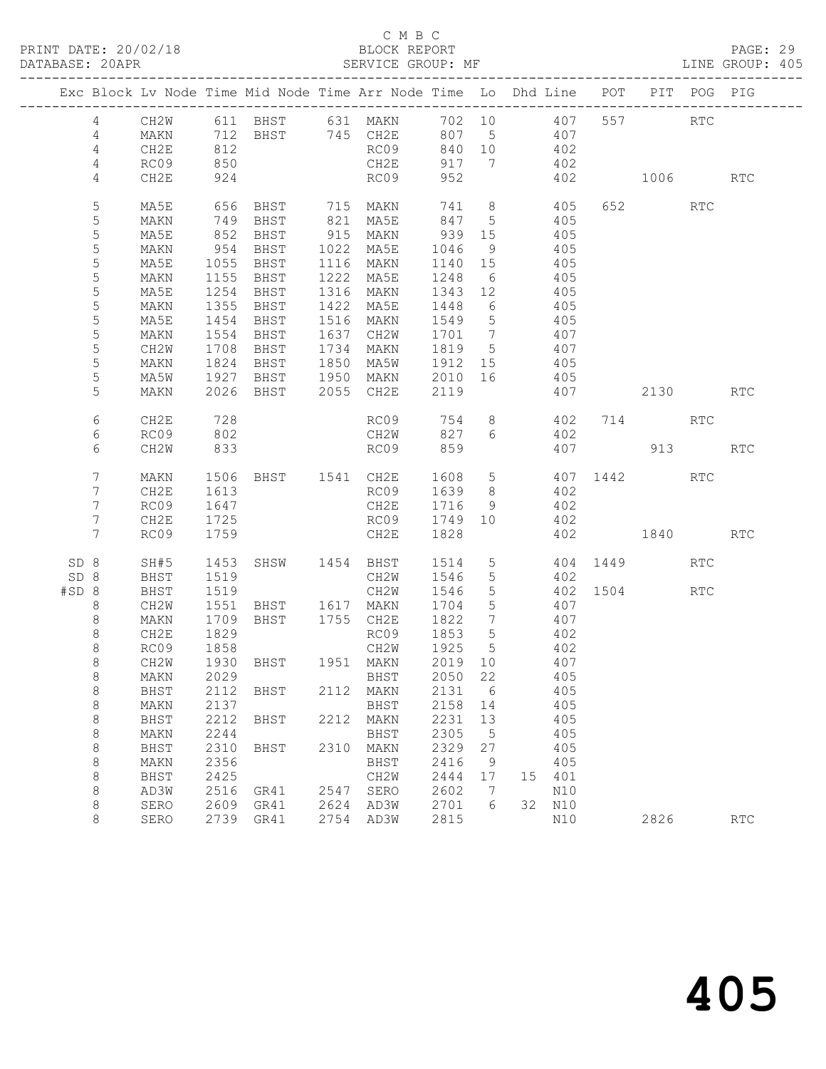C M B C

BLOCK REPORT

SERVICE GROUP: MF

LINE GROUP: 405

| Exc | Block | Lv | Node | Time | Mid Node | Time | Arr Node | Time | Lo | Dhd | Line | POT | PIT | POG | PIG |
|---|---|---|---|---|---|---|---|---|---|---|---|---|---|---|---|
| | 4 | | CH2W | 611 | BHST | 631 | MAKN | 702 | 10 | | 407 | 557 | | RTC | |
| | 4 | | MAKN | 712 | BHST | 745 | CH2E | 807 | 5 | | 407 | | | | |
| | 4 | | CH2E | 812 | | | RC09 | 840 | 10 | | 402 | | | | |
| | 4 | | RC09 | 850 | | | CH2E | 917 | 7 | | 402 | | | | |
| | 4 | | CH2E | 924 | | | RC09 | 952 | | | 402 | | 1006 | | RTC |
| | 5 | | MA5E | 656 | BHST | 715 | MAKN | 741 | 8 | | 405 | 652 | | RTC | |
| | 5 | | MAKN | 749 | BHST | 821 | MA5E | 847 | 5 | | 405 | | | | |
| | 5 | | MA5E | 852 | BHST | 915 | MAKN | 939 | 15 | | 405 | | | | |
| | 5 | | MAKN | 954 | BHST | 1022 | MA5E | 1046 | 9 | | 405 | | | | |
| | 5 | | MA5E | 1055 | BHST | 1116 | MAKN | 1140 | 15 | | 405 | | | | |
| | 5 | | MAKN | 1155 | BHST | 1222 | MA5E | 1248 | 6 | | 405 | | | | |
| | 5 | | MA5E | 1254 | BHST | 1316 | MAKN | 1343 | 12 | | 405 | | | | |
| | 5 | | MAKN | 1355 | BHST | 1422 | MA5E | 1448 | 6 | | 405 | | | | |
| | 5 | | MA5E | 1454 | BHST | 1516 | MAKN | 1549 | 5 | | 405 | | | | |
| | 5 | | MAKN | 1554 | BHST | 1637 | CH2W | 1701 | 7 | | 407 | | | | |
| | 5 | | CH2W | 1708 | BHST | 1734 | MAKN | 1819 | 5 | | 407 | | | | |
| | 5 | | MAKN | 1824 | BHST | 1850 | MA5W | 1912 | 15 | | 405 | | | | |
| | 5 | | MA5W | 1927 | BHST | 1950 | MAKN | 2010 | 16 | | 405 | | | | |
| | 5 | | MAKN | 2026 | BHST | 2055 | CH2E | 2119 | | | 407 | | 2130 | | RTC |
| | 6 | | CH2E | 728 | | | RC09 | 754 | 8 | | 402 | 714 | | RTC | |
| | 6 | | RC09 | 802 | | | CH2W | 827 | 6 | | 402 | | | | |
| | 6 | | CH2W | 833 | | | RC09 | 859 | | | 407 | | 913 | | RTC |
| | 7 | | MAKN | 1506 | BHST | 1541 | CH2E | 1608 | 5 | | 407 | 1442 | | RTC | |
| | 7 | | CH2E | 1613 | | | RC09 | 1639 | 8 | | 402 | | | | |
| | 7 | | RC09 | 1647 | | | CH2E | 1716 | 9 | | 402 | | | | |
| | 7 | | CH2E | 1725 | | | RC09 | 1749 | 10 | | 402 | | | | |
| | 7 | | RC09 | 1759 | | | CH2E | 1828 | | | 402 | | 1840 | | RTC |
| SD | 8 | | SH#5 | 1453 | SHSW | 1454 | BHST | 1514 | 5 | | 404 | 1449 | | RTC | |
| SD | 8 | | BHST | 1519 | | | CH2W | 1546 | 5 | | 402 | | | | |
| #SD | 8 | | BHST | 1519 | | | CH2W | 1546 | 5 | | 402 | 1504 | | RTC | |
| | 8 | | CH2W | 1551 | BHST | 1617 | MAKN | 1704 | 5 | | 407 | | | | |
| | 8 | | MAKN | 1709 | BHST | 1755 | CH2E | 1822 | 7 | | 407 | | | | |
| | 8 | | CH2E | 1829 | | | RC09 | 1853 | 5 | | 402 | | | | |
| | 8 | | RC09 | 1858 | | | CH2W | 1925 | 5 | | 402 | | | | |
| | 8 | | CH2W | 1930 | BHST | 1951 | MAKN | 2019 | 10 | | 407 | | | | |
| | 8 | | MAKN | 2029 | | | BHST | 2050 | 22 | | 405 | | | | |
| | 8 | | BHST | 2112 | BHST | 2112 | MAKN | 2131 | 6 | | 405 | | | | |
| | 8 | | MAKN | 2137 | | | BHST | 2158 | 14 | | 405 | | | | |
| | 8 | | BHST | 2212 | BHST | 2212 | MAKN | 2231 | 13 | | 405 | | | | |
| | 8 | | MAKN | 2244 | | | BHST | 2305 | 5 | | 405 | | | | |
| | 8 | | BHST | 2310 | BHST | 2310 | MAKN | 2329 | 27 | | 405 | | | | |
| | 8 | | MAKN | 2356 | | | BHST | 2416 | 9 | | 405 | | | | |
| | 8 | | BHST | 2425 | | | CH2W | 2444 | 17 | 15 | 401 | | | | |
| | 8 | | AD3W | 2516 | GR41 | 2547 | SERO | 2602 | 7 | | N10 | | | | |
| | 8 | | SERO | 2609 | GR41 | 2624 | AD3W | 2701 | 6 | 32 | N10 | | | | |
| | 8 | | SERO | 2739 | GR41 | 2754 | AD3W | 2815 | | | N10 | | 2826 | | RTC |

405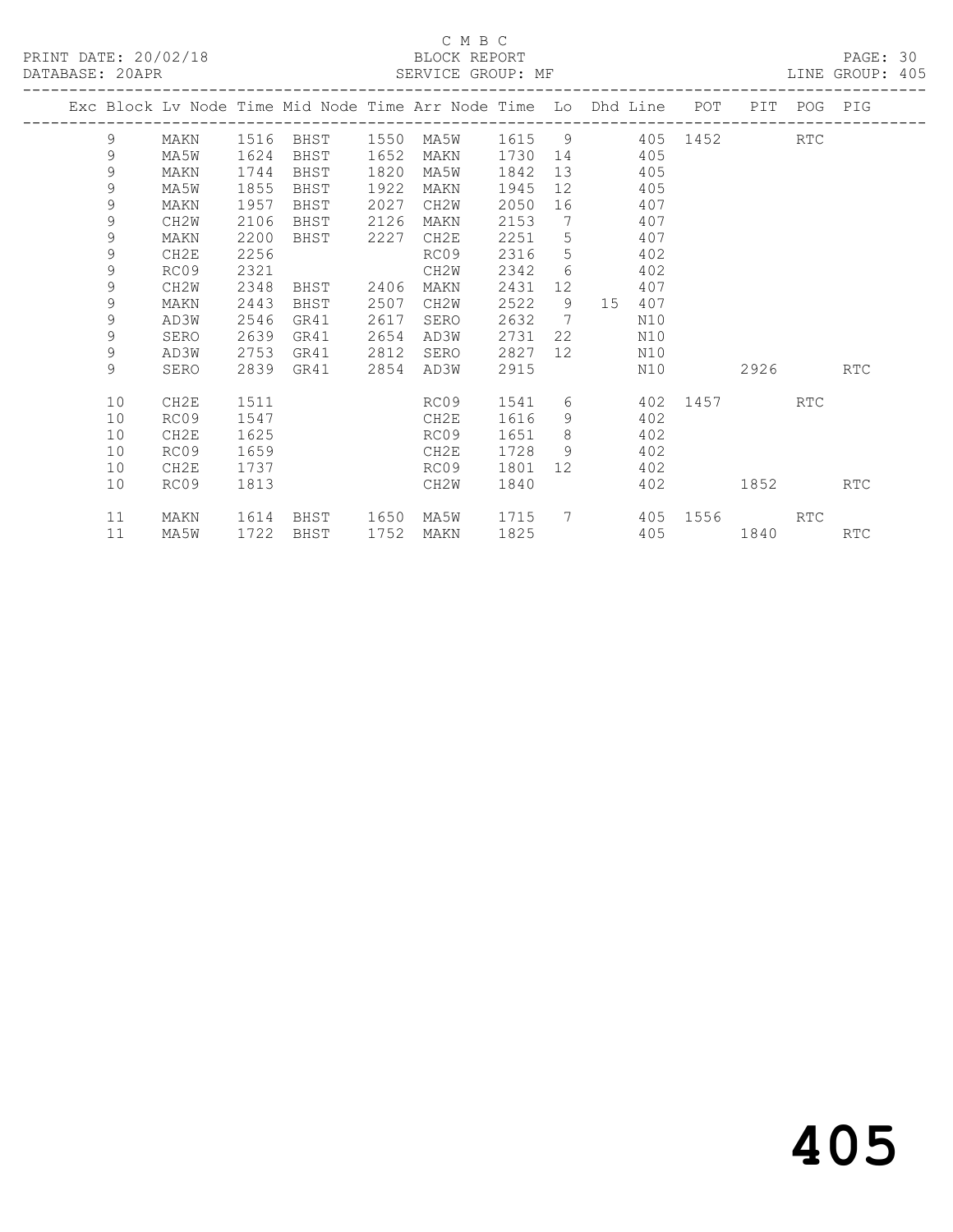C M B C

PRINT DATE: 20/02/18 BLOCK REPORT

DATABASE: 20APR SERVICE GROUP: MF LINE GROUP: 405

| Exc | Block | Lv | Node | Time | Mid Node | Time | Arr Node | Time | Lo | Dhd | Line | POT | PIT | POG | PIG |
|---|---|---|---|---|---|---|---|---|---|---|---|---|---|---|---|
| | 9 | | MAKN | 1516 | BHST | 1550 | MA5W | 1615 | 9 | | 405 | 1452 | | RTC | |
| | 9 | | MA5W | 1624 | BHST | 1652 | MAKN | 1730 | 14 | | 405 | | | | |
| | 9 | | MAKN | 1744 | BHST | 1820 | MA5W | 1842 | 13 | | 405 | | | | |
| | 9 | | MA5W | 1855 | BHST | 1922 | MAKN | 1945 | 12 | | 405 | | | | |
| | 9 | | MAKN | 1957 | BHST | 2027 | CH2W | 2050 | 16 | | 407 | | | | |
| | 9 | | CH2W | 2106 | BHST | 2126 | MAKN | 2153 | 7 | | 407 | | | | |
| | 9 | | MAKN | 2200 | BHST | 2227 | CH2E | 2251 | 5 | | 407 | | | | |
| | 9 | | CH2E | 2256 | | | RC09 | 2316 | 5 | | 402 | | | | |
| | 9 | | RC09 | 2321 | | | CH2W | 2342 | 6 | | 402 | | | | |
| | 9 | | CH2W | 2348 | BHST | 2406 | MAKN | 2431 | 12 | | 407 | | | | |
| | 9 | | MAKN | 2443 | BHST | 2507 | CH2W | 2522 | 9 | 15 | 407 | | | | |
| | 9 | | AD3W | 2546 | GR41 | 2617 | SERO | 2632 | 7 | | N10 | | | | |
| | 9 | | SERO | 2639 | GR41 | 2654 | AD3W | 2731 | 22 | | N10 | | | | |
| | 9 | | AD3W | 2753 | GR41 | 2812 | SERO | 2827 | 12 | | N10 | | | | |
| | 9 | | SERO | 2839 | GR41 | 2854 | AD3W | 2915 | | | N10 | | 2926 | | RTC |
| | 10 | | CH2E | 1511 | | | RC09 | 1541 | 6 | | 402 | 1457 | | RTC | |
| | 10 | | RC09 | 1547 | | | CH2E | 1616 | 9 | | 402 | | | | |
| | 10 | | CH2E | 1625 | | | RC09 | 1651 | 8 | | 402 | | | | |
| | 10 | | RC09 | 1659 | | | CH2E | 1728 | 9 | | 402 | | | | |
| | 10 | | CH2E | 1737 | | | RC09 | 1801 | 12 | | 402 | | | | |
| | 10 | | RC09 | 1813 | | | CH2W | 1840 | | | 402 | | 1852 | | RTC |
| | 11 | | MAKN | 1614 | BHST | 1650 | MA5W | 1715 | 7 | | 405 | 1556 | | RTC | |
| | 11 | | MA5W | 1722 | BHST | 1752 | MAKN | 1825 | | | 405 | | 1840 | | RTC |

# 405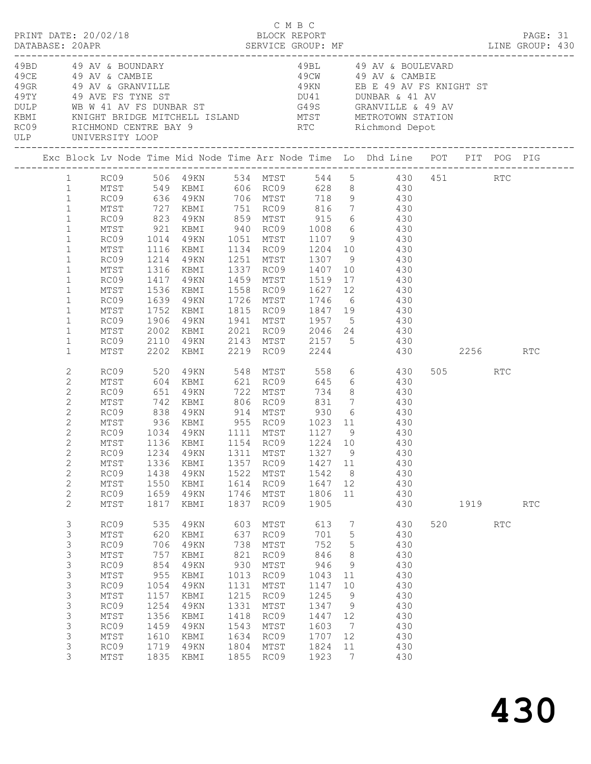C M B C

PRINT DATE: 20/02/18 BLOCK REPORT

DATABASE: 20APR SERVICE GROUP: MF LINE GROUP: 430

| Code | Description | Code | Description |
|---|---|---|---|
| 49BD | 49 AV & BOUNDARY | 49BL | 49 AV & BOULEVARD |
| 49CE | 49 AV & CAMBIE | 49CW | 49 AV & CAMBIE |
| 49GR | 49 AV & GRANVILLE | 49KN | EB E 49 AV FS KNIGHT ST |
| 49TY | 49 AVE FS TYNE ST | DU41 | DUNBAR & 41 AV |
| DULP | WB W 41 AV FS DUNBAR ST | G49S | GRANVILLE & 49 AV |
| KBMI | KNIGHT BRIDGE MITCHELL ISLAND | MTST | METROTOWN STATION |
| RC09 | RICHMOND CENTRE BAY 9 | RTC | Richmond Depot |
| ULP | UNIVERSITY LOOP | | |

| Exc | Block | Lv Node | Time | Mid Node | Time | Arr Node | Time | Lo | Dhd Line | POT | PIT | POG | PIG |
|---|---|---|---|---|---|---|---|---|---|---|---|---|---|
| | 1 | RC09 | 506 | 49KN | 534 | MTST | 544 | 5 | 430 | 451 | | RTC | |
| | 1 | MTST | 549 | KBMI | 606 | RC09 | 628 | 8 | 430 | | | | |
| | 1 | RC09 | 636 | 49KN | 706 | MTST | 718 | 9 | 430 | | | | |
| | 1 | MTST | 727 | KBMI | 751 | RC09 | 816 | 7 | 430 | | | | |
| | 1 | RC09 | 823 | 49KN | 859 | MTST | 915 | 6 | 430 | | | | |
| | 1 | MTST | 921 | KBMI | 940 | RC09 | 1008 | 6 | 430 | | | | |
| | 1 | RC09 | 1014 | 49KN | 1051 | MTST | 1107 | 9 | 430 | | | | |
| | 1 | MTST | 1116 | KBMI | 1134 | RC09 | 1204 | 10 | 430 | | | | |
| | 1 | RC09 | 1214 | 49KN | 1251 | MTST | 1307 | 9 | 430 | | | | |
| | 1 | MTST | 1316 | KBMI | 1337 | RC09 | 1407 | 10 | 430 | | | | |
| | 1 | RC09 | 1417 | 49KN | 1459 | MTST | 1519 | 17 | 430 | | | | |
| | 1 | MTST | 1536 | KBMI | 1558 | RC09 | 1627 | 12 | 430 | | | | |
| | 1 | RC09 | 1639 | 49KN | 1726 | MTST | 1746 | 6 | 430 | | | | |
| | 1 | MTST | 1752 | KBMI | 1815 | RC09 | 1847 | 19 | 430 | | | | |
| | 1 | RC09 | 1906 | 49KN | 1941 | MTST | 1957 | 5 | 430 | | | | |
| | 1 | MTST | 2002 | KBMI | 2021 | RC09 | 2046 | 24 | 430 | | | | |
| | 1 | RC09 | 2110 | 49KN | 2143 | MTST | 2157 | 5 | 430 | | | | |
| | 1 | MTST | 2202 | KBMI | 2219 | RC09 | 2244 | | 430 | | 2256 | | RTC |
| | 2 | RC09 | 520 | 49KN | 548 | MTST | 558 | 6 | 430 | 505 | | RTC | |
| | 2 | MTST | 604 | KBMI | 621 | RC09 | 645 | 6 | 430 | | | | |
| | 2 | RC09 | 651 | 49KN | 722 | MTST | 734 | 8 | 430 | | | | |
| | 2 | MTST | 742 | KBMI | 806 | RC09 | 831 | 7 | 430 | | | | |
| | 2 | RC09 | 838 | 49KN | 914 | MTST | 930 | 6 | 430 | | | | |
| | 2 | MTST | 936 | KBMI | 955 | RC09 | 1023 | 11 | 430 | | | | |
| | 2 | RC09 | 1034 | 49KN | 1111 | MTST | 1127 | 9 | 430 | | | | |
| | 2 | MTST | 1136 | KBMI | 1154 | RC09 | 1224 | 10 | 430 | | | | |
| | 2 | RC09 | 1234 | 49KN | 1311 | MTST | 1327 | 9 | 430 | | | | |
| | 2 | MTST | 1336 | KBMI | 1357 | RC09 | 1427 | 11 | 430 | | | | |
| | 2 | RC09 | 1438 | 49KN | 1522 | MTST | 1542 | 8 | 430 | | | | |
| | 2 | MTST | 1550 | KBMI | 1614 | RC09 | 1647 | 12 | 430 | | | | |
| | 2 | RC09 | 1659 | 49KN | 1746 | MTST | 1806 | 11 | 430 | | | | |
| | 2 | MTST | 1817 | KBMI | 1837 | RC09 | 1905 | | 430 | | 1919 | | RTC |
| | 3 | RC09 | 535 | 49KN | 603 | MTST | 613 | 7 | 430 | 520 | | RTC | |
| | 3 | MTST | 620 | KBMI | 637 | RC09 | 701 | 5 | 430 | | | | |
| | 3 | RC09 | 706 | 49KN | 738 | MTST | 752 | 5 | 430 | | | | |
| | 3 | MTST | 757 | KBMI | 821 | RC09 | 846 | 8 | 430 | | | | |
| | 3 | RC09 | 854 | 49KN | 930 | MTST | 946 | 9 | 430 | | | | |
| | 3 | MTST | 955 | KBMI | 1013 | RC09 | 1043 | 11 | 430 | | | | |
| | 3 | RC09 | 1054 | 49KN | 1131 | MTST | 1147 | 10 | 430 | | | | |
| | 3 | MTST | 1157 | KBMI | 1215 | RC09 | 1245 | 9 | 430 | | | | |
| | 3 | RC09 | 1254 | 49KN | 1331 | MTST | 1347 | 9 | 430 | | | | |
| | 3 | MTST | 1356 | KBMI | 1418 | RC09 | 1447 | 12 | 430 | | | | |
| | 3 | RC09 | 1459 | 49KN | 1543 | MTST | 1603 | 7 | 430 | | | | |
| | 3 | MTST | 1610 | KBMI | 1634 | RC09 | 1707 | 12 | 430 | | | | |
| | 3 | RC09 | 1719 | 49KN | 1804 | MTST | 1824 | 11 | 430 | | | | |
| | 3 | MTST | 1835 | KBMI | 1855 | RC09 | 1923 | 7 | 430 | | | | |

# 430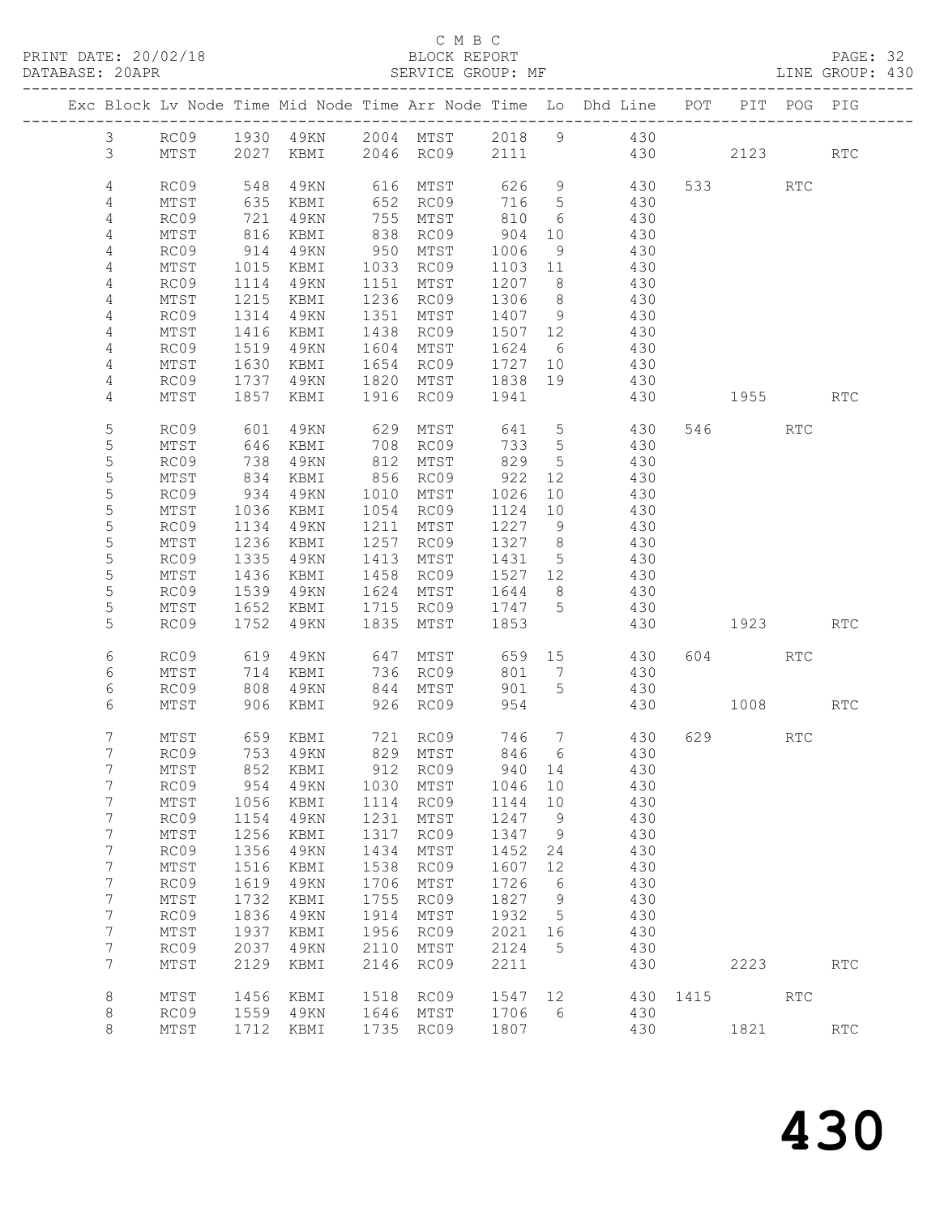C M B C

PRINT DATE: 20/02/18 BLOCK REPORT

DATABASE: 20APR SERVICE GROUP: MF LINE GROUP: 430

| Exc | Block | Lv | Node | Time | Mid Node | Time | Arr Node | Time | Lo | Dhd Line | POT | PIT | POG | PIG |
|---|---|---|---|---|---|---|---|---|---|---|---|---|---|---|
| | 3 | | RC09 | 1930 | 49KN | 2004 | MTST | 2018 | 9 | 430 | | | | |
| | 3 | | MTST | 2027 | KBMI | 2046 | RC09 | 2111 | | 430 | | 2123 | | RTC |
| | 4 | | RC09 | 548 | 49KN | 616 | MTST | 626 | 9 | 430 | 533 | | RTC | |
| | 4 | | MTST | 635 | KBMI | 652 | RC09 | 716 | 5 | 430 | | | | |
| | 4 | | RC09 | 721 | 49KN | 755 | MTST | 810 | 6 | 430 | | | | |
| | 4 | | MTST | 816 | KBMI | 838 | RC09 | 904 | 10 | 430 | | | | |
| | 4 | | RC09 | 914 | 49KN | 950 | MTST | 1006 | 9 | 430 | | | | |
| | 4 | | MTST | 1015 | KBMI | 1033 | RC09 | 1103 | 11 | 430 | | | | |
| | 4 | | RC09 | 1114 | 49KN | 1151 | MTST | 1207 | 8 | 430 | | | | |
| | 4 | | MTST | 1215 | KBMI | 1236 | RC09 | 1306 | 8 | 430 | | | | |
| | 4 | | RC09 | 1314 | 49KN | 1351 | MTST | 1407 | 9 | 430 | | | | |
| | 4 | | MTST | 1416 | KBMI | 1438 | RC09 | 1507 | 12 | 430 | | | | |
| | 4 | | RC09 | 1519 | 49KN | 1604 | MTST | 1624 | 6 | 430 | | | | |
| | 4 | | MTST | 1630 | KBMI | 1654 | RC09 | 1727 | 10 | 430 | | | | |
| | 4 | | RC09 | 1737 | 49KN | 1820 | MTST | 1838 | 19 | 430 | | | | |
| | 4 | | MTST | 1857 | KBMI | 1916 | RC09 | 1941 | | 430 | | 1955 | | RTC |
| | 5 | | RC09 | 601 | 49KN | 629 | MTST | 641 | 5 | 430 | 546 | | RTC | |
| | 5 | | MTST | 646 | KBMI | 708 | RC09 | 733 | 5 | 430 | | | | |
| | 5 | | RC09 | 738 | 49KN | 812 | MTST | 829 | 5 | 430 | | | | |
| | 5 | | MTST | 834 | KBMI | 856 | RC09 | 922 | 12 | 430 | | | | |
| | 5 | | RC09 | 934 | 49KN | 1010 | MTST | 1026 | 10 | 430 | | | | |
| | 5 | | MTST | 1036 | KBMI | 1054 | RC09 | 1124 | 10 | 430 | | | | |
| | 5 | | RC09 | 1134 | 49KN | 1211 | MTST | 1227 | 9 | 430 | | | | |
| | 5 | | MTST | 1236 | KBMI | 1257 | RC09 | 1327 | 8 | 430 | | | | |
| | 5 | | RC09 | 1335 | 49KN | 1413 | MTST | 1431 | 5 | 430 | | | | |
| | 5 | | MTST | 1436 | KBMI | 1458 | RC09 | 1527 | 12 | 430 | | | | |
| | 5 | | RC09 | 1539 | 49KN | 1624 | MTST | 1644 | 8 | 430 | | | | |
| | 5 | | MTST | 1652 | KBMI | 1715 | RC09 | 1747 | 5 | 430 | | | | |
| | 5 | | RC09 | 1752 | 49KN | 1835 | MTST | 1853 | | 430 | | 1923 | | RTC |
| | 6 | | RC09 | 619 | 49KN | 647 | MTST | 659 | 15 | 430 | 604 | | RTC | |
| | 6 | | MTST | 714 | KBMI | 736 | RC09 | 801 | 7 | 430 | | | | |
| | 6 | | RC09 | 808 | 49KN | 844 | MTST | 901 | 5 | 430 | | | | |
| | 6 | | MTST | 906 | KBMI | 926 | RC09 | 954 | | 430 | | 1008 | | RTC |
| | 7 | | MTST | 659 | KBMI | 721 | RC09 | 746 | 7 | 430 | 629 | | RTC | |
| | 7 | | RC09 | 753 | 49KN | 829 | MTST | 846 | 6 | 430 | | | | |
| | 7 | | MTST | 852 | KBMI | 912 | RC09 | 940 | 14 | 430 | | | | |
| | 7 | | RC09 | 954 | 49KN | 1030 | MTST | 1046 | 10 | 430 | | | | |
| | 7 | | MTST | 1056 | KBMI | 1114 | RC09 | 1144 | 10 | 430 | | | | |
| | 7 | | RC09 | 1154 | 49KN | 1231 | MTST | 1247 | 9 | 430 | | | | |
| | 7 | | MTST | 1256 | KBMI | 1317 | RC09 | 1347 | 9 | 430 | | | | |
| | 7 | | RC09 | 1356 | 49KN | 1434 | MTST | 1452 | 24 | 430 | | | | |
| | 7 | | MTST | 1516 | KBMI | 1538 | RC09 | 1607 | 12 | 430 | | | | |
| | 7 | | RC09 | 1619 | 49KN | 1706 | MTST | 1726 | 6 | 430 | | | | |
| | 7 | | MTST | 1732 | KBMI | 1755 | RC09 | 1827 | 9 | 430 | | | | |
| | 7 | | RC09 | 1836 | 49KN | 1914 | MTST | 1932 | 5 | 430 | | | | |
| | 7 | | MTST | 1937 | KBMI | 1956 | RC09 | 2021 | 16 | 430 | | | | |
| | 7 | | RC09 | 2037 | 49KN | 2110 | MTST | 2124 | 5 | 430 | | | | |
| | 7 | | MTST | 2129 | KBMI | 2146 | RC09 | 2211 | | 430 | | 2223 | | RTC |
| | 8 | | MTST | 1456 | KBMI | 1518 | RC09 | 1547 | 12 | 430 | 1415 | | RTC | |
| | 8 | | RC09 | 1559 | 49KN | 1646 | MTST | 1706 | 6 | 430 | | | | |
| | 8 | | MTST | 1712 | KBMI | 1735 | RC09 | 1807 | | 430 | | 1821 | | RTC |

430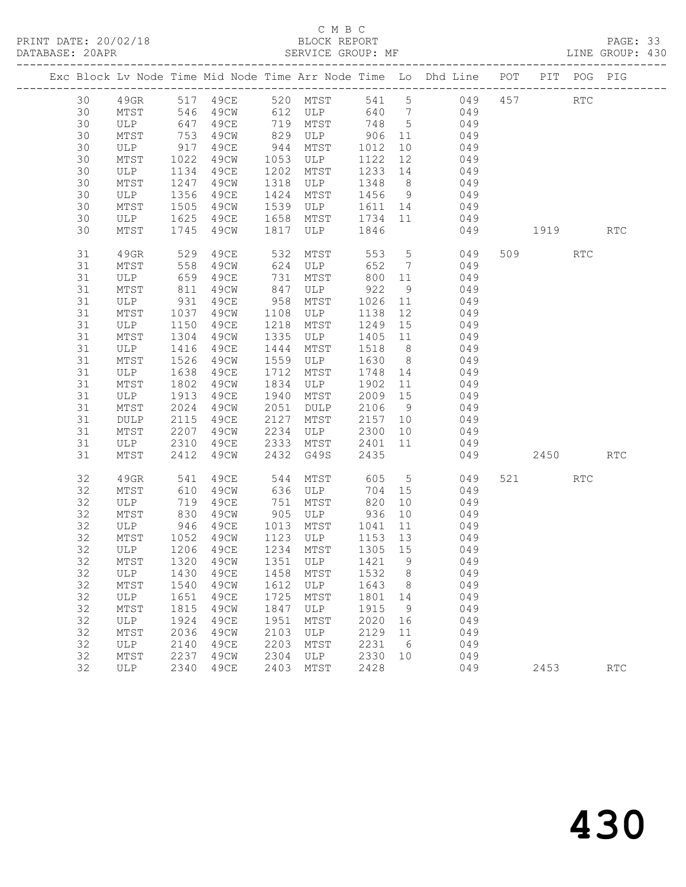C M B C
PRINT DATE: 20/02/18 BLOCK REPORT
DATABASE: 20APR SERVICE GROUP: MF LINE GROUP: 430

| Exc | Block | Lv | Node | Time | Mid Node | Time | Arr Node | Time | Lo | Dhd Line | POT | PIT | POG | PIG |
|---|---|---|---|---|---|---|---|---|---|---|---|---|---|---|
| | 30 | | 49GR | 517 | 49CE | 520 | MTST | 541 | 5 | 049 | 457 | | RTC | |
| | 30 | | MTST | 546 | 49CW | 612 | ULP | 640 | 7 | 049 | | | | |
| | 30 | | ULP | 647 | 49CE | 719 | MTST | 748 | 5 | 049 | | | | |
| | 30 | | MTST | 753 | 49CW | 829 | ULP | 906 | 11 | 049 | | | | |
| | 30 | | ULP | 917 | 49CE | 944 | MTST | 1012 | 10 | 049 | | | | |
| | 30 | | MTST | 1022 | 49CW | 1053 | ULP | 1122 | 12 | 049 | | | | |
| | 30 | | ULP | 1134 | 49CE | 1202 | MTST | 1233 | 14 | 049 | | | | |
| | 30 | | MTST | 1247 | 49CW | 1318 | ULP | 1348 | 8 | 049 | | | | |
| | 30 | | ULP | 1356 | 49CE | 1424 | MTST | 1456 | 9 | 049 | | | | |
| | 30 | | MTST | 1505 | 49CW | 1539 | ULP | 1611 | 14 | 049 | | | | |
| | 30 | | ULP | 1625 | 49CE | 1658 | MTST | 1734 | 11 | 049 | | | | |
| | 30 | | MTST | 1745 | 49CW | 1817 | ULP | 1846 | | 049 | | 1919 | | RTC |
| | 31 | | 49GR | 529 | 49CE | 532 | MTST | 553 | 5 | 049 | 509 | | RTC | |
| | 31 | | MTST | 558 | 49CW | 624 | ULP | 652 | 7 | 049 | | | | |
| | 31 | | ULP | 659 | 49CE | 731 | MTST | 800 | 11 | 049 | | | | |
| | 31 | | MTST | 811 | 49CW | 847 | ULP | 922 | 9 | 049 | | | | |
| | 31 | | ULP | 931 | 49CE | 958 | MTST | 1026 | 11 | 049 | | | | |
| | 31 | | MTST | 1037 | 49CW | 1108 | ULP | 1138 | 12 | 049 | | | | |
| | 31 | | ULP | 1150 | 49CE | 1218 | MTST | 1249 | 15 | 049 | | | | |
| | 31 | | MTST | 1304 | 49CW | 1335 | ULP | 1405 | 11 | 049 | | | | |
| | 31 | | ULP | 1416 | 49CE | 1444 | MTST | 1518 | 8 | 049 | | | | |
| | 31 | | MTST | 1526 | 49CW | 1559 | ULP | 1630 | 8 | 049 | | | | |
| | 31 | | ULP | 1638 | 49CE | 1712 | MTST | 1748 | 14 | 049 | | | | |
| | 31 | | MTST | 1802 | 49CW | 1834 | ULP | 1902 | 11 | 049 | | | | |
| | 31 | | ULP | 1913 | 49CE | 1940 | MTST | 2009 | 15 | 049 | | | | |
| | 31 | | MTST | 2024 | 49CW | 2051 | DULP | 2106 | 9 | 049 | | | | |
| | 31 | | DULP | 2115 | 49CE | 2127 | MTST | 2157 | 10 | 049 | | | | |
| | 31 | | MTST | 2207 | 49CW | 2234 | ULP | 2300 | 10 | 049 | | | | |
| | 31 | | ULP | 2310 | 49CE | 2333 | MTST | 2401 | 11 | 049 | | | | |
| | 31 | | MTST | 2412 | 49CW | 2432 | G49S | 2435 | | 049 | | 2450 | | RTC |
| | 32 | | 49GR | 541 | 49CE | 544 | MTST | 605 | 5 | 049 | 521 | | RTC | |
| | 32 | | MTST | 610 | 49CW | 636 | ULP | 704 | 15 | 049 | | | | |
| | 32 | | ULP | 719 | 49CE | 751 | MTST | 820 | 10 | 049 | | | | |
| | 32 | | MTST | 830 | 49CW | 905 | ULP | 936 | 10 | 049 | | | | |
| | 32 | | ULP | 946 | 49CE | 1013 | MTST | 1041 | 11 | 049 | | | | |
| | 32 | | MTST | 1052 | 49CW | 1123 | ULP | 1153 | 13 | 049 | | | | |
| | 32 | | ULP | 1206 | 49CE | 1234 | MTST | 1305 | 15 | 049 | | | | |
| | 32 | | MTST | 1320 | 49CW | 1351 | ULP | 1421 | 9 | 049 | | | | |
| | 32 | | ULP | 1430 | 49CE | 1458 | MTST | 1532 | 8 | 049 | | | | |
| | 32 | | MTST | 1540 | 49CW | 1612 | ULP | 1643 | 8 | 049 | | | | |
| | 32 | | ULP | 1651 | 49CE | 1725 | MTST | 1801 | 14 | 049 | | | | |
| | 32 | | MTST | 1815 | 49CW | 1847 | ULP | 1915 | 9 | 049 | | | | |
| | 32 | | ULP | 1924 | 49CE | 1951 | MTST | 2020 | 16 | 049 | | | | |
| | 32 | | MTST | 2036 | 49CW | 2103 | ULP | 2129 | 11 | 049 | | | | |
| | 32 | | ULP | 2140 | 49CE | 2203 | MTST | 2231 | 6 | 049 | | | | |
| | 32 | | MTST | 2237 | 49CW | 2304 | ULP | 2330 | 10 | 049 | | | | |
| | 32 | | ULP | 2340 | 49CE | 2403 | MTST | 2428 | | 049 | | 2453 | | RTC |

430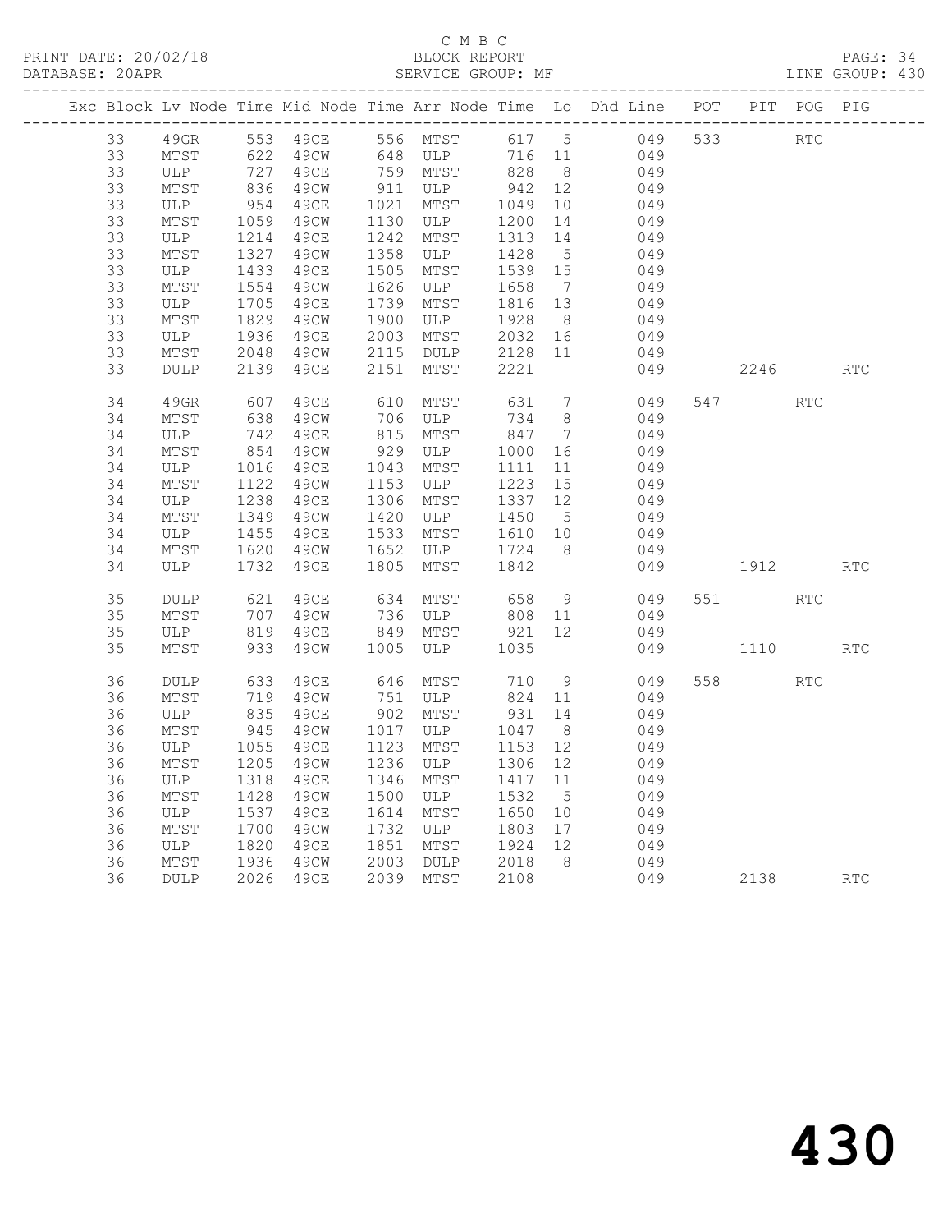C M B C
PRINT DATE: 20/02/18 BLOCK REPORT
DATABASE: 20APR SERVICE GROUP: MF LINE GROUP: 430

| Exc | Block | Lv | Node | Time | Mid Node | Time | Arr Node | Time | Lo | Dhd Line | POT | PIT | POG | PIG |
|---|---|---|---|---|---|---|---|---|---|---|---|---|---|---|
| | 33 | | 49GR | 553 | 49CE | 556 | MTST | 617 | 5 | 049 | 533 | | RTC | |
| | 33 | | MTST | 622 | 49CW | 648 | ULP | 716 | 11 | 049 | | | | |
| | 33 | | ULP | 727 | 49CE | 759 | MTST | 828 | 8 | 049 | | | | |
| | 33 | | MTST | 836 | 49CW | 911 | ULP | 942 | 12 | 049 | | | | |
| | 33 | | ULP | 954 | 49CE | 1021 | MTST | 1049 | 10 | 049 | | | | |
| | 33 | | MTST | 1059 | 49CW | 1130 | ULP | 1200 | 14 | 049 | | | | |
| | 33 | | ULP | 1214 | 49CE | 1242 | MTST | 1313 | 14 | 049 | | | | |
| | 33 | | MTST | 1327 | 49CW | 1358 | ULP | 1428 | 5 | 049 | | | | |
| | 33 | | ULP | 1433 | 49CE | 1505 | MTST | 1539 | 15 | 049 | | | | |
| | 33 | | MTST | 1554 | 49CW | 1626 | ULP | 1658 | 7 | 049 | | | | |
| | 33 | | ULP | 1705 | 49CE | 1739 | MTST | 1816 | 13 | 049 | | | | |
| | 33 | | MTST | 1829 | 49CW | 1900 | ULP | 1928 | 8 | 049 | | | | |
| | 33 | | ULP | 1936 | 49CE | 2003 | MTST | 2032 | 16 | 049 | | | | |
| | 33 | | MTST | 2048 | 49CW | 2115 | DULP | 2128 | 11 | 049 | | | | |
| | 33 | | DULP | 2139 | 49CE | 2151 | MTST | 2221 | | 049 | | 2246 | | RTC |
| | 34 | | 49GR | 607 | 49CE | 610 | MTST | 631 | 7 | 049 | 547 | | RTC | |
| | 34 | | MTST | 638 | 49CW | 706 | ULP | 734 | 8 | 049 | | | | |
| | 34 | | ULP | 742 | 49CE | 815 | MTST | 847 | 7 | 049 | | | | |
| | 34 | | MTST | 854 | 49CW | 929 | ULP | 1000 | 16 | 049 | | | | |
| | 34 | | ULP | 1016 | 49CE | 1043 | MTST | 1111 | 11 | 049 | | | | |
| | 34 | | MTST | 1122 | 49CW | 1153 | ULP | 1223 | 15 | 049 | | | | |
| | 34 | | ULP | 1238 | 49CE | 1306 | MTST | 1337 | 12 | 049 | | | | |
| | 34 | | MTST | 1349 | 49CW | 1420 | ULP | 1450 | 5 | 049 | | | | |
| | 34 | | ULP | 1455 | 49CE | 1533 | MTST | 1610 | 10 | 049 | | | | |
| | 34 | | MTST | 1620 | 49CW | 1652 | ULP | 1724 | 8 | 049 | | | | |
| | 34 | | ULP | 1732 | 49CE | 1805 | MTST | 1842 | | 049 | | 1912 | | RTC |
| | 35 | | DULP | 621 | 49CE | 634 | MTST | 658 | 9 | 049 | 551 | | RTC | |
| | 35 | | MTST | 707 | 49CW | 736 | ULP | 808 | 11 | 049 | | | | |
| | 35 | | ULP | 819 | 49CE | 849 | MTST | 921 | 12 | 049 | | | | |
| | 35 | | MTST | 933 | 49CW | 1005 | ULP | 1035 | | 049 | | 1110 | | RTC |
| | 36 | | DULP | 633 | 49CE | 646 | MTST | 710 | 9 | 049 | 558 | | RTC | |
| | 36 | | MTST | 719 | 49CW | 751 | ULP | 824 | 11 | 049 | | | | |
| | 36 | | ULP | 835 | 49CE | 902 | MTST | 931 | 14 | 049 | | | | |
| | 36 | | MTST | 945 | 49CW | 1017 | ULP | 1047 | 8 | 049 | | | | |
| | 36 | | ULP | 1055 | 49CE | 1123 | MTST | 1153 | 12 | 049 | | | | |
| | 36 | | MTST | 1205 | 49CW | 1236 | ULP | 1306 | 12 | 049 | | | | |
| | 36 | | ULP | 1318 | 49CE | 1346 | MTST | 1417 | 11 | 049 | | | | |
| | 36 | | MTST | 1428 | 49CW | 1500 | ULP | 1532 | 5 | 049 | | | | |
| | 36 | | ULP | 1537 | 49CE | 1614 | MTST | 1650 | 10 | 049 | | | | |
| | 36 | | MTST | 1700 | 49CW | 1732 | ULP | 1803 | 17 | 049 | | | | |
| | 36 | | ULP | 1820 | 49CE | 1851 | MTST | 1924 | 12 | 049 | | | | |
| | 36 | | MTST | 1936 | 49CW | 2003 | DULP | 2018 | 8 | 049 | | | | |
| | 36 | | DULP | 2026 | 49CE | 2039 | MTST | 2108 | | 049 | | 2138 | | RTC |

430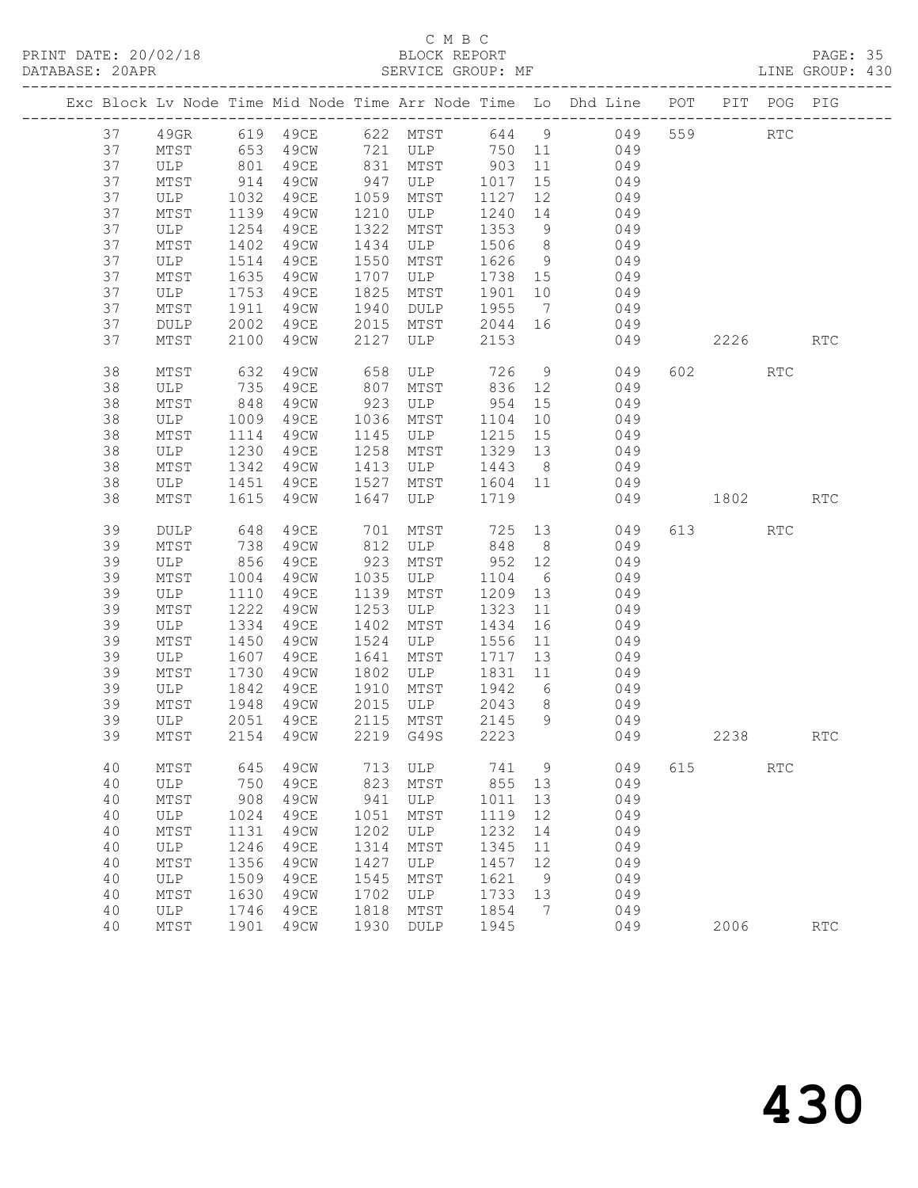C M B C

PRINT DATE: 20/02/18 BLOCK REPORT

DATABASE: 20APR SERVICE GROUP: MF LINE GROUP: 430

| Exc | Block | Lv | Node | Time | Mid Node | Time | Arr Node | Time | Lo | Dhd Line | POT | PIT | POG | PIG |
|---|---|---|---|---|---|---|---|---|---|---|---|---|---|---|
| | 37 | | 49GR | 619 | 49CE | 622 | MTST | 644 | 9 | 049 | 559 | | RTC | |
| | 37 | | MTST | 653 | 49CW | 721 | ULP | 750 | 11 | 049 | | | | |
| | 37 | | ULP | 801 | 49CE | 831 | MTST | 903 | 11 | 049 | | | | |
| | 37 | | MTST | 914 | 49CW | 947 | ULP | 1017 | 15 | 049 | | | | |
| | 37 | | ULP | 1032 | 49CE | 1059 | MTST | 1127 | 12 | 049 | | | | |
| | 37 | | MTST | 1139 | 49CW | 1210 | ULP | 1240 | 14 | 049 | | | | |
| | 37 | | ULP | 1254 | 49CE | 1322 | MTST | 1353 | 9 | 049 | | | | |
| | 37 | | MTST | 1402 | 49CW | 1434 | ULP | 1506 | 8 | 049 | | | | |
| | 37 | | ULP | 1514 | 49CE | 1550 | MTST | 1626 | 9 | 049 | | | | |
| | 37 | | MTST | 1635 | 49CW | 1707 | ULP | 1738 | 15 | 049 | | | | |
| | 37 | | ULP | 1753 | 49CE | 1825 | MTST | 1901 | 10 | 049 | | | | |
| | 37 | | MTST | 1911 | 49CW | 1940 | DULP | 1955 | 7 | 049 | | | | |
| | 37 | | DULP | 2002 | 49CE | 2015 | MTST | 2044 | 16 | 049 | | | | |
| | 37 | | MTST | 2100 | 49CW | 2127 | ULP | 2153 | | 049 | | 2226 | | RTC |
| | 38 | | MTST | 632 | 49CW | 658 | ULP | 726 | 9 | 049 | 602 | | RTC | |
| | 38 | | ULP | 735 | 49CE | 807 | MTST | 836 | 12 | 049 | | | | |
| | 38 | | MTST | 848 | 49CW | 923 | ULP | 954 | 15 | 049 | | | | |
| | 38 | | ULP | 1009 | 49CE | 1036 | MTST | 1104 | 10 | 049 | | | | |
| | 38 | | MTST | 1114 | 49CW | 1145 | ULP | 1215 | 15 | 049 | | | | |
| | 38 | | ULP | 1230 | 49CE | 1258 | MTST | 1329 | 13 | 049 | | | | |
| | 38 | | MTST | 1342 | 49CW | 1413 | ULP | 1443 | 8 | 049 | | | | |
| | 38 | | ULP | 1451 | 49CE | 1527 | MTST | 1604 | 11 | 049 | | | | |
| | 38 | | MTST | 1615 | 49CW | 1647 | ULP | 1719 | | 049 | | 1802 | | RTC |
| | 39 | | DULP | 648 | 49CE | 701 | MTST | 725 | 13 | 049 | 613 | | RTC | |
| | 39 | | MTST | 738 | 49CW | 812 | ULP | 848 | 8 | 049 | | | | |
| | 39 | | ULP | 856 | 49CE | 923 | MTST | 952 | 12 | 049 | | | | |
| | 39 | | MTST | 1004 | 49CW | 1035 | ULP | 1104 | 6 | 049 | | | | |
| | 39 | | ULP | 1110 | 49CE | 1139 | MTST | 1209 | 13 | 049 | | | | |
| | 39 | | MTST | 1222 | 49CW | 1253 | ULP | 1323 | 11 | 049 | | | | |
| | 39 | | ULP | 1334 | 49CE | 1402 | MTST | 1434 | 16 | 049 | | | | |
| | 39 | | MTST | 1450 | 49CW | 1524 | ULP | 1556 | 11 | 049 | | | | |
| | 39 | | ULP | 1607 | 49CE | 1641 | MTST | 1717 | 13 | 049 | | | | |
| | 39 | | MTST | 1730 | 49CW | 1802 | ULP | 1831 | 11 | 049 | | | | |
| | 39 | | ULP | 1842 | 49CE | 1910 | MTST | 1942 | 6 | 049 | | | | |
| | 39 | | MTST | 1948 | 49CW | 2015 | ULP | 2043 | 8 | 049 | | | | |
| | 39 | | ULP | 2051 | 49CE | 2115 | MTST | 2145 | 9 | 049 | | | | |
| | 39 | | MTST | 2154 | 49CW | 2219 | G49S | 2223 | | 049 | | 2238 | | RTC |
| | 40 | | MTST | 645 | 49CW | 713 | ULP | 741 | 9 | 049 | 615 | | RTC | |
| | 40 | | ULP | 750 | 49CE | 823 | MTST | 855 | 13 | 049 | | | | |
| | 40 | | MTST | 908 | 49CW | 941 | ULP | 1011 | 13 | 049 | | | | |
| | 40 | | ULP | 1024 | 49CE | 1051 | MTST | 1119 | 12 | 049 | | | | |
| | 40 | | MTST | 1131 | 49CW | 1202 | ULP | 1232 | 14 | 049 | | | | |
| | 40 | | ULP | 1246 | 49CE | 1314 | MTST | 1345 | 11 | 049 | | | | |
| | 40 | | MTST | 1356 | 49CW | 1427 | ULP | 1457 | 12 | 049 | | | | |
| | 40 | | ULP | 1509 | 49CE | 1545 | MTST | 1621 | 9 | 049 | | | | |
| | 40 | | MTST | 1630 | 49CW | 1702 | ULP | 1733 | 13 | 049 | | | | |
| | 40 | | ULP | 1746 | 49CE | 1818 | MTST | 1854 | 7 | 049 | | | | |
| | 40 | | MTST | 1901 | 49CW | 1930 | DULP | 1945 | | 049 | | 2006 | | RTC |

430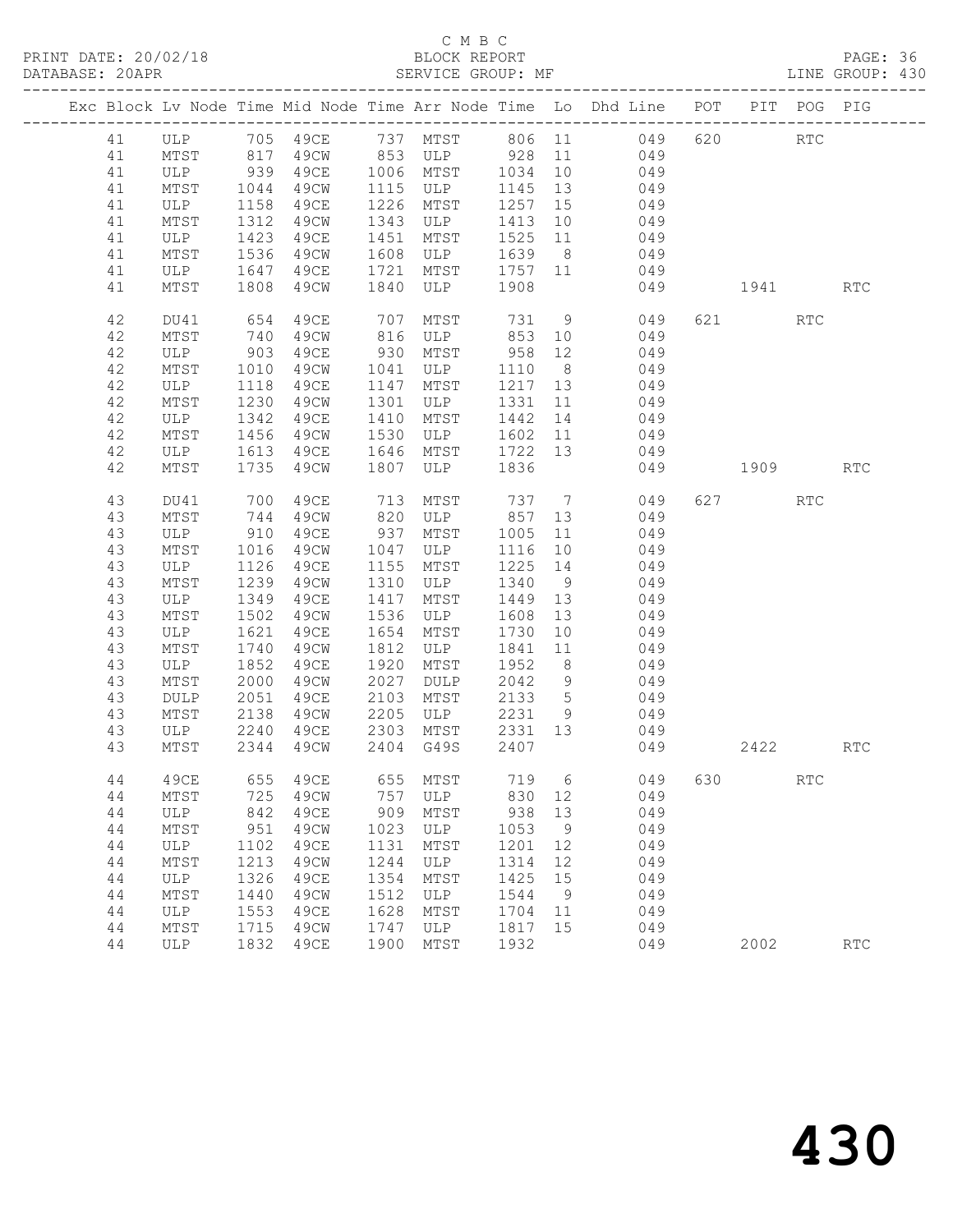C M B C

PRINT DATE: 20/02/18 BLOCK REPORT

DATABASE: 20APR SERVICE GROUP: MF LINE GROUP: 430

| Exc | Block | Lv | Node | Time | Mid Node | Time | Arr Node | Time | Lo | Dhd Line | POT | PIT | POG | PIG |
|---|---|---|---|---|---|---|---|---|---|---|---|---|---|---|
| | 41 | | ULP | 705 | 49CE | 737 | MTST | 806 | 11 | 049 | 620 | | RTC | |
| | 41 | | MTST | 817 | 49CW | 853 | ULP | 928 | 11 | 049 | | | | |
| | 41 | | ULP | 939 | 49CE | 1006 | MTST | 1034 | 10 | 049 | | | | |
| | 41 | | MTST | 1044 | 49CW | 1115 | ULP | 1145 | 13 | 049 | | | | |
| | 41 | | ULP | 1158 | 49CE | 1226 | MTST | 1257 | 15 | 049 | | | | |
| | 41 | | MTST | 1312 | 49CW | 1343 | ULP | 1413 | 10 | 049 | | | | |
| | 41 | | ULP | 1423 | 49CE | 1451 | MTST | 1525 | 11 | 049 | | | | |
| | 41 | | MTST | 1536 | 49CW | 1608 | ULP | 1639 | 8 | 049 | | | | |
| | 41 | | ULP | 1647 | 49CE | 1721 | MTST | 1757 | 11 | 049 | | | | |
| | 41 | | MTST | 1808 | 49CW | 1840 | ULP | 1908 | | 049 | | 1941 | | RTC |
| | 42 | | DU41 | 654 | 49CE | 707 | MTST | 731 | 9 | 049 | 621 | | RTC | |
| | 42 | | MTST | 740 | 49CW | 816 | ULP | 853 | 10 | 049 | | | | |
| | 42 | | ULP | 903 | 49CE | 930 | MTST | 958 | 12 | 049 | | | | |
| | 42 | | MTST | 1010 | 49CW | 1041 | ULP | 1110 | 8 | 049 | | | | |
| | 42 | | ULP | 1118 | 49CE | 1147 | MTST | 1217 | 13 | 049 | | | | |
| | 42 | | MTST | 1230 | 49CW | 1301 | ULP | 1331 | 11 | 049 | | | | |
| | 42 | | ULP | 1342 | 49CE | 1410 | MTST | 1442 | 14 | 049 | | | | |
| | 42 | | MTST | 1456 | 49CW | 1530 | ULP | 1602 | 11 | 049 | | | | |
| | 42 | | ULP | 1613 | 49CE | 1646 | MTST | 1722 | 13 | 049 | | | | |
| | 42 | | MTST | 1735 | 49CW | 1807 | ULP | 1836 | | 049 | | 1909 | | RTC |
| | 43 | | DU41 | 700 | 49CE | 713 | MTST | 737 | 7 | 049 | 627 | | RTC | |
| | 43 | | MTST | 744 | 49CW | 820 | ULP | 857 | 13 | 049 | | | | |
| | 43 | | ULP | 910 | 49CE | 937 | MTST | 1005 | 11 | 049 | | | | |
| | 43 | | MTST | 1016 | 49CW | 1047 | ULP | 1116 | 10 | 049 | | | | |
| | 43 | | ULP | 1126 | 49CE | 1155 | MTST | 1225 | 14 | 049 | | | | |
| | 43 | | MTST | 1239 | 49CW | 1310 | ULP | 1340 | 9 | 049 | | | | |
| | 43 | | ULP | 1349 | 49CE | 1417 | MTST | 1449 | 13 | 049 | | | | |
| | 43 | | MTST | 1502 | 49CW | 1536 | ULP | 1608 | 13 | 049 | | | | |
| | 43 | | ULP | 1621 | 49CE | 1654 | MTST | 1730 | 10 | 049 | | | | |
| | 43 | | MTST | 1740 | 49CW | 1812 | ULP | 1841 | 11 | 049 | | | | |
| | 43 | | ULP | 1852 | 49CE | 1920 | MTST | 1952 | 8 | 049 | | | | |
| | 43 | | MTST | 2000 | 49CW | 2027 | DULP | 2042 | 9 | 049 | | | | |
| | 43 | | DULP | 2051 | 49CE | 2103 | MTST | 2133 | 5 | 049 | | | | |
| | 43 | | MTST | 2138 | 49CW | 2205 | ULP | 2231 | 9 | 049 | | | | |
| | 43 | | ULP | 2240 | 49CE | 2303 | MTST | 2331 | 13 | 049 | | | | |
| | 43 | | MTST | 2344 | 49CW | 2404 | G49S | 2407 | | 049 | | 2422 | | RTC |
| | 44 | | 49CE | 655 | 49CE | 655 | MTST | 719 | 6 | 049 | 630 | | RTC | |
| | 44 | | MTST | 725 | 49CW | 757 | ULP | 830 | 12 | 049 | | | | |
| | 44 | | ULP | 842 | 49CE | 909 | MTST | 938 | 13 | 049 | | | | |
| | 44 | | MTST | 951 | 49CW | 1023 | ULP | 1053 | 9 | 049 | | | | |
| | 44 | | ULP | 1102 | 49CE | 1131 | MTST | 1201 | 12 | 049 | | | | |
| | 44 | | MTST | 1213 | 49CW | 1244 | ULP | 1314 | 12 | 049 | | | | |
| | 44 | | ULP | 1326 | 49CE | 1354 | MTST | 1425 | 15 | 049 | | | | |
| | 44 | | MTST | 1440 | 49CW | 1512 | ULP | 1544 | 9 | 049 | | | | |
| | 44 | | ULP | 1553 | 49CE | 1628 | MTST | 1704 | 11 | 049 | | | | |
| | 44 | | MTST | 1715 | 49CW | 1747 | ULP | 1817 | 15 | 049 | | | | |
| | 44 | | ULP | 1832 | 49CE | 1900 | MTST | 1932 | | 049 | | 2002 | | RTC |

430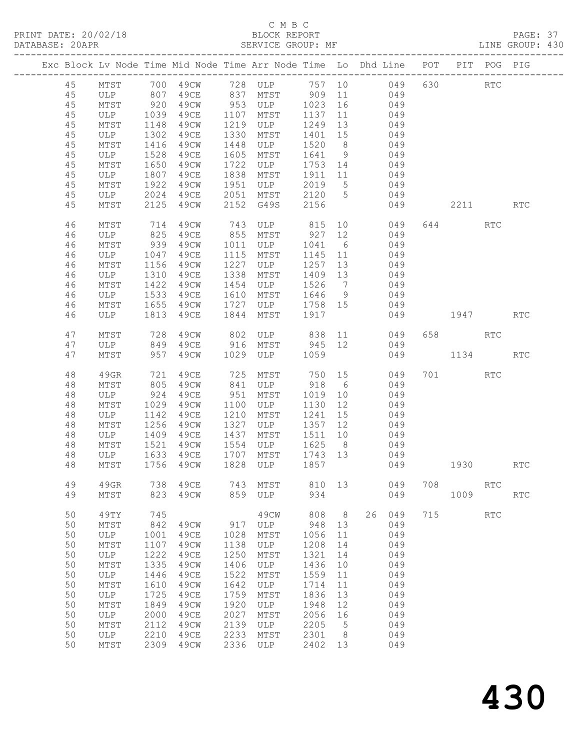C M B C
PRINT DATE: 20/02/18 BLOCK REPORT
DATABASE: 20APR SERVICE GROUP: MF LINE GROUP: 430

| Exc | Block | Lv | Node | Time | Mid Node | Time | Arr Node | Time | Lo | Dhd Line | POT | PIT | POG | PIG |
|---|---|---|---|---|---|---|---|---|---|---|---|---|---|---|
| | 45 | | MTST | 700 | 49CW | 728 | ULP | 757 | 10 | 049 | 630 | | RTC | |
| | 45 | | ULP | 807 | 49CE | 837 | MTST | 909 | 11 | 049 | | | | |
| | 45 | | MTST | 920 | 49CW | 953 | ULP | 1023 | 16 | 049 | | | | |
| | 45 | | ULP | 1039 | 49CE | 1107 | MTST | 1137 | 11 | 049 | | | | |
| | 45 | | MTST | 1148 | 49CW | 1219 | ULP | 1249 | 13 | 049 | | | | |
| | 45 | | ULP | 1302 | 49CE | 1330 | MTST | 1401 | 15 | 049 | | | | |
| | 45 | | MTST | 1416 | 49CW | 1448 | ULP | 1520 | 8 | 049 | | | | |
| | 45 | | ULP | 1528 | 49CE | 1605 | MTST | 1641 | 9 | 049 | | | | |
| | 45 | | MTST | 1650 | 49CW | 1722 | ULP | 1753 | 14 | 049 | | | | |
| | 45 | | ULP | 1807 | 49CE | 1838 | MTST | 1911 | 11 | 049 | | | | |
| | 45 | | MTST | 1922 | 49CW | 1951 | ULP | 2019 | 5 | 049 | | | | |
| | 45 | | ULP | 2024 | 49CE | 2051 | MTST | 2120 | 5 | 049 | | | | |
| | 45 | | MTST | 2125 | 49CW | 2152 | G49S | 2156 | | 049 | | 2211 | | RTC |
| | 46 | | MTST | 714 | 49CW | 743 | ULP | 815 | 10 | 049 | 644 | | RTC | |
| | 46 | | ULP | 825 | 49CE | 855 | MTST | 927 | 12 | 049 | | | | |
| | 46 | | MTST | 939 | 49CW | 1011 | ULP | 1041 | 6 | 049 | | | | |
| | 46 | | ULP | 1047 | 49CE | 1115 | MTST | 1145 | 11 | 049 | | | | |
| | 46 | | MTST | 1156 | 49CW | 1227 | ULP | 1257 | 13 | 049 | | | | |
| | 46 | | ULP | 1310 | 49CE | 1338 | MTST | 1409 | 13 | 049 | | | | |
| | 46 | | MTST | 1422 | 49CW | 1454 | ULP | 1526 | 7 | 049 | | | | |
| | 46 | | ULP | 1533 | 49CE | 1610 | MTST | 1646 | 9 | 049 | | | | |
| | 46 | | MTST | 1655 | 49CW | 1727 | ULP | 1758 | 15 | 049 | | | | |
| | 46 | | ULP | 1813 | 49CE | 1844 | MTST | 1917 | | 049 | | 1947 | | RTC |
| | 47 | | MTST | 728 | 49CW | 802 | ULP | 838 | 11 | 049 | 658 | | RTC | |
| | 47 | | ULP | 849 | 49CE | 916 | MTST | 945 | 12 | 049 | | | | |
| | 47 | | MTST | 957 | 49CW | 1029 | ULP | 1059 | | 049 | | 1134 | | RTC |
| | 48 | | 49GR | 721 | 49CE | 725 | MTST | 750 | 15 | 049 | 701 | | RTC | |
| | 48 | | MTST | 805 | 49CW | 841 | ULP | 918 | 6 | 049 | | | | |
| | 48 | | ULP | 924 | 49CE | 951 | MTST | 1019 | 10 | 049 | | | | |
| | 48 | | MTST | 1029 | 49CW | 1100 | ULP | 1130 | 12 | 049 | | | | |
| | 48 | | ULP | 1142 | 49CE | 1210 | MTST | 1241 | 15 | 049 | | | | |
| | 48 | | MTST | 1256 | 49CW | 1327 | ULP | 1357 | 12 | 049 | | | | |
| | 48 | | ULP | 1409 | 49CE | 1437 | MTST | 1511 | 10 | 049 | | | | |
| | 48 | | MTST | 1521 | 49CW | 1554 | ULP | 1625 | 8 | 049 | | | | |
| | 48 | | ULP | 1633 | 49CE | 1707 | MTST | 1743 | 13 | 049 | | | | |
| | 48 | | MTST | 1756 | 49CW | 1828 | ULP | 1857 | | 049 | | 1930 | | RTC |
| | 49 | | 49GR | 738 | 49CE | 743 | MTST | 810 | 13 | 049 | 708 | | RTC | |
| | 49 | | MTST | 823 | 49CW | 859 | ULP | 934 | | 049 | | 1009 | | RTC |
| | 50 | | 49TY | 745 | | | 49CW | 808 | 8 | 26 049 | 715 | | RTC | |
| | 50 | | MTST | 842 | 49CW | 917 | ULP | 948 | 13 | 049 | | | | |
| | 50 | | ULP | 1001 | 49CE | 1028 | MTST | 1056 | 11 | 049 | | | | |
| | 50 | | MTST | 1107 | 49CW | 1138 | ULP | 1208 | 14 | 049 | | | | |
| | 50 | | ULP | 1222 | 49CE | 1250 | MTST | 1321 | 14 | 049 | | | | |
| | 50 | | MTST | 1335 | 49CW | 1406 | ULP | 1436 | 10 | 049 | | | | |
| | 50 | | ULP | 1446 | 49CE | 1522 | MTST | 1559 | 11 | 049 | | | | |
| | 50 | | MTST | 1610 | 49CW | 1642 | ULP | 1714 | 11 | 049 | | | | |
| | 50 | | ULP | 1725 | 49CE | 1759 | MTST | 1836 | 13 | 049 | | | | |
| | 50 | | MTST | 1849 | 49CW | 1920 | ULP | 1948 | 12 | 049 | | | | |
| | 50 | | ULP | 2000 | 49CE | 2027 | MTST | 2056 | 16 | 049 | | | | |
| | 50 | | MTST | 2112 | 49CW | 2139 | ULP | 2205 | 5 | 049 | | | | |
| | 50 | | ULP | 2210 | 49CE | 2233 | MTST | 2301 | 8 | 049 | | | | |
| | 50 | | MTST | 2309 | 49CW | 2336 | ULP | 2402 | 13 | 049 | | | | |

430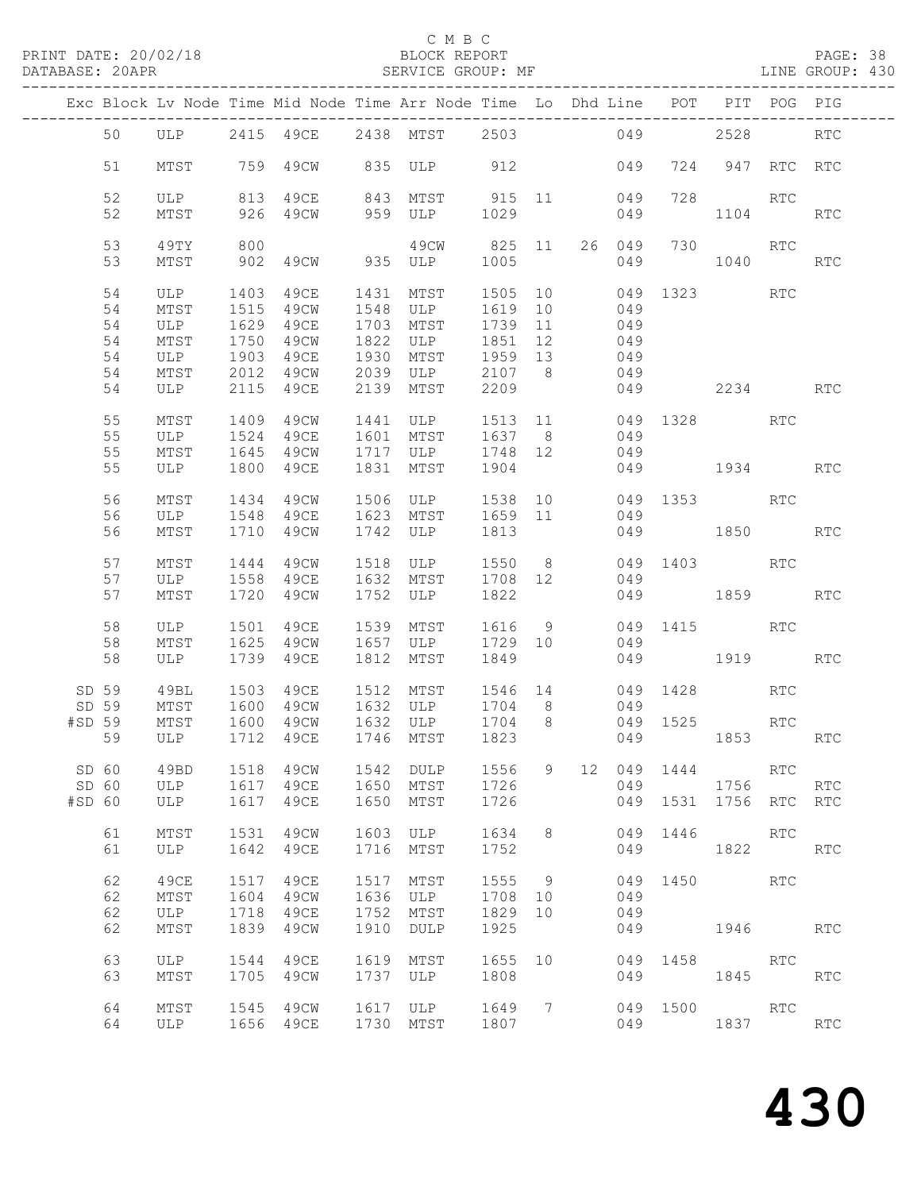C M B C

BLOCK REPORT

SERVICE GROUP: MF

| Exc | Block | Lv Node | Time | Mid Node | Time | Arr Node | Time | Lo | Dhd | Line | POT | PIT | POG | PIG |
|---|---|---|---|---|---|---|---|---|---|---|---|---|---|---|
| | 50 | ULP | 2415 | 49CE | 2438 | MTST | 2503 | | | 049 | | 2528 | | RTC |
| | 51 | MTST | 759 | 49CW | 835 | ULP | 912 | | | 049 | 724 | 947 | RTC | RTC |
| | 52 | ULP | 813 | 49CE | 843 | MTST | 915 | 11 | | 049 | 728 | | RTC | |
| | 52 | MTST | 926 | 49CW | 959 | ULP | 1029 | | | 049 | | 1104 | | RTC |
| | 53 | 49TY | 800 | | | 49CW | 825 | 11 | 26 | 049 | 730 | | RTC | |
| | 53 | MTST | 902 | 49CW | 935 | ULP | 1005 | | | 049 | | 1040 | | RTC |
| | 54 | ULP | 1403 | 49CE | 1431 | MTST | 1505 | 10 | | 049 | 1323 | | RTC | |
| | 54 | MTST | 1515 | 49CW | 1548 | ULP | 1619 | 10 | | 049 | | | | |
| | 54 | ULP | 1629 | 49CE | 1703 | MTST | 1739 | 11 | | 049 | | | | |
| | 54 | MTST | 1750 | 49CW | 1822 | ULP | 1851 | 12 | | 049 | | | | |
| | 54 | ULP | 1903 | 49CE | 1930 | MTST | 1959 | 13 | | 049 | | | | |
| | 54 | MTST | 2012 | 49CW | 2039 | ULP | 2107 | 8 | | 049 | | | | |
| | 54 | ULP | 2115 | 49CE | 2139 | MTST | 2209 | | | 049 | | 2234 | | RTC |
| | 55 | MTST | 1409 | 49CW | 1441 | ULP | 1513 | 11 | | 049 | 1328 | | RTC | |
| | 55 | ULP | 1524 | 49CE | 1601 | MTST | 1637 | 8 | | 049 | | | | |
| | 55 | MTST | 1645 | 49CW | 1717 | ULP | 1748 | 12 | | 049 | | | | |
| | 55 | ULP | 1800 | 49CE | 1831 | MTST | 1904 | | | 049 | | 1934 | | RTC |
| | 56 | MTST | 1434 | 49CW | 1506 | ULP | 1538 | 10 | | 049 | 1353 | | RTC | |
| | 56 | ULP | 1548 | 49CE | 1623 | MTST | 1659 | 11 | | 049 | | | | |
| | 56 | MTST | 1710 | 49CW | 1742 | ULP | 1813 | | | 049 | | 1850 | | RTC |
| | 57 | MTST | 1444 | 49CW | 1518 | ULP | 1550 | 8 | | 049 | 1403 | | RTC | |
| | 57 | ULP | 1558 | 49CE | 1632 | MTST | 1708 | 12 | | 049 | | | | |
| | 57 | MTST | 1720 | 49CW | 1752 | ULP | 1822 | | | 049 | | 1859 | | RTC |
| | 58 | ULP | 1501 | 49CE | 1539 | MTST | 1616 | 9 | | 049 | 1415 | | RTC | |
| | 58 | MTST | 1625 | 49CW | 1657 | ULP | 1729 | 10 | | 049 | | | | |
| | 58 | ULP | 1739 | 49CE | 1812 | MTST | 1849 | | | 049 | | 1919 | | RTC |
| SD | 59 | 49BL | 1503 | 49CE | 1512 | MTST | 1546 | 14 | | 049 | 1428 | | RTC | |
| SD | 59 | MTST | 1600 | 49CW | 1632 | ULP | 1704 | 8 | | 049 | | | | |
| #SD | 59 | MTST | 1600 | 49CW | 1632 | ULP | 1704 | 8 | | 049 | 1525 | | RTC | |
| | 59 | ULP | 1712 | 49CE | 1746 | MTST | 1823 | | | 049 | | 1853 | | RTC |
| SD | 60 | 49BD | 1518 | 49CW | 1542 | DULP | 1556 | 9 | 12 | 049 | 1444 | | RTC | |
| SD | 60 | ULP | 1617 | 49CE | 1650 | MTST | 1726 | | | 049 | | 1756 | | RTC |
| #SD | 60 | ULP | 1617 | 49CE | 1650 | MTST | 1726 | | | 049 | 1531 | 1756 | RTC | RTC |
| | 61 | MTST | 1531 | 49CW | 1603 | ULP | 1634 | 8 | | 049 | 1446 | | RTC | |
| | 61 | ULP | 1642 | 49CE | 1716 | MTST | 1752 | | | 049 | | 1822 | | RTC |
| | 62 | 49CE | 1517 | 49CE | 1517 | MTST | 1555 | 9 | | 049 | 1450 | | RTC | |
| | 62 | MTST | 1604 | 49CW | 1636 | ULP | 1708 | 10 | | 049 | | | | |
| | 62 | ULP | 1718 | 49CE | 1752 | MTST | 1829 | 10 | | 049 | | | | |
| | 62 | MTST | 1839 | 49CW | 1910 | DULP | 1925 | | | 049 | | 1946 | | RTC |
| | 63 | ULP | 1544 | 49CE | 1619 | MTST | 1655 | 10 | | 049 | 1458 | | RTC | |
| | 63 | MTST | 1705 | 49CW | 1737 | ULP | 1808 | | | 049 | | 1845 | | RTC |
| | 64 | MTST | 1545 | 49CW | 1617 | ULP | 1649 | 7 | | 049 | 1500 | | RTC | |
| | 64 | ULP | 1656 | 49CE | 1730 | MTST | 1807 | | | 049 | | 1837 | | RTC |

430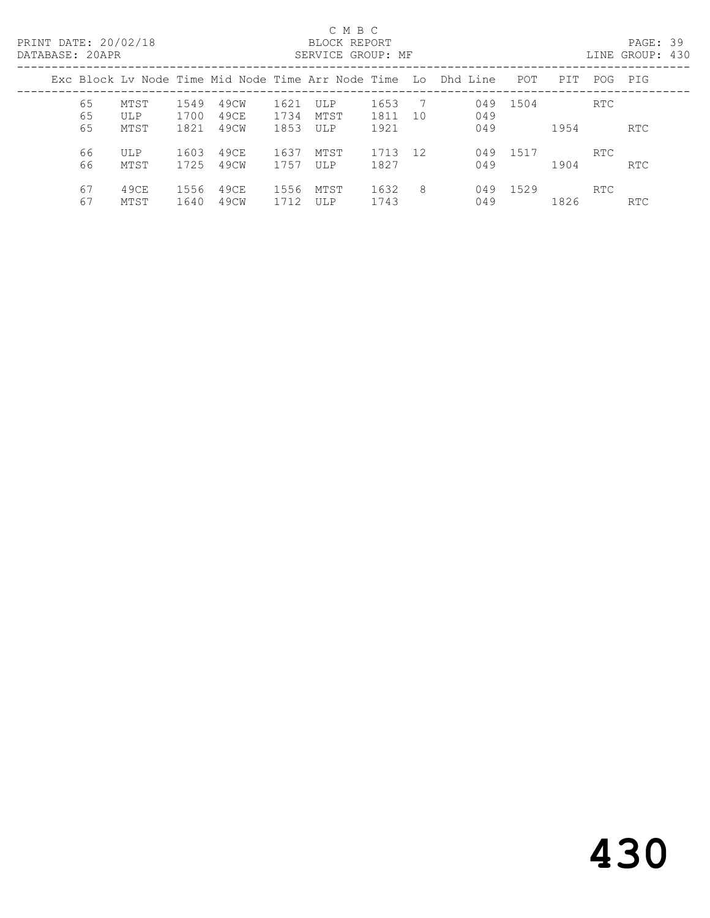C M B C

BLOCK REPORT

SERVICE GROUP: MF

PRINT DATE: 20/02/18

DATABASE: 20APR

LINE GROUP: 430

| Exc | Block | Lv | Node | Time | Mid Node | Time | Arr Node | Time | Lo | Dhd | Line | POT | PIT | POG | PIG |
|---|---|---|---|---|---|---|---|---|---|---|---|---|---|---|---|
| | 65 | | MTST | 1549 | 49CW | 1621 | ULP | 1653 | 7 | | 049 | 1504 | | RTC | |
| | 65 | | ULP | 1700 | 49CE | 1734 | MTST | 1811 | 10 | | 049 | | | | |
| | 65 | | MTST | 1821 | 49CW | 1853 | ULP | 1921 | | | 049 | | 1954 | | RTC |
| | 66 | | ULP | 1603 | 49CE | 1637 | MTST | 1713 | 12 | | 049 | 1517 | | RTC | |
| | 66 | | MTST | 1725 | 49CW | 1757 | ULP | 1827 | | | 049 | | 1904 | | RTC |
| | 67 | | 49CE | 1556 | 49CE | 1556 | MTST | 1632 | 8 | | 049 | 1529 | | RTC | |
| | 67 | | MTST | 1640 | 49CW | 1712 | ULP | 1743 | | | 049 | | 1826 | | RTC |

430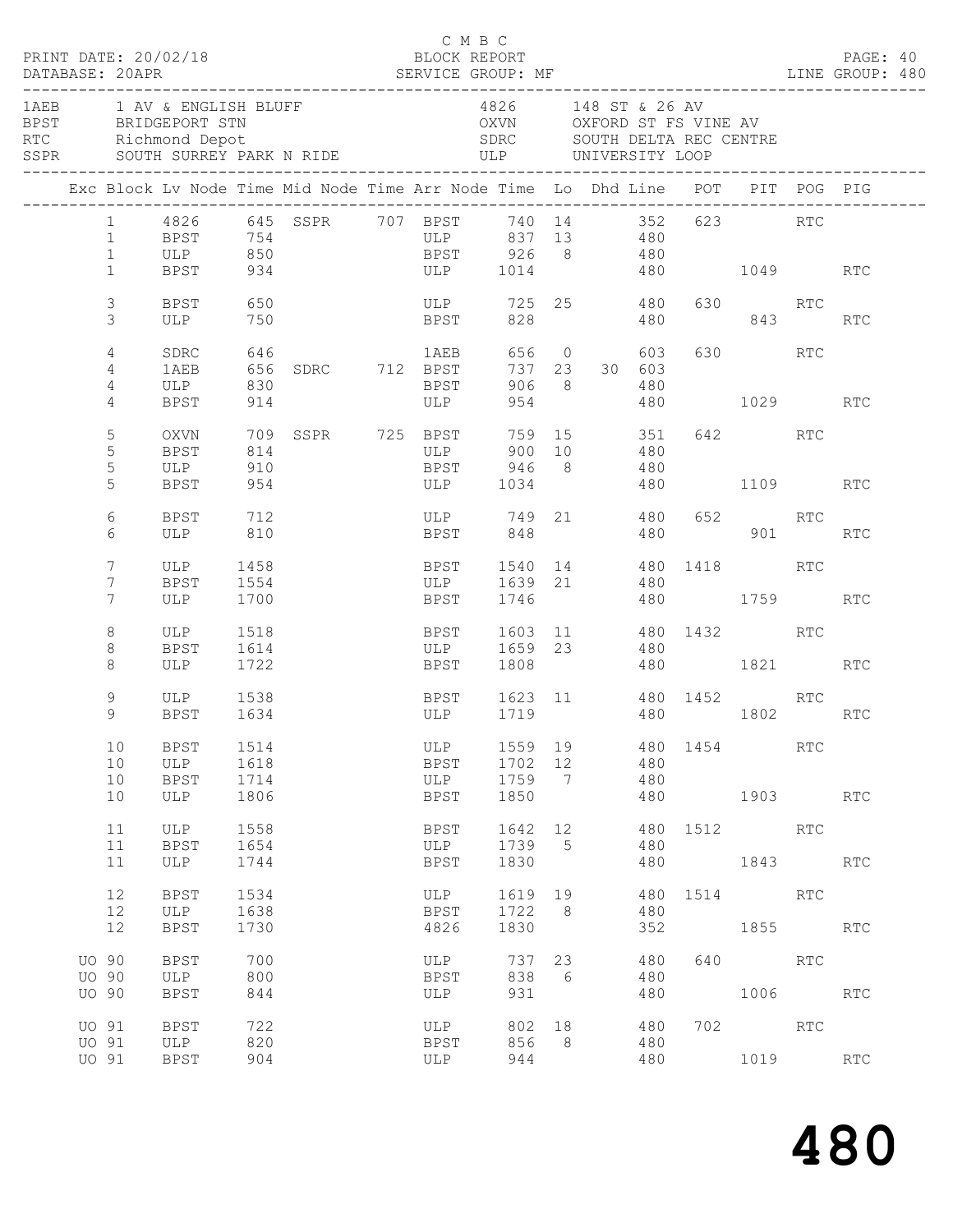C M B C

PRINT DATE: 20/02/18 BLOCK REPORT PAGE: 40
DATABASE: 20APR SERVICE GROUP: MF LINE GROUP: 480

| | | | |
|---|---|---|---|
| 1AEB | 1 AV & ENGLISH BLUFF | 4826 | 148 ST & 26 AV |
| BPST | BRIDGEPORT STN | OXVN | OXFORD ST FS VINE AV |
| RTC | Richmond Depot | SDRC | SOUTH DELTA REC CENTRE |
| SSPR | SOUTH SURREY PARK N RIDE | ULP | UNIVERSITY LOOP |

| Exc | Block | Lv Node | Time | Mid Node | Time | Arr Node | Time | Lo | Dhd | Line | POT | PIT | POG | PIG |
|---|---|---|---|---|---|---|---|---|---|---|---|---|---|---|
| | 1 | 4826 | 645 | SSPR | 707 | BPST | 740 | 14 | | 352 | 623 | | RTC | |
| | 1 | BPST | 754 | | | ULP | 837 | 13 | | 480 | | | | |
| | 1 | ULP | 850 | | | BPST | 926 | 8 | | 480 | | | | |
| | 1 | BPST | 934 | | | ULP | 1014 | | | 480 | | 1049 | | RTC |
| | 3 | BPST | 650 | | | ULP | 725 | 25 | | 480 | 630 | | RTC | |
| | 3 | ULP | 750 | | | BPST | 828 | | | 480 | | 843 | | RTC |
| | 4 | SDRC | 646 | | | 1AEB | 656 | 0 | | 603 | 630 | | RTC | |
| | 4 | 1AEB | 656 | SDRC | 712 | BPST | 737 | 23 | 30 | 603 | | | | |
| | 4 | ULP | 830 | | | BPST | 906 | 8 | | 480 | | | | |
| | 4 | BPST | 914 | | | ULP | 954 | | | 480 | | 1029 | | RTC |
| | 5 | OXVN | 709 | SSPR | 725 | BPST | 759 | 15 | | 351 | 642 | | RTC | |
| | 5 | BPST | 814 | | | ULP | 900 | 10 | | 480 | | | | |
| | 5 | ULP | 910 | | | BPST | 946 | 8 | | 480 | | | | |
| | 5 | BPST | 954 | | | ULP | 1034 | | | 480 | | 1109 | | RTC |
| | 6 | BPST | 712 | | | ULP | 749 | 21 | | 480 | 652 | | RTC | |
| | 6 | ULP | 810 | | | BPST | 848 | | | 480 | | 901 | | RTC |
| | 7 | ULP | 1458 | | | BPST | 1540 | 14 | | 480 | 1418 | | RTC | |
| | 7 | BPST | 1554 | | | ULP | 1639 | 21 | | 480 | | | | |
| | 7 | ULP | 1700 | | | BPST | 1746 | | | 480 | | 1759 | | RTC |
| | 8 | ULP | 1518 | | | BPST | 1603 | 11 | | 480 | 1432 | | RTC | |
| | 8 | BPST | 1614 | | | ULP | 1659 | 23 | | 480 | | | | |
| | 8 | ULP | 1722 | | | BPST | 1808 | | | 480 | | 1821 | | RTC |
| | 9 | ULP | 1538 | | | BPST | 1623 | 11 | | 480 | 1452 | | RTC | |
| | 9 | BPST | 1634 | | | ULP | 1719 | | | 480 | | 1802 | | RTC |
| | 10 | BPST | 1514 | | | ULP | 1559 | 19 | | 480 | 1454 | | RTC | |
| | 10 | ULP | 1618 | | | BPST | 1702 | 12 | | 480 | | | | |
| | 10 | BPST | 1714 | | | ULP | 1759 | 7 | | 480 | | | | |
| | 10 | ULP | 1806 | | | BPST | 1850 | | | 480 | | 1903 | | RTC |
| | 11 | ULP | 1558 | | | BPST | 1642 | 12 | | 480 | 1512 | | RTC | |
| | 11 | BPST | 1654 | | | ULP | 1739 | 5 | | 480 | | | | |
| | 11 | ULP | 1744 | | | BPST | 1830 | | | 480 | | 1843 | | RTC |
| | 12 | BPST | 1534 | | | ULP | 1619 | 19 | | 480 | 1514 | | RTC | |
| | 12 | ULP | 1638 | | | BPST | 1722 | 8 | | 480 | | | | |
| | 12 | BPST | 1730 | | | 4826 | 1830 | | | 352 | | 1855 | | RTC |
| UO | 90 | BPST | 700 | | | ULP | 737 | 23 | | 480 | 640 | | RTC | |
| UO | 90 | ULP | 800 | | | BPST | 838 | 6 | | 480 | | | | |
| UO | 90 | BPST | 844 | | | ULP | 931 | | | 480 | | 1006 | | RTC |
| UO | 91 | BPST | 722 | | | ULP | 802 | 18 | | 480 | 702 | | RTC | |
| UO | 91 | ULP | 820 | | | BPST | 856 | 8 | | 480 | | | | |
| UO | 91 | BPST | 904 | | | ULP | 944 | | | 480 | | 1019 | | RTC |

# 480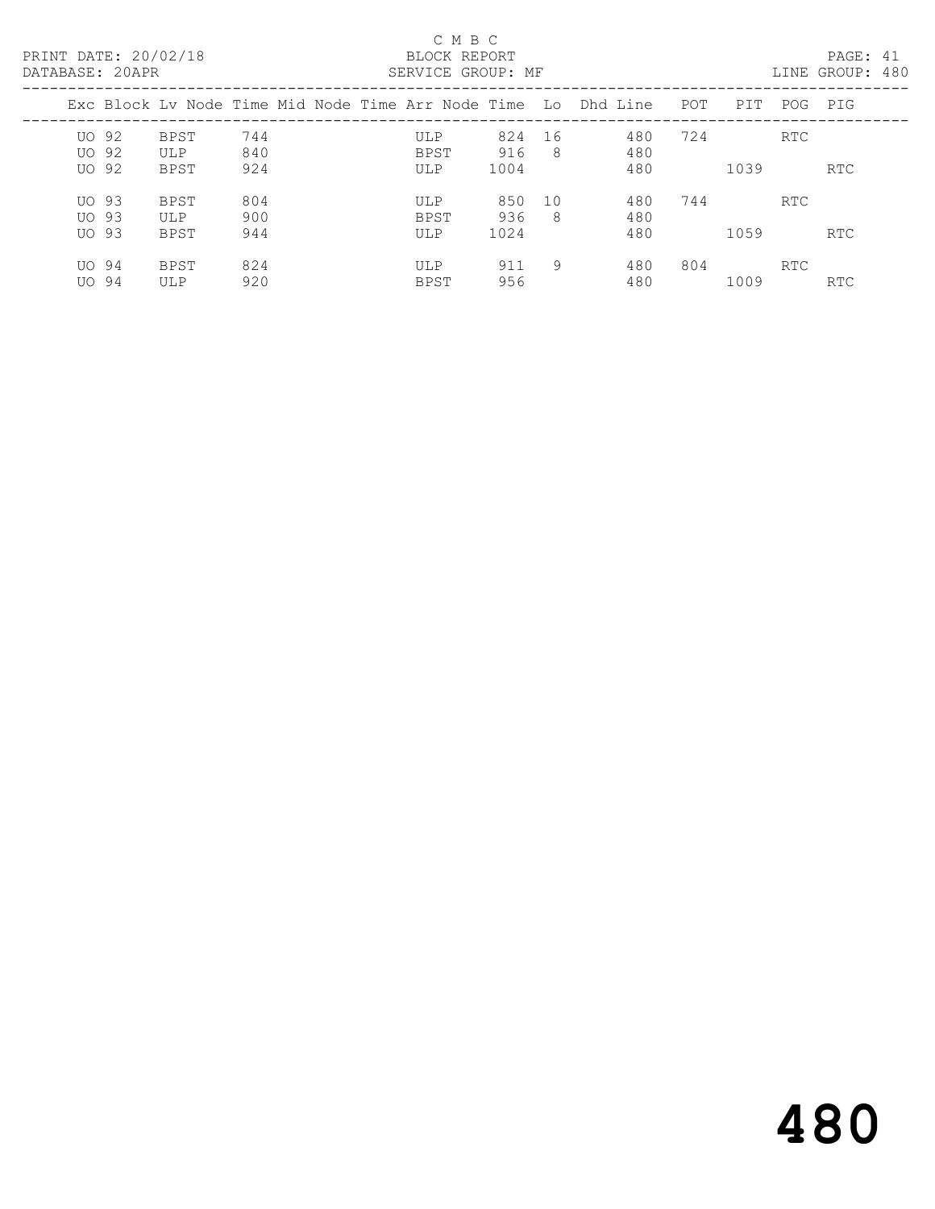C M B C

BLOCK REPORT

SERVICE GROUP: MF

PRINT DATE: 20/02/18

DATABASE: 20APR

LINE GROUP: 480

| Exc | Block | Lv Node | Time | Mid Node | Time | Arr Node | Time | Lo | Dhd | Line | POT | PIT | POG | PIG |
|---|---|---|---|---|---|---|---|---|---|---|---|---|---|---|
| UO | 92 | BPST | 744 | | | ULP | 824 | 16 | | 480 | 724 | | RTC | |
| UO | 92 | ULP | 840 | | | BPST | 916 | 8 | | 480 | | | | |
| UO | 92 | BPST | 924 | | | ULP | 1004 | | | 480 | | 1039 | | RTC |
| UO | 93 | BPST | 804 | | | ULP | 850 | 10 | | 480 | 744 | | RTC | |
| UO | 93 | ULP | 900 | | | BPST | 936 | 8 | | 480 | | | | |
| UO | 93 | BPST | 944 | | | ULP | 1024 | | | 480 | | 1059 | | RTC |
| UO | 94 | BPST | 824 | | | ULP | 911 | 9 | | 480 | 804 | | RTC | |
| UO | 94 | ULP | 920 | | | BPST | 956 | | | 480 | | 1009 | | RTC |

# 480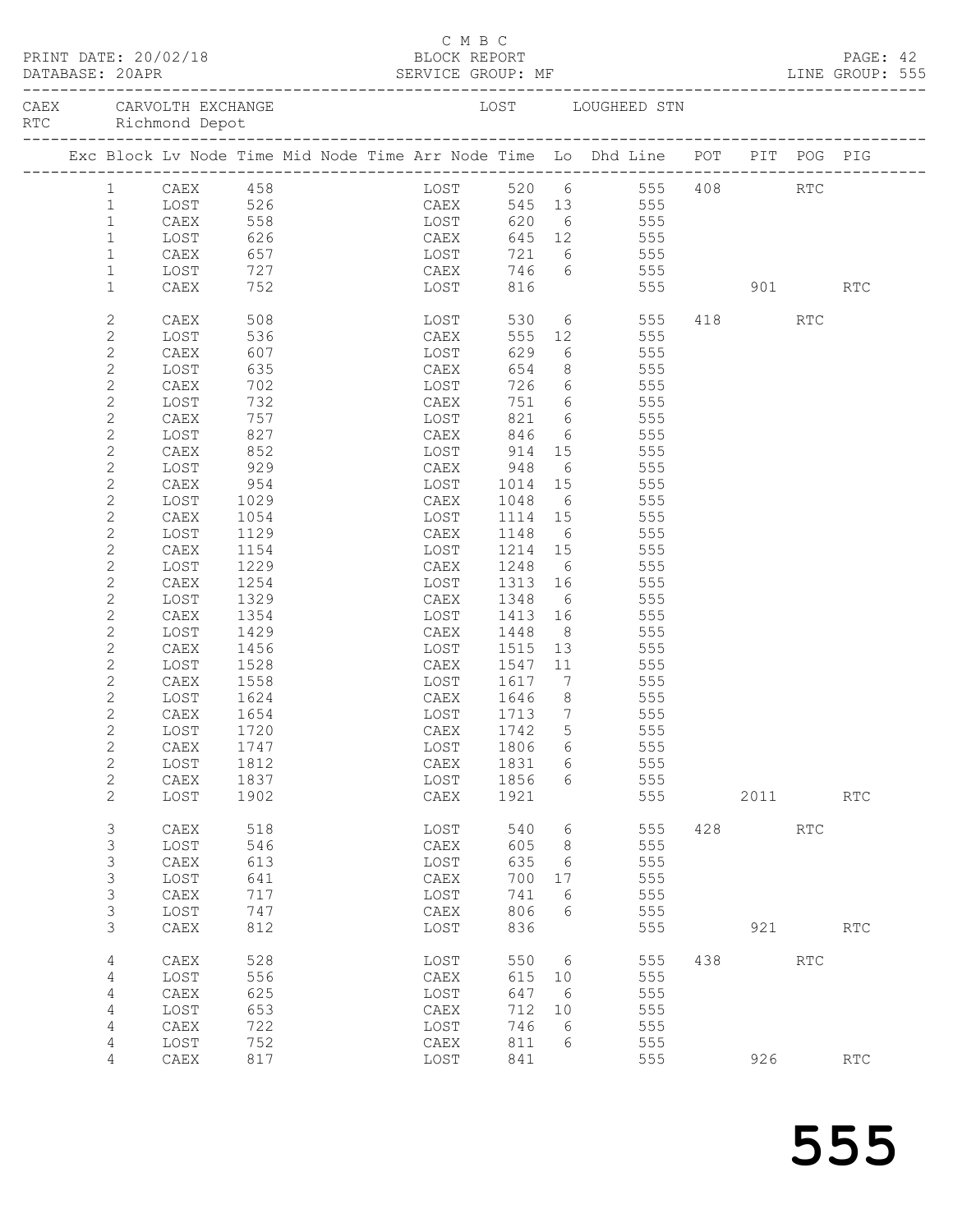C M B C
BLOCK REPORT
SERVICE GROUP: MF

PRINT DATE: 20/02/18
DATABASE: 20APR

LINE GROUP: 555

CAEX CARVOLTH EXCHANGE — LOST LOUGHEED STN
RTC Richmond Depot

| Exc | Block | Lv Node | Time | Mid Node | Time | Arr Node | Time | Lo | Dhd Line | POT | PIT | POG | PIG |
|---|---|---|---|---|---|---|---|---|---|---|---|---|---|
| | 1 | CAEX | 458 | | | LOST | 520 | 6 | 555 | 408 | | RTC | |
| | 1 | LOST | 526 | | | CAEX | 545 | 13 | 555 | | | | |
| | 1 | CAEX | 558 | | | LOST | 620 | 6 | 555 | | | | |
| | 1 | LOST | 626 | | | CAEX | 645 | 12 | 555 | | | | |
| | 1 | CAEX | 657 | | | LOST | 721 | 6 | 555 | | | | |
| | 1 | LOST | 727 | | | CAEX | 746 | 6 | 555 | | | | |
| | 1 | CAEX | 752 | | | LOST | 816 | | 555 | | 901 | | RTC |
| | 2 | CAEX | 508 | | | LOST | 530 | 6 | 555 | 418 | | RTC | |
| | 2 | LOST | 536 | | | CAEX | 555 | 12 | 555 | | | | |
| | 2 | CAEX | 607 | | | LOST | 629 | 6 | 555 | | | | |
| | 2 | LOST | 635 | | | CAEX | 654 | 8 | 555 | | | | |
| | 2 | CAEX | 702 | | | LOST | 726 | 6 | 555 | | | | |
| | 2 | LOST | 732 | | | CAEX | 751 | 6 | 555 | | | | |
| | 2 | CAEX | 757 | | | LOST | 821 | 6 | 555 | | | | |
| | 2 | LOST | 827 | | | CAEX | 846 | 6 | 555 | | | | |
| | 2 | CAEX | 852 | | | LOST | 914 | 15 | 555 | | | | |
| | 2 | LOST | 929 | | | CAEX | 948 | 6 | 555 | | | | |
| | 2 | CAEX | 954 | | | LOST | 1014 | 15 | 555 | | | | |
| | 2 | LOST | 1029 | | | CAEX | 1048 | 6 | 555 | | | | |
| | 2 | CAEX | 1054 | | | LOST | 1114 | 15 | 555 | | | | |
| | 2 | LOST | 1129 | | | CAEX | 1148 | 6 | 555 | | | | |
| | 2 | CAEX | 1154 | | | LOST | 1214 | 15 | 555 | | | | |
| | 2 | LOST | 1229 | | | CAEX | 1248 | 6 | 555 | | | | |
| | 2 | CAEX | 1254 | | | LOST | 1313 | 16 | 555 | | | | |
| | 2 | LOST | 1329 | | | CAEX | 1348 | 6 | 555 | | | | |
| | 2 | CAEX | 1354 | | | LOST | 1413 | 16 | 555 | | | | |
| | 2 | LOST | 1429 | | | CAEX | 1448 | 8 | 555 | | | | |
| | 2 | CAEX | 1456 | | | LOST | 1515 | 13 | 555 | | | | |
| | 2 | LOST | 1528 | | | CAEX | 1547 | 11 | 555 | | | | |
| | 2 | CAEX | 1558 | | | LOST | 1617 | 7 | 555 | | | | |
| | 2 | LOST | 1624 | | | CAEX | 1646 | 8 | 555 | | | | |
| | 2 | CAEX | 1654 | | | LOST | 1713 | 7 | 555 | | | | |
| | 2 | LOST | 1720 | | | CAEX | 1742 | 5 | 555 | | | | |
| | 2 | CAEX | 1747 | | | LOST | 1806 | 6 | 555 | | | | |
| | 2 | LOST | 1812 | | | CAEX | 1831 | 6 | 555 | | | | |
| | 2 | CAEX | 1837 | | | LOST | 1856 | 6 | 555 | | | | |
| | 2 | LOST | 1902 | | | CAEX | 1921 | | 555 | | 2011 | | RTC |
| | 3 | CAEX | 518 | | | LOST | 540 | 6 | 555 | 428 | | RTC | |
| | 3 | LOST | 546 | | | CAEX | 605 | 8 | 555 | | | | |
| | 3 | CAEX | 613 | | | LOST | 635 | 6 | 555 | | | | |
| | 3 | LOST | 641 | | | CAEX | 700 | 17 | 555 | | | | |
| | 3 | CAEX | 717 | | | LOST | 741 | 6 | 555 | | | | |
| | 3 | LOST | 747 | | | CAEX | 806 | 6 | 555 | | | | |
| | 3 | CAEX | 812 | | | LOST | 836 | | 555 | | 921 | | RTC |
| | 4 | CAEX | 528 | | | LOST | 550 | 6 | 555 | 438 | | RTC | |
| | 4 | LOST | 556 | | | CAEX | 615 | 10 | 555 | | | | |
| | 4 | CAEX | 625 | | | LOST | 647 | 6 | 555 | | | | |
| | 4 | LOST | 653 | | | CAEX | 712 | 10 | 555 | | | | |
| | 4 | CAEX | 722 | | | LOST | 746 | 6 | 555 | | | | |
| | 4 | LOST | 752 | | | CAEX | 811 | 6 | 555 | | | | |
| | 4 | CAEX | 817 | | | LOST | 841 | | 555 | | 926 | | RTC |

555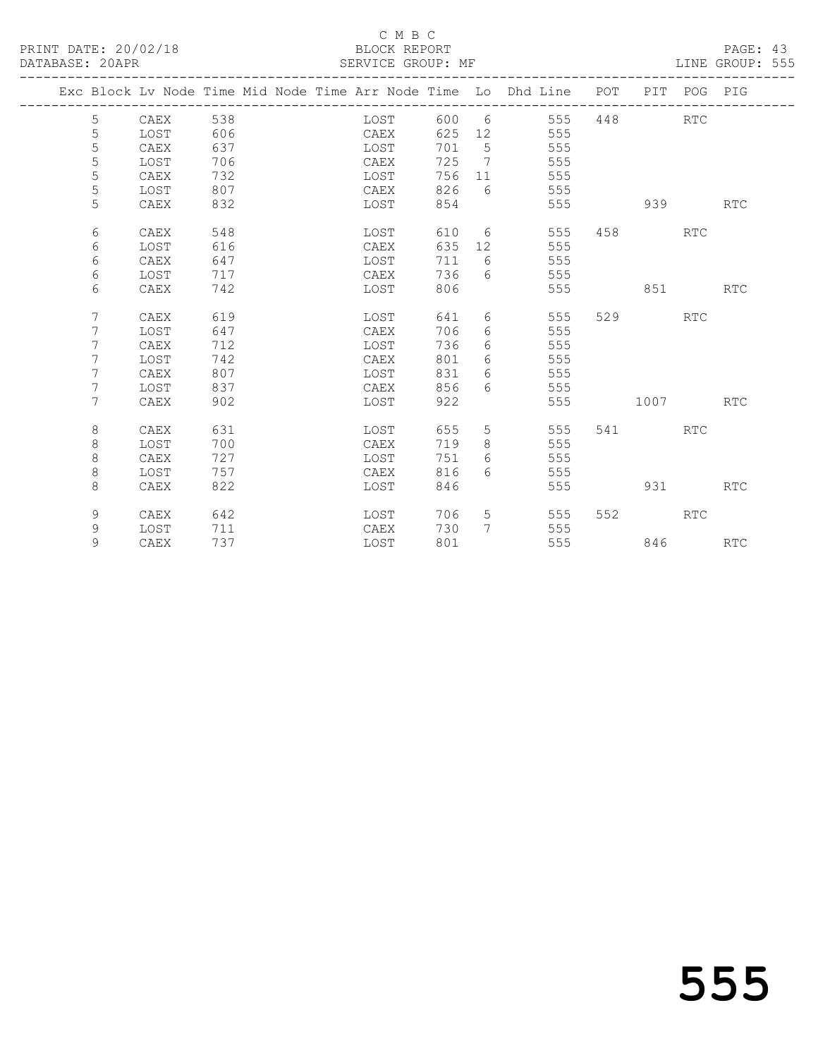C M B C

PRINT DATE: 20/02/18 BLOCK REPORT

DATABASE: 20APR SERVICE GROUP: MF LINE GROUP: 555

| Exc | Block | Lv | Node | Time | Mid Node | Time | Arr Node | Time | Lo | Dhd Line | POT | PIT | POG | PIG |
|---|---|---|---|---|---|---|---|---|---|---|---|---|---|---|
| | 5 | | CAEX | 538 | | | LOST | 600 | 6 | 555 | 448 | | RTC | |
| | 5 | | LOST | 606 | | | CAEX | 625 | 12 | 555 | | | | |
| | 5 | | CAEX | 637 | | | LOST | 701 | 5 | 555 | | | | |
| | 5 | | LOST | 706 | | | CAEX | 725 | 7 | 555 | | | | |
| | 5 | | CAEX | 732 | | | LOST | 756 | 11 | 555 | | | | |
| | 5 | | LOST | 807 | | | CAEX | 826 | 6 | 555 | | | | |
| | 5 | | CAEX | 832 | | | LOST | 854 | | 555 | | 939 | | RTC |
| | 6 | | CAEX | 548 | | | LOST | 610 | 6 | 555 | 458 | | RTC | |
| | 6 | | LOST | 616 | | | CAEX | 635 | 12 | 555 | | | | |
| | 6 | | CAEX | 647 | | | LOST | 711 | 6 | 555 | | | | |
| | 6 | | LOST | 717 | | | CAEX | 736 | 6 | 555 | | | | |
| | 6 | | CAEX | 742 | | | LOST | 806 | | 555 | | 851 | | RTC |
| | 7 | | CAEX | 619 | | | LOST | 641 | 6 | 555 | 529 | | RTC | |
| | 7 | | LOST | 647 | | | CAEX | 706 | 6 | 555 | | | | |
| | 7 | | CAEX | 712 | | | LOST | 736 | 6 | 555 | | | | |
| | 7 | | LOST | 742 | | | CAEX | 801 | 6 | 555 | | | | |
| | 7 | | CAEX | 807 | | | LOST | 831 | 6 | 555 | | | | |
| | 7 | | LOST | 837 | | | CAEX | 856 | 6 | 555 | | | | |
| | 7 | | CAEX | 902 | | | LOST | 922 | | 555 | | 1007 | | RTC |
| | 8 | | CAEX | 631 | | | LOST | 655 | 5 | 555 | 541 | | RTC | |
| | 8 | | LOST | 700 | | | CAEX | 719 | 8 | 555 | | | | |
| | 8 | | CAEX | 727 | | | LOST | 751 | 6 | 555 | | | | |
| | 8 | | LOST | 757 | | | CAEX | 816 | 6 | 555 | | | | |
| | 8 | | CAEX | 822 | | | LOST | 846 | | 555 | | 931 | | RTC |
| | 9 | | CAEX | 642 | | | LOST | 706 | 5 | 555 | 552 | | RTC | |
| | 9 | | LOST | 711 | | | CAEX | 730 | 7 | 555 | | | | |
| | 9 | | CAEX | 737 | | | LOST | 801 | | 555 | | 846 | | RTC |

555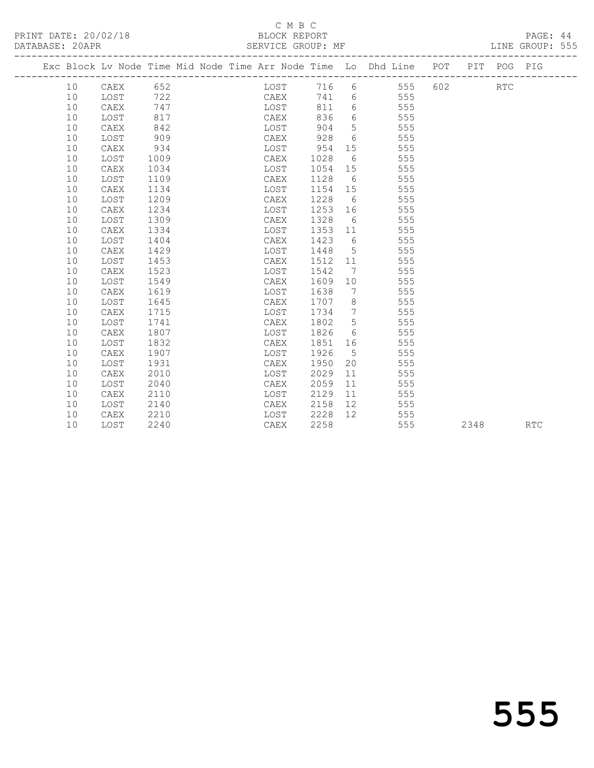C M B C
PRINT DATE: 20/02/18 BLOCK REPORT
DATABASE: 20APR SERVICE GROUP: MF LINE GROUP: 555

| Exc | Block | Lv | Node | Time | Mid Node | Time | Arr Node | Time | Lo | Dhd Line | POT | PIT | POG | PIG |
|---|---|---|---|---|---|---|---|---|---|---|---|---|---|---|
| | 10 | | CAEX | 652 | | | LOST | 716 | 6 | 555 | 602 | | RTC | |
| | 10 | | LOST | 722 | | | CAEX | 741 | 6 | 555 | | | | |
| | 10 | | CAEX | 747 | | | LOST | 811 | 6 | 555 | | | | |
| | 10 | | LOST | 817 | | | CAEX | 836 | 6 | 555 | | | | |
| | 10 | | CAEX | 842 | | | LOST | 904 | 5 | 555 | | | | |
| | 10 | | LOST | 909 | | | CAEX | 928 | 6 | 555 | | | | |
| | 10 | | CAEX | 934 | | | LOST | 954 | 15 | 555 | | | | |
| | 10 | | LOST | 1009 | | | CAEX | 1028 | 6 | 555 | | | | |
| | 10 | | CAEX | 1034 | | | LOST | 1054 | 15 | 555 | | | | |
| | 10 | | LOST | 1109 | | | CAEX | 1128 | 6 | 555 | | | | |
| | 10 | | CAEX | 1134 | | | LOST | 1154 | 15 | 555 | | | | |
| | 10 | | LOST | 1209 | | | CAEX | 1228 | 6 | 555 | | | | |
| | 10 | | CAEX | 1234 | | | LOST | 1253 | 16 | 555 | | | | |
| | 10 | | LOST | 1309 | | | CAEX | 1328 | 6 | 555 | | | | |
| | 10 | | CAEX | 1334 | | | LOST | 1353 | 11 | 555 | | | | |
| | 10 | | LOST | 1404 | | | CAEX | 1423 | 6 | 555 | | | | |
| | 10 | | CAEX | 1429 | | | LOST | 1448 | 5 | 555 | | | | |
| | 10 | | LOST | 1453 | | | CAEX | 1512 | 11 | 555 | | | | |
| | 10 | | CAEX | 1523 | | | LOST | 1542 | 7 | 555 | | | | |
| | 10 | | LOST | 1549 | | | CAEX | 1609 | 10 | 555 | | | | |
| | 10 | | CAEX | 1619 | | | LOST | 1638 | 7 | 555 | | | | |
| | 10 | | LOST | 1645 | | | CAEX | 1707 | 8 | 555 | | | | |
| | 10 | | CAEX | 1715 | | | LOST | 1734 | 7 | 555 | | | | |
| | 10 | | LOST | 1741 | | | CAEX | 1802 | 5 | 555 | | | | |
| | 10 | | CAEX | 1807 | | | LOST | 1826 | 6 | 555 | | | | |
| | 10 | | LOST | 1832 | | | CAEX | 1851 | 16 | 555 | | | | |
| | 10 | | CAEX | 1907 | | | LOST | 1926 | 5 | 555 | | | | |
| | 10 | | LOST | 1931 | | | CAEX | 1950 | 20 | 555 | | | | |
| | 10 | | CAEX | 2010 | | | LOST | 2029 | 11 | 555 | | | | |
| | 10 | | LOST | 2040 | | | CAEX | 2059 | 11 | 555 | | | | |
| | 10 | | CAEX | 2110 | | | LOST | 2129 | 11 | 555 | | | | |
| | 10 | | LOST | 2140 | | | CAEX | 2158 | 12 | 555 | | | | |
| | 10 | | CAEX | 2210 | | | LOST | 2228 | 12 | 555 | | | | |
| | 10 | | LOST | 2240 | | | CAEX | 2258 | | 555 | | 2348 | | RTC |

555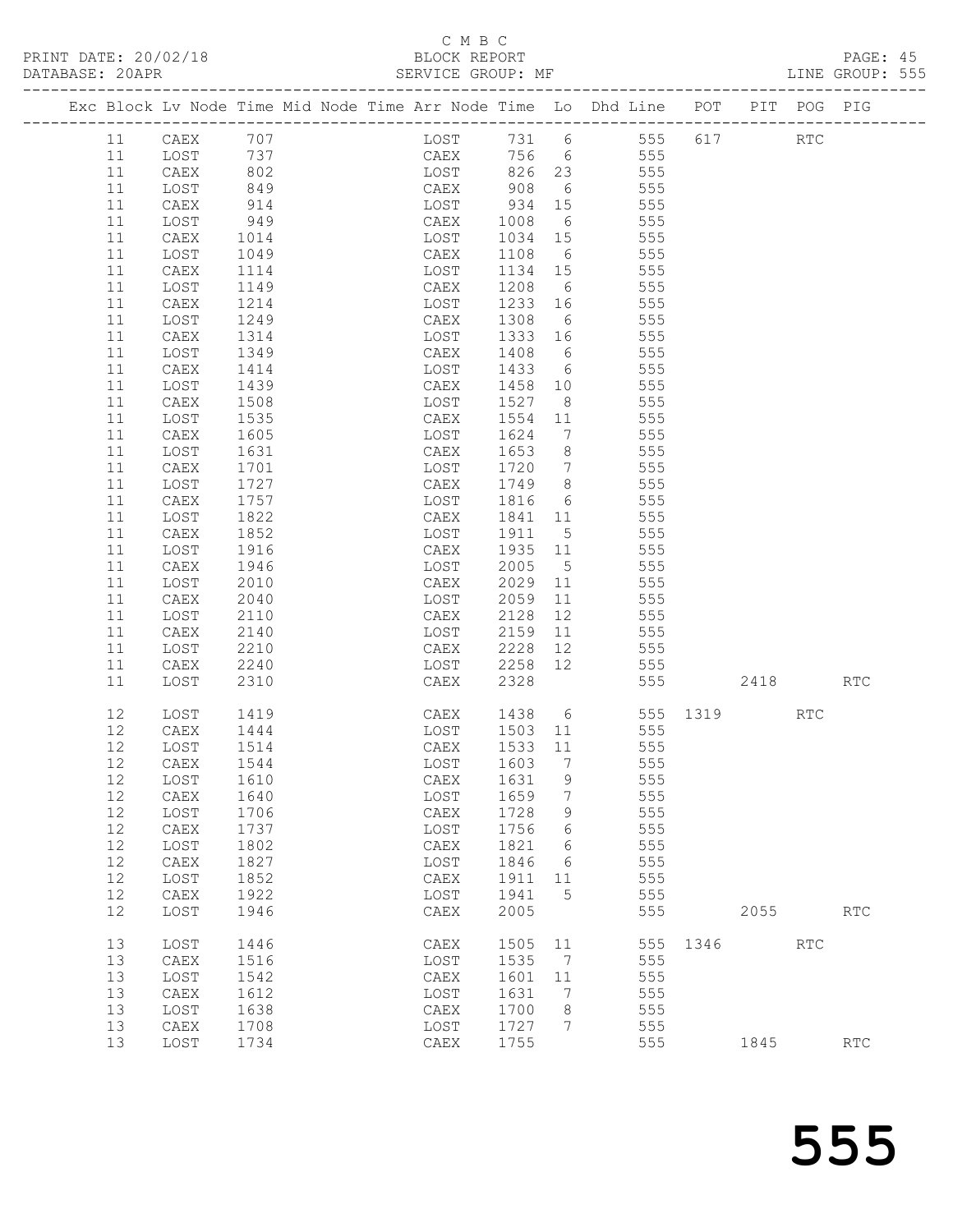C M B C

PRINT DATE: 20/02/18 BLOCK REPORT PAGE: 45
DATABASE: 20APR SERVICE GROUP: MF LINE GROUP: 555

| Exc | Block | Lv | Node | Time | Mid Node | Time | Arr Node | Time | Lo | Dhd Line | POT | PIT | POG | PIG |
|---|---|---|---|---|---|---|---|---|---|---|---|---|---|---|
| | 11 | | CAEX | 707 | | | LOST | 731 | 6 | 555 | 617 | | RTC | |
| | 11 | | LOST | 737 | | | CAEX | 756 | 6 | 555 | | | | |
| | 11 | | CAEX | 802 | | | LOST | 826 | 23 | 555 | | | | |
| | 11 | | LOST | 849 | | | CAEX | 908 | 6 | 555 | | | | |
| | 11 | | CAEX | 914 | | | LOST | 934 | 15 | 555 | | | | |
| | 11 | | LOST | 949 | | | CAEX | 1008 | 6 | 555 | | | | |
| | 11 | | CAEX | 1014 | | | LOST | 1034 | 15 | 555 | | | | |
| | 11 | | LOST | 1049 | | | CAEX | 1108 | 6 | 555 | | | | |
| | 11 | | CAEX | 1114 | | | LOST | 1134 | 15 | 555 | | | | |
| | 11 | | LOST | 1149 | | | CAEX | 1208 | 6 | 555 | | | | |
| | 11 | | CAEX | 1214 | | | LOST | 1233 | 16 | 555 | | | | |
| | 11 | | LOST | 1249 | | | CAEX | 1308 | 6 | 555 | | | | |
| | 11 | | CAEX | 1314 | | | LOST | 1333 | 16 | 555 | | | | |
| | 11 | | LOST | 1349 | | | CAEX | 1408 | 6 | 555 | | | | |
| | 11 | | CAEX | 1414 | | | LOST | 1433 | 6 | 555 | | | | |
| | 11 | | LOST | 1439 | | | CAEX | 1458 | 10 | 555 | | | | |
| | 11 | | CAEX | 1508 | | | LOST | 1527 | 8 | 555 | | | | |
| | 11 | | LOST | 1535 | | | CAEX | 1554 | 11 | 555 | | | | |
| | 11 | | CAEX | 1605 | | | LOST | 1624 | 7 | 555 | | | | |
| | 11 | | LOST | 1631 | | | CAEX | 1653 | 8 | 555 | | | | |
| | 11 | | CAEX | 1701 | | | LOST | 1720 | 7 | 555 | | | | |
| | 11 | | LOST | 1727 | | | CAEX | 1749 | 8 | 555 | | | | |
| | 11 | | CAEX | 1757 | | | LOST | 1816 | 6 | 555 | | | | |
| | 11 | | LOST | 1822 | | | CAEX | 1841 | 11 | 555 | | | | |
| | 11 | | CAEX | 1852 | | | LOST | 1911 | 5 | 555 | | | | |
| | 11 | | LOST | 1916 | | | CAEX | 1935 | 11 | 555 | | | | |
| | 11 | | CAEX | 1946 | | | LOST | 2005 | 5 | 555 | | | | |
| | 11 | | LOST | 2010 | | | CAEX | 2029 | 11 | 555 | | | | |
| | 11 | | CAEX | 2040 | | | LOST | 2059 | 11 | 555 | | | | |
| | 11 | | LOST | 2110 | | | CAEX | 2128 | 12 | 555 | | | | |
| | 11 | | CAEX | 2140 | | | LOST | 2159 | 11 | 555 | | | | |
| | 11 | | LOST | 2210 | | | CAEX | 2228 | 12 | 555 | | | | |
| | 11 | | CAEX | 2240 | | | LOST | 2258 | 12 | 555 | | | | |
| | 11 | | LOST | 2310 | | | CAEX | 2328 | | 555 | | 2418 | | RTC |
| | 12 | | LOST | 1419 | | | CAEX | 1438 | 6 | 555 | 1319 | | RTC | |
| | 12 | | CAEX | 1444 | | | LOST | 1503 | 11 | 555 | | | | |
| | 12 | | LOST | 1514 | | | CAEX | 1533 | 11 | 555 | | | | |
| | 12 | | CAEX | 1544 | | | LOST | 1603 | 7 | 555 | | | | |
| | 12 | | LOST | 1610 | | | CAEX | 1631 | 9 | 555 | | | | |
| | 12 | | CAEX | 1640 | | | LOST | 1659 | 7 | 555 | | | | |
| | 12 | | LOST | 1706 | | | CAEX | 1728 | 9 | 555 | | | | |
| | 12 | | CAEX | 1737 | | | LOST | 1756 | 6 | 555 | | | | |
| | 12 | | LOST | 1802 | | | CAEX | 1821 | 6 | 555 | | | | |
| | 12 | | CAEX | 1827 | | | LOST | 1846 | 6 | 555 | | | | |
| | 12 | | LOST | 1852 | | | CAEX | 1911 | 11 | 555 | | | | |
| | 12 | | CAEX | 1922 | | | LOST | 1941 | 5 | 555 | | | | |
| | 12 | | LOST | 1946 | | | CAEX | 2005 | | 555 | | 2055 | | RTC |
| | 13 | | LOST | 1446 | | | CAEX | 1505 | 11 | 555 | 1346 | | RTC | |
| | 13 | | CAEX | 1516 | | | LOST | 1535 | 7 | 555 | | | | |
| | 13 | | LOST | 1542 | | | CAEX | 1601 | 11 | 555 | | | | |
| | 13 | | CAEX | 1612 | | | LOST | 1631 | 7 | 555 | | | | |
| | 13 | | LOST | 1638 | | | CAEX | 1700 | 8 | 555 | | | | |
| | 13 | | CAEX | 1708 | | | LOST | 1727 | 7 | 555 | | | | |
| | 13 | | LOST | 1734 | | | CAEX | 1755 | | 555 | | 1845 | | RTC |

555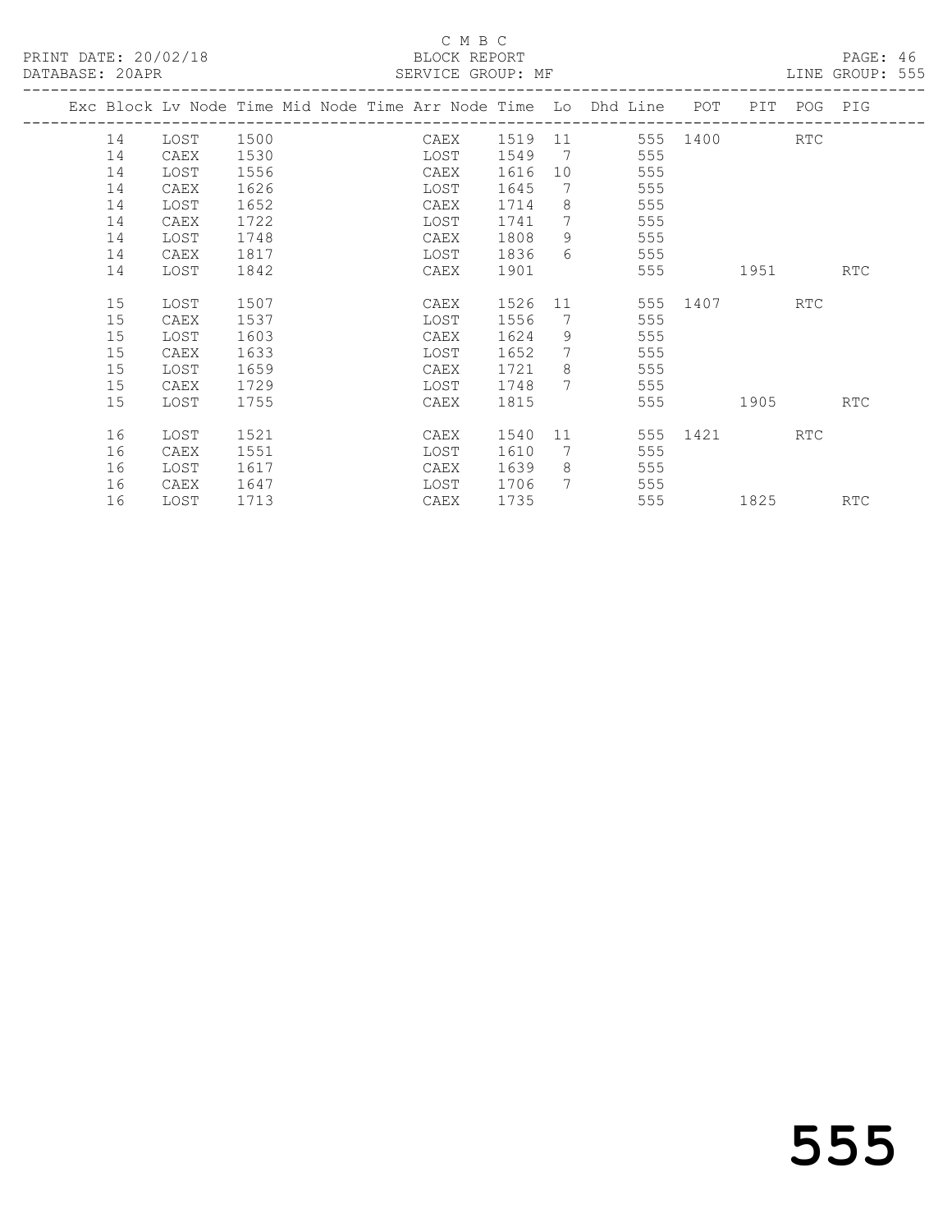C M B C

PRINT DATE: 20/02/18 BLOCK REPORT

DATABASE: 20APR SERVICE GROUP: MF LINE GROUP: 555

| Exc | Block | Lv | Node | Time | Mid Node | Time | Arr Node | Time | Lo | Dhd Line | POT | PIT | POG | PIG |
|---|---|---|---|---|---|---|---|---|---|---|---|---|---|---|
| | 14 | | LOST | 1500 | | | CAEX | 1519 | 11 | 555 | 1400 | | RTC | |
| | 14 | | CAEX | 1530 | | | LOST | 1549 | 7 | 555 | | | | |
| | 14 | | LOST | 1556 | | | CAEX | 1616 | 10 | 555 | | | | |
| | 14 | | CAEX | 1626 | | | LOST | 1645 | 7 | 555 | | | | |
| | 14 | | LOST | 1652 | | | CAEX | 1714 | 8 | 555 | | | | |
| | 14 | | CAEX | 1722 | | | LOST | 1741 | 7 | 555 | | | | |
| | 14 | | LOST | 1748 | | | CAEX | 1808 | 9 | 555 | | | | |
| | 14 | | CAEX | 1817 | | | LOST | 1836 | 6 | 555 | | | | |
| | 14 | | LOST | 1842 | | | CAEX | 1901 | | 555 | | 1951 | | RTC |
| | 15 | | LOST | 1507 | | | CAEX | 1526 | 11 | 555 | 1407 | | RTC | |
| | 15 | | CAEX | 1537 | | | LOST | 1556 | 7 | 555 | | | | |
| | 15 | | LOST | 1603 | | | CAEX | 1624 | 9 | 555 | | | | |
| | 15 | | CAEX | 1633 | | | LOST | 1652 | 7 | 555 | | | | |
| | 15 | | LOST | 1659 | | | CAEX | 1721 | 8 | 555 | | | | |
| | 15 | | CAEX | 1729 | | | LOST | 1748 | 7 | 555 | | | | |
| | 15 | | LOST | 1755 | | | CAEX | 1815 | | 555 | | 1905 | | RTC |
| | 16 | | LOST | 1521 | | | CAEX | 1540 | 11 | 555 | 1421 | | RTC | |
| | 16 | | CAEX | 1551 | | | LOST | 1610 | 7 | 555 | | | | |
| | 16 | | LOST | 1617 | | | CAEX | 1639 | 8 | 555 | | | | |
| | 16 | | CAEX | 1647 | | | LOST | 1706 | 7 | 555 | | | | |
| | 16 | | LOST | 1713 | | | CAEX | 1735 | | 555 | | 1825 | | RTC |

555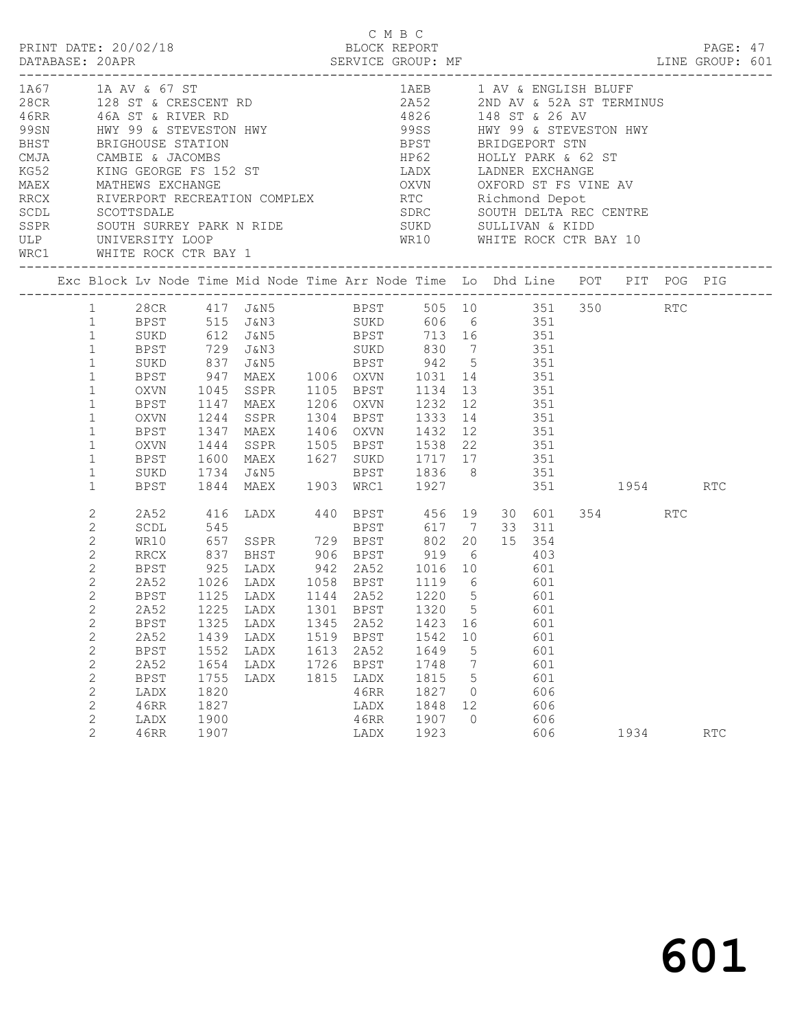C M B C

PRINT DATE: 20/02/18 BLOCK REPORT

DATABASE: 20APR SERVICE GROUP: MF LINE GROUP: 601

| Code | Location | Code | Location |
|---|---|---|---|
| 1A67 | 1A AV & 67 ST | 1AEB | 1 AV & ENGLISH BLUFF |
| 28CR | 128 ST & CRESCENT RD | 2A52 | 2ND AV & 52A ST TERMINUS |
| 46RR | 46A ST & RIVER RD | 4826 | 148 ST & 26 AV |
| 99SN | HWY 99 & STEVESTON HWY | 99SS | HWY 99 & STEVESTON HWY |
| BHST | BRIGHOUSE STATION | BPST | BRIDGEPORT STN |
| CMJA | CAMBIE & JACOMBS | HP62 | HOLLY PARK & 62 ST |
| KG52 | KING GEORGE FS 152 ST | LADX | LADNER EXCHANGE |
| MAEX | MATHEWS EXCHANGE | OXVN | OXFORD ST FS VINE AV |
| RRCX | RIVERPORT RECREATION COMPLEX | RTC | Richmond Depot |
| SCDL | SCOTTSDALE | SDRC | SOUTH DELTA REC CENTRE |
| SSPR | SOUTH SURREY PARK N RIDE | SUKD | SULLIVAN & KIDD |
| ULP | UNIVERSITY LOOP | WR10 | WHITE ROCK CTR BAY 10 |
| WRC1 | WHITE ROCK CTR BAY 1 | | |

| Exc | Block | Lv Node | Time | Mid Node | Time | Arr Node | Time | Lo | Dhd | Line | POT | PIT | POG | PIG |
|---|---|---|---|---|---|---|---|---|---|---|---|---|---|---|
| | 1 | 28CR | 417 | J&N5 | | BPST | 505 | 10 | | 351 | 350 | | RTC | |
| | 1 | BPST | 515 | J&N3 | | SUKD | 606 | 6 | | 351 | | | | |
| | 1 | SUKD | 612 | J&N5 | | BPST | 713 | 16 | | 351 | | | | |
| | 1 | BPST | 729 | J&N3 | | SUKD | 830 | 7 | | 351 | | | | |
| | 1 | SUKD | 837 | J&N5 | | BPST | 942 | 5 | | 351 | | | | |
| | 1 | BPST | 947 | MAEX | 1006 | OXVN | 1031 | 14 | | 351 | | | | |
| | 1 | OXVN | 1045 | SSPR | 1105 | BPST | 1134 | 13 | | 351 | | | | |
| | 1 | BPST | 1147 | MAEX | 1206 | OXVN | 1232 | 12 | | 351 | | | | |
| | 1 | OXVN | 1244 | SSPR | 1304 | BPST | 1333 | 14 | | 351 | | | | |
| | 1 | BPST | 1347 | MAEX | 1406 | OXVN | 1432 | 12 | | 351 | | | | |
| | 1 | OXVN | 1444 | SSPR | 1505 | BPST | 1538 | 22 | | 351 | | | | |
| | 1 | BPST | 1600 | MAEX | 1627 | SUKD | 1717 | 17 | | 351 | | | | |
| | 1 | SUKD | 1734 | J&N5 | | BPST | 1836 | 8 | | 351 | | | | |
| | 1 | BPST | 1844 | MAEX | 1903 | WRC1 | 1927 | | | 351 | | 1954 | | RTC |
| | 2 | 2A52 | 416 | LADX | 440 | BPST | 456 | 19 | 30 | 601 | 354 | | RTC | |
| | 2 | SCDL | 545 | | | BPST | 617 | 7 | 33 | 311 | | | | |
| | 2 | WR10 | 657 | SSPR | 729 | BPST | 802 | 20 | 15 | 354 | | | | |
| | 2 | RRCX | 837 | BHST | 906 | BPST | 919 | 6 | | 403 | | | | |
| | 2 | BPST | 925 | LADX | 942 | 2A52 | 1016 | 10 | | 601 | | | | |
| | 2 | 2A52 | 1026 | LADX | 1058 | BPST | 1119 | 6 | | 601 | | | | |
| | 2 | BPST | 1125 | LADX | 1144 | 2A52 | 1220 | 5 | | 601 | | | | |
| | 2 | 2A52 | 1225 | LADX | 1301 | BPST | 1320 | 5 | | 601 | | | | |
| | 2 | BPST | 1325 | LADX | 1345 | 2A52 | 1423 | 16 | | 601 | | | | |
| | 2 | 2A52 | 1439 | LADX | 1519 | BPST | 1542 | 10 | | 601 | | | | |
| | 2 | BPST | 1552 | LADX | 1613 | 2A52 | 1649 | 5 | | 601 | | | | |
| | 2 | 2A52 | 1654 | LADX | 1726 | BPST | 1748 | 7 | | 601 | | | | |
| | 2 | BPST | 1755 | LADX | 1815 | LADX | 1815 | 5 | | 601 | | | | |
| | 2 | LADX | 1820 | | | 46RR | 1827 | 0 | | 606 | | | | |
| | 2 | 46RR | 1827 | | | LADX | 1848 | 12 | | 606 | | | | |
| | 2 | LADX | 1900 | | | 46RR | 1907 | 0 | | 606 | | | | |
| | 2 | 46RR | 1907 | | | LADX | 1923 | | | 606 | | 1934 | | RTC |

601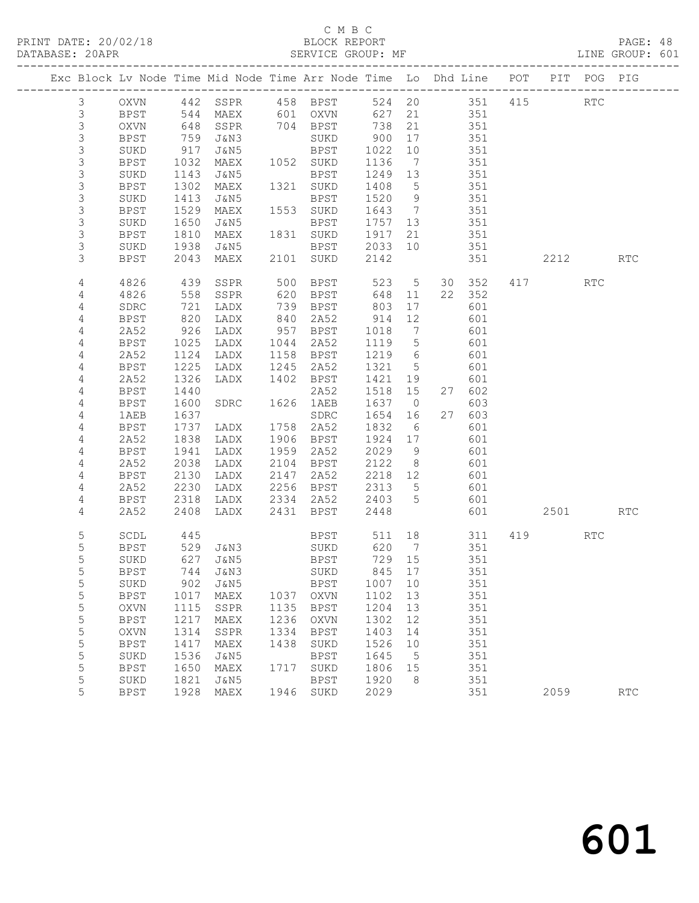C M B C
PRINT DATE: 20/02/18 BLOCK REPORT
DATABASE: 20APR SERVICE GROUP: MF LINE GROUP: 601

| Exc | Block | Lv | Node | Time | Mid Node | Time | Arr Node | Time | Lo | Dhd | Line | POT | PIT | POG | PIG |
|---|---|---|---|---|---|---|---|---|---|---|---|---|---|---|---|
| | 3 | | OXVN | 442 | SSPR | 458 | BPST | 524 | 20 | | 351 | 415 | | RTC | |
| | 3 | | BPST | 544 | MAEX | 601 | OXVN | 627 | 21 | | 351 | | | | |
| | 3 | | OXVN | 648 | SSPR | 704 | BPST | 738 | 21 | | 351 | | | | |
| | 3 | | BPST | 759 | J&N3 | | SUKD | 900 | 17 | | 351 | | | | |
| | 3 | | SUKD | 917 | J&N5 | | BPST | 1022 | 10 | | 351 | | | | |
| | 3 | | BPST | 1032 | MAEX | 1052 | SUKD | 1136 | 7 | | 351 | | | | |
| | 3 | | SUKD | 1143 | J&N5 | | BPST | 1249 | 13 | | 351 | | | | |
| | 3 | | BPST | 1302 | MAEX | 1321 | SUKD | 1408 | 5 | | 351 | | | | |
| | 3 | | SUKD | 1413 | J&N5 | | BPST | 1520 | 9 | | 351 | | | | |
| | 3 | | BPST | 1529 | MAEX | 1553 | SUKD | 1643 | 7 | | 351 | | | | |
| | 3 | | SUKD | 1650 | J&N5 | | BPST | 1757 | 13 | | 351 | | | | |
| | 3 | | BPST | 1810 | MAEX | 1831 | SUKD | 1917 | 21 | | 351 | | | | |
| | 3 | | SUKD | 1938 | J&N5 | | BPST | 2033 | 10 | | 351 | | | | |
| | 3 | | BPST | 2043 | MAEX | 2101 | SUKD | 2142 | | | 351 | | 2212 | | RTC |
| | 4 | | 4826 | 439 | SSPR | 500 | BPST | 523 | 5 | 30 | 352 | 417 | | RTC | |
| | 4 | | 4826 | 558 | SSPR | 620 | BPST | 648 | 11 | 22 | 352 | | | | |
| | 4 | | SDRC | 721 | LADX | 739 | BPST | 803 | 17 | | 601 | | | | |
| | 4 | | BPST | 820 | LADX | 840 | 2A52 | 914 | 12 | | 601 | | | | |
| | 4 | | 2A52 | 926 | LADX | 957 | BPST | 1018 | 7 | | 601 | | | | |
| | 4 | | BPST | 1025 | LADX | 1044 | 2A52 | 1119 | 5 | | 601 | | | | |
| | 4 | | 2A52 | 1124 | LADX | 1158 | BPST | 1219 | 6 | | 601 | | | | |
| | 4 | | BPST | 1225 | LADX | 1245 | 2A52 | 1321 | 5 | | 601 | | | | |
| | 4 | | 2A52 | 1326 | LADX | 1402 | BPST | 1421 | 19 | | 601 | | | | |
| | 4 | | BPST | 1440 | | | 2A52 | 1518 | 15 | 27 | 602 | | | | |
| | 4 | | BPST | 1600 | SDRC | 1626 | 1AEB | 1637 | 0 | | 603 | | | | |
| | 4 | | 1AEB | 1637 | | | SDRC | 1654 | 16 | 27 | 603 | | | | |
| | 4 | | BPST | 1737 | LADX | 1758 | 2A52 | 1832 | 6 | | 601 | | | | |
| | 4 | | 2A52 | 1838 | LADX | 1906 | BPST | 1924 | 17 | | 601 | | | | |
| | 4 | | BPST | 1941 | LADX | 1959 | 2A52 | 2029 | 9 | | 601 | | | | |
| | 4 | | 2A52 | 2038 | LADX | 2104 | BPST | 2122 | 8 | | 601 | | | | |
| | 4 | | BPST | 2130 | LADX | 2147 | 2A52 | 2218 | 12 | | 601 | | | | |
| | 4 | | 2A52 | 2230 | LADX | 2256 | BPST | 2313 | 5 | | 601 | | | | |
| | 4 | | BPST | 2318 | LADX | 2334 | 2A52 | 2403 | 5 | | 601 | | | | |
| | 4 | | 2A52 | 2408 | LADX | 2431 | BPST | 2448 | | | 601 | | 2501 | | RTC |
| | 5 | | SCDL | 445 | | | BPST | 511 | 18 | | 311 | 419 | | RTC | |
| | 5 | | BPST | 529 | J&N3 | | SUKD | 620 | 7 | | 351 | | | | |
| | 5 | | SUKD | 627 | J&N5 | | BPST | 729 | 15 | | 351 | | | | |
| | 5 | | BPST | 744 | J&N3 | | SUKD | 845 | 17 | | 351 | | | | |
| | 5 | | SUKD | 902 | J&N5 | | BPST | 1007 | 10 | | 351 | | | | |
| | 5 | | BPST | 1017 | MAEX | 1037 | OXVN | 1102 | 13 | | 351 | | | | |
| | 5 | | OXVN | 1115 | SSPR | 1135 | BPST | 1204 | 13 | | 351 | | | | |
| | 5 | | BPST | 1217 | MAEX | 1236 | OXVN | 1302 | 12 | | 351 | | | | |
| | 5 | | OXVN | 1314 | SSPR | 1334 | BPST | 1403 | 14 | | 351 | | | | |
| | 5 | | BPST | 1417 | MAEX | 1438 | SUKD | 1526 | 10 | | 351 | | | | |
| | 5 | | SUKD | 1536 | J&N5 | | BPST | 1645 | 5 | | 351 | | | | |
| | 5 | | BPST | 1650 | MAEX | 1717 | SUKD | 1806 | 15 | | 351 | | | | |
| | 5 | | SUKD | 1821 | J&N5 | | BPST | 1920 | 8 | | 351 | | | | |
| | 5 | | BPST | 1928 | MAEX | 1946 | SUKD | 2029 | | | 351 | | 2059 | | RTC |

601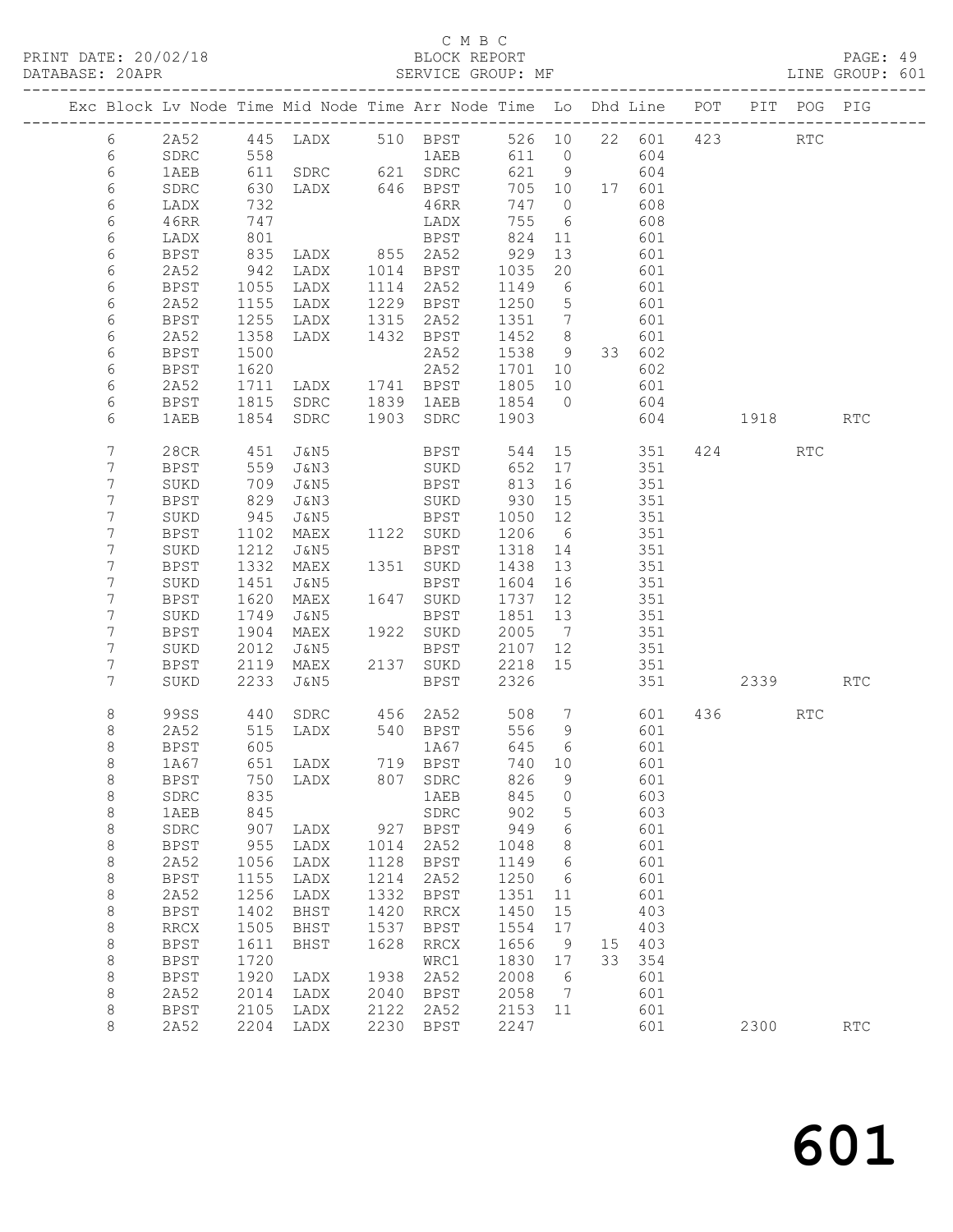C M B C
PRINT DATE: 20/02/18 BLOCK REPORT
DATABASE: 20APR SERVICE GROUP: MF LINE GROUP: 601

| Exc | Block | Lv Node | Time | Mid Node | Time | Arr Node | Time | Lo | Dhd | Line | POT | PIT | POG | PIG |
|---|---|---|---|---|---|---|---|---|---|---|---|---|---|---|
| | 6 | 2A52 | 445 | LADX | 510 | BPST | 526 | 10 | 22 | 601 | 423 | | RTC | |
| | 6 | SDRC | 558 | | | 1AEB | 611 | 0 | | 604 | | | | |
| | 6 | 1AEB | 611 | SDRC | 621 | SDRC | 621 | 9 | | 604 | | | | |
| | 6 | SDRC | 630 | LADX | 646 | BPST | 705 | 10 | 17 | 601 | | | | |
| | 6 | LADX | 732 | | | 46RR | 747 | 0 | | 608 | | | | |
| | 6 | 46RR | 747 | | | LADX | 755 | 6 | | 608 | | | | |
| | 6 | LADX | 801 | | | BPST | 824 | 11 | | 601 | | | | |
| | 6 | BPST | 835 | LADX | 855 | 2A52 | 929 | 13 | | 601 | | | | |
| | 6 | 2A52 | 942 | LADX | 1014 | BPST | 1035 | 20 | | 601 | | | | |
| | 6 | BPST | 1055 | LADX | 1114 | 2A52 | 1149 | 6 | | 601 | | | | |
| | 6 | 2A52 | 1155 | LADX | 1229 | BPST | 1250 | 5 | | 601 | | | | |
| | 6 | BPST | 1255 | LADX | 1315 | 2A52 | 1351 | 7 | | 601 | | | | |
| | 6 | 2A52 | 1358 | LADX | 1432 | BPST | 1452 | 8 | | 601 | | | | |
| | 6 | BPST | 1500 | | | 2A52 | 1538 | 9 | 33 | 602 | | | | |
| | 6 | BPST | 1620 | | | 2A52 | 1701 | 10 | | 602 | | | | |
| | 6 | 2A52 | 1711 | LADX | 1741 | BPST | 1805 | 10 | | 601 | | | | |
| | 6 | BPST | 1815 | SDRC | 1839 | 1AEB | 1854 | 0 | | 604 | | | | |
| | 6 | 1AEB | 1854 | SDRC | 1903 | SDRC | 1903 | | | 604 | | 1918 | | RTC |
| | 7 | 28CR | 451 | J&N5 | | BPST | 544 | 15 | | 351 | 424 | | RTC | |
| | 7 | BPST | 559 | J&N3 | | SUKD | 652 | 17 | | 351 | | | | |
| | 7 | SUKD | 709 | J&N5 | | BPST | 813 | 16 | | 351 | | | | |
| | 7 | BPST | 829 | J&N3 | | SUKD | 930 | 15 | | 351 | | | | |
| | 7 | SUKD | 945 | J&N5 | | BPST | 1050 | 12 | | 351 | | | | |
| | 7 | BPST | 1102 | MAEX | 1122 | SUKD | 1206 | 6 | | 351 | | | | |
| | 7 | SUKD | 1212 | J&N5 | | BPST | 1318 | 14 | | 351 | | | | |
| | 7 | BPST | 1332 | MAEX | 1351 | SUKD | 1438 | 13 | | 351 | | | | |
| | 7 | SUKD | 1451 | J&N5 | | BPST | 1604 | 16 | | 351 | | | | |
| | 7 | BPST | 1620 | MAEX | 1647 | SUKD | 1737 | 12 | | 351 | | | | |
| | 7 | SUKD | 1749 | J&N5 | | BPST | 1851 | 13 | | 351 | | | | |
| | 7 | BPST | 1904 | MAEX | 1922 | SUKD | 2005 | 7 | | 351 | | | | |
| | 7 | SUKD | 2012 | J&N5 | | BPST | 2107 | 12 | | 351 | | | | |
| | 7 | BPST | 2119 | MAEX | 2137 | SUKD | 2218 | 15 | | 351 | | | | |
| | 7 | SUKD | 2233 | J&N5 | | BPST | 2326 | | | 351 | | 2339 | | RTC |
| | 8 | 99SS | 440 | SDRC | 456 | 2A52 | 508 | 7 | | 601 | 436 | | RTC | |
| | 8 | 2A52 | 515 | LADX | 540 | BPST | 556 | 9 | | 601 | | | | |
| | 8 | BPST | 605 | | | 1A67 | 645 | 6 | | 601 | | | | |
| | 8 | 1A67 | 651 | LADX | 719 | BPST | 740 | 10 | | 601 | | | | |
| | 8 | BPST | 750 | LADX | 807 | SDRC | 826 | 9 | | 601 | | | | |
| | 8 | SDRC | 835 | | | 1AEB | 845 | 0 | | 603 | | | | |
| | 8 | 1AEB | 845 | | | SDRC | 902 | 5 | | 603 | | | | |
| | 8 | SDRC | 907 | LADX | 927 | BPST | 949 | 6 | | 601 | | | | |
| | 8 | BPST | 955 | LADX | 1014 | 2A52 | 1048 | 8 | | 601 | | | | |
| | 8 | 2A52 | 1056 | LADX | 1128 | BPST | 1149 | 6 | | 601 | | | | |
| | 8 | BPST | 1155 | LADX | 1214 | 2A52 | 1250 | 6 | | 601 | | | | |
| | 8 | 2A52 | 1256 | LADX | 1332 | BPST | 1351 | 11 | | 601 | | | | |
| | 8 | BPST | 1402 | BHST | 1420 | RRCX | 1450 | 15 | | 403 | | | | |
| | 8 | RRCX | 1505 | BHST | 1537 | BPST | 1554 | 17 | | 403 | | | | |
| | 8 | BPST | 1611 | BHST | 1628 | RRCX | 1656 | 9 | 15 | 403 | | | | |
| | 8 | BPST | 1720 | | | WRC1 | 1830 | 17 | 33 | 354 | | | | |
| | 8 | BPST | 1920 | LADX | 1938 | 2A52 | 2008 | 6 | | 601 | | | | |
| | 8 | 2A52 | 2014 | LADX | 2040 | BPST | 2058 | 7 | | 601 | | | | |
| | 8 | BPST | 2105 | LADX | 2122 | 2A52 | 2153 | 11 | | 601 | | | | |
| | 8 | 2A52 | 2204 | LADX | 2230 | BPST | 2247 | | | 601 | | 2300 | | RTC |

601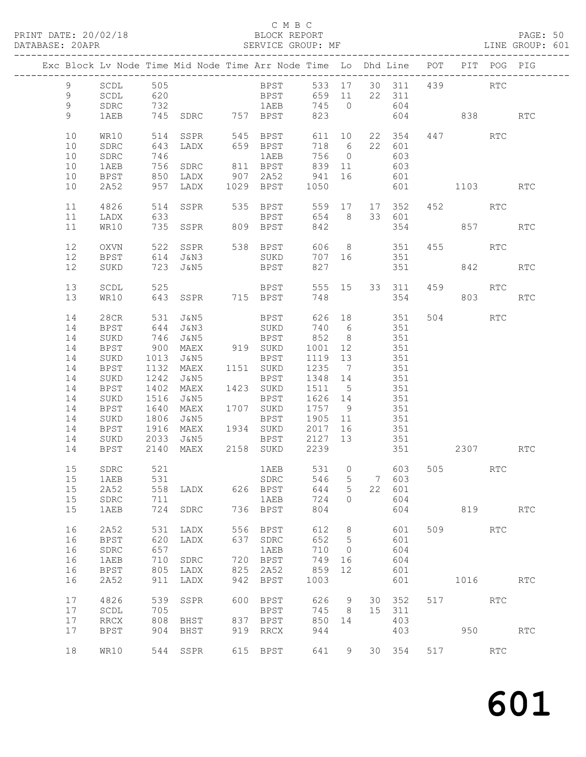C M B C

PRINT DATE: 20/02/18 BLOCK REPORT PAGE: 50
DATABASE: 20APR SERVICE GROUP: MF LINE GROUP: 601

| Exc | Block | Lv | Node | Time | Mid Node | Time | Arr Node | Time | Lo | Dhd | Line | POT | PIT | POG | PIG |
|---|---|---|---|---|---|---|---|---|---|---|---|---|---|---|---|
| | 9 | | SCDL | 505 | | | BPST | 533 | 17 | 30 | 311 | 439 | | RTC | |
| | 9 | | SCDL | 620 | | | BPST | 659 | 11 | 22 | 311 | | | | |
| | 9 | | SDRC | 732 | | | 1AEB | 745 | 0 | | 604 | | | | |
| | 9 | | 1AEB | 745 | SDRC | 757 | BPST | 823 | | | 604 | | 838 | | RTC |
| | 10 | | WR10 | 514 | SSPR | 545 | BPST | 611 | 10 | 22 | 354 | 447 | | RTC | |
| | 10 | | SDRC | 643 | LADX | 659 | BPST | 718 | 6 | 22 | 601 | | | | |
| | 10 | | SDRC | 746 | | | 1AEB | 756 | 0 | | 603 | | | | |
| | 10 | | 1AEB | 756 | SDRC | 811 | BPST | 839 | 11 | | 603 | | | | |
| | 10 | | BPST | 850 | LADX | 907 | 2A52 | 941 | 16 | | 601 | | | | |
| | 10 | | 2A52 | 957 | LADX | 1029 | BPST | 1050 | | | 601 | | 1103 | | RTC |
| | 11 | | 4826 | 514 | SSPR | 535 | BPST | 559 | 17 | 17 | 352 | 452 | | RTC | |
| | 11 | | LADX | 633 | | | BPST | 654 | 8 | 33 | 601 | | | | |
| | 11 | | WR10 | 735 | SSPR | 809 | BPST | 842 | | | 354 | | 857 | | RTC |
| | 12 | | OXVN | 522 | SSPR | 538 | BPST | 606 | 8 | | 351 | 455 | | RTC | |
| | 12 | | BPST | 614 | J&N3 | | SUKD | 707 | 16 | | 351 | | | | |
| | 12 | | SUKD | 723 | J&N5 | | BPST | 827 | | | 351 | | 842 | | RTC |
| | 13 | | SCDL | 525 | | | BPST | 555 | 15 | 33 | 311 | 459 | | RTC | |
| | 13 | | WR10 | 643 | SSPR | 715 | BPST | 748 | | | 354 | | 803 | | RTC |
| | 14 | | 28CR | 531 | J&N5 | | BPST | 626 | 18 | | 351 | 504 | | RTC | |
| | 14 | | BPST | 644 | J&N3 | | SUKD | 740 | 6 | | 351 | | | | |
| | 14 | | SUKD | 746 | J&N5 | | BPST | 852 | 8 | | 351 | | | | |
| | 14 | | BPST | 900 | MAEX | 919 | SUKD | 1001 | 12 | | 351 | | | | |
| | 14 | | SUKD | 1013 | J&N5 | | BPST | 1119 | 13 | | 351 | | | | |
| | 14 | | BPST | 1132 | MAEX | 1151 | SUKD | 1235 | 7 | | 351 | | | | |
| | 14 | | SUKD | 1242 | J&N5 | | BPST | 1348 | 14 | | 351 | | | | |
| | 14 | | BPST | 1402 | MAEX | 1423 | SUKD | 1511 | 5 | | 351 | | | | |
| | 14 | | SUKD | 1516 | J&N5 | | BPST | 1626 | 14 | | 351 | | | | |
| | 14 | | BPST | 1640 | MAEX | 1707 | SUKD | 1757 | 9 | | 351 | | | | |
| | 14 | | SUKD | 1806 | J&N5 | | BPST | 1905 | 11 | | 351 | | | | |
| | 14 | | BPST | 1916 | MAEX | 1934 | SUKD | 2017 | 16 | | 351 | | | | |
| | 14 | | SUKD | 2033 | J&N5 | | BPST | 2127 | 13 | | 351 | | | | |
| | 14 | | BPST | 2140 | MAEX | 2158 | SUKD | 2239 | | | 351 | | 2307 | | RTC |
| | 15 | | SDRC | 521 | | | 1AEB | 531 | 0 | | 603 | 505 | | RTC | |
| | 15 | | 1AEB | 531 | | | SDRC | 546 | 5 | 7 | 603 | | | | |
| | 15 | | 2A52 | 558 | LADX | 626 | BPST | 644 | 5 | 22 | 601 | | | | |
| | 15 | | SDRC | 711 | | | 1AEB | 724 | 0 | | 604 | | | | |
| | 15 | | 1AEB | 724 | SDRC | 736 | BPST | 804 | | | 604 | | 819 | | RTC |
| | 16 | | 2A52 | 531 | LADX | 556 | BPST | 612 | 8 | | 601 | 509 | | RTC | |
| | 16 | | BPST | 620 | LADX | 637 | SDRC | 652 | 5 | | 601 | | | | |
| | 16 | | SDRC | 657 | | | 1AEB | 710 | 0 | | 604 | | | | |
| | 16 | | 1AEB | 710 | SDRC | 720 | BPST | 749 | 16 | | 604 | | | | |
| | 16 | | BPST | 805 | LADX | 825 | 2A52 | 859 | 12 | | 601 | | | | |
| | 16 | | 2A52 | 911 | LADX | 942 | BPST | 1003 | | | 601 | | 1016 | | RTC |
| | 17 | | 4826 | 539 | SSPR | 600 | BPST | 626 | 9 | 30 | 352 | 517 | | RTC | |
| | 17 | | SCDL | 705 | | | BPST | 745 | 8 | 15 | 311 | | | | |
| | 17 | | RRCX | 808 | BHST | 837 | BPST | 850 | 14 | | 403 | | | | |
| | 17 | | BPST | 904 | BHST | 919 | RRCX | 944 | | | 403 | | 950 | | RTC |
| | 18 | | WR10 | 544 | SSPR | 615 | BPST | 641 | 9 | 30 | 354 | 517 | | RTC | |

601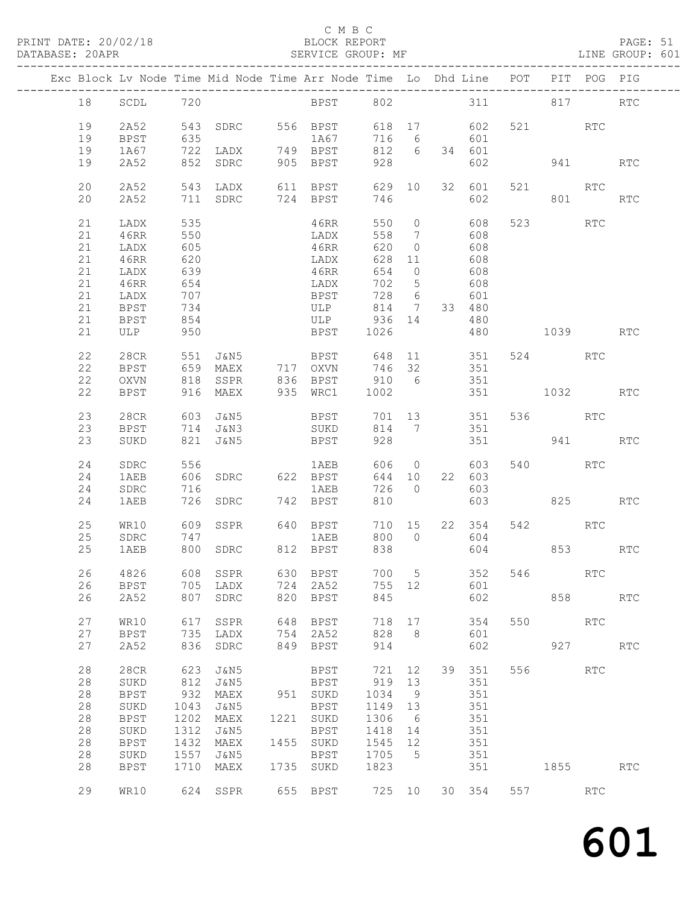C M B C

PRINT DATE: 20/02/18 BLOCK REPORT PAGE: 51
DATABASE: 20APR SERVICE GROUP: MF LINE GROUP: 601

| Exc | Block | Lv | Node | Time | Mid Node | Time | Arr Node | Time | Lo | Dhd | Line | POT | PIT | POG | PIG |
|---|---|---|---|---|---|---|---|---|---|---|---|---|---|---|---|
| | 18 | | SCDL | 720 | | | BPST | 802 | | | 311 | | 817 | | RTC |
| | 19 | | 2A52 | 543 | SDRC | 556 | BPST | 618 | 17 | | 602 | 521 | | RTC | |
| | 19 | | BPST | 635 | | | 1A67 | 716 | 6 | | 601 | | | | |
| | 19 | | 1A67 | 722 | LADX | 749 | BPST | 812 | 6 | 34 | 601 | | | | |
| | 19 | | 2A52 | 852 | SDRC | 905 | BPST | 928 | | | 602 | | 941 | | RTC |
| | 20 | | 2A52 | 543 | LADX | 611 | BPST | 629 | 10 | 32 | 601 | 521 | | RTC | |
| | 20 | | 2A52 | 711 | SDRC | 724 | BPST | 746 | | | 602 | | 801 | | RTC |
| | 21 | | LADX | 535 | | | 46RR | 550 | 0 | | 608 | 523 | | RTC | |
| | 21 | | 46RR | 550 | | | LADX | 558 | 7 | | 608 | | | | |
| | 21 | | LADX | 605 | | | 46RR | 620 | 0 | | 608 | | | | |
| | 21 | | 46RR | 620 | | | LADX | 628 | 11 | | 608 | | | | |
| | 21 | | LADX | 639 | | | 46RR | 654 | 0 | | 608 | | | | |
| | 21 | | 46RR | 654 | | | LADX | 702 | 5 | | 608 | | | | |
| | 21 | | LADX | 707 | | | BPST | 728 | 6 | | 601 | | | | |
| | 21 | | BPST | 734 | | | ULP | 814 | 7 | 33 | 480 | | | | |
| | 21 | | BPST | 854 | | | ULP | 936 | 14 | | 480 | | | | |
| | 21 | | ULP | 950 | | | BPST | 1026 | | | 480 | | 1039 | | RTC |
| | 22 | | 28CR | 551 | J&N5 | | BPST | 648 | 11 | | 351 | 524 | | RTC | |
| | 22 | | BPST | 659 | MAEX | 717 | OXVN | 746 | 32 | | 351 | | | | |
| | 22 | | OXVN | 818 | SSPR | 836 | BPST | 910 | 6 | | 351 | | | | |
| | 22 | | BPST | 916 | MAEX | 935 | WRC1 | 1002 | | | 351 | | 1032 | | RTC |
| | 23 | | 28CR | 603 | J&N5 | | BPST | 701 | 13 | | 351 | 536 | | RTC | |
| | 23 | | BPST | 714 | J&N3 | | SUKD | 814 | 7 | | 351 | | | | |
| | 23 | | SUKD | 821 | J&N5 | | BPST | 928 | | | 351 | | 941 | | RTC |
| | 24 | | SDRC | 556 | | | 1AEB | 606 | 0 | | 603 | 540 | | RTC | |
| | 24 | | 1AEB | 606 | SDRC | 622 | BPST | 644 | 10 | 22 | 603 | | | | |
| | 24 | | SDRC | 716 | | | 1AEB | 726 | 0 | | 603 | | | | |
| | 24 | | 1AEB | 726 | SDRC | 742 | BPST | 810 | | | 603 | | 825 | | RTC |
| | 25 | | WR10 | 609 | SSPR | 640 | BPST | 710 | 15 | 22 | 354 | 542 | | RTC | |
| | 25 | | SDRC | 747 | | | 1AEB | 800 | 0 | | 604 | | | | |
| | 25 | | 1AEB | 800 | SDRC | 812 | BPST | 838 | | | 604 | | 853 | | RTC |
| | 26 | | 4826 | 608 | SSPR | 630 | BPST | 700 | 5 | | 352 | 546 | | RTC | |
| | 26 | | BPST | 705 | LADX | 724 | 2A52 | 755 | 12 | | 601 | | | | |
| | 26 | | 2A52 | 807 | SDRC | 820 | BPST | 845 | | | 602 | | 858 | | RTC |
| | 27 | | WR10 | 617 | SSPR | 648 | BPST | 718 | 17 | | 354 | 550 | | RTC | |
| | 27 | | BPST | 735 | LADX | 754 | 2A52 | 828 | 8 | | 601 | | | | |
| | 27 | | 2A52 | 836 | SDRC | 849 | BPST | 914 | | | 602 | | 927 | | RTC |
| | 28 | | 28CR | 623 | J&N5 | | BPST | 721 | 12 | 39 | 351 | 556 | | RTC | |
| | 28 | | SUKD | 812 | J&N5 | | BPST | 919 | 13 | | 351 | | | | |
| | 28 | | BPST | 932 | MAEX | 951 | SUKD | 1034 | 9 | | 351 | | | | |
| | 28 | | SUKD | 1043 | J&N5 | | BPST | 1149 | 13 | | 351 | | | | |
| | 28 | | BPST | 1202 | MAEX | 1221 | SUKD | 1306 | 6 | | 351 | | | | |
| | 28 | | SUKD | 1312 | J&N5 | | BPST | 1418 | 14 | | 351 | | | | |
| | 28 | | BPST | 1432 | MAEX | 1455 | SUKD | 1545 | 12 | | 351 | | | | |
| | 28 | | SUKD | 1557 | J&N5 | | BPST | 1705 | 5 | | 351 | | | | |
| | 28 | | BPST | 1710 | MAEX | 1735 | SUKD | 1823 | | | 351 | | 1855 | | RTC |
| | 29 | | WR10 | 624 | SSPR | 655 | BPST | 725 | 10 | 30 | 354 | 557 | | RTC | |

601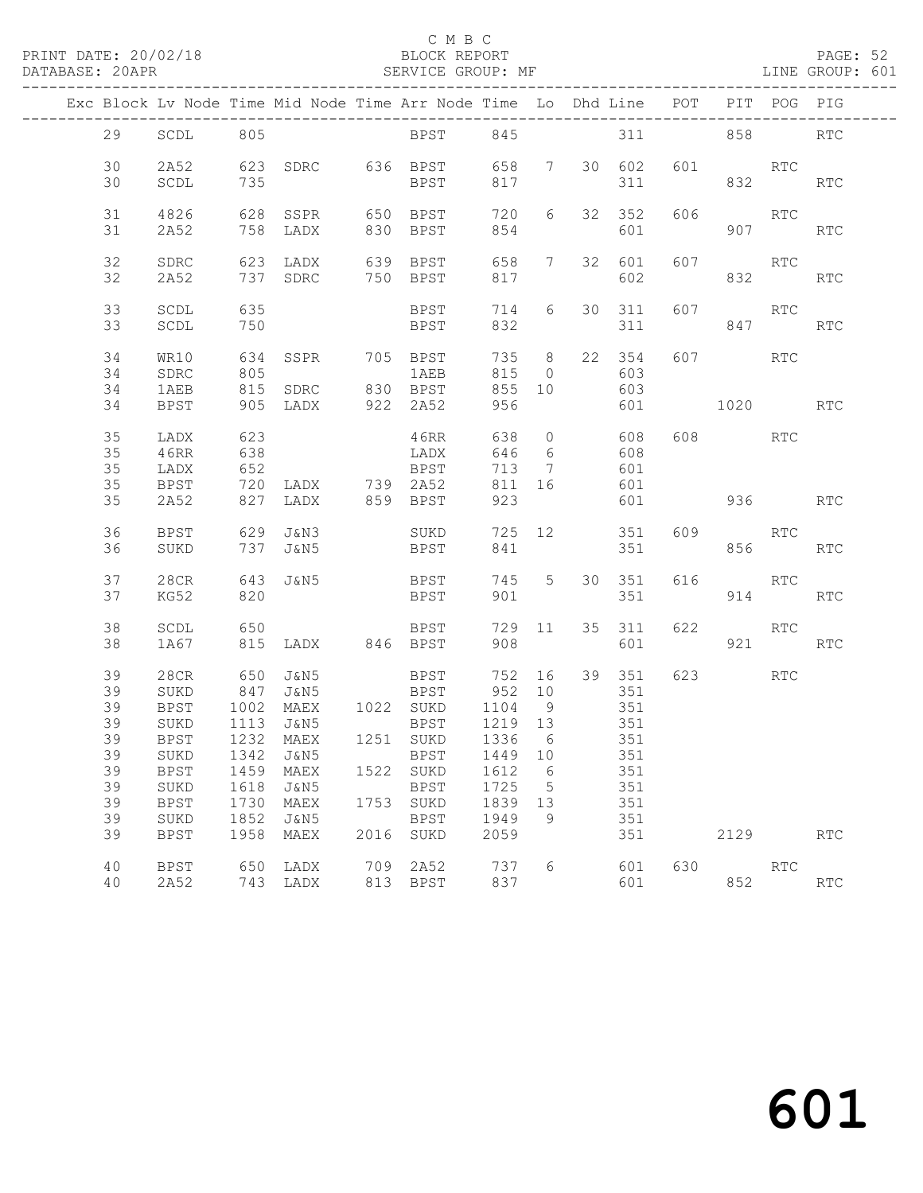C M B C

PRINT DATE: 20/02/18 BLOCK REPORT
DATABASE: 20APR SERVICE GROUP: MF LINE GROUP: 601

| Exc | Block | Lv | Node | Time | Mid Node | Time | Arr Node | Time | Lo | Dhd | Line | POT | PIT | POG | PIG |
|---|---|---|---|---|---|---|---|---|---|---|---|---|---|---|---|
| | 29 | | SCDL | 805 | | | BPST | 845 | | | 311 | | 858 | | RTC |
| | 30 | | 2A52 | 623 | SDRC | 636 | BPST | 658 | 7 | 30 | 602 | 601 | | RTC | |
| | 30 | | SCDL | 735 | | | BPST | 817 | | | 311 | | 832 | | RTC |
| | 31 | | 4826 | 628 | SSPR | 650 | BPST | 720 | 6 | 32 | 352 | 606 | | RTC | |
| | 31 | | 2A52 | 758 | LADX | 830 | BPST | 854 | | | 601 | | 907 | | RTC |
| | 32 | | SDRC | 623 | LADX | 639 | BPST | 658 | 7 | 32 | 601 | 607 | | RTC | |
| | 32 | | 2A52 | 737 | SDRC | 750 | BPST | 817 | | | 602 | | 832 | | RTC |
| | 33 | | SCDL | 635 | | | BPST | 714 | 6 | 30 | 311 | 607 | | RTC | |
| | 33 | | SCDL | 750 | | | BPST | 832 | | | 311 | | 847 | | RTC |
| | 34 | | WR10 | 634 | SSPR | 705 | BPST | 735 | 8 | 22 | 354 | 607 | | RTC | |
| | 34 | | SDRC | 805 | | | 1AEB | 815 | 0 | | 603 | | | | |
| | 34 | | 1AEB | 815 | SDRC | 830 | BPST | 855 | 10 | | 603 | | | | |
| | 34 | | BPST | 905 | LADX | 922 | 2A52 | 956 | | | 601 | | 1020 | | RTC |
| | 35 | | LADX | 623 | | | 46RR | 638 | 0 | | 608 | 608 | | RTC | |
| | 35 | | 46RR | 638 | | | LADX | 646 | 6 | | 608 | | | | |
| | 35 | | LADX | 652 | | | BPST | 713 | 7 | | 601 | | | | |
| | 35 | | BPST | 720 | LADX | 739 | 2A52 | 811 | 16 | | 601 | | | | |
| | 35 | | 2A52 | 827 | LADX | 859 | BPST | 923 | | | 601 | | 936 | | RTC |
| | 36 | | BPST | 629 | J&N3 | | SUKD | 725 | 12 | | 351 | 609 | | RTC | |
| | 36 | | SUKD | 737 | J&N5 | | BPST | 841 | | | 351 | | 856 | | RTC |
| | 37 | | 28CR | 643 | J&N5 | | BPST | 745 | 5 | 30 | 351 | 616 | | RTC | |
| | 37 | | KG52 | 820 | | | BPST | 901 | | | 351 | | 914 | | RTC |
| | 38 | | SCDL | 650 | | | BPST | 729 | 11 | 35 | 311 | 622 | | RTC | |
| | 38 | | 1A67 | 815 | LADX | 846 | BPST | 908 | | | 601 | | 921 | | RTC |
| | 39 | | 28CR | 650 | J&N5 | | BPST | 752 | 16 | 39 | 351 | 623 | | RTC | |
| | 39 | | SUKD | 847 | J&N5 | | BPST | 952 | 10 | | 351 | | | | |
| | 39 | | BPST | 1002 | MAEX | 1022 | SUKD | 1104 | 9 | | 351 | | | | |
| | 39 | | SUKD | 1113 | J&N5 | | BPST | 1219 | 13 | | 351 | | | | |
| | 39 | | BPST | 1232 | MAEX | 1251 | SUKD | 1336 | 6 | | 351 | | | | |
| | 39 | | SUKD | 1342 | J&N5 | | BPST | 1449 | 10 | | 351 | | | | |
| | 39 | | BPST | 1459 | MAEX | 1522 | SUKD | 1612 | 6 | | 351 | | | | |
| | 39 | | SUKD | 1618 | J&N5 | | BPST | 1725 | 5 | | 351 | | | | |
| | 39 | | BPST | 1730 | MAEX | 1753 | SUKD | 1839 | 13 | | 351 | | | | |
| | 39 | | SUKD | 1852 | J&N5 | | BPST | 1949 | 9 | | 351 | | | | |
| | 39 | | BPST | 1958 | MAEX | 2016 | SUKD | 2059 | | | 351 | | 2129 | | RTC |
| | 40 | | BPST | 650 | LADX | 709 | 2A52 | 737 | 6 | | 601 | 630 | | RTC | |
| | 40 | | 2A52 | 743 | LADX | 813 | BPST | 837 | | | 601 | | 852 | | RTC |

601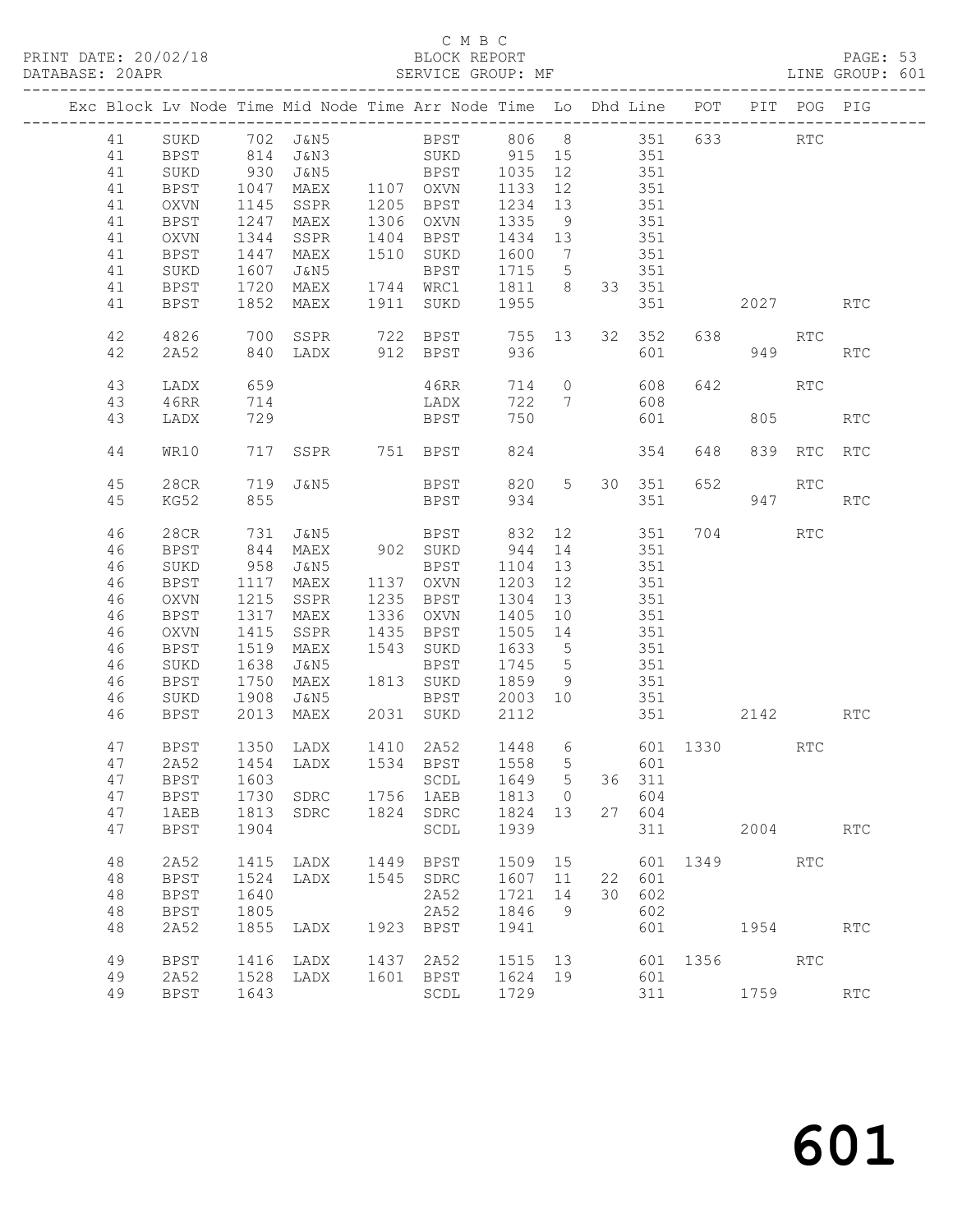C M B C

PRINT DATE: 20/02/18 BLOCK REPORT

DATABASE: 20APR SERVICE GROUP: MF LINE GROUP: 601

| Exc | Block | Lv | Node | Time | Mid Node | Time | Arr Node | Time | Lo | Dhd | Line | POT | PIT | POG | PIG |
|---|---|---|---|---|---|---|---|---|---|---|---|---|---|---|---|
| | 41 | | SUKD | 702 | J&N5 | | BPST | 806 | 8 | | 351 | 633 | | RTC | |
| | 41 | | BPST | 814 | J&N3 | | SUKD | 915 | 15 | | 351 | | | | |
| | 41 | | SUKD | 930 | J&N5 | | BPST | 1035 | 12 | | 351 | | | | |
| | 41 | | BPST | 1047 | MAEX | 1107 | OXVN | 1133 | 12 | | 351 | | | | |
| | 41 | | OXVN | 1145 | SSPR | 1205 | BPST | 1234 | 13 | | 351 | | | | |
| | 41 | | BPST | 1247 | MAEX | 1306 | OXVN | 1335 | 9 | | 351 | | | | |
| | 41 | | OXVN | 1344 | SSPR | 1404 | BPST | 1434 | 13 | | 351 | | | | |
| | 41 | | BPST | 1447 | MAEX | 1510 | SUKD | 1600 | 7 | | 351 | | | | |
| | 41 | | SUKD | 1607 | J&N5 | | BPST | 1715 | 5 | | 351 | | | | |
| | 41 | | BPST | 1720 | MAEX | 1744 | WRC1 | 1811 | 8 | 33 | 351 | | | | |
| | 41 | | BPST | 1852 | MAEX | 1911 | SUKD | 1955 | | | 351 | | 2027 | | RTC |
| | 42 | | 4826 | 700 | SSPR | 722 | BPST | 755 | 13 | 32 | 352 | 638 | | RTC | |
| | 42 | | 2A52 | 840 | LADX | 912 | BPST | 936 | | | 601 | | 949 | | RTC |
| | 43 | | LADX | 659 | | | 46RR | 714 | 0 | | 608 | 642 | | RTC | |
| | 43 | | 46RR | 714 | | | LADX | 722 | 7 | | 608 | | | | |
| | 43 | | LADX | 729 | | | BPST | 750 | | | 601 | | 805 | | RTC |
| | 44 | | WR10 | 717 | SSPR | 751 | BPST | 824 | | | 354 | 648 | 839 | RTC | RTC |
| | 45 | | 28CR | 719 | J&N5 | | BPST | 820 | 5 | 30 | 351 | 652 | | RTC | |
| | 45 | | KG52 | 855 | | | BPST | 934 | | | 351 | | 947 | | RTC |
| | 46 | | 28CR | 731 | J&N5 | | BPST | 832 | 12 | | 351 | 704 | | RTC | |
| | 46 | | BPST | 844 | MAEX | 902 | SUKD | 944 | 14 | | 351 | | | | |
| | 46 | | SUKD | 958 | J&N5 | | BPST | 1104 | 13 | | 351 | | | | |
| | 46 | | BPST | 1117 | MAEX | 1137 | OXVN | 1203 | 12 | | 351 | | | | |
| | 46 | | OXVN | 1215 | SSPR | 1235 | BPST | 1304 | 13 | | 351 | | | | |
| | 46 | | BPST | 1317 | MAEX | 1336 | OXVN | 1405 | 10 | | 351 | | | | |
| | 46 | | OXVN | 1415 | SSPR | 1435 | BPST | 1505 | 14 | | 351 | | | | |
| | 46 | | BPST | 1519 | MAEX | 1543 | SUKD | 1633 | 5 | | 351 | | | | |
| | 46 | | SUKD | 1638 | J&N5 | | BPST | 1745 | 5 | | 351 | | | | |
| | 46 | | BPST | 1750 | MAEX | 1813 | SUKD | 1859 | 9 | | 351 | | | | |
| | 46 | | SUKD | 1908 | J&N5 | | BPST | 2003 | 10 | | 351 | | | | |
| | 46 | | BPST | 2013 | MAEX | 2031 | SUKD | 2112 | | | 351 | | 2142 | | RTC |
| | 47 | | BPST | 1350 | LADX | 1410 | 2A52 | 1448 | 6 | | 601 | 1330 | | RTC | |
| | 47 | | 2A52 | 1454 | LADX | 1534 | BPST | 1558 | 5 | | 601 | | | | |
| | 47 | | BPST | 1603 | | | SCDL | 1649 | 5 | 36 | 311 | | | | |
| | 47 | | BPST | 1730 | SDRC | 1756 | 1AEB | 1813 | 0 | | 604 | | | | |
| | 47 | | 1AEB | 1813 | SDRC | 1824 | SDRC | 1824 | 13 | 27 | 604 | | | | |
| | 47 | | BPST | 1904 | | | SCDL | 1939 | | | 311 | | 2004 | | RTC |
| | 48 | | 2A52 | 1415 | LADX | 1449 | BPST | 1509 | 15 | | 601 | 1349 | | RTC | |
| | 48 | | BPST | 1524 | LADX | 1545 | SDRC | 1607 | 11 | 22 | 601 | | | | |
| | 48 | | BPST | 1640 | | | 2A52 | 1721 | 14 | 30 | 602 | | | | |
| | 48 | | BPST | 1805 | | | 2A52 | 1846 | 9 | | 602 | | | | |
| | 48 | | 2A52 | 1855 | LADX | 1923 | BPST | 1941 | | | 601 | | 1954 | | RTC |
| | 49 | | BPST | 1416 | LADX | 1437 | 2A52 | 1515 | 13 | | 601 | 1356 | | RTC | |
| | 49 | | 2A52 | 1528 | LADX | 1601 | BPST | 1624 | 19 | | 601 | | | | |
| | 49 | | BPST | 1643 | | | SCDL | 1729 | | | 311 | | 1759 | | RTC |

601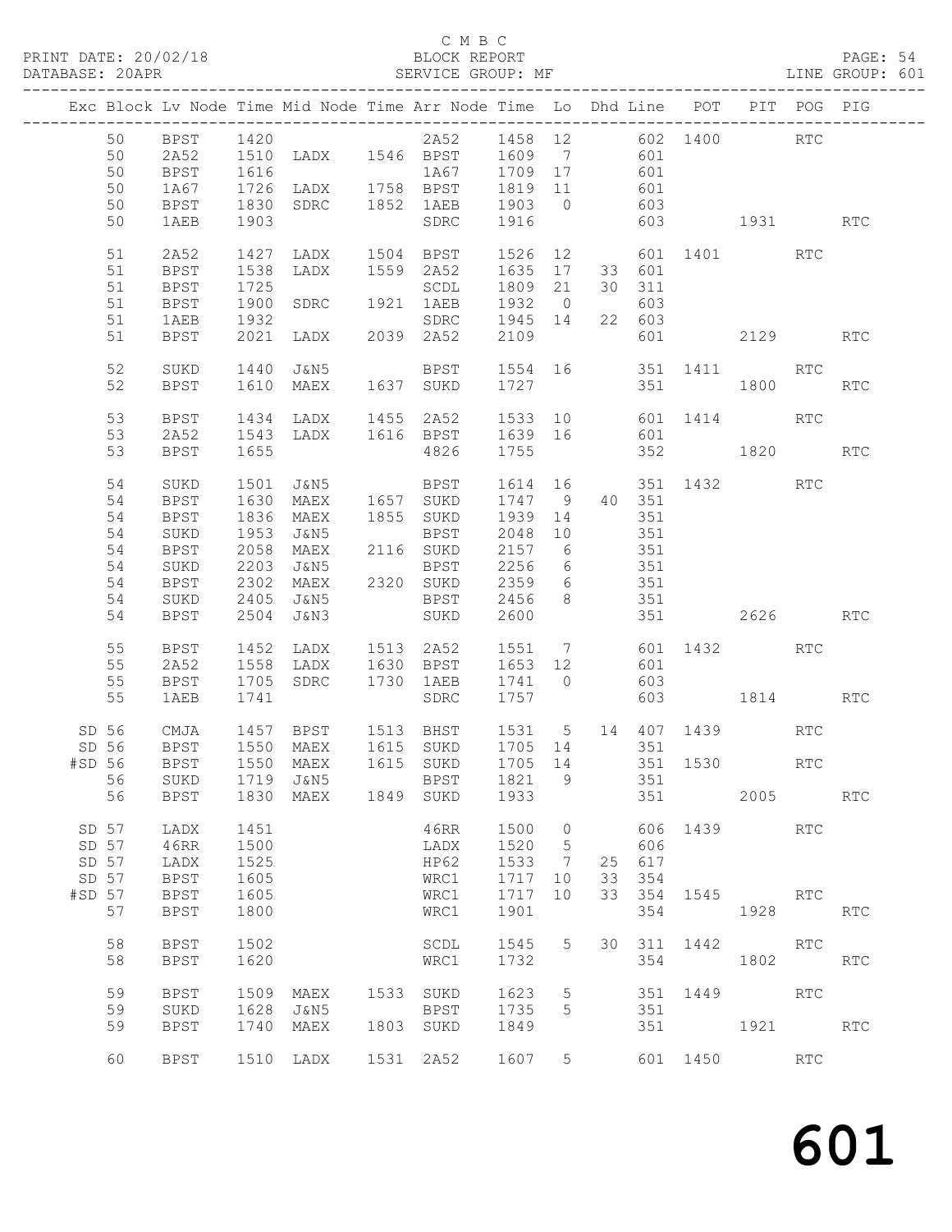C M B C
BLOCK REPORT
SERVICE GROUP: MF

PRINT DATE: 20/02/18
DATABASE: 20APR
LINE GROUP: 601

| Exc | Block | Lv | Node | Time | Mid Node | Time | Arr Node | Time | Lo | Dhd Line | POT | PIT | POG | PIG |
|---|---|---|---|---|---|---|---|---|---|---|---|---|---|---|
| | 50 | | BPST | 1420 | | | 2A52 | 1458 | 12 | 602 | 1400 | | RTC | |
| | 50 | | 2A52 | 1510 | LADX | 1546 | BPST | 1609 | 7 | 601 | | | | |
| | 50 | | BPST | 1616 | | | 1A67 | 1709 | 17 | 601 | | | | |
| | 50 | | 1A67 | 1726 | LADX | 1758 | BPST | 1819 | 11 | 601 | | | | |
| | 50 | | BPST | 1830 | SDRC | 1852 | 1AEB | 1903 | 0 | 603 | | | | |
| | 50 | | 1AEB | 1903 | | | SDRC | 1916 | | 603 | | 1931 | | RTC |
| | 51 | | 2A52 | 1427 | LADX | 1504 | BPST | 1526 | 12 | 601 | 1401 | | RTC | |
| | 51 | | BPST | 1538 | LADX | 1559 | 2A52 | 1635 | 17 | 33 601 | | | | |
| | 51 | | BPST | 1725 | | | SCDL | 1809 | 21 | 30 311 | | | | |
| | 51 | | BPST | 1900 | SDRC | 1921 | 1AEB | 1932 | 0 | 603 | | | | |
| | 51 | | 1AEB | 1932 | | | SDRC | 1945 | 14 | 22 603 | | | | |
| | 51 | | BPST | 2021 | LADX | 2039 | 2A52 | 2109 | | 601 | | 2129 | | RTC |
| | 52 | | SUKD | 1440 | J&N5 | | BPST | 1554 | 16 | 351 | 1411 | | RTC | |
| | 52 | | BPST | 1610 | MAEX | 1637 | SUKD | 1727 | | 351 | | 1800 | | RTC |
| | 53 | | BPST | 1434 | LADX | 1455 | 2A52 | 1533 | 10 | 601 | 1414 | | RTC | |
| | 53 | | 2A52 | 1543 | LADX | 1616 | BPST | 1639 | 16 | 601 | | | | |
| | 53 | | BPST | 1655 | | | 4826 | 1755 | | 352 | | 1820 | | RTC |
| | 54 | | SUKD | 1501 | J&N5 | | BPST | 1614 | 16 | 351 | 1432 | | RTC | |
| | 54 | | BPST | 1630 | MAEX | 1657 | SUKD | 1747 | 9 | 40 351 | | | | |
| | 54 | | BPST | 1836 | MAEX | 1855 | SUKD | 1939 | 14 | 351 | | | | |
| | 54 | | SUKD | 1953 | J&N5 | | BPST | 2048 | 10 | 351 | | | | |
| | 54 | | BPST | 2058 | MAEX | 2116 | SUKD | 2157 | 6 | 351 | | | | |
| | 54 | | SUKD | 2203 | J&N5 | | BPST | 2256 | 6 | 351 | | | | |
| | 54 | | BPST | 2302 | MAEX | 2320 | SUKD | 2359 | 6 | 351 | | | | |
| | 54 | | SUKD | 2405 | J&N5 | | BPST | 2456 | 8 | 351 | | | | |
| | 54 | | BPST | 2504 | J&N3 | | SUKD | 2600 | | 351 | | 2626 | | RTC |
| | 55 | | BPST | 1452 | LADX | 1513 | 2A52 | 1551 | 7 | 601 | 1432 | | RTC | |
| | 55 | | 2A52 | 1558 | LADX | 1630 | BPST | 1653 | 12 | 601 | | | | |
| | 55 | | BPST | 1705 | SDRC | 1730 | 1AEB | 1741 | 0 | 603 | | | | |
| | 55 | | 1AEB | 1741 | | | SDRC | 1757 | | 603 | | 1814 | | RTC |
| SD | 56 | | CMJA | 1457 | BPST | 1513 | BHST | 1531 | 5 | 14 407 | 1439 | | RTC | |
| SD | 56 | | BPST | 1550 | MAEX | 1615 | SUKD | 1705 | 14 | 351 | | | | |
| #SD | 56 | | BPST | 1550 | MAEX | 1615 | SUKD | 1705 | 14 | 351 | 1530 | | RTC | |
| | 56 | | SUKD | 1719 | J&N5 | | BPST | 1821 | 9 | 351 | | | | |
| | 56 | | BPST | 1830 | MAEX | 1849 | SUKD | 1933 | | 351 | | 2005 | | RTC |
| SD | 57 | | LADX | 1451 | | | 46RR | 1500 | 0 | 606 | 1439 | | RTC | |
| SD | 57 | | 46RR | 1500 | | | LADX | 1520 | 5 | 606 | | | | |
| SD | 57 | | LADX | 1525 | | | HP62 | 1533 | 7 | 25 617 | | | | |
| SD | 57 | | BPST | 1605 | | | WRC1 | 1717 | 10 | 33 354 | | | | |
| #SD | 57 | | BPST | 1605 | | | WRC1 | 1717 | 10 | 33 354 | 1545 | | RTC | |
| | 57 | | BPST | 1800 | | | WRC1 | 1901 | | 354 | | 1928 | | RTC |
| | 58 | | BPST | 1502 | | | SCDL | 1545 | 5 | 30 311 | 1442 | | RTC | |
| | 58 | | BPST | 1620 | | | WRC1 | 1732 | | 354 | | 1802 | | RTC |
| | 59 | | BPST | 1509 | MAEX | 1533 | SUKD | 1623 | 5 | 351 | 1449 | | RTC | |
| | 59 | | SUKD | 1628 | J&N5 | | BPST | 1735 | 5 | 351 | | | | |
| | 59 | | BPST | 1740 | MAEX | 1803 | SUKD | 1849 | | 351 | | 1921 | | RTC |
| | 60 | | BPST | 1510 | LADX | 1531 | 2A52 | 1607 | 5 | 601 | 1450 | | RTC | |

# 601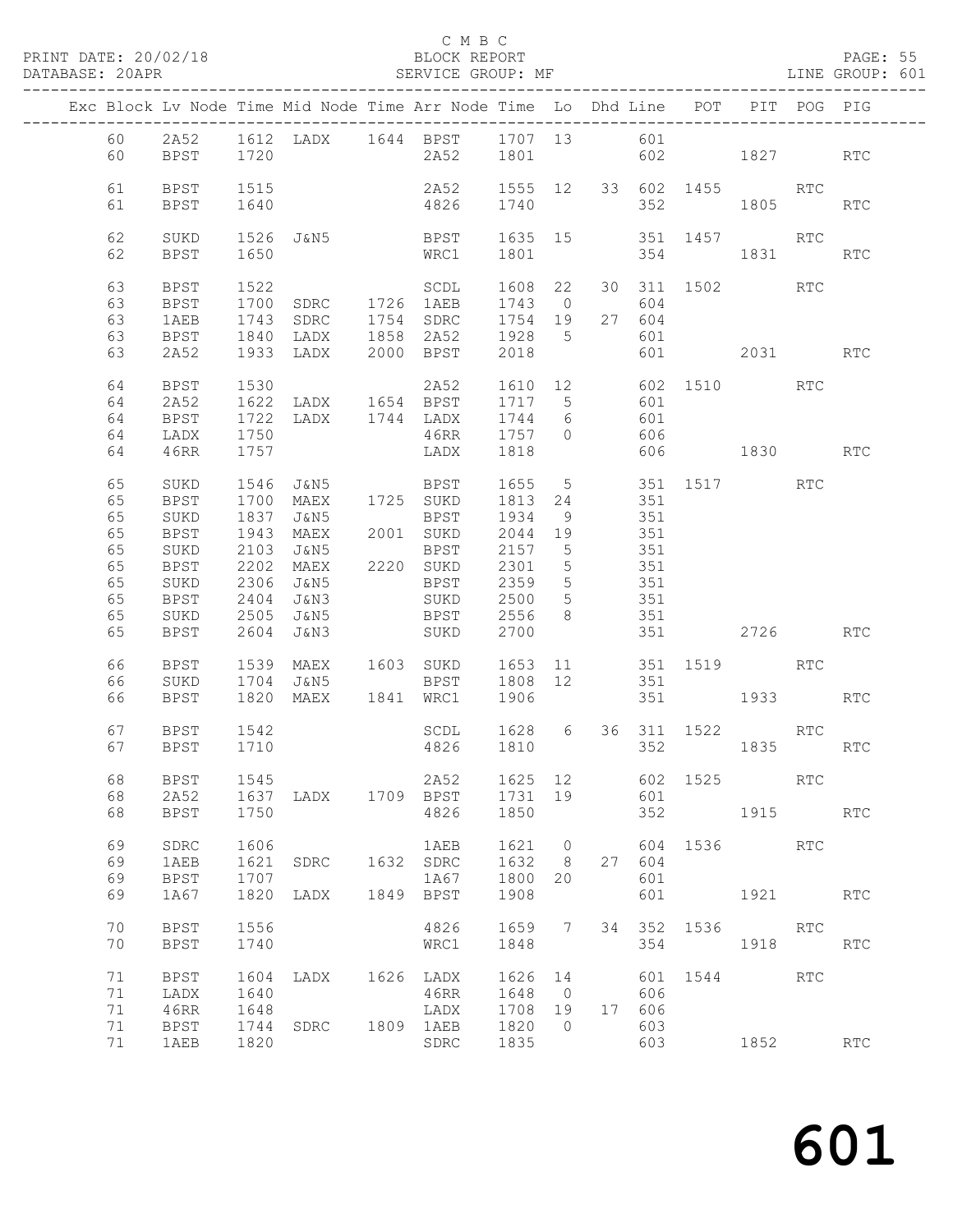C M B C

PRINT DATE: 20/02/18 BLOCK REPORT

DATABASE: 20APR SERVICE GROUP: MF LINE GROUP: 601

| Exc | Block | Lv | Node | Time | Mid Node | Time | Arr Node | Time | Lo | Dhd | Line | POT | PIT | POG | PIG |
|---|---|---|---|---|---|---|---|---|---|---|---|---|---|---|---|
| | 60 | | 2A52 | 1612 | LADX | 1644 | BPST | 1707 | 13 | | 601 | | | | |
| | 60 | | BPST | 1720 | | | 2A52 | 1801 | | | 602 | | 1827 | | RTC |
| | 61 | | BPST | 1515 | | | 2A52 | 1555 | 12 | 33 | 602 | 1455 | | RTC | |
| | 61 | | BPST | 1640 | | | 4826 | 1740 | | | 352 | | 1805 | | RTC |
| | 62 | | SUKD | 1526 | J&N5 | | BPST | 1635 | 15 | | 351 | 1457 | | RTC | |
| | 62 | | BPST | 1650 | | | WRC1 | 1801 | | | 354 | | 1831 | | RTC |
| | 63 | | BPST | 1522 | | | SCDL | 1608 | 22 | 30 | 311 | 1502 | | RTC | |
| | 63 | | BPST | 1700 | SDRC | 1726 | 1AEB | 1743 | 0 | | 604 | | | | |
| | 63 | | 1AEB | 1743 | SDRC | 1754 | SDRC | 1754 | 19 | 27 | 604 | | | | |
| | 63 | | BPST | 1840 | LADX | 1858 | 2A52 | 1928 | 5 | | 601 | | | | |
| | 63 | | 2A52 | 1933 | LADX | 2000 | BPST | 2018 | | | 601 | | 2031 | | RTC |
| | 64 | | BPST | 1530 | | | 2A52 | 1610 | 12 | | 602 | 1510 | | RTC | |
| | 64 | | 2A52 | 1622 | LADX | 1654 | BPST | 1717 | 5 | | 601 | | | | |
| | 64 | | BPST | 1722 | LADX | 1744 | LADX | 1744 | 6 | | 601 | | | | |
| | 64 | | LADX | 1750 | | | 46RR | 1757 | 0 | | 606 | | | | |
| | 64 | | 46RR | 1757 | | | LADX | 1818 | | | 606 | | 1830 | | RTC |
| | 65 | | SUKD | 1546 | J&N5 | | BPST | 1655 | 5 | | 351 | 1517 | | RTC | |
| | 65 | | BPST | 1700 | MAEX | 1725 | SUKD | 1813 | 24 | | 351 | | | | |
| | 65 | | SUKD | 1837 | J&N5 | | BPST | 1934 | 9 | | 351 | | | | |
| | 65 | | BPST | 1943 | MAEX | 2001 | SUKD | 2044 | 19 | | 351 | | | | |
| | 65 | | SUKD | 2103 | J&N5 | | BPST | 2157 | 5 | | 351 | | | | |
| | 65 | | BPST | 2202 | MAEX | 2220 | SUKD | 2301 | 5 | | 351 | | | | |
| | 65 | | SUKD | 2306 | J&N5 | | BPST | 2359 | 5 | | 351 | | | | |
| | 65 | | BPST | 2404 | J&N3 | | SUKD | 2500 | 5 | | 351 | | | | |
| | 65 | | SUKD | 2505 | J&N5 | | BPST | 2556 | 8 | | 351 | | | | |
| | 65 | | BPST | 2604 | J&N3 | | SUKD | 2700 | | | 351 | | 2726 | | RTC |
| | 66 | | BPST | 1539 | MAEX | 1603 | SUKD | 1653 | 11 | | 351 | 1519 | | RTC | |
| | 66 | | SUKD | 1704 | J&N5 | | BPST | 1808 | 12 | | 351 | | | | |
| | 66 | | BPST | 1820 | MAEX | 1841 | WRC1 | 1906 | | | 351 | | 1933 | | RTC |
| | 67 | | BPST | 1542 | | | SCDL | 1628 | 6 | 36 | 311 | 1522 | | RTC | |
| | 67 | | BPST | 1710 | | | 4826 | 1810 | | | 352 | | 1835 | | RTC |
| | 68 | | BPST | 1545 | | | 2A52 | 1625 | 12 | | 602 | 1525 | | RTC | |
| | 68 | | 2A52 | 1637 | LADX | 1709 | BPST | 1731 | 19 | | 601 | | | | |
| | 68 | | BPST | 1750 | | | 4826 | 1850 | | | 352 | | 1915 | | RTC |
| | 69 | | SDRC | 1606 | | | 1AEB | 1621 | 0 | | 604 | 1536 | | RTC | |
| | 69 | | 1AEB | 1621 | SDRC | 1632 | SDRC | 1632 | 8 | 27 | 604 | | | | |
| | 69 | | BPST | 1707 | | | 1A67 | 1800 | 20 | | 601 | | | | |
| | 69 | | 1A67 | 1820 | LADX | 1849 | BPST | 1908 | | | 601 | | 1921 | | RTC |
| | 70 | | BPST | 1556 | | | 4826 | 1659 | 7 | 34 | 352 | 1536 | | RTC | |
| | 70 | | BPST | 1740 | | | WRC1 | 1848 | | | 354 | | 1918 | | RTC |
| | 71 | | BPST | 1604 | LADX | 1626 | LADX | 1626 | 14 | | 601 | 1544 | | RTC | |
| | 71 | | LADX | 1640 | | | 46RR | 1648 | 0 | | 606 | | | | |
| | 71 | | 46RR | 1648 | | | LADX | 1708 | 19 | 17 | 606 | | | | |
| | 71 | | BPST | 1744 | SDRC | 1809 | 1AEB | 1820 | 0 | | 603 | | | | |
| | 71 | | 1AEB | 1820 | | | SDRC | 1835 | | | 603 | | 1852 | | RTC |

601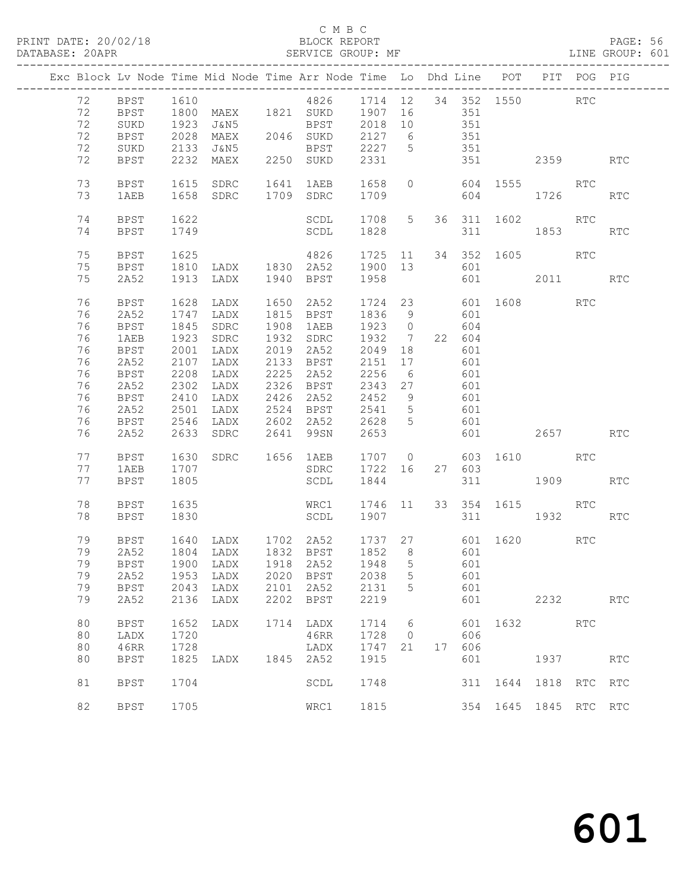C M B C

PRINT DATE: 20/02/18 BLOCK REPORT PAGE: 56
DATABASE: 20APR SERVICE GROUP: MF LINE GROUP: 601

| Exc | Block | Lv | Node | Time | Mid Node | Time | Arr Node | Time | Lo | Dhd | Line | POT | PIT | POG | PIG |
|---|---|---|---|---|---|---|---|---|---|---|---|---|---|---|---|
| | 72 | | BPST | 1610 | | | 4826 | 1714 | 12 | 34 | 352 | 1550 | | RTC | |
| | 72 | | BPST | 1800 | MAEX | 1821 | SUKD | 1907 | 16 | | 351 | | | | |
| | 72 | | SUKD | 1923 | J&N5 | | BPST | 2018 | 10 | | 351 | | | | |
| | 72 | | BPST | 2028 | MAEX | 2046 | SUKD | 2127 | 6 | | 351 | | | | |
| | 72 | | SUKD | 2133 | J&N5 | | BPST | 2227 | 5 | | 351 | | | | |
| | 72 | | BPST | 2232 | MAEX | 2250 | SUKD | 2331 | | | 351 | | 2359 | | RTC |
| | 73 | | BPST | 1615 | SDRC | 1641 | 1AEB | 1658 | 0 | | 604 | 1555 | | RTC | |
| | 73 | | 1AEB | 1658 | SDRC | 1709 | SDRC | 1709 | | | 604 | | 1726 | | RTC |
| | 74 | | BPST | 1622 | | | SCDL | 1708 | 5 | 36 | 311 | 1602 | | RTC | |
| | 74 | | BPST | 1749 | | | SCDL | 1828 | | | 311 | | 1853 | | RTC |
| | 75 | | BPST | 1625 | | | 4826 | 1725 | 11 | 34 | 352 | 1605 | | RTC | |
| | 75 | | BPST | 1810 | LADX | 1830 | 2A52 | 1900 | 13 | | 601 | | | | |
| | 75 | | 2A52 | 1913 | LADX | 1940 | BPST | 1958 | | | 601 | | 2011 | | RTC |
| | 76 | | BPST | 1628 | LADX | 1650 | 2A52 | 1724 | 23 | | 601 | 1608 | | RTC | |
| | 76 | | 2A52 | 1747 | LADX | 1815 | BPST | 1836 | 9 | | 601 | | | | |
| | 76 | | BPST | 1845 | SDRC | 1908 | 1AEB | 1923 | 0 | | 604 | | | | |
| | 76 | | 1AEB | 1923 | SDRC | 1932 | SDRC | 1932 | 7 | 22 | 604 | | | | |
| | 76 | | BPST | 2001 | LADX | 2019 | 2A52 | 2049 | 18 | | 601 | | | | |
| | 76 | | 2A52 | 2107 | LADX | 2133 | BPST | 2151 | 17 | | 601 | | | | |
| | 76 | | BPST | 2208 | LADX | 2225 | 2A52 | 2256 | 6 | | 601 | | | | |
| | 76 | | 2A52 | 2302 | LADX | 2326 | BPST | 2343 | 27 | | 601 | | | | |
| | 76 | | BPST | 2410 | LADX | 2426 | 2A52 | 2452 | 9 | | 601 | | | | |
| | 76 | | 2A52 | 2501 | LADX | 2524 | BPST | 2541 | 5 | | 601 | | | | |
| | 76 | | BPST | 2546 | LADX | 2602 | 2A52 | 2628 | 5 | | 601 | | | | |
| | 76 | | 2A52 | 2633 | SDRC | 2641 | 99SN | 2653 | | | 601 | | 2657 | | RTC |
| | 77 | | BPST | 1630 | SDRC | 1656 | 1AEB | 1707 | 0 | | 603 | 1610 | | RTC | |
| | 77 | | 1AEB | 1707 | | | SDRC | 1722 | 16 | 27 | 603 | | | | |
| | 77 | | BPST | 1805 | | | SCDL | 1844 | | | 311 | | 1909 | | RTC |
| | 78 | | BPST | 1635 | | | WRC1 | 1746 | 11 | 33 | 354 | 1615 | | RTC | |
| | 78 | | BPST | 1830 | | | SCDL | 1907 | | | 311 | | 1932 | | RTC |
| | 79 | | BPST | 1640 | LADX | 1702 | 2A52 | 1737 | 27 | | 601 | 1620 | | RTC | |
| | 79 | | 2A52 | 1804 | LADX | 1832 | BPST | 1852 | 8 | | 601 | | | | |
| | 79 | | BPST | 1900 | LADX | 1918 | 2A52 | 1948 | 5 | | 601 | | | | |
| | 79 | | 2A52 | 1953 | LADX | 2020 | BPST | 2038 | 5 | | 601 | | | | |
| | 79 | | BPST | 2043 | LADX | 2101 | 2A52 | 2131 | 5 | | 601 | | | | |
| | 79 | | 2A52 | 2136 | LADX | 2202 | BPST | 2219 | | | 601 | | 2232 | | RTC |
| | 80 | | BPST | 1652 | LADX | 1714 | LADX | 1714 | 6 | | 601 | 1632 | | RTC | |
| | 80 | | LADX | 1720 | | | 46RR | 1728 | 0 | | 606 | | | | |
| | 80 | | 46RR | 1728 | | | LADX | 1747 | 21 | 17 | 606 | | | | |
| | 80 | | BPST | 1825 | LADX | 1845 | 2A52 | 1915 | | | 601 | | 1937 | | RTC |
| | 81 | | BPST | 1704 | | | SCDL | 1748 | | | 311 | 1644 | 1818 | RTC | RTC |
| | 82 | | BPST | 1705 | | | WRC1 | 1815 | | | 354 | 1645 | 1845 | RTC | RTC |

601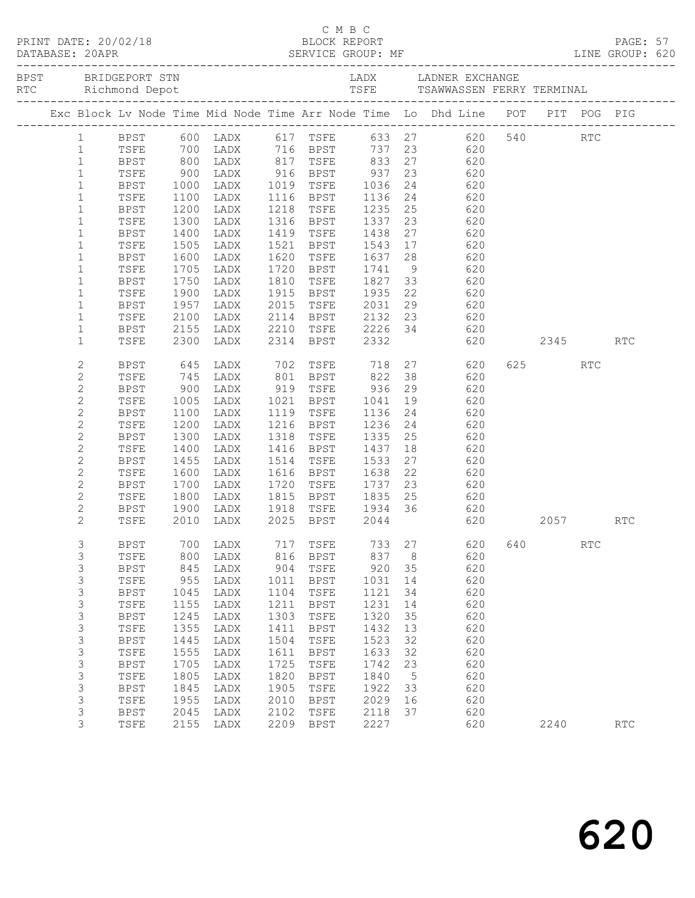C M B C

PRINT DATE: 20/02/18 BLOCK REPORT

DATABASE: 20APR SERVICE GROUP: MF LINE GROUP: 620

BPST BRIDGEPORT STN LADX LADNER EXCHANGE
RTC Richmond Depot TSFE TSAWWASSEN FERRY TERMINAL

| Exc | Block | Lv | Node | Time | Mid Node | Time | Arr Node | Time | Lo | Dhd Line | POT | PIT | POG | PIG |
|---|---|---|---|---|---|---|---|---|---|---|---|---|---|---|
| | 1 | | BPST | 600 | LADX | 617 | TSFE | 633 | 27 | 620 | 540 | | RTC | |
| | 1 | | TSFE | 700 | LADX | 716 | BPST | 737 | 23 | 620 | | | | |
| | 1 | | BPST | 800 | LADX | 817 | TSFE | 833 | 27 | 620 | | | | |
| | 1 | | TSFE | 900 | LADX | 916 | BPST | 937 | 23 | 620 | | | | |
| | 1 | | BPST | 1000 | LADX | 1019 | TSFE | 1036 | 24 | 620 | | | | |
| | 1 | | TSFE | 1100 | LADX | 1116 | BPST | 1136 | 24 | 620 | | | | |
| | 1 | | BPST | 1200 | LADX | 1218 | TSFE | 1235 | 25 | 620 | | | | |
| | 1 | | TSFE | 1300 | LADX | 1316 | BPST | 1337 | 23 | 620 | | | | |
| | 1 | | BPST | 1400 | LADX | 1419 | TSFE | 1438 | 27 | 620 | | | | |
| | 1 | | TSFE | 1505 | LADX | 1521 | BPST | 1543 | 17 | 620 | | | | |
| | 1 | | BPST | 1600 | LADX | 1620 | TSFE | 1637 | 28 | 620 | | | | |
| | 1 | | TSFE | 1705 | LADX | 1720 | BPST | 1741 | 9 | 620 | | | | |
| | 1 | | BPST | 1750 | LADX | 1810 | TSFE | 1827 | 33 | 620 | | | | |
| | 1 | | TSFE | 1900 | LADX | 1915 | BPST | 1935 | 22 | 620 | | | | |
| | 1 | | BPST | 1957 | LADX | 2015 | TSFE | 2031 | 29 | 620 | | | | |
| | 1 | | TSFE | 2100 | LADX | 2114 | BPST | 2132 | 23 | 620 | | | | |
| | 1 | | BPST | 2155 | LADX | 2210 | TSFE | 2226 | 34 | 620 | | | | |
| | 1 | | TSFE | 2300 | LADX | 2314 | BPST | 2332 | | 620 | | 2345 | | RTC |
| | 2 | | BPST | 645 | LADX | 702 | TSFE | 718 | 27 | 620 | 625 | | RTC | |
| | 2 | | TSFE | 745 | LADX | 801 | BPST | 822 | 38 | 620 | | | | |
| | 2 | | BPST | 900 | LADX | 919 | TSFE | 936 | 29 | 620 | | | | |
| | 2 | | TSFE | 1005 | LADX | 1021 | BPST | 1041 | 19 | 620 | | | | |
| | 2 | | BPST | 1100 | LADX | 1119 | TSFE | 1136 | 24 | 620 | | | | |
| | 2 | | TSFE | 1200 | LADX | 1216 | BPST | 1236 | 24 | 620 | | | | |
| | 2 | | BPST | 1300 | LADX | 1318 | TSFE | 1335 | 25 | 620 | | | | |
| | 2 | | TSFE | 1400 | LADX | 1416 | BPST | 1437 | 18 | 620 | | | | |
| | 2 | | BPST | 1455 | LADX | 1514 | TSFE | 1533 | 27 | 620 | | | | |
| | 2 | | TSFE | 1600 | LADX | 1616 | BPST | 1638 | 22 | 620 | | | | |
| | 2 | | BPST | 1700 | LADX | 1720 | TSFE | 1737 | 23 | 620 | | | | |
| | 2 | | TSFE | 1800 | LADX | 1815 | BPST | 1835 | 25 | 620 | | | | |
| | 2 | | BPST | 1900 | LADX | 1918 | TSFE | 1934 | 36 | 620 | | | | |
| | 2 | | TSFE | 2010 | LADX | 2025 | BPST | 2044 | | 620 | | 2057 | | RTC |
| | 3 | | BPST | 700 | LADX | 717 | TSFE | 733 | 27 | 620 | 640 | | RTC | |
| | 3 | | TSFE | 800 | LADX | 816 | BPST | 837 | 8 | 620 | | | | |
| | 3 | | BPST | 845 | LADX | 904 | TSFE | 920 | 35 | 620 | | | | |
| | 3 | | TSFE | 955 | LADX | 1011 | BPST | 1031 | 14 | 620 | | | | |
| | 3 | | BPST | 1045 | LADX | 1104 | TSFE | 1121 | 34 | 620 | | | | |
| | 3 | | TSFE | 1155 | LADX | 1211 | BPST | 1231 | 14 | 620 | | | | |
| | 3 | | BPST | 1245 | LADX | 1303 | TSFE | 1320 | 35 | 620 | | | | |
| | 3 | | TSFE | 1355 | LADX | 1411 | BPST | 1432 | 13 | 620 | | | | |
| | 3 | | BPST | 1445 | LADX | 1504 | TSFE | 1523 | 32 | 620 | | | | |
| | 3 | | TSFE | 1555 | LADX | 1611 | BPST | 1633 | 32 | 620 | | | | |
| | 3 | | BPST | 1705 | LADX | 1725 | TSFE | 1742 | 23 | 620 | | | | |
| | 3 | | TSFE | 1805 | LADX | 1820 | BPST | 1840 | 5 | 620 | | | | |
| | 3 | | BPST | 1845 | LADX | 1905 | TSFE | 1922 | 33 | 620 | | | | |
| | 3 | | TSFE | 1955 | LADX | 2010 | BPST | 2029 | 16 | 620 | | | | |
| | 3 | | BPST | 2045 | LADX | 2102 | TSFE | 2118 | 37 | 620 | | | | |
| | 3 | | TSFE | 2155 | LADX | 2209 | BPST | 2227 | | 620 | | 2240 | | RTC |

# 620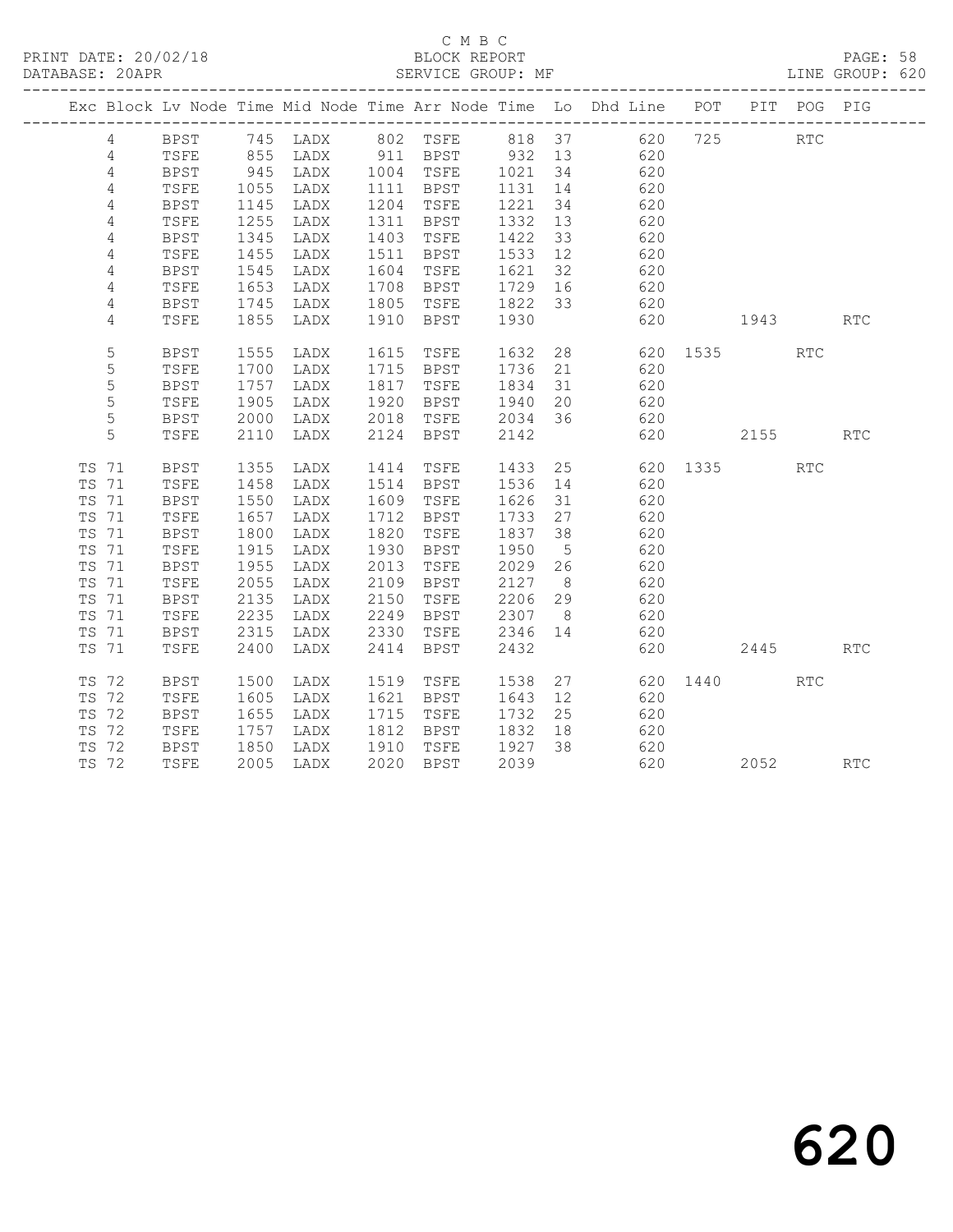C M B C
PRINT DATE: 20/02/18 BLOCK REPORT
DATABASE: 20APR SERVICE GROUP: MF LINE GROUP: 620

| Exc | Block | Lv | Node | Time | Mid Node | Time | Arr Node | Time | Lo | Dhd Line | POT | PIT | POG | PIG |
|---|---|---|---|---|---|---|---|---|---|---|---|---|---|---|
| | 4 | | BPST | 745 | LADX | 802 | TSFE | 818 | 37 | 620 | 725 | | RTC | |
| | 4 | | TSFE | 855 | LADX | 911 | BPST | 932 | 13 | 620 | | | | |
| | 4 | | BPST | 945 | LADX | 1004 | TSFE | 1021 | 34 | 620 | | | | |
| | 4 | | TSFE | 1055 | LADX | 1111 | BPST | 1131 | 14 | 620 | | | | |
| | 4 | | BPST | 1145 | LADX | 1204 | TSFE | 1221 | 34 | 620 | | | | |
| | 4 | | TSFE | 1255 | LADX | 1311 | BPST | 1332 | 13 | 620 | | | | |
| | 4 | | BPST | 1345 | LADX | 1403 | TSFE | 1422 | 33 | 620 | | | | |
| | 4 | | TSFE | 1455 | LADX | 1511 | BPST | 1533 | 12 | 620 | | | | |
| | 4 | | BPST | 1545 | LADX | 1604 | TSFE | 1621 | 32 | 620 | | | | |
| | 4 | | TSFE | 1653 | LADX | 1708 | BPST | 1729 | 16 | 620 | | | | |
| | 4 | | BPST | 1745 | LADX | 1805 | TSFE | 1822 | 33 | 620 | | | | |
| | 4 | | TSFE | 1855 | LADX | 1910 | BPST | 1930 | | 620 | | 1943 | | RTC |
| | 5 | | BPST | 1555 | LADX | 1615 | TSFE | 1632 | 28 | 620 | 1535 | | RTC | |
| | 5 | | TSFE | 1700 | LADX | 1715 | BPST | 1736 | 21 | 620 | | | | |
| | 5 | | BPST | 1757 | LADX | 1817 | TSFE | 1834 | 31 | 620 | | | | |
| | 5 | | TSFE | 1905 | LADX | 1920 | BPST | 1940 | 20 | 620 | | | | |
| | 5 | | BPST | 2000 | LADX | 2018 | TSFE | 2034 | 36 | 620 | | | | |
| | 5 | | TSFE | 2110 | LADX | 2124 | BPST | 2142 | | 620 | | 2155 | | RTC |
| TS | 71 | | BPST | 1355 | LADX | 1414 | TSFE | 1433 | 25 | 620 | 1335 | | RTC | |
| TS | 71 | | TSFE | 1458 | LADX | 1514 | BPST | 1536 | 14 | 620 | | | | |
| TS | 71 | | BPST | 1550 | LADX | 1609 | TSFE | 1626 | 31 | 620 | | | | |
| TS | 71 | | TSFE | 1657 | LADX | 1712 | BPST | 1733 | 27 | 620 | | | | |
| TS | 71 | | BPST | 1800 | LADX | 1820 | TSFE | 1837 | 38 | 620 | | | | |
| TS | 71 | | TSFE | 1915 | LADX | 1930 | BPST | 1950 | 5 | 620 | | | | |
| TS | 71 | | BPST | 1955 | LADX | 2013 | TSFE | 2029 | 26 | 620 | | | | |
| TS | 71 | | TSFE | 2055 | LADX | 2109 | BPST | 2127 | 8 | 620 | | | | |
| TS | 71 | | BPST | 2135 | LADX | 2150 | TSFE | 2206 | 29 | 620 | | | | |
| TS | 71 | | TSFE | 2235 | LADX | 2249 | BPST | 2307 | 8 | 620 | | | | |
| TS | 71 | | BPST | 2315 | LADX | 2330 | TSFE | 2346 | 14 | 620 | | | | |
| TS | 71 | | TSFE | 2400 | LADX | 2414 | BPST | 2432 | | 620 | | 2445 | | RTC |
| TS | 72 | | BPST | 1500 | LADX | 1519 | TSFE | 1538 | 27 | 620 | 1440 | | RTC | |
| TS | 72 | | TSFE | 1605 | LADX | 1621 | BPST | 1643 | 12 | 620 | | | | |
| TS | 72 | | BPST | 1655 | LADX | 1715 | TSFE | 1732 | 25 | 620 | | | | |
| TS | 72 | | TSFE | 1757 | LADX | 1812 | BPST | 1832 | 18 | 620 | | | | |
| TS | 72 | | BPST | 1850 | LADX | 1910 | TSFE | 1927 | 38 | 620 | | | | |
| TS | 72 | | TSFE | 2005 | LADX | 2020 | BPST | 2039 | | 620 | | 2052 | | RTC |

620